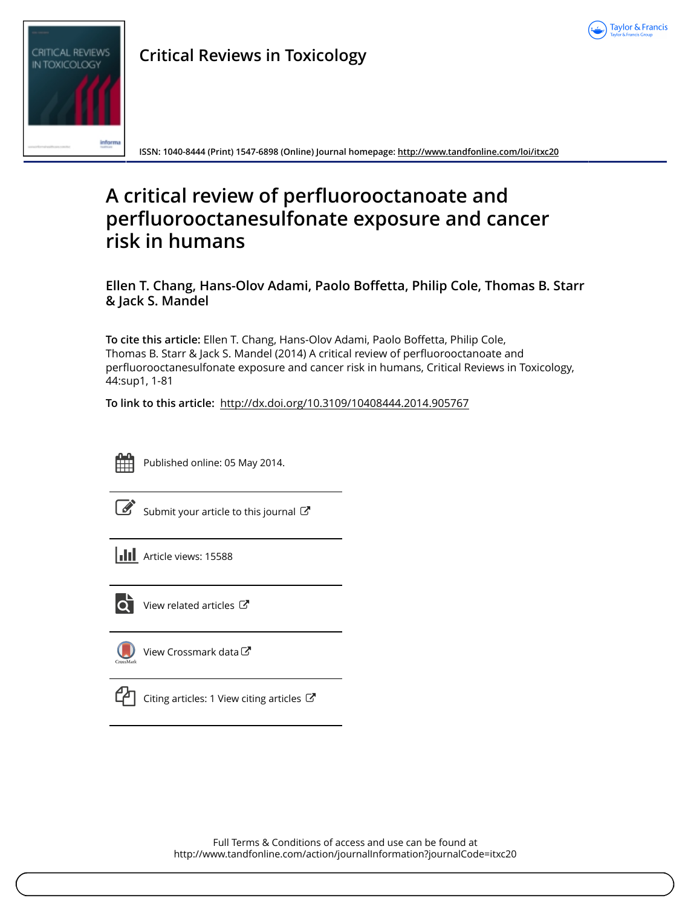Critical Reviews in Toxicology

ISSN: 1040-8444 (Print) 1547-6898 (Online) Journal homepage: http://www.tandfonline.com/loi/itxc20

# A critical review of perfluorooctanoate and perfluorooctanesulfonate exposure and cancer risk in humans

**Ellen T. Chang, Hans-Olov Adami, Paolo Boffetta, Philip Cole, Thomas B. Starr & Jack S. Mandel**

**To cite this article:** Ellen T. Chang, Hans-Olov Adami, Paolo Boffetta, Philip Cole, Thomas B. Starr & Jack S. Mandel (2014) A critical review of perfluorooctanoate and perfluorooctanesulfonate exposure and cancer risk in humans, Critical Reviews in Toxicology, 44:sup1, 1-81

**To link to this article:** http://dx.doi.org/10.3109/10408444.2014.905767

Published online: 05 May 2014.

Submit your article to this journal

Article views: 15588

View related articles

View Crossmark data

Citing articles: 1 View citing articles

Full Terms & Conditions of access and use can be found at
http://www.tandfonline.com/action/journalInformation?journalCode=itxc20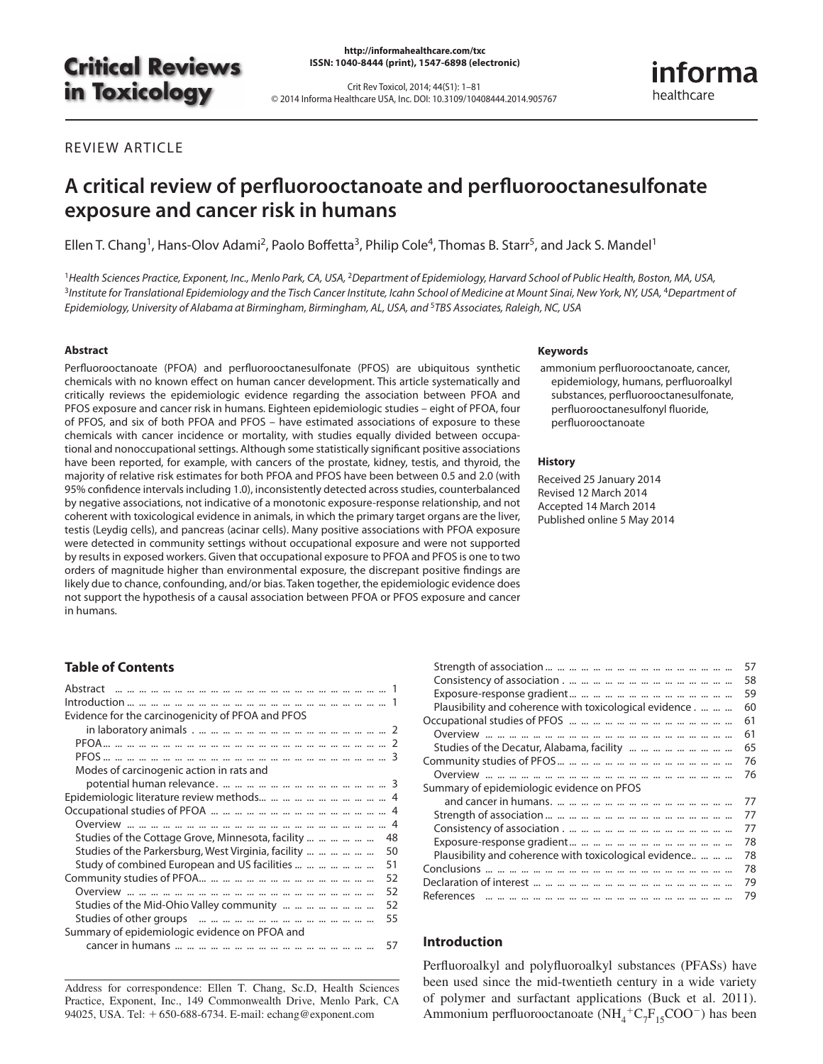REVIEW ARTICLE

# A critical review of perfluorooctanoate and perfluorooctanesulfonate exposure and cancer risk in humans

Ellen T. Chang[1], Hans-Olov Adami[2], Paolo Boffetta[3], Philip Cole[4], Thomas B. Starr[5], and Jack S. Mandel[1]

[1]*Health Sciences Practice, Exponent, Inc., Menlo Park, CA, USA,* [2]*Department of Epidemiology, Harvard School of Public Health, Boston, MA, USA,* [3]*Institute for Translational Epidemiology and the Tisch Cancer Institute, Icahn School of Medicine at Mount Sinai, New York, NY, USA,* [4]*Department of Epidemiology, University of Alabama at Birmingham, Birmingham, AL, USA, and* [5]*TBS Associates, Raleigh, NC, USA*

### Abstract

Perfluorooctanoate (PFOA) and perfluorooctanesulfonate (PFOS) are ubiquitous synthetic chemicals with no known effect on human cancer development. This article systematically and critically reviews the epidemiologic evidence regarding the association between PFOA and PFOS exposure and cancer risk in humans. Eighteen epidemiologic studies – eight of PFOA, four of PFOS, and six of both PFOA and PFOS – have estimated associations of exposure to these chemicals with cancer incidence or mortality, with studies equally divided between occupational and nonoccupational settings. Although some statistically significant positive associations have been reported, for example, with cancers of the prostate, kidney, testis, and thyroid, the majority of relative risk estimates for both PFOA and PFOS have been between 0.5 and 2.0 (with 95% confidence intervals including 1.0), inconsistently detected across studies, counterbalanced by negative associations, not indicative of a monotonic exposure-response relationship, and not coherent with toxicological evidence in animals, in which the primary target organs are the liver, testis (Leydig cells), and pancreas (acinar cells). Many positive associations with PFOA exposure were detected in community settings without occupational exposure and were not supported by results in exposed workers. Given that occupational exposure to PFOA and PFOS is one to two orders of magnitude higher than environmental exposure, the discrepant positive findings are likely due to chance, confounding, and/or bias. Taken together, the epidemiologic evidence does not support the hypothesis of a causal association between PFOA or PFOS exposure and cancer in humans.

### Keywords

ammonium perfluorooctanoate, cancer, epidemiology, humans, perfluoroalkyl substances, perfluorooctanesulfonate, perfluorooctanesulfonyl fluoride, perfluorooctanoate

### History

Received 25 January 2014
Revised 12 March 2014
Accepted 14 March 2014
Published online 5 May 2014

### Table of Contents

| | |
|---|---|
| Abstract | 1 |
| Introduction | 1 |
| Evidence for the carcinogenicity of PFOA and PFOS in laboratory animals | 2 |
| PFOA | 2 |
| PFOS | 3 |
| Modes of carcinogenic action in rats and potential human relevance | 3 |
| Epidemiologic literature review methods | 4 |
| Occupational studies of PFOA | 4 |
| Overview | 4 |
| Studies of the Cottage Grove, Minnesota, facility | 48 |
| Studies of the Parkersburg, West Virginia, facility | 50 |
| Study of combined European and US facilities | 51 |
| Community studies of PFOA | 52 |
| Overview | 52 |
| Studies of the Mid-Ohio Valley community | 52 |
| Studies of other groups | 55 |
| Summary of epidemiologic evidence on PFOA and cancer in humans | 57 |
| Strength of association | 57 |
| Consistency of association | 58 |
| Exposure-response gradient | 59 |
| Plausibility and coherence with toxicological evidence | 60 |
| Occupational studies of PFOS | 61 |
| Overview | 61 |
| Studies of the Decatur, Alabama, facility | 65 |
| Community studies of PFOS | 76 |
| Overview | 76 |
| Summary of epidemiologic evidence on PFOS and cancer in humans | 77 |
| Strength of association | 77 |
| Consistency of association | 77 |
| Exposure-response gradient | 78 |
| Plausibility and coherence with toxicological evidence | 78 |
| Conclusions | 78 |
| Declaration of interest | 79 |
| References | 79 |

Address for correspondence: Ellen T. Chang, Sc.D, Health Sciences Practice, Exponent, Inc., 149 Commonwealth Drive, Menlo Park, CA 94025, USA. Tel: + 650-688-6734. E-mail: echang@exponent.com

## Introduction

Perfluoroalkyl and polyfluoroalkyl substances (PFASs) have been used since the mid-twentieth century in a wide variety of polymer and surfactant applications (Buck et al. 2011). Ammonium perfluorooctanoate ($NH_4^+C_7F_{15}COO^-$) has been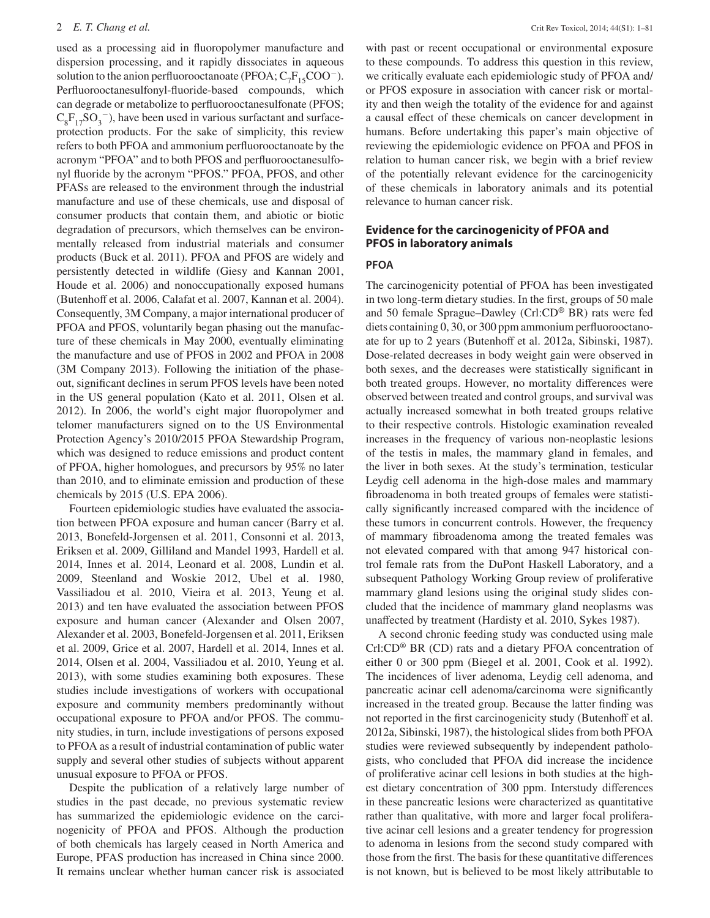used as a processing aid in fluoropolymer manufacture and dispersion processing, and it rapidly dissociates in aqueous solution to the anion perfluorooctanoate (PFOA; $C_7F_{15}COO^-$). Perfluorooctanesulfonyl-fluoride-based compounds, which can degrade or metabolize to perfluorooctanesulfonate (PFOS; $C_8F_{17}SO_3^-$), have been used in various surfactant and surface-protection products. For the sake of simplicity, this review refers to both PFOA and ammonium perfluorooctanoate by the acronym "PFOA" and to both PFOS and perfluorooctanesulfonyl fluoride by the acronym "PFOS." PFOA, PFOS, and other PFASs are released to the environment through the industrial manufacture and use of these chemicals, use and disposal of consumer products that contain them, and abiotic or biotic degradation of precursors, which themselves can be environmentally released from industrial materials and consumer products (Buck et al. 2011). PFOA and PFOS are widely and persistently detected in wildlife (Giesy and Kannan 2001, Houde et al. 2006) and nonoccupationally exposed humans (Butenhoff et al. 2006, Calafat et al. 2007, Kannan et al. 2004). Consequently, 3M Company, a major international producer of PFOA and PFOS, voluntarily began phasing out the manufacture of these chemicals in May 2000, eventually eliminating the manufacture and use of PFOS in 2002 and PFOA in 2008 (3M Company 2013). Following the initiation of the phase-out, significant declines in serum PFOS levels have been noted in the US general population (Kato et al. 2011, Olsen et al. 2012). In 2006, the world's eight major fluoropolymer and telomer manufacturers signed on to the US Environmental Protection Agency's 2010/2015 PFOA Stewardship Program, which was designed to reduce emissions and product content of PFOA, higher homologues, and precursors by 95% no later than 2010, and to eliminate emission and production of these chemicals by 2015 (U.S. EPA 2006).

Fourteen epidemiologic studies have evaluated the association between PFOA exposure and human cancer (Barry et al. 2013, Bonefeld-Jorgensen et al. 2011, Consonni et al. 2013, Eriksen et al. 2009, Gilliland and Mandel 1993, Hardell et al. 2014, Innes et al. 2014, Leonard et al. 2008, Lundin et al. 2009, Steenland and Woskie 2012, Ubel et al. 1980, Vassiliadou et al. 2010, Vieira et al. 2013, Yeung et al. 2013) and ten have evaluated the association between PFOS exposure and human cancer (Alexander and Olsen 2007, Alexander et al. 2003, Bonefeld-Jorgensen et al. 2011, Eriksen et al. 2009, Grice et al. 2007, Hardell et al. 2014, Innes et al. 2014, Olsen et al. 2004, Vassiliadou et al. 2010, Yeung et al. 2013), with some studies examining both exposures. These studies include investigations of workers with occupational exposure and community members predominantly without occupational exposure to PFOA and/or PFOS. The community studies, in turn, include investigations of persons exposed to PFOA as a result of industrial contamination of public water supply and several other studies of subjects without apparent unusual exposure to PFOA or PFOS.

Despite the publication of a relatively large number of studies in the past decade, no previous systematic review has summarized the epidemiologic evidence on the carcinogenicity of PFOA and PFOS. Although the production of both chemicals has largely ceased in North America and Europe, PFAS production has increased in China since 2000. It remains unclear whether human cancer risk is associated with past or recent occupational or environmental exposure to these compounds. To address this question in this review, we critically evaluate each epidemiologic study of PFOA and/or PFOS exposure in association with cancer risk or mortality and then weigh the totality of the evidence for and against a causal effect of these chemicals on cancer development in humans. Before undertaking this paper's main objective of reviewing the epidemiologic evidence on PFOA and PFOS in relation to human cancer risk, we begin with a brief review of the potentially relevant evidence for the carcinogenicity of these chemicals in laboratory animals and its potential relevance to human cancer risk.

## Evidence for the carcinogenicity of PFOA and PFOS in laboratory animals

### PFOA

The carcinogenicity potential of PFOA has been investigated in two long-term dietary studies. In the first, groups of 50 male and 50 female Sprague–Dawley (Crl:CD® BR) rats were fed diets containing 0, 30, or 300 ppm ammonium perfluorooctanoate for up to 2 years (Butenhoff et al. 2012a, Sibinski, 1987). Dose-related decreases in body weight gain were observed in both sexes, and the decreases were statistically significant in both treated groups. However, no mortality differences were observed between treated and control groups, and survival was actually increased somewhat in both treated groups relative to their respective controls. Histologic examination revealed increases in the frequency of various non-neoplastic lesions of the testis in males, the mammary gland in females, and the liver in both sexes. At the study's termination, testicular Leydig cell adenoma in the high-dose males and mammary fibroadenoma in both treated groups of females were statistically significantly increased compared with the incidence of these tumors in concurrent controls. However, the frequency of mammary fibroadenoma among the treated females was not elevated compared with that among 947 historical control female rats from the DuPont Haskell Laboratory, and a subsequent Pathology Working Group review of proliferative mammary gland lesions using the original study slides concluded that the incidence of mammary gland neoplasms was unaffected by treatment (Hardisty et al. 2010, Sykes 1987).

A second chronic feeding study was conducted using male Crl:CD® BR (CD) rats and a dietary PFOA concentration of either 0 or 300 ppm (Biegel et al. 2001, Cook et al. 1992). The incidences of liver adenoma, Leydig cell adenoma, and pancreatic acinar cell adenoma/carcinoma were significantly increased in the treated group. Because the latter finding was not reported in the first carcinogenicity study (Butenhoff et al. 2012a, Sibinski, 1987), the histological slides from both PFOA studies were reviewed subsequently by independent pathologists, who concluded that PFOA did increase the incidence of proliferative acinar cell lesions in both studies at the highest dietary concentration of 300 ppm. Interstudy differences in these pancreatic lesions were characterized as quantitative rather than qualitative, with more and larger focal proliferative acinar cell lesions and a greater tendency for progression to adenoma in lesions from the second study compared with those from the first. The basis for these quantitative differences is not known, but is believed to be most likely attributable to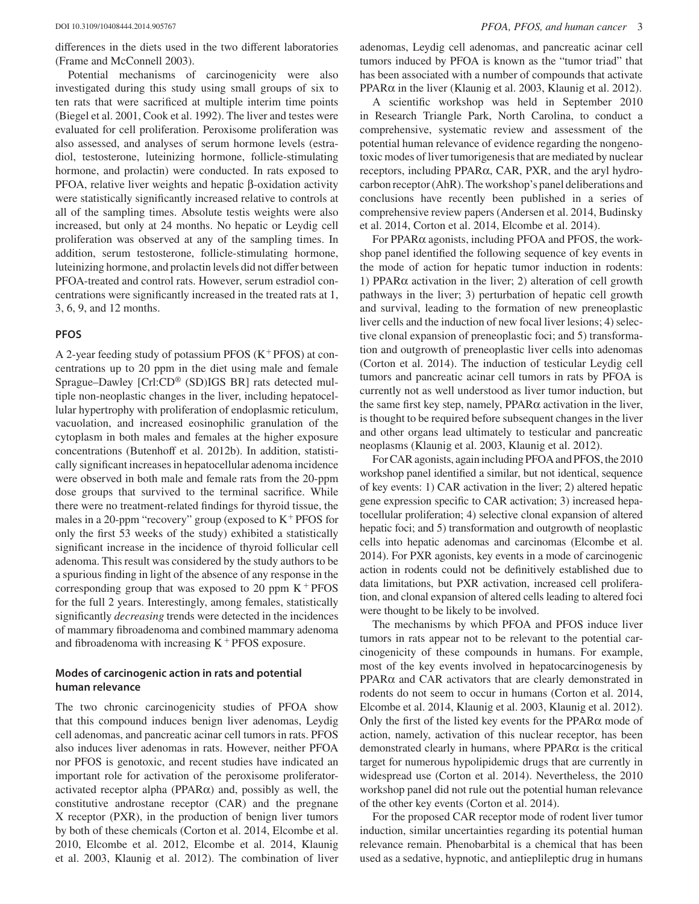differences in the diets used in the two different laboratories (Frame and McConnell 2003).

Potential mechanisms of carcinogenicity were also investigated during this study using small groups of six to ten rats that were sacrificed at multiple interim time points (Biegel et al. 2001, Cook et al. 1992). The liver and testes were evaluated for cell proliferation. Peroxisome proliferation was also assessed, and analyses of serum hormone levels (estradiol, testosterone, luteinizing hormone, follicle-stimulating hormone, and prolactin) were conducted. In rats exposed to PFOA, relative liver weights and hepatic β-oxidation activity were statistically significantly increased relative to controls at all of the sampling times. Absolute testis weights were also increased, but only at 24 months. No hepatic or Leydig cell proliferation was observed at any of the sampling times. In addition, serum testosterone, follicle-stimulating hormone, luteinizing hormone, and prolactin levels did not differ between PFOA-treated and control rats. However, serum estradiol concentrations were significantly increased in the treated rats at 1, 3, 6, 9, and 12 months.

### PFOS

A 2-year feeding study of potassium PFOS ($K^+$PFOS) at concentrations up to 20 ppm in the diet using male and female Sprague–Dawley [Crl:CD® (SD)IGS BR] rats detected multiple non-neoplastic changes in the liver, including hepatocellular hypertrophy with proliferation of endoplasmic reticulum, vacuolation, and increased eosinophilic granulation of the cytoplasm in both males and females at the higher exposure concentrations (Butenhoff et al. 2012b). In addition, statistically significant increases in hepatocellular adenoma incidence were observed in both male and female rats from the 20-ppm dose groups that survived to the terminal sacrifice. While there were no treatment-related findings for thyroid tissue, the males in a 20-ppm "recovery" group (exposed to $K^+$PFOS for only the first 53 weeks of the study) exhibited a statistically significant increase in the incidence of thyroid follicular cell adenoma. This result was considered by the study authors to be a spurious finding in light of the absence of any response in the corresponding group that was exposed to 20 ppm $K^+$PFOS for the full 2 years. Interestingly, among females, statistically significant *decreasing* trends were detected in the incidences of mammary fibroadenoma and combined mammary adenoma and fibroadenoma with increasing $K^+$PFOS exposure.

### Modes of carcinogenic action in rats and potential human relevance

The two chronic carcinogenicity studies of PFOA show that this compound induces benign liver adenomas, Leydig cell adenomas, and pancreatic acinar cell tumors in rats. PFOS also induces liver adenomas in rats. However, neither PFOA nor PFOS is genotoxic, and recent studies have indicated an important role for activation of the peroxisome proliferator-activated receptor alpha (PPARα) and, possibly as well, the constitutive androstane receptor (CAR) and the pregnane X receptor (PXR), in the production of benign liver tumors by both of these chemicals (Corton et al. 2014, Elcombe et al. 2010, Elcombe et al. 2012, Elcombe et al. 2014, Klaunig et al. 2003, Klaunig et al. 2012). The combination of liver adenomas, Leydig cell adenomas, and pancreatic acinar cell tumors induced by PFOA is known as the "tumor triad" that has been associated with a number of compounds that activate PPARα in the liver (Klaunig et al. 2003, Klaunig et al. 2012).

A scientific workshop was held in September 2010 in Research Triangle Park, North Carolina, to conduct a comprehensive, systematic review and assessment of the potential human relevance of evidence regarding the nongenotoxic modes of liver tumorigenesis that are mediated by nuclear receptors, including PPARα, CAR, PXR, and the aryl hydrocarbon receptor (AhR). The workshop's panel deliberations and conclusions have recently been published in a series of comprehensive review papers (Andersen et al. 2014, Budinsky et al. 2014, Corton et al. 2014, Elcombe et al. 2014).

For PPARα agonists, including PFOA and PFOS, the workshop panel identified the following sequence of key events in the mode of action for hepatic tumor induction in rodents: 1) PPARα activation in the liver; 2) alteration of cell growth pathways in the liver; 3) perturbation of hepatic cell growth and survival, leading to the formation of new preneoplastic liver cells and the induction of new focal liver lesions; 4) selective clonal expansion of preneoplastic foci; and 5) transformation and outgrowth of preneoplastic liver cells into adenomas (Corton et al. 2014). The induction of testicular Leydig cell tumors and pancreatic acinar cell tumors in rats by PFOA is currently not as well understood as liver tumor induction, but the same first key step, namely, PPARα activation in the liver, is thought to be required before subsequent changes in the liver and other organs lead ultimately to testicular and pancreatic neoplasms (Klaunig et al. 2003, Klaunig et al. 2012).

For CAR agonists, again including PFOA and PFOS, the 2010 workshop panel identified a similar, but not identical, sequence of key events: 1) CAR activation in the liver; 2) altered hepatic gene expression specific to CAR activation; 3) increased hepatocellular proliferation; 4) selective clonal expansion of altered hepatic foci; and 5) transformation and outgrowth of neoplastic cells into hepatic adenomas and carcinomas (Elcombe et al. 2014). For PXR agonists, key events in a mode of carcinogenic action in rodents could not be definitively established due to data limitations, but PXR activation, increased cell proliferation, and clonal expansion of altered cells leading to altered foci were thought to be likely to be involved.

The mechanisms by which PFOA and PFOS induce liver tumors in rats appear not to be relevant to the potential carcinogenicity of these compounds in humans. For example, most of the key events involved in hepatocarcinogenesis by PPARα and CAR activators that are clearly demonstrated in rodents do not seem to occur in humans (Corton et al. 2014, Elcombe et al. 2014, Klaunig et al. 2003, Klaunig et al. 2012). Only the first of the listed key events for the PPARα mode of action, namely, activation of this nuclear receptor, has been demonstrated clearly in humans, where PPARα is the critical target for numerous hypolipidemic drugs that are currently in widespread use (Corton et al. 2014). Nevertheless, the 2010 workshop panel did not rule out the potential human relevance of the other key events (Corton et al. 2014).

For the proposed CAR receptor mode of rodent liver tumor induction, similar uncertainties regarding its potential human relevance remain. Phenobarbital is a chemical that has been used as a sedative, hypnotic, and antieplileptic drug in humans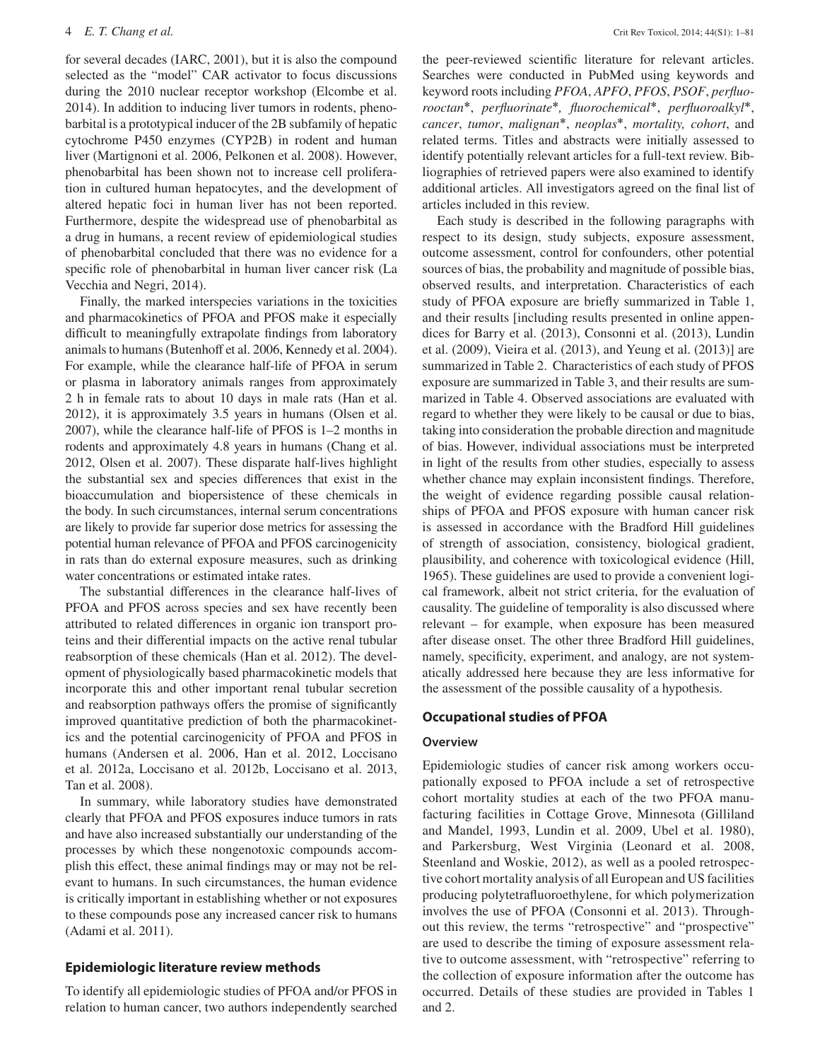for several decades (IARC, 2001), but it is also the compound selected as the "model" CAR activator to focus discussions during the 2010 nuclear receptor workshop (Elcombe et al. 2014). In addition to inducing liver tumors in rodents, phenobarbital is a prototypical inducer of the 2B subfamily of hepatic cytochrome P450 enzymes (CYP2B) in rodent and human liver (Martignoni et al. 2006, Pelkonen et al. 2008). However, phenobarbital has been shown not to increase cell proliferation in cultured human hepatocytes, and the development of altered hepatic foci in human liver has not been reported. Furthermore, despite the widespread use of phenobarbital as a drug in humans, a recent review of epidemiological studies of phenobarbital concluded that there was no evidence for a specific role of phenobarbital in human liver cancer risk (La Vecchia and Negri, 2014).

Finally, the marked interspecies variations in the toxicities and pharmacokinetics of PFOA and PFOS make it especially difficult to meaningfully extrapolate findings from laboratory animals to humans (Butenhoff et al. 2006, Kennedy et al. 2004). For example, while the clearance half-life of PFOA in serum or plasma in laboratory animals ranges from approximately 2 h in female rats to about 10 days in male rats (Han et al. 2012), it is approximately 3.5 years in humans (Olsen et al. 2007), while the clearance half-life of PFOS is 1–2 months in rodents and approximately 4.8 years in humans (Chang et al. 2012, Olsen et al. 2007). These disparate half-lives highlight the substantial sex and species differences that exist in the bioaccumulation and biopersistence of these chemicals in the body. In such circumstances, internal serum concentrations are likely to provide far superior dose metrics for assessing the potential human relevance of PFOA and PFOS carcinogenicity in rats than do external exposure measures, such as drinking water concentrations or estimated intake rates.

The substantial differences in the clearance half-lives of PFOA and PFOS across species and sex have recently been attributed to related differences in organic ion transport proteins and their differential impacts on the active renal tubular reabsorption of these chemicals (Han et al. 2012). The development of physiologically based pharmacokinetic models that incorporate this and other important renal tubular secretion and reabsorption pathways offers the promise of significantly improved quantitative prediction of both the pharmacokinetics and the potential carcinogenicity of PFOA and PFOS in humans (Andersen et al. 2006, Han et al. 2012, Loccisano et al. 2012a, Loccisano et al. 2012b, Loccisano et al. 2013, Tan et al. 2008).

In summary, while laboratory studies have demonstrated clearly that PFOA and PFOS exposures induce tumors in rats and have also increased substantially our understanding of the processes by which these nongenotoxic compounds accomplish this effect, these animal findings may or may not be relevant to humans. In such circumstances, the human evidence is critically important in establishing whether or not exposures to these compounds pose any increased cancer risk to humans (Adami et al. 2011).

## Epidemiologic literature review methods

To identify all epidemiologic studies of PFOA and/or PFOS in relation to human cancer, two authors independently searched the peer-reviewed scientific literature for relevant articles. Searches were conducted in PubMed using keywords and keyword roots including *PFOA*, *APFO*, *PFOS*, *PSOF*, *perfluorooctan*\*, *perfluorinate*\*, *fluorochemical*\*, *perfluoroalkyl*\*, *cancer*, *tumor*, *malignan*\*, *neoplas*\*, *mortality, cohort*, and related terms. Titles and abstracts were initially assessed to identify potentially relevant articles for a full-text review. Bibliographies of retrieved papers were also examined to identify additional articles. All investigators agreed on the final list of articles included in this review.

Each study is described in the following paragraphs with respect to its design, study subjects, exposure assessment, outcome assessment, control for confounders, other potential sources of bias, the probability and magnitude of possible bias, observed results, and interpretation. Characteristics of each study of PFOA exposure are briefly summarized in Table 1, and their results [including results presented in online appendices for Barry et al. (2013), Consonni et al. (2013), Lundin et al. (2009), Vieira et al. (2013), and Yeung et al. (2013)] are summarized in Table 2. Characteristics of each study of PFOS exposure are summarized in Table 3, and their results are summarized in Table 4. Observed associations are evaluated with regard to whether they were likely to be causal or due to bias, taking into consideration the probable direction and magnitude of bias. However, individual associations must be interpreted in light of the results from other studies, especially to assess whether chance may explain inconsistent findings. Therefore, the weight of evidence regarding possible causal relationships of PFOA and PFOS exposure with human cancer risk is assessed in accordance with the Bradford Hill guidelines of strength of association, consistency, biological gradient, plausibility, and coherence with toxicological evidence (Hill, 1965). These guidelines are used to provide a convenient logical framework, albeit not strict criteria, for the evaluation of causality. The guideline of temporality is also discussed where relevant – for example, when exposure has been measured after disease onset. The other three Bradford Hill guidelines, namely, specificity, experiment, and analogy, are not systematically addressed here because they are less informative for the assessment of the possible causality of a hypothesis.

## Occupational studies of PFOA

### Overview

Epidemiologic studies of cancer risk among workers occupationally exposed to PFOA include a set of retrospective cohort mortality studies at each of the two PFOA manufacturing facilities in Cottage Grove, Minnesota (Gilliland and Mandel, 1993, Lundin et al. 2009, Ubel et al. 1980), and Parkersburg, West Virginia (Leonard et al. 2008, Steenland and Woskie, 2012), as well as a pooled retrospective cohort mortality analysis of all European and US facilities producing polytetrafluoroethylene, for which polymerization involves the use of PFOA (Consonni et al. 2013). Throughout this review, the terms "retrospective" and "prospective" are used to describe the timing of exposure assessment relative to outcome assessment, with "retrospective" referring to the collection of exposure information after the outcome has occurred. Details of these studies are provided in Tables 1 and 2.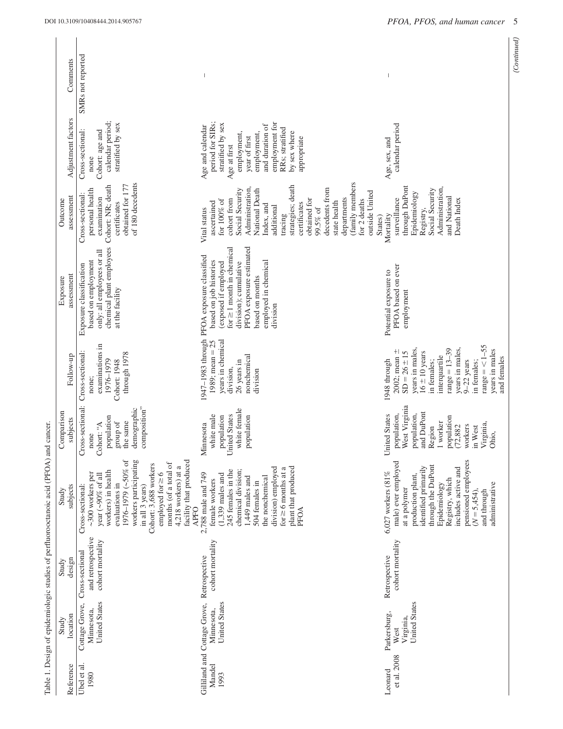Table 1. Design of epidemiologic studies of perfluorooctanoic acid (PFOA) and cancer.

| Reference | Study location | Study design | Study subjects | Comparison subjects | Follow-up | Exposure assessment | Outcome assessment | Adjustment factors | Comments |
|---|---|---|---|---|---|---|---|---|---|
| Ubel et al. 1980 | Cottage Grove, Minnesota, United States | Cross-sectional and retrospective cohort mortality | Cross-sectional: ~300 workers per year (~90% of all workers) in health evaluations in 1976–1979 (~50% of workers participating in all 3 years) Cohort: 3,688 workers employed for ≥6 months (of a total of 4,218 workers) at a facility that produced APFO | Cross-sectional: none Cohort: "A population group of the same demographic composition" | Cross-sectional: none; examinations in 1976–1979 Cohort: 1948 through 1978 | Exposure classification based on employment only: all employees or all chemical plant employees at the facility | Cross-sectional: personal health examination Cohort: NR; death certificates obtained for 177 of 180 decedents | Cross-sectional: none Cohort: age and calendar period; stratified by sex | SMRs not reported |
| Gilliland and Mandel 1993 | Cottage Grove, Minnesota, United States | Retrospective cohort mortality | 2,788 male and 749 female workers (1,339 males and 245 females in the chemical division; 1,449 males and 504 females in the nonchemical division) employed for ≥6 months at a plant that produced PFOA | Minnesota white male population United States white female population | 1947–1983 through 1989; mean = 25 years in chemical division, 26 years in nonchemical division | PFOA exposure classified based on job histories (exposed if employed for ≥1 month in chemical division); cumulative PFOA exposure estimated based on months employed in chemical division | Vital status ascertained for 100% of cohort from Social Security Administration, National Death Index, and additional tracing strategies; death certificates obtained for 99.5% of decedents from state health departments (family members for 2 deaths outside United States) | Age and calendar period for SIRs; stratified by sex Age at first employment, year of first employment, and duration of employment for RRs; stratified by sex where appropriate | – |
| Leonard et al. 2008 | Parkersburg, West Virginia, United States | Retrospective cohort mortality | 6,027 workers (81% male) ever employed at a polymer production plant, identified primarily through the DuPont Epidemiology Registry, which includes active and pensioned employees ($N$ = 5,454), and through administrative | United States population, West Virginia population, and DuPont Region 1 worker population (72,882 workers in West Virginia, Ohio, | 1948 through 2002; mean ± SD = 26 ± 15 years in males, 16 ± 10 years in females; interquartile range = 13–39 years in males, 9–22 years in females; range = <1–55 years in males and females | Potential exposure to PFOA based on ever employment | Mortality surveillance through DuPont Epidemiology Registry, Social Security Administration, and National Death Index | Age, sex, and calendar period | – |

(Continued)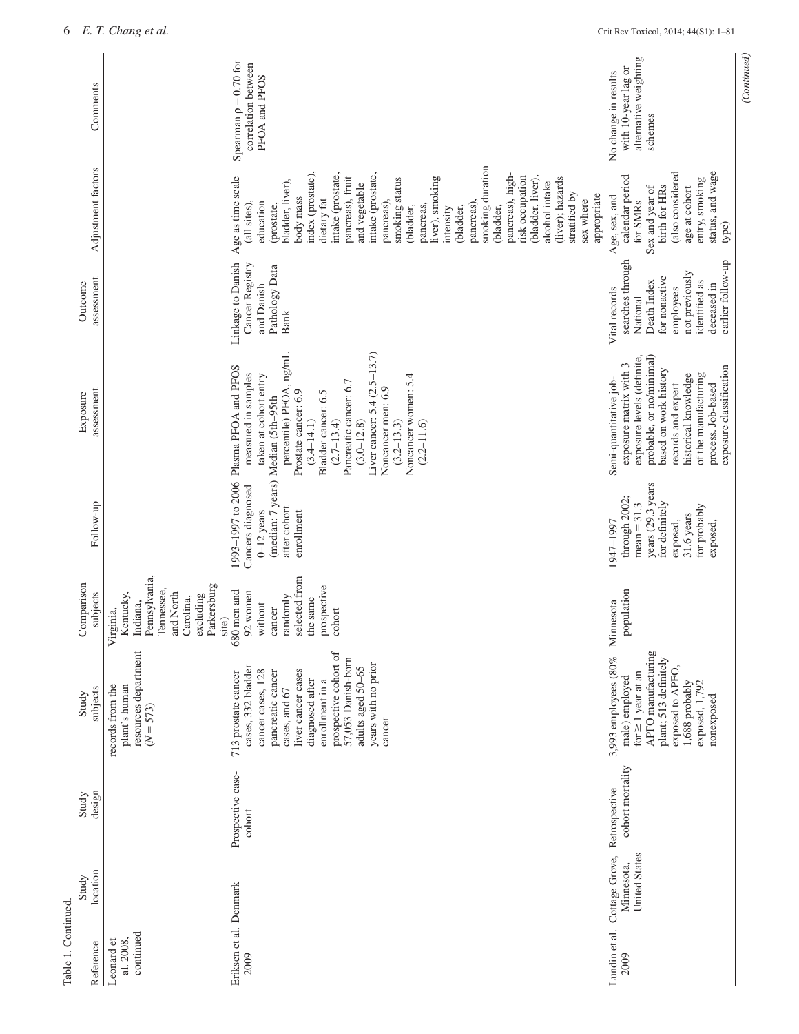Table 1. Continued.

| Reference | Study location | Study design | Study subjects | Comparison subjects | Follow-up | Exposure assessment | Outcome assessment | Adjustment factors | Comments |
|---|---|---|---|---|---|---|---|---|---|
| Leonard et al. 2008, continued | | | records from the plant's human resources department (N = 573) | Virginia, Kentucky, Indiana, Pennsylvania, Tennessee, and North Carolina, excluding Parkersburg site) | | | | | |
| Eriksen et al. 2009 | Denmark | Prospective case-cohort | 713 prostate cancer cases, 332 bladder cancer cases, 128 pancreatic cancer cases, and 67 liver cancer cases diagnosed after enrollment in a prospective cohort of 57,053 Danish-born adults aged 50–65 years with no prior cancer | 680 men and 92 women without cancer randomly selected from the same prospective cohort | 1993–1997 to 2006 Cancers diagnosed 0–12 years (median: 7 years) after cohort enrollment | Plasma PFOA and PFOS measured in samples taken at cohort entry Median (5th–95th percentile) PFOA, ng/mL Prostate cancer: 6.9 (3.4–14.1) Bladder cancer: 6.5 (2.7–13.4) Pancreatic cancer: 6.7 (3.0–12.8) Liver cancer: 5.4 (2.5–13.7) Noncancer men: 6.9 (3.2–13.3) Noncancer women: 5.4 (2.2–11.6) | Linkage to Danish Cancer Registry and Danish Pathology Data Bank | Age as time scale (all sites), education (prostate, bladder, liver), body mass index (prostate), dietary fat intake (prostate, pancreas), fruit and vegetable intake (prostate, pancreas), smoking status (bladder, pancreas, liver), smoking intensity (bladder, pancreas), smoking duration (bladder, pancreas), high-risk occupation (bladder, liver), alcohol intake (liver); hazards stratified by sex where appropriate | Spearman ρ = 0.70 for correlation between PFOA and PFOS |
| Lundin et al. 2009 | Cottage Grove, Minnesota, United States | Retrospective cohort mortality | 3,993 employees (80% male) employed for ≥ 1 year at an APFO manufacturing plant; 513 definitely exposed to APFO, 1,688 probably exposed, 1,792 nonexposed | Minnesota population | 1947–1997 through 2002; mean = 31.3 years (29.3 years for definitely exposed, 31.6 years for probably exposed, | Semi-quantitative job-exposure matrix with 3 exposure levels (definite, probable, or no/minimal) based on work history records and expert historical knowledge of the manufacturing process. Job-based exposure classification | Vital records searches through National Death Index for nonactive employees not previously identified as deceased in earlier follow-up | Age, sex, and calendar period for SMRs Sex and year of birth for HRs (also considered age at cohort entry, smoking status, and wage type) | No change in results with 10-year lag or alternative weighting schemes |

(Continued)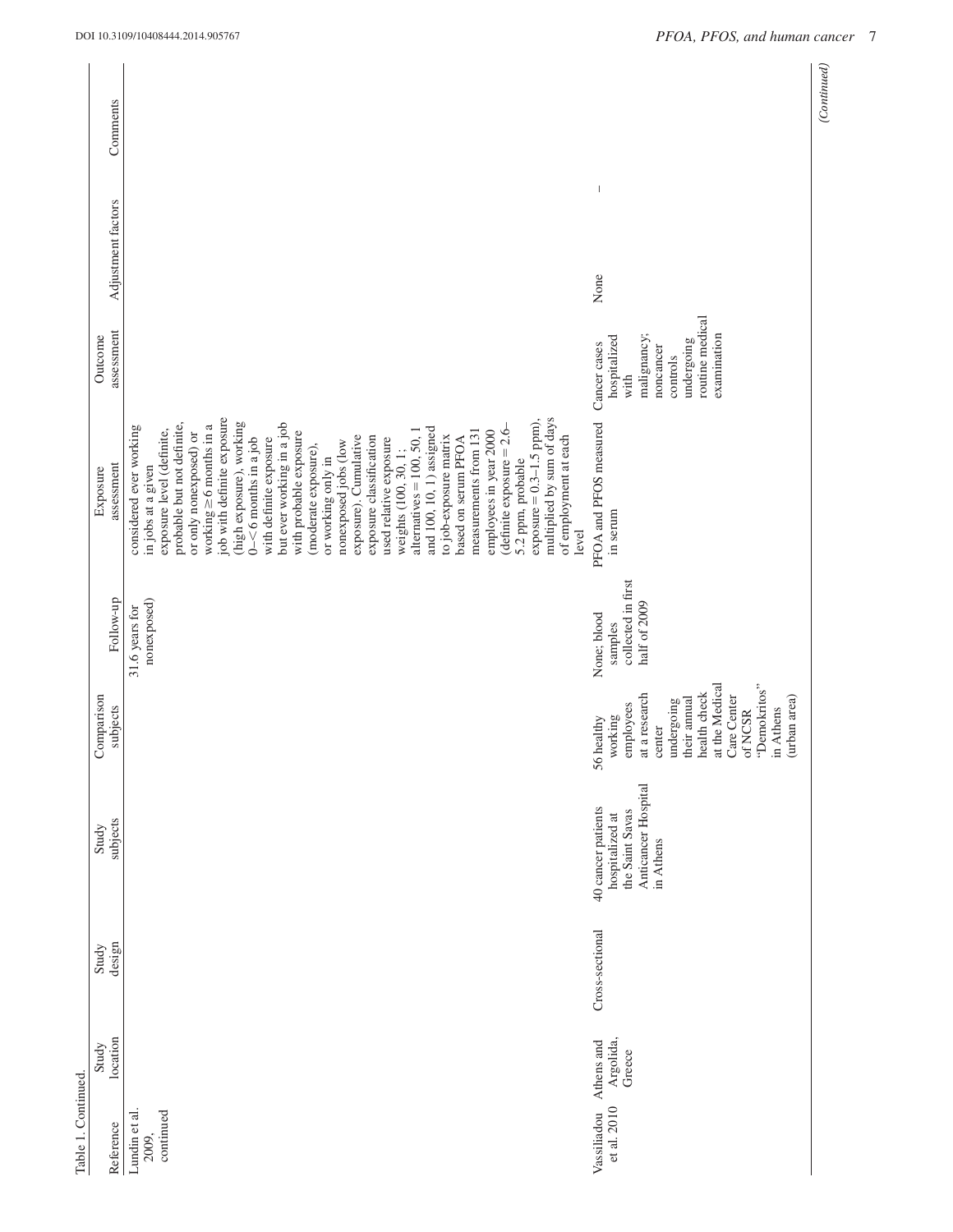Table 1. Continued.

| Reference | Study location | Study design | Study subjects | Comparison subjects | Follow-up | Exposure assessment | Outcome assessment | Adjustment factors | Comments |
|---|---|---|---|---|---|---|---|---|---|
| Lundin et al. 2009, continued | | | | | 31.6 years for nonexposed) | considered ever working in jobs at a given exposure level (definite, probable but not definite, or only nonexposed) or working ≥ 6 months in a job with definite exposure (high exposure), working 0–< 6 months in a job with definite exposure but ever working in a job with probable exposure (moderate exposure), or working only in nonexposed jobs (low exposure). Cumulative exposure classification used relative exposure weights (100, 30, 1; alternatives = 100, 50, 1 and 100, 10, 1) assigned to job-exposure matrix based on serum PFOA measurements from 131 employees in year 2000 (definite exposure = 2.6–5.2 ppm, probable exposure = 0.3–1.5 ppm), multiplied by sum of days of employment at each level | | | |
| Vassiliadou et al. 2010 | Athens and Argolida, Greece | Cross-sectional | 40 cancer patients hospitalized at the Saint Savas Anticancer Hospital in Athens | 56 healthy working employees at a research center undergoing their annual health check at the Medical Care Center of NCSR "Demokritos" in Athens (urban area) | None; blood samples collected in first half of 2009 | PFOA and PFOS measured in serum | Cancer cases hospitalized with malignancy; noncancer controls undergoing routine medical examination | None | – |

*(Continued)*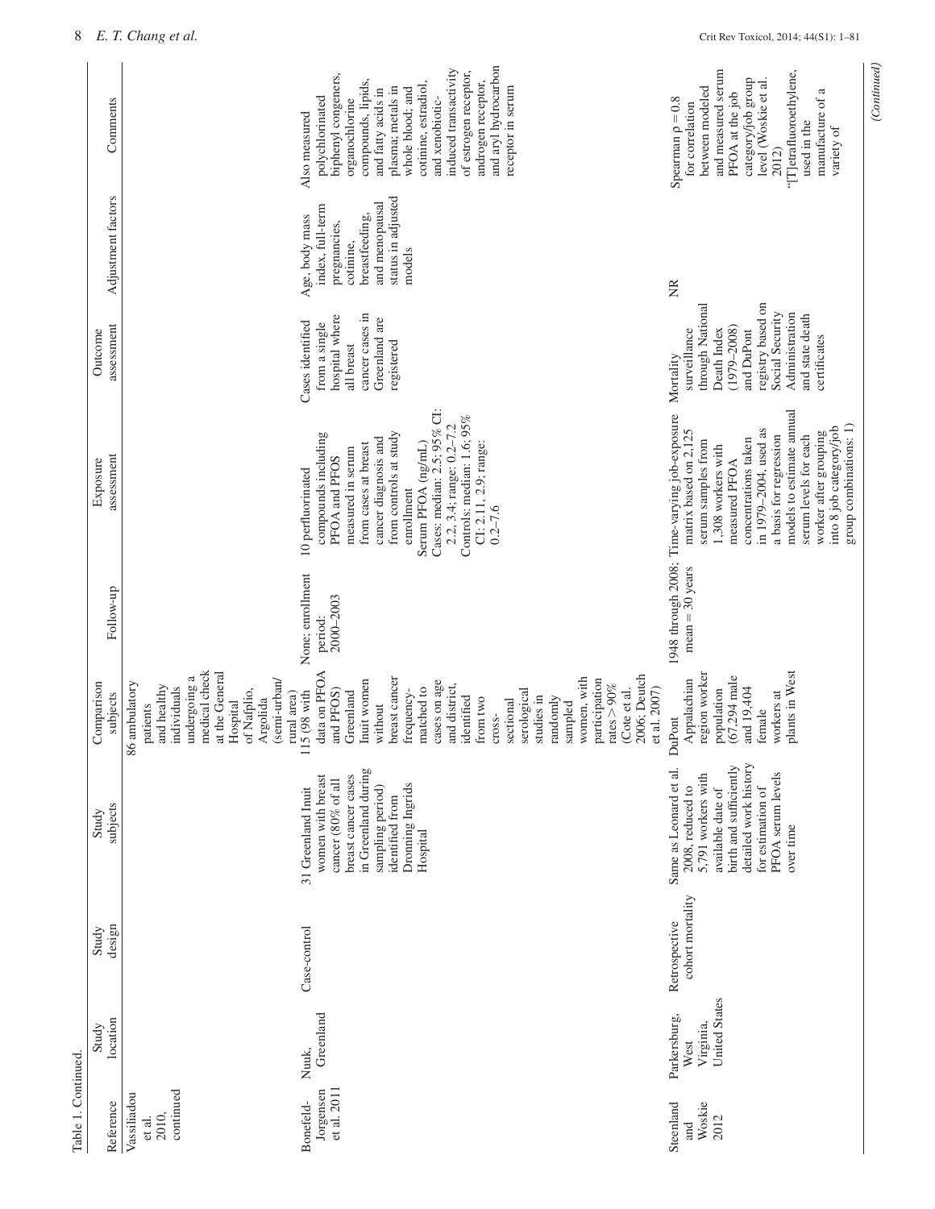Table 1. Continued.

| Reference | Study location | Study design | Study subjects | Comparison subjects | Follow-up | Exposure assessment | Outcome assessment | Adjustment factors | Comments |
|---|---|---|---|---|---|---|---|---|---|
| Vassiliadou et al. 2010, continued | | | | 86 ambulatory patients and healthy individuals undergoing a medical check at the General Hospital of Nafplio, Argolida (semi-urban/rural area) | | | | | |
| Bonefeld-Jorgensen et al. 2011 | Nuuk, Greenland | Case-control | 31 Greenland Inuit women with breast cancer (80% of all breast cancer cases in Greenland during sampling period) identified from Dronning Ingrids Hospital | 115 (98 with data on PFOA and PFOS) Greenland Inuit women without breast cancer frequency-matched to cases on age and district, identified from two cross-sectional serological studies in randomly sampled women, with participation rates > 90% (Cote et al. 2006; Deutch et al. 2007) | None; enrollment period: 2000–2003 | 10 perfluorinated compounds including PFOA and PFOS measured in serum from cases at breast cancer diagnosis and from controls at study enrollment<br>Serum PFOA (ng/mL)<br>Cases: median: 2.5; 95% CI: 2.2, 3.4; range: 0.2–7.2<br>Controls: median: 1.6; 95% CI: 2.11, 2.9; range: 0.2–7.6 | Cases identified from a single hospital where all breast cancer cases in Greenland are registered | Age, body mass index, full-term pregnancies, cotinine, breastfeeding, and menopausal status in adjusted models | Also measured polychlorinated biphenyl congeners, organochlorine compounds, lipids, and fatty acids in plasma; metals in whole blood; and cotinine, estradiol, and xenobiotic-induced transactivity of estrogen receptor, androgen receptor, and aryl hydrocarbon receptor in serum |
| Steenland and Woskie 2012 | Parkersburg, West Virginia, United States | Retrospective cohort mortality | Same as Leonard et al. 2008, reduced to 5,791 workers with available date of birth and sufficiently detailed work history for estimation of PFOA serum levels over time | DuPont Appalachian region worker population (67,294 male and 19,404 female workers at plants in West | 1948 through 2008; mean = 30 years | Time-varying job-exposure matrix based on 2,125 serum samples from 1,308 workers with measured PFOA concentrations taken in 1979–2004, used as a basis for regression models to estimate annual serum levels for each worker after grouping into 8 job category/job group combinations: 1) | Mortality surveillance through National Death Index (1979–2008) and DuPont registry based on Social Security Administration and state death certificates | NR | Spearman ρ = 0.8 for correlation between modeled and measured serum PFOA at the job category/job group level (Woskie et al. 2012)<br>"[T]etrafluoroethylene, used in the manufacture of a variety of |

*(Continued)*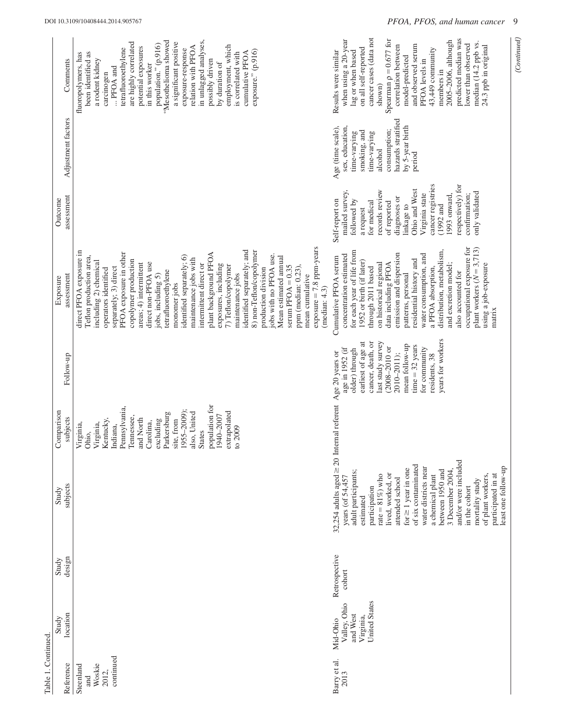Table 1. Continued.

| Reference | Study location | Study design | Study subjects | Comparison subjects | Follow-up | Exposure assessment | Outcome assessment | Adjustment factors | Comments |
|---|---|---|---|---|---|---|---|---|---|
| Steenland and Woskie 2012, continued | | | | Virginia, Ohio, Virginia, Kentucky, Indiana, Pennsylvania, Tennessee, and North Carolina, excluding Parkersburg site, from 1955–2009); also, United States population for 1940–2007 extrapolated to 2009 | | direct PFOA exposure in Teflon production area, including 2) chemical operators identified separately; 3) direct PFOA exposure in other copolymer production areas; 4) intermittent direct non-PFOA use jobs, including 5) tetrafluoroethylene monomer jobs identified separately; 6) maintenance jobs with intermittent direct or plant background PFOA exposures, including 7) Teflon/copolymer maintenance jobs identified separately; and 8) non-Teflon/copolymer production division jobs with no PFOA use. Mean estimated annual serum PFOA = 0.35 ppm (median: 0.23), mean cumulative exposure = 7.8 ppm-years (median: 4.3) | | | fluoropolymers, has been identified as a rodent kidney carcinogen …PFOA and tetrafluoroethylene are highly correlated potential exposures in this worker population." (p.916) "Mesothelioma showed a significant positive exposure-response relation with PFOA in unlagged analyses, possibly driven by duration of employment, which is correlated with cumulative PFOA exposure." (p.916) |
| Barry et al. 2013 | Mid-Ohio Valley, Ohio and West Virginia, United States | Retrospective cohort | 32,254 adults aged ≥ 20 years (of 54,457 adult participants; estimated participation rate = 81%) who lived, worked, or attended school for ≥ 1 year in one of six contaminated water districts near a chemical plant between 1950 and 3 December 2004, and/or were included in the cohort mortality study of plant workers, participated in at least one follow-up | Internal referent | Age 20 years or age in 1952 (if older) through earliest of age at cancer, death, or last study survey (2008–2010 or 2010–2011); mean follow-up time = 32 years for community residents, 38 years for workers | Cumulative PFOA serum concentration estimated for each year of life from 1952 or birth (if later) through 2011 based on historical regional data including PFOA emission and dispersion patterns, personal residential history and water consumption, and a PFOA absorption, distribution, metabolism, and excretion model; also accounted for occupational exposure for plant workers (N = 3,713) using a job-exposure matrix | Self-report on mailed survey, followed by a request for medical records review of reported diagnoses or linkage to Ohio and West Virginia state cancer registries (1992 and 1993 onward, respectively) for confirmation; only validated | Age (time scale), sex, education, time-varying smoking, and time-varying alcohol consumption; hazards stratified by 5-year birth period | Results were similar when using a 20-year lag or when based on all self-reported cancer cases (data not shown) Spearman ρ = 0.677 for correlation between model-predicted and observed serum PFOA levels in 43,449 community members in 2005–2006, although predicted median was lower than observed median (14.2 ppb vs. 24.3 ppb in original |

(Continued)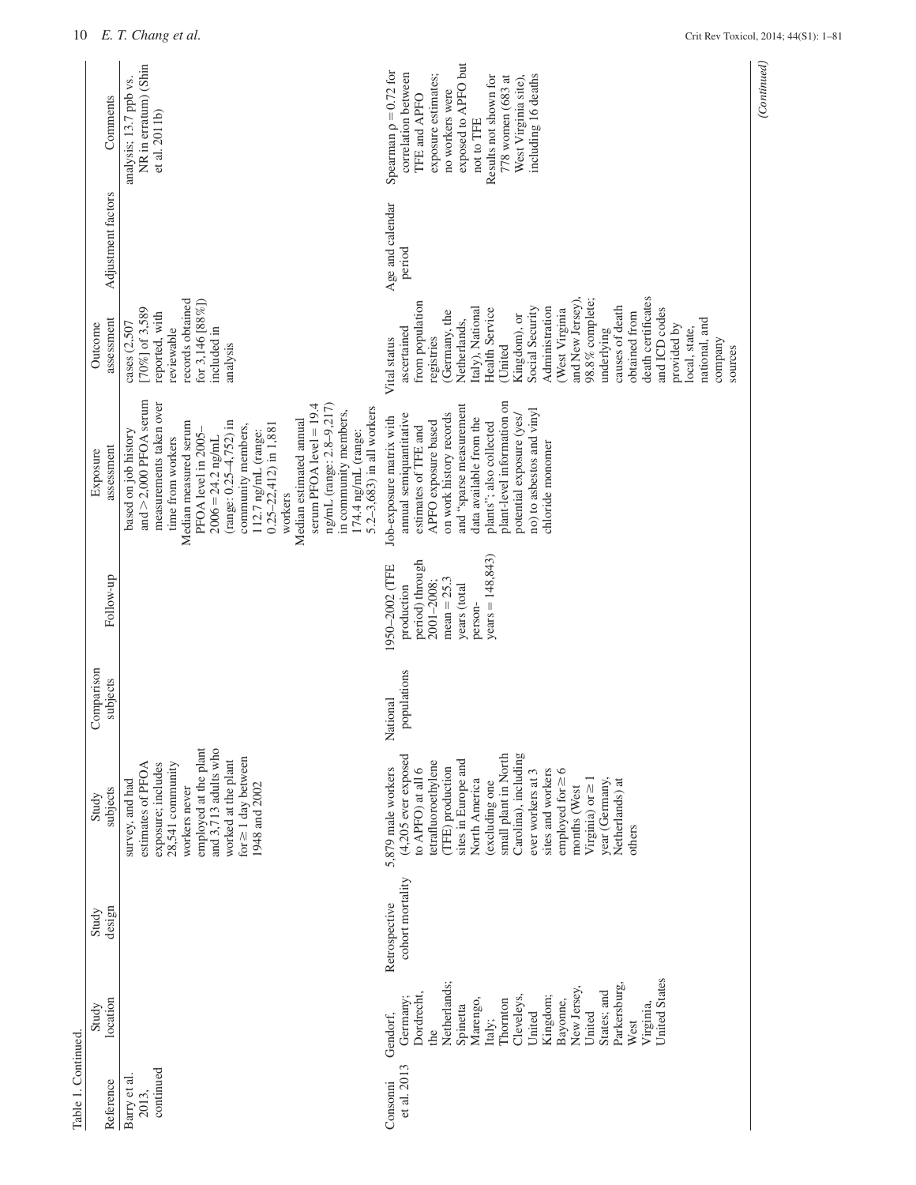Table 1. Continued.

| Reference | Study location | Study design | Study subjects | Comparison subjects | Follow-up | Exposure assessment | Outcome assessment | Adjustment factors | Comments |
|---|---|---|---|---|---|---|---|---|---|
| Barry et al. 2013, continued | | | survey, and had estimates of PFOA exposure; includes 28,541 community workers never employed at the plant and 3,713 adults who worked at the plant for ≥ 1 day between 1948 and 2002 | | | based on job history and > 2,000 PFOA serum measurements taken over time from workers<br>Median measured serum PFOA level in 2005–2006 = 24.2 ng/mL (range: 0.25–4,752) in community members, 112.7 ng/mL (range: 0.25–22,412) in 1,881 workers<br>Median estimated annual serum PFOA level = 19.4 ng/mL (range: 2.8–9,217) in community members, 174.4 ng/mL (range: 5.2–3,683) in all workers | cases (2,507 [70%] of 3,589 reported, with reviewable records obtained for 3,146 [88%]) included in analysis | | analysis: 13.7 ppb vs. NR in erratum) (Shin et al. 2011b) |
| Consonni et al. 2013 | Gendorf, Germany; Dordrecht, the Netherlands; Spinetta Marengo, Italy; Thornton Cleveleys, United Kingdom; Bayonne, New Jersey, United States; and Parkersburg, West Virginia, United States | Retrospective cohort mortality | 5,879 male workers (4,205 ever exposed to APFO) at all 6 tetrafluoroethylene (TFE) production sites in Europe and North America (excluding one small plant in North Carolina), including ever workers at 3 sites and workers employed for ≥ 6 months (West Virginia) or ≥ 1 year (Germany, Netherlands) at others | National populations | 1950–2002 (TFE production period) through 2001–2008; mean = 25.3 years (total person-years = 148,843) | Job-exposure matrix with annual semiquantitative estimates of TFE and APFO exposure based on work history records and "sparse measurement data available from the plants"; also collected plant-level information on potential exposure (yes/no) to asbestos and vinyl chloride monomer | Vital status ascertained from population registries (Germany, the Netherlands, Italy), National Health Service (United Kingdom), or Social Security Administration (West Virginia and New Jersey), 98.8% complete; underlying causes of death obtained from death certificates and ICD codes provided by local, state, national, and company sources | Age and calendar period | Spearman ρ = 0.72 for correlation between TFE and APFO exposure estimates; no workers were exposed to APFO but not to TFE<br>Results not shown for 778 women (683 at West Virginia site), including 16 deaths |

*(Continued)*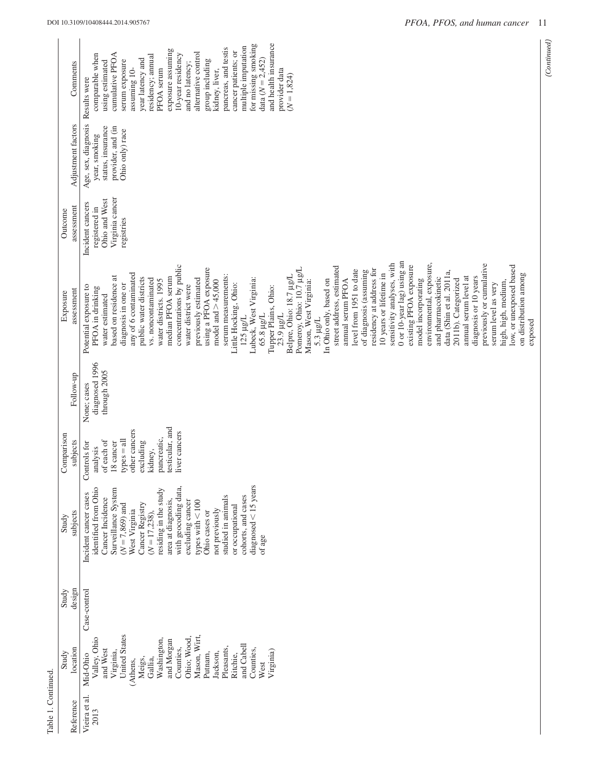Table 1. Continued.

| Reference | Study location | Study design | Study subjects | Comparison subjects | Follow-up | Exposure assessment | Outcome assessment | Adjustment factors | Comments |
|---|---|---|---|---|---|---|---|---|---|
| Vieira et al. 2013 | Mid-Ohio Valley, Ohio and West Virginia, United States (Athens, Meigs, Gallia, Washington, and Morgan Counties, Ohio; Wood, Mason, Wirt, Putnam, Jackson, Pleasants, Ritchie, and Cabell Counties, West Virginia) | Case-control | Incident cancer cases identified from Ohio Cancer Incidence Surveillance System ($N = 7,869$) and West Virginia Cancer Registry ($N = 17,238$), residing in the study area at diagnosis, with geocoding data, excluding cancer types with < 100 Ohio cases or not previously studied in animals or occupational cohorts, and cases diagnosed < 15 years of age | Controls for analysis of each of 18 cancer types = all other cancers excluding kidney, pancreatic, testicular, and liver cancers | None; cases diagnosed 1996 through 2005 | Potential exposure to PFOA in drinking water estimated based on residence at diagnosis in one or any of 6 contaminated public water districts vs. noncontaminated water districts. 1995 median PFOA serum concentrations by public water district were previously estimated using a PFOA exposure model and > 45,000 serum measurements: Little Hocking, Ohio: 125 μg/L Lubeck, West Virginia: 65.8 μg/L Tupper Plains, Ohio: 23.9 μg/L Belpre, Ohio: 18.7 μg/L Pomeroy, Ohio: 10.7 μg/L Mason, West Virginia: 5.3 μg/L In Ohio only, based on street address, estimated annual serum PFOA level from 1951 to date of diagnosis (assuming residency at address for 10 years or lifetime in sensitivity analyses, with 0 or 10-year lag) using an existing PFOA exposure model incorporating environmental, exposure, and pharmacokinetic data (Shin et al. 2011a, 2011b). Categorized annual serum level at diagnosis or 10 years previously or cumulative serum level as very high, high, medium, low, or unexposed based on distribution among exposed | Incident cancers registered in Ohio and West Virginia cancer registries | Age, sex, diagnosis year, smoking status, insurance provider, and (in Ohio only) race | Results were comparable when using estimated cumulative PFOA serum exposure assuming 10-year latency and residency; annual PFOA serum exposure assuming 10-year residency and no latency; alternative control group including kidney, liver, pancreas, and testis cancer patients; or multiple imputation for missing smoking data ($N = 2,452$) and health insurance provider data ($N = 1,824$) |

(Continued)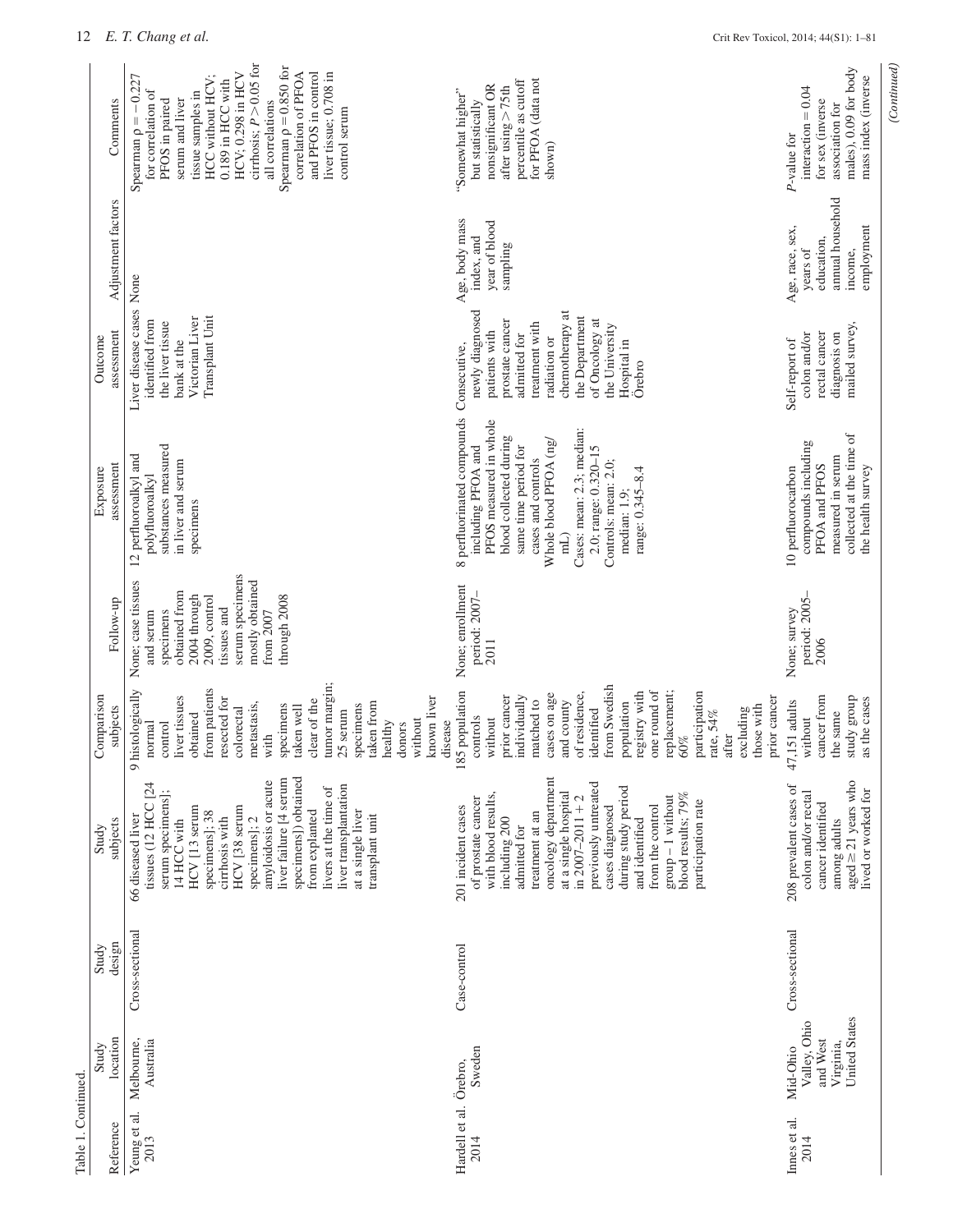Table 1. Continued.

| Reference | Study location | Study design | Study subjects | Comparison subjects | Follow-up | Exposure assessment | Outcome assessment | Adjustment factors | Comments |
|---|---|---|---|---|---|---|---|---|---|
| Yeung et al. 2013 | Melbourne, Australia | Cross-sectional | 66 diseased liver tissues (12 HCC [24 serum specimens]; 14 HCC with HCV [13 serum specimens]; 38 cirrhosis with HCV [38 serum specimens]; 2 amyloidosis or acute liver failure [4 serum specimens]) obtained from explanted livers at the time of liver transplantation at a single liver transplant unit | 9 histologically normal control liver tissues obtained from patients resected for colorectal metastasis, with specimens taken well clear of the tumor margin; 25 serum specimens taken from healthy donors without known liver disease | None; case tissues and serum specimens obtained from 2004 through 2009, control tissues and serum specimens mostly obtained from 2007 through 2008 | 12 perfluoroalkyl and polyfluoroalkyl substances measured in liver and serum specimens | Liver disease cases identified from the liver tissue bank at the Victorian Liver Transplant Unit | None | Spearman ρ = −0.227 for correlation of PFOS in paired serum and liver tissue samples in HCC without HCV; 0.189 in HCC with HCV; 0.298 in HCV cirrhosis; $P > 0.05$ for all correlations Spearman ρ = 0.850 for correlation of PFOA and PFOS in control liver tissue; 0.708 in control serum |
| Hardell et al. 2014 | Örebro, Sweden | Case-control | 201 incident cases of prostate cancer with blood results, including 200 admitted for treatment at an oncology department at a single hospital in 2007–2011 + 2 previously untreated cases diagnosed during study period and identified from the control group − 1 without blood results; 79% participation rate | 185 population controls without prior cancer individually matched to cases on age and county of residence, identified from Swedish population registry with one round of replacement; 60% participation rate, 54% after excluding those with prior cancer | None; enrollment period: 2007–2011 | 8 perfluorinated compounds including PFOA and PFOS measured in whole blood collected during same time period for cases and controls Whole blood PFOA (ng/mL) Cases: mean: 2.3; median: 2.0; range: 0.320–15 Controls: mean: 2.0; median: 1.9; range: 0.345–8.4 | Consecutive, newly diagnosed patients with prostate cancer admitted for treatment with radiation or chemotherapy at the Department of Oncology at the University Hospital in Örebro | Age, body mass index, and year of blood sampling | "Somewhat higher" but statistically nonsignificant OR after using >75th percentile as cutoff for PFOA (data not shown) |
| Innes et al. 2014 | Mid-Ohio Valley, Ohio and West Virginia, United States | Cross-sectional | 208 prevalent cases of colon and/or rectal cancer identified among adults aged ≥ 21 years who lived or worked for | 47,151 adults without cancer from the same study group as the cases | None; survey period: 2005–2006 | 10 perfluorocarbon compounds including PFOA and PFOS measured in serum collected at the time of the health survey | Self-report of colon and/or rectal cancer diagnosis on mailed survey, | Age, race, sex, years of education, annual household income, employment | P-value for interaction = 0.04 for sex (inverse association for males), 0.09 for body mass index (inverse |

(Continued)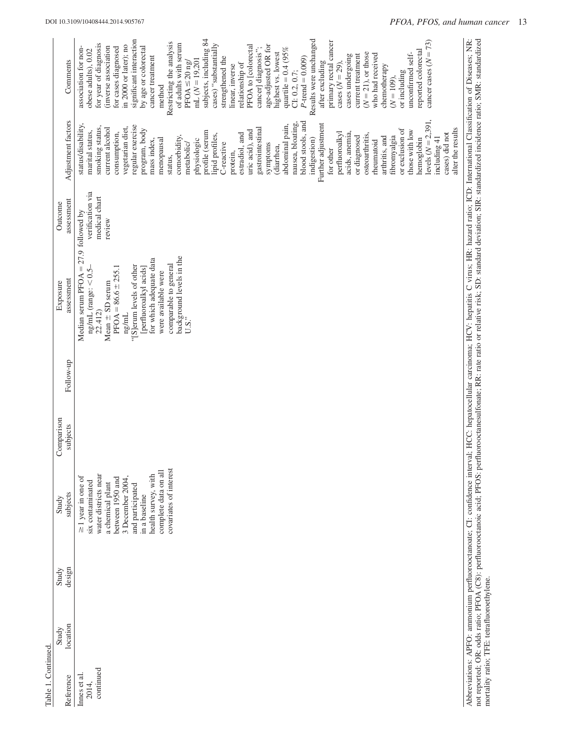Table 1. Continued.

| Reference | Study location | Study design | Study subjects | Comparison subjects | Follow-up | Exposure assessment | Outcome assessment | Adjustment factors | Comments |
|---|---|---|---|---|---|---|---|---|---|
| Innes et al. 2014, continued | | | ≥1 year in one of six contaminated water districts near a chemical plant between 1950 and 3 December 2004, and participated in a baseline health survey, with complete data on all covariates of interest | | | Median serum PFOA = 27.9 ng/mL (range: < 0.5–22,412) Mean ± SD serum PFOA = 86.6 ± 255.1 ng/mL "[S]erum levels of other [perfluoroalkyl acids] for which adequate data were available were comparable to general background levels in the U.S." | followed by verification via medical chart review | status/disability, marital status, smoking status, current alcohol consumption, vegetarian diet, regular exercise program, body mass index, menopausal status, comorbidity, metabolic/physiologic profile (serum lipid profiles, C-reactive protein, estradiol, and uric acid), and gastrointestinal symptoms (diarrhea, abdominal pain, nausea, bloating, blood stools, and indigestion) Further adjustment for other perfluoroalkyl acids, anemia, or diagnosed osteoarthritis, rheumatoid arthritis, and fibromyalgia or exclusion of those with low hemoglobin levels ($N = 2{,}391$, including 41 cases) did not alter the results | association for non-obese adults), 0.02 for year of diagnosis (inverse association for cases diagnosed in 2000 or later); no significant interaction by age or colorectal cancer treatment method Restricting the analysis of adults with serum PFOA ≤ 20 ng/mL ($N = 19{,}201$ subjects, including 84 cases) "substantially strengthened the linear, inverse relationship of PFOA to [colorectal cancer] diagnosis"; age-adjusted OR for highest vs. lowest quartile = 0.4 (95% CI: 0.2, 0.7; $P$-trend = 0.009) Results were unchanged after excluding primary rectal cancer cases ($N = 29$), cases undergoing current treatment ($N = 21$), or those who had received chemotherapy ($N = 109$), or including unconfirmed self-reported colorectal cancer cases ($N = 73$) |

Abbreviations: APFO: ammonium perfluorooctanoate; CI: confidence interval; HCC: hepatocellular carcinoma; HCV: hepatitis C virus; HR: hazard ratio; ICD: International Classification of Diseases; NR: not reported; OR: odds ratio; PFOA (C8): perfluorooctanoic acid; PFOS: perfluorooctanesulfonate; RR: rate ratio or relative risk; SD: standard deviation; SIR: standardized incidence ratio; SMR: standardized mortality ratio; TFE: tetrafluoroethylene.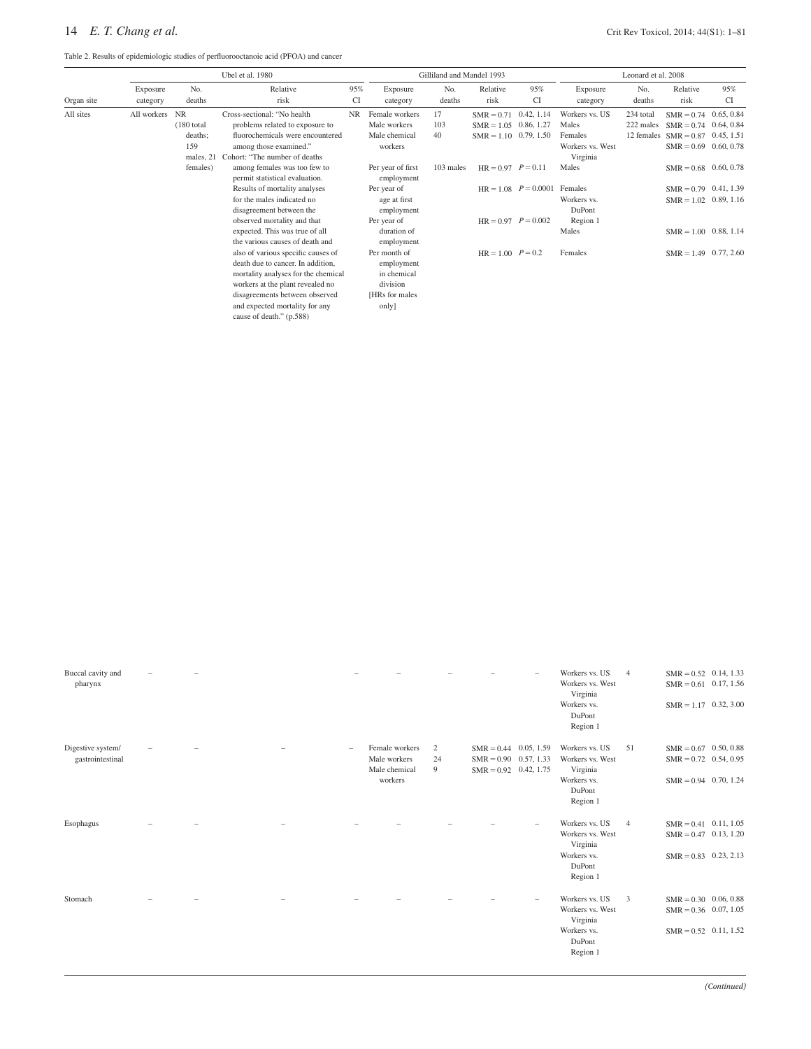Table 2. Results of epidemiologic studies of perfluorooctanoic acid (PFOA) and cancer

| | Ubel et al. 1980 | | | | Gilliland and Mandel 1993 | | | | Leonard et al. 2008 | | | |
|---|---|---|---|---|---|---|---|---|---|---|---|---|
| Organ site | Exposure category | No. deaths | Relative risk | 95% CI | Exposure category | No. deaths | Relative risk | 95% CI | Exposure category | No. deaths | Relative risk | 95% CI |
| All sites | All workers | NR (180 total deaths; 159 males, 21 females) | Cross-sectional: "No health problems related to exposure to fluorochemicals were encountered among those examined." Cohort: "The number of deaths among females was too few to permit statistical evaluation. Results of mortality analyses for the males indicated no disagreement between the observed mortality and that expected. This was true of all the various causes of death and also of various specific causes of death due to cancer. In addition, mortality analyses for the chemical workers at the plant revealed no disagreements between observed and expected mortality for any cause of death." (p.588) | NR | Female workers<br>Male workers<br>Male chemical workers<br><br>Per year of first employment<br>Per year of age at first employment<br>Per year of duration of employment<br>Per month of employment in chemical division<br>[HRs for males only] | 17<br>103<br>40<br><br>103 males | SMR = 0.71<br>SMR = 1.05<br>SMR = 1.10<br><br>HR = 0.97<br>HR = 1.08<br>HR = 0.97<br>HR = 1.00 | 0.42, 1.14<br>0.86, 1.27<br>0.79, 1.50<br><br>$P = 0.11$<br>$P = 0.0001$<br>$P = 0.002$<br>$P = 0.2$ | Workers vs. US<br>Males<br>Females<br>Workers vs. West Virginia<br>Males<br>Females<br>Workers vs. DuPont Region 1<br>Males<br>Females | 234 total<br>222 males<br>12 females | SMR = 0.74<br>SMR = 0.74<br>SMR = 0.87<br>SMR = 0.69<br>SMR = 0.68<br>SMR = 0.79<br>SMR = 1.02<br>SMR = 1.00<br>SMR = 1.49 | 0.65, 0.84<br>0.64, 0.84<br>0.45, 1.51<br>0.60, 0.78<br>0.60, 0.78<br>0.41, 1.39<br>0.89, 1.16<br>0.88, 1.14<br>0.77, 2.60 |
| Buccal cavity and pharynx | – | – | | – | – | – | – | – | Workers vs. US<br>Workers vs. West Virginia<br>Workers vs. DuPont Region 1 | 4 | SMR = 0.52<br>SMR = 0.61<br>SMR = 1.17 | 0.14, 1.33<br>0.17, 1.56<br>0.32, 3.00 |
| Digestive system/ gastrointestinal | – | – | – | – | Female workers<br>Male workers<br>Male chemical workers | 2<br>24<br>9 | SMR = 0.44<br>SMR = 0.90<br>SMR = 0.92 | 0.05, 1.59<br>0.57, 1.33<br>0.42, 1.75 | Workers vs. US<br>Workers vs. West Virginia<br>Workers vs. DuPont Region 1 | 51 | SMR = 0.67<br>SMR = 0.72<br>SMR = 0.94 | 0.50, 0.88<br>0.54, 0.95<br>0.70, 1.24 |
| Esophagus | – | – | – | – | – | – | – | – | Workers vs. US<br>Workers vs. West Virginia<br>Workers vs. DuPont Region 1 | 4 | SMR = 0.41<br>SMR = 0.47<br>SMR = 0.83 | 0.11, 1.05<br>0.13, 1.20<br>0.23, 2.13 |
| Stomach | – | – | – | – | – | – | – | – | Workers vs. US<br>Workers vs. West Virginia<br>Workers vs. DuPont Region 1 | 3 | SMR = 0.30<br>SMR = 0.36<br>SMR = 0.52 | 0.06, 0.88<br>0.07, 1.05<br>0.11, 1.52 |

*(Continued)*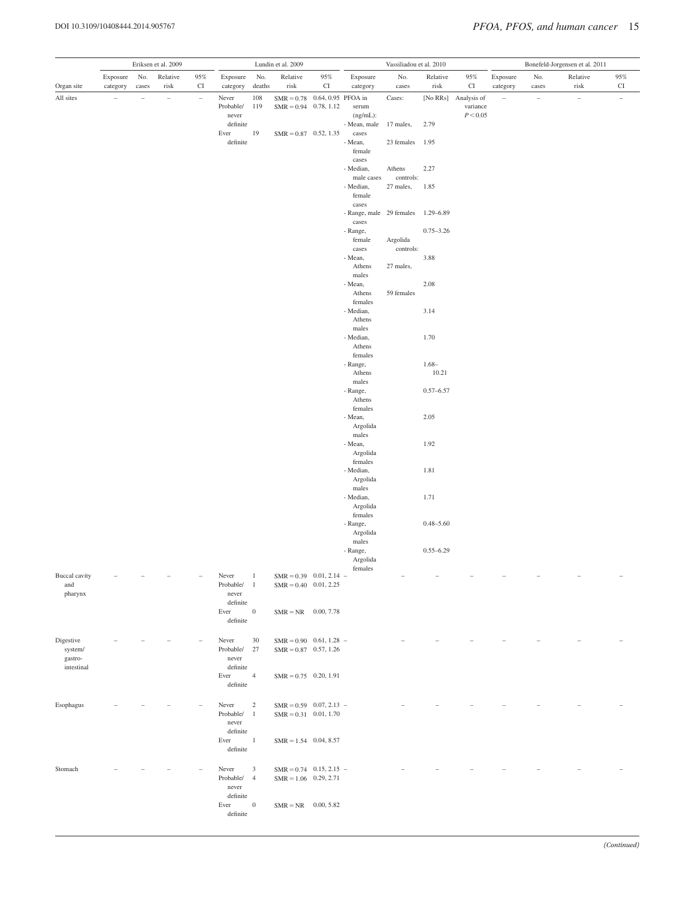| | Eriksen et al. 2009 | | | | Lundin et al. 2009 | | | | Vassiliadou et al. 2010 | | | | Bonefeld-Jorgensen et al. 2011 | | | |
|---|---|---|---|---|---|---|---|---|---|---|---|---|---|---|---|---|
| Organ site | Exposure category | No. cases | Relative risk | 95% CI | Exposure category | No. deaths | Relative risk | 95% CI | Exposure category | No. cases | Relative risk | 95% CI | Exposure category | No. cases | Relative risk | 95% CI |
| All sites | – | – | – | – | Never | 108 | SMR = 0.78 | 0.64, 0.95 | PFOA in serum (ng/mL): | Cases: | [No RRs] | Analysis of variance $P < 0.05$ | – | – | – | – |
| | | | | | Probable/never definite | 119 | SMR = 0.94 | 0.78, 1.12 | - Mean, male cases | 17 males, | 2.79 | | | | | |
| | | | | | Ever definite | 19 | SMR = 0.87 | 0.52, 1.35 | - Mean, female cases | 23 females | 1.95 | | | | | |
| | | | | | | | | | - Median, male cases | Athens controls: | 2.27 | | | | | |
| | | | | | | | | | - Median, female cases | 27 males, | 1.85 | | | | | |
| | | | | | | | | | - Range, male cases | 29 females | 1.29–6.89 | | | | | |
| | | | | | | | | | - Range, female cases | Argolida controls: | 0.75–3.26 | | | | | |
| | | | | | | | | | - Mean, Athens males | 27 males, | 3.88 | | | | | |
| | | | | | | | | | - Mean, Athens females | 59 females | 2.08 | | | | | |
| | | | | | | | | | - Median, Athens males | | 3.14 | | | | | |
| | | | | | | | | | - Median, Athens females | | 1.70 | | | | | |
| | | | | | | | | | - Range, Athens males | | 1.68–10.21 | | | | | |
| | | | | | | | | | - Range, Athens females | | 0.57–6.57 | | | | | |
| | | | | | | | | | - Mean, Argolida males | | 2.05 | | | | | |
| | | | | | | | | | - Mean, Argolida females | | 1.92 | | | | | |
| | | | | | | | | | - Median, Argolida males | | 1.81 | | | | | |
| | | | | | | | | | - Median, Argolida females | | 1.71 | | | | | |
| | | | | | | | | | - Range, Argolida males | | 0.48–5.60 | | | | | |
| | | | | | | | | | - Range, Argolida females | | 0.55–6.29 | | | | | |
| Buccal cavity and pharynx | – | – | – | – | Never | 1 | SMR = 0.39 | 0.01, 2.14 | – | – | – | – | – | – | – | – |
| | | | | | Probable/never definite | 1 | SMR = 0.40 | 0.01, 2.25 | | | | | | | | |
| | | | | | Ever definite | 0 | SMR = NR | 0.00, 7.78 | | | | | | | | |
| Digestive system/gastro-intestinal | – | – | – | – | Never | 30 | SMR = 0.90 | 0.61, 1.28 | – | – | – | – | – | – | – | – |
| | | | | | Probable/never definite | 27 | SMR = 0.87 | 0.57, 1.26 | | | | | | | | |
| | | | | | Ever definite | 4 | SMR = 0.75 | 0.20, 1.91 | | | | | | | | |
| Esophagus | – | – | – | – | Never | 2 | SMR = 0.59 | 0.07, 2.13 | – | – | – | – | – | – | – | – |
| | | | | | Probable/never definite | 1 | SMR = 0.31 | 0.01, 1.70 | | | | | | | | |
| | | | | | Ever definite | 1 | SMR = 1.54 | 0.04, 8.57 | | | | | | | | |
| Stomach | – | – | – | – | Never | 3 | SMR = 0.74 | 0.15, 2.15 | – | – | – | – | – | – | – | – |
| | | | | | Probable/never definite | 4 | SMR = 1.06 | 0.29, 2.71 | | | | | | | | |
| | | | | | Ever definite | 0 | SMR = NR | 0.00, 5.82 | | | | | | | | |

*(Continued)*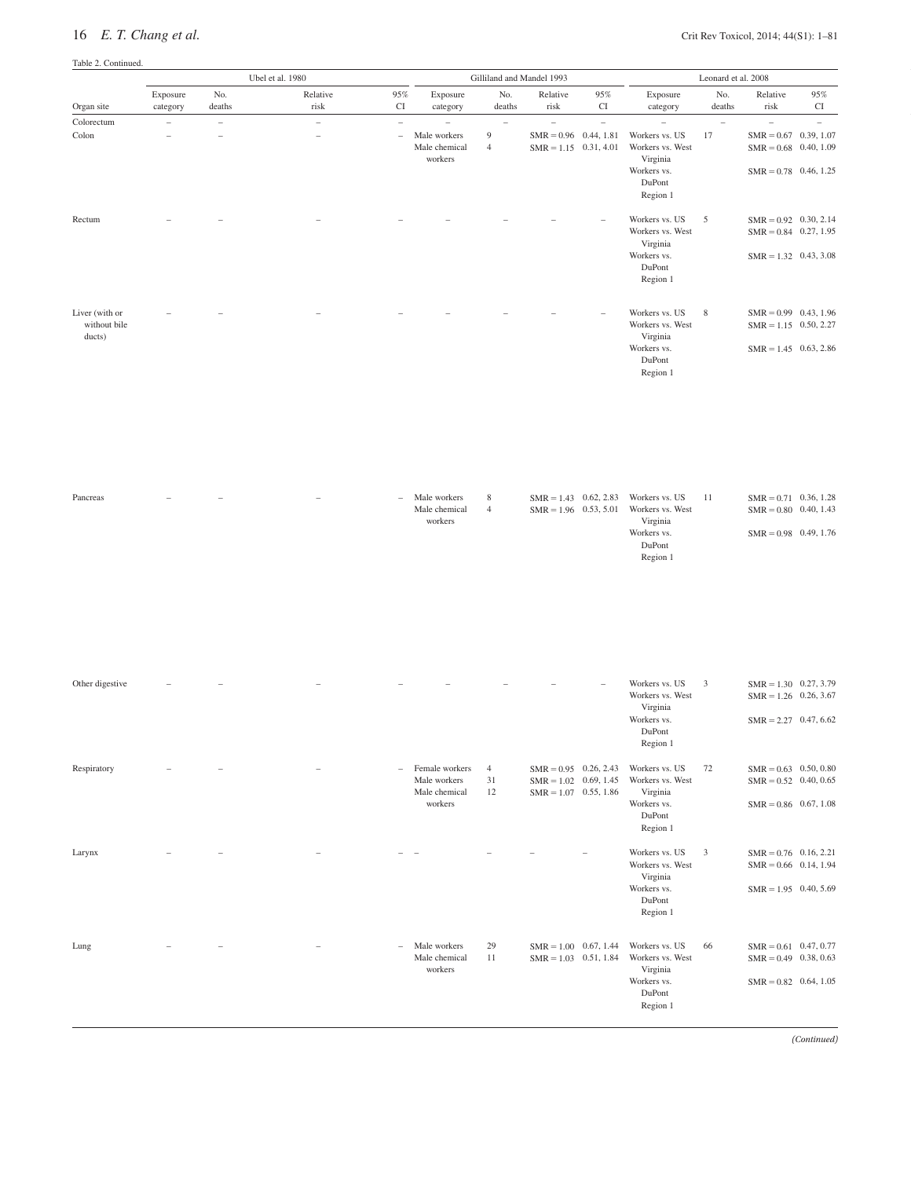Table 2. Continued.

| | Ubel et al. 1980 | | | | Gilliland and Mandel 1993 | | | | Leonard et al. 2008 | | | |
|---|---|---|---|---|---|---|---|---|---|---|---|---|
| Organ site | Exposure category | No. deaths | Relative risk | 95% CI | Exposure category | No. deaths | Relative risk | 95% CI | Exposure category | No. deaths | Relative risk | 95% CI |
| Colorectum | – | – | – | – | – | – | – | – | – | – | – | – |
| Colon | – | – | – | – | Male workers<br>Male chemical workers | 9<br>4 | SMR = 0.96<br>SMR = 1.15 | 0.44, 1.81<br>0.31, 4.01 | Workers vs. US<br>Workers vs. West Virginia<br>Workers vs. DuPont Region 1 | 17 | SMR = 0.67<br>SMR = 0.68<br>SMR = 0.78 | 0.39, 1.07<br>0.40, 1.09<br>0.46, 1.25 |
| Rectum | – | – | – | – | – | – | – | – | Workers vs. US<br>Workers vs. West Virginia<br>Workers vs. DuPont Region 1 | 5 | SMR = 0.92<br>SMR = 0.84<br>SMR = 1.32 | 0.30, 2.14<br>0.27, 1.95<br>0.43, 3.08 |
| Liver (with or without bile ducts) | – | – | – | – | – | – | – | – | Workers vs. US<br>Workers vs. West Virginia<br>Workers vs. DuPont Region 1 | 8 | SMR = 0.99<br>SMR = 1.15<br>SMR = 1.45 | 0.43, 1.96<br>0.50, 2.27<br>0.63, 2.86 |
| Pancreas | – | – | – | – | Male workers<br>Male chemical workers | 8<br>4 | SMR = 1.43<br>SMR = 1.96 | 0.62, 2.83<br>0.53, 5.01 | Workers vs. US<br>Workers vs. West Virginia<br>Workers vs. DuPont Region 1 | 11 | SMR = 0.71<br>SMR = 0.80<br>SMR = 0.98 | 0.36, 1.28<br>0.40, 1.43<br>0.49, 1.76 |
| Other digestive | – | – | – | – | – | – | – | – | Workers vs. US<br>Workers vs. West Virginia<br>Workers vs. DuPont Region 1 | 3 | SMR = 1.30<br>SMR = 1.26<br>SMR = 2.27 | 0.27, 3.79<br>0.26, 3.67<br>0.47, 6.62 |
| Respiratory | – | – | – | – | Female workers<br>Male workers<br>Male chemical workers | 4<br>31<br>12 | SMR = 0.95<br>SMR = 1.02<br>SMR = 1.07 | 0.26, 2.43<br>0.69, 1.45<br>0.55, 1.86 | Workers vs. US<br>Workers vs. West Virginia<br>Workers vs. DuPont Region 1 | 72 | SMR = 0.63<br>SMR = 0.52<br>SMR = 0.86 | 0.50, 0.80<br>0.40, 0.65<br>0.67, 1.08 |
| Larynx | – | – | – | – | – | – | – | – | Workers vs. US<br>Workers vs. West Virginia<br>Workers vs. DuPont Region 1 | 3 | SMR = 0.76<br>SMR = 0.66<br>SMR = 1.95 | 0.16, 2.21<br>0.14, 1.94<br>0.40, 5.69 |
| Lung | – | – | – | – | Male workers<br>Male chemical workers | 29<br>11 | SMR = 1.00<br>SMR = 1.03 | 0.67, 1.44<br>0.51, 1.84 | Workers vs. US<br>Workers vs. West Virginia<br>Workers vs. DuPont Region 1 | 66 | SMR = 0.61<br>SMR = 0.49<br>SMR = 0.82 | 0.47, 0.77<br>0.38, 0.63<br>0.64, 1.05 |

*(Continued)*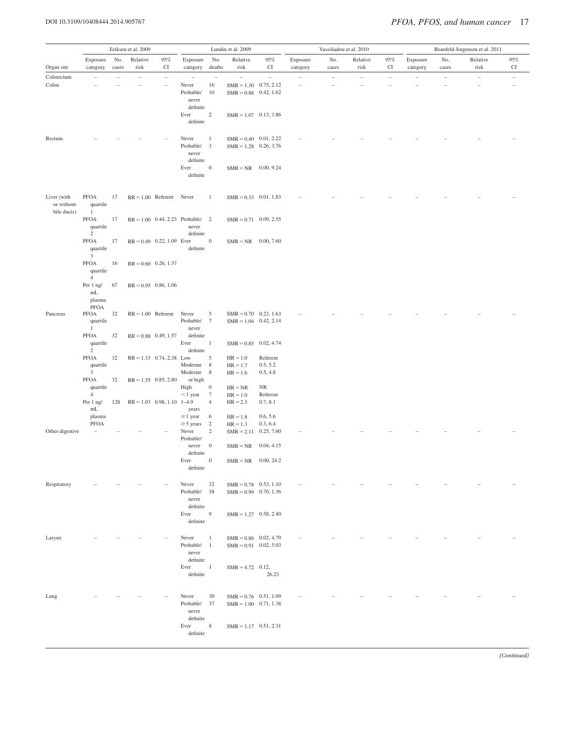| Organ site | Eriksen et al. 2009 | | | | Lundin et al. 2009 | | | | Vassiliadou et al. 2010 | | | | Bonefeld-Jorgensen et al. 2011 | | | |
|---|---|---|---|---|---|---|---|---|---|---|---|---|---|---|---|---|
| | Exposure category | No. cases | Relative risk | 95% CI | Exposure category | No. deaths | Relative risk | 95% CI | Exposure category | No. cases | Relative risk | 95% CI | Exposure category | No. cases | Relative risk | 95% CI |
| Colorectum | – | – | – | – | – | – | – | – | – | – | – | – | – | – | – | – |
| Colon | – | – | – | – | Never | 16 | SMR = 1.30 | 0.75, 2.12 | – | – | – | – | – | – | – | – |
| | | | | | Probable/never definite | 10 | SMR = 0.88 | 0.42, 1.62 | | | | | | | | |
| | | | | | Ever definite | 2 | SMR = 1.07 | 0.13, 3.86 | | | | | | | | |
| Rectum | – | – | – | – | Never | 1 | SMR = 0.40 | 0.01, 2.22 | – | – | – | – | – | – | – | – |
| | | | | | Probable/never definite | 3 | SMR = 1.28 | 0.26, 3.76 | | | | | | | | |
| | | | | | Ever definite | 0 | SMR = NR | 0.00, 9.24 | | | | | | | | |
| Liver (with or without bile ducts) | PFOA quartile 1 | 17 | RR = 1.00 | Referent | Never | 1 | SMR = 0.33 | 0.01, 1.83 | – | – | – | – | – | – | – | – |
| | PFOA quartile 2 | 17 | RR = 1.00 | 0.44, 2.23 | Probable/never definite | 2 | SMR = 0.71 | 0.09, 2.55 | | | | | | | | |
| | PFOA quartile 3 | 17 | RR = 0.49 | 0.22, 1.09 | Ever definite | 0 | SMR = NR | 0.00, 7.60 | | | | | | | | |
| | PFOA quartile 4 | 16 | RR = 0.60 | 0.26, 1.37 | | | | | | | | | | | | |
| | Per 1 ng/mL plasma PFOA | 67 | RR = 0.95 | 0.86, 1.06 | | | | | | | | | | | | |
| Pancreas | PFOA quartile 1 | 32 | RR = 1.00 | Referent | Never | 5 | SMR = 0.70 | 0.23, 1.63 | – | – | – | – | – | – | – | – |
| | | | | | Probable/never definite | 7 | SMR = 1.04 | 0.42, 2.14 | | | | | | | | |
| | PFOA quartile 2 | 32 | RR = 0.88 | 0.49, 1.57 | Ever definite | 1 | SMR = 0.85 | 0.02, 4.74 | | | | | | | | |
| | PFOA quartile 3 | 32 | RR = 1.33 | 0.74, 2.38 | Low | 5 | HR = 1.0 | Referent | | | | | | | | |
| | | | | | Moderate | 8 | HR = 1.7 | 0.5, 5.2 | | | | | | | | |
| | | | | | Moderate or high | 8 | HR = 1.6 | 0.5, 4.8 | | | | | | | | |
| | PFOA quartile 4 | 32 | RR = 1.55 | 0.85, 2.80 | High | 0 | HR = NR | NR | | | | | | | | |
| | | | | | <1 year | 7 | HR = 1.0 | Referent | | | | | | | | |
| | Per 1 ng/mL plasma PFOA | 128 | RR = 1.03 | 0.98, 1.10 | 1–4.9 years | 4 | HR = 2.3 | 0.7, 8.1 | | | | | | | | |
| | | | | | ≥1 year | 6 | HR = 1.8 | 0.6, 5.6 | | | | | | | | |
| | | | | | ≥5 years | 2 | HR = 1.3 | 0.3, 6.4 | | | | | | | | |
| Other digestive | – | – | – | – | Never | 2 | SMR = 2.11 | 0.25, 7.60 | – | – | – | – | – | – | – | – |
| | | | | | Probable/never definite | 0 | SMR = NR | 0.04, 4.15 | | | | | | | | |
| | | | | | Ever definite | 0 | SMR = NR | 0.00, 24.2 | | | | | | | | |
| Respiratory | – | – | – | – | Never | 32 | SMR = 0.78 | 0.53, 1.10 | – | – | – | – | – | – | – | – |
| | | | | | Probable/never definite | 38 | SMR = 0.99 | 0.70, 1.36 | | | | | | | | |
| | | | | | Ever definite | 9 | SMR = 1.27 | 0.58, 2.40 | | | | | | | | |
| Larynx | – | – | – | – | Never | 1 | SMR = 0.86 | 0.02, 4.79 | – | – | – | – | – | – | – | – |
| | | | | | Probable/never definite | 1 | SMR = 0.91 | 0.02, 5.03 | | | | | | | | |
| | | | | | Ever definite | 1 | SMR = 4.72 | 0.12, 26.23 | | | | | | | | |
| Lung | – | – | – | – | Never | 30 | SMR = 0.76 | 0.51, 1.09 | – | – | – | – | – | – | – | – |
| | | | | | Probable/never definite | 37 | SMR = 1.00 | 0.71, 1.38 | | | | | | | | |
| | | | | | Ever definite | 8 | SMR = 1.17 | 0.51, 2.31 | | | | | | | | |

*(Continued)*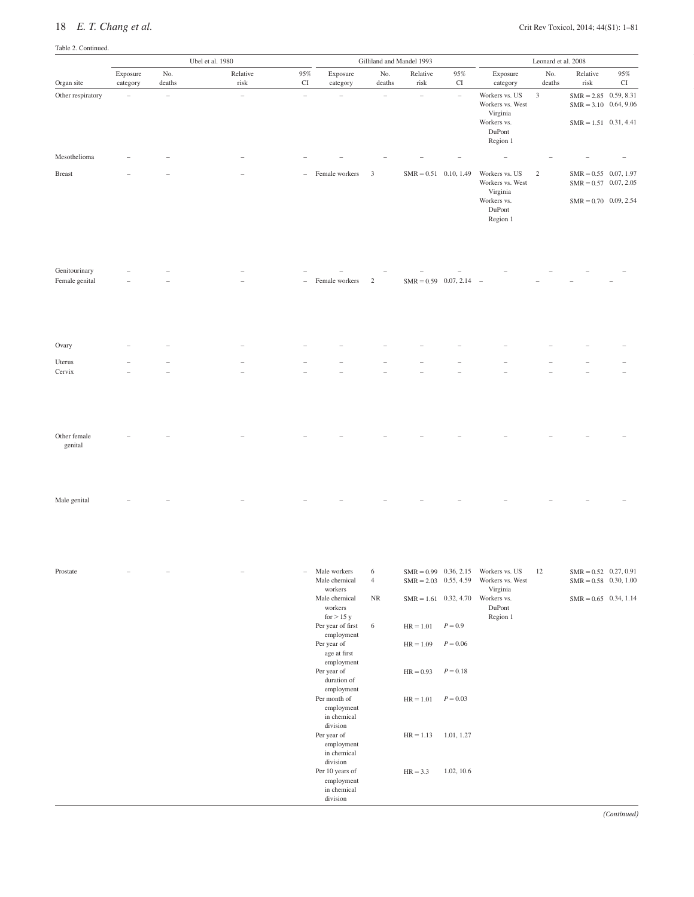Table 2. Continued.

| Organ site | Ubel et al. 1980 | | | | Gilliland and Mandel 1993 | | | | Leonard et al. 2008 | | | |
|---|---|---|---|---|---|---|---|---|---|---|---|---|
| | Exposure category | No. deaths | Relative risk | 95% CI | Exposure category | No. deaths | Relative risk | 95% CI | Exposure category | No. deaths | Relative risk | 95% CI |
| Other respiratory | – | – | – | – | – | – | – | – | Workers vs. US | 3 | SMR = 2.85 | 0.59, 8.31 |
| | | | | | | | | | Workers vs. West Virginia | | SMR = 3.10 | 0.64, 9.06 |
| | | | | | | | | | Workers vs. DuPont Region 1 | | SMR = 1.51 | 0.31, 4.41 |
| Mesothelioma | – | – | – | – | – | – | – | – | – | – | – | – |
| Breast | – | – | – | – | Female workers | 3 | SMR = 0.51 | 0.10, 1.49 | Workers vs. US | 2 | SMR = 0.55 | 0.07, 1.97 |
| | | | | | | | | | Workers vs. West Virginia | | SMR = 0.57 | 0.07, 2.05 |
| | | | | | | | | | Workers vs. DuPont Region 1 | | SMR = 0.70 | 0.09, 2.54 |
| Genitourinary | – | – | – | – | – | – | – | – | – | – | – | – |
| Female genital | – | – | – | – | Female workers | 2 | SMR = 0.59 | 0.07, 2.14 | – | – | – | – |
| Ovary | – | – | – | – | – | – | – | – | – | – | – | – |
| Uterus | – | – | – | – | – | – | – | – | – | – | – | – |
| Cervix | – | – | – | – | – | – | – | – | – | – | – | – |
| Other female genital | – | – | – | – | – | – | – | – | – | – | – | – |
| Male genital | – | – | – | – | – | – | – | – | – | – | – | – |
| Prostate | – | – | – | – | Male workers | 6 | SMR = 0.99 | 0.36, 2.15 | Workers vs. US | 12 | SMR = 0.52 | 0.27, 0.91 |
| | | | | | Male chemical workers | 4 | SMR = 2.03 | 0.55, 4.59 | Workers vs. West Virginia | | SMR = 0.58 | 0.30, 1.00 |
| | | | | | Male chemical workers for > 15 y | NR | SMR = 1.61 | 0.32, 4.70 | Workers vs. DuPont Region 1 | | SMR = 0.65 | 0.34, 1.14 |
| | | | | | Per year of first employment | 6 | HR = 1.01 | $P = 0.9$ | | | | |
| | | | | | Per year of age at first employment | | HR = 1.09 | $P = 0.06$ | | | | |
| | | | | | Per year of duration of employment | | HR = 0.93 | $P = 0.18$ | | | | |
| | | | | | Per month of employment in chemical division | | HR = 1.01 | $P = 0.03$ | | | | |
| | | | | | Per year of employment in chemical division | | HR = 1.13 | 1.01, 1.27 | | | | |
| | | | | | Per 10 years of employment in chemical division | | HR = 3.3 | 1.02, 10.6 | | | | |

*(Continued)*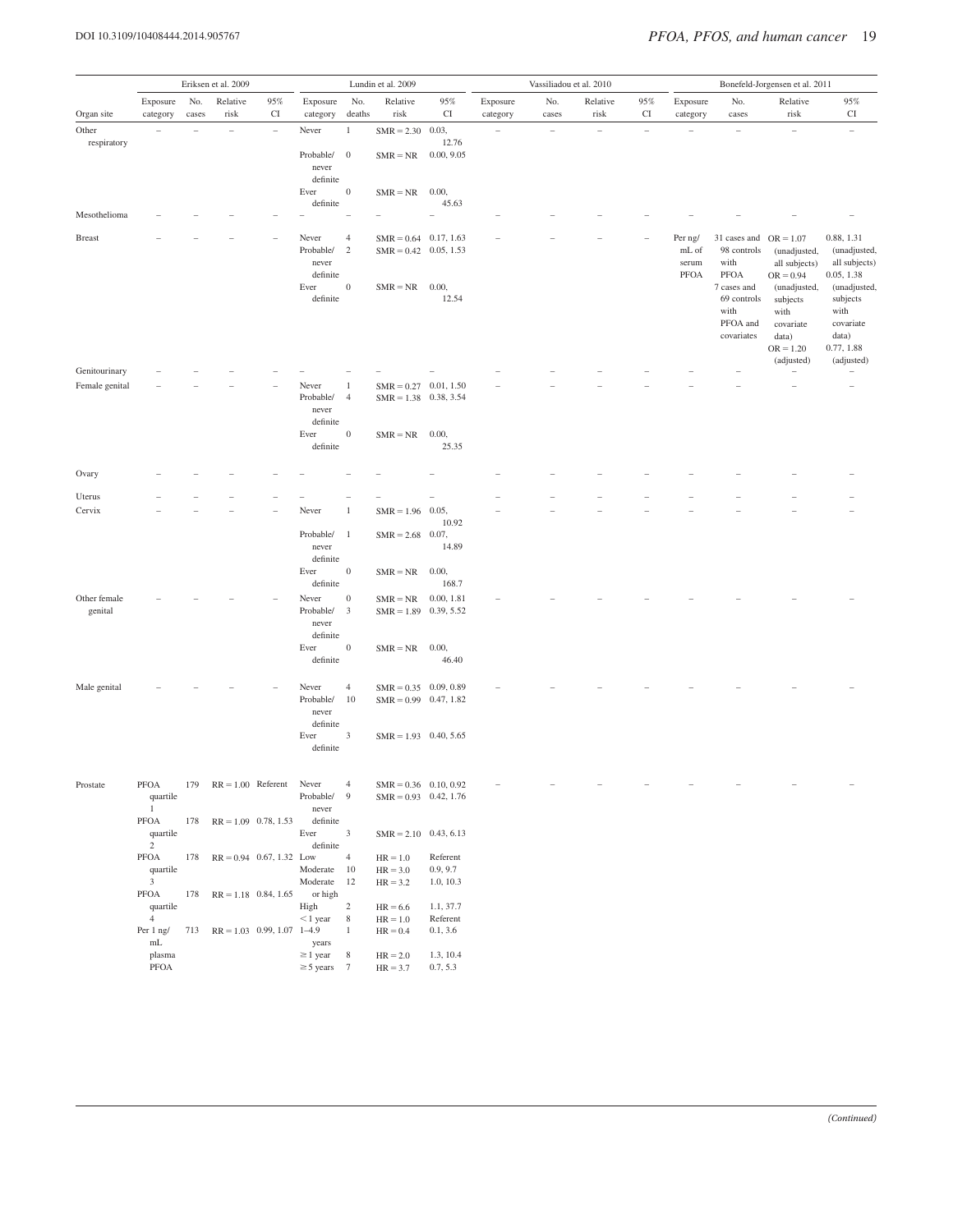| | Eriksen et al. 2009 | | | | Lundin et al. 2009 | | | | Vassiliadou et al. 2010 | | | | Bonefeld-Jorgensen et al. 2011 | | | |
|---|---|---|---|---|---|---|---|---|---|---|---|---|---|---|---|---|
| Organ site | Exposure category | No. cases | Relative risk | 95% CI | Exposure category | No. deaths | Relative risk | 95% CI | Exposure category | No. cases | Relative risk | 95% CI | Exposure category | No. cases | Relative risk | 95% CI |
| Other respiratory | – | – | – | – | Never | 1 | SMR = 2.30 | 0.03, 12.76 | – | – | – | – | – | – | – | – |
| | | | | | Probable/never definite | 0 | SMR = NR | 0.00, 9.05 | | | | | | | | |
| | | | | | Ever definite | 0 | SMR = NR | 0.00, 45.63 | | | | | | | | |
| Mesothelioma | – | – | – | – | – | – | – | – | – | – | – | – | – | – | – | – |
| Breast | – | – | – | – | Never | 4 | SMR = 0.64 | 0.17, 1.63 | – | – | – | – | Per ng/mL of serum PFOA | 31 cases and 98 controls with PFOA | OR = 1.07 (unadjusted, all subjects) | 0.88, 1.31 (unadjusted, all subjects) |
| | | | | | Probable/never definite | 2 | SMR = 0.42 | 0.05, 1.53 | | | | | | 7 cases and 69 controls with PFOA and covariates | OR = 0.94 (unadjusted, subjects with covariate data) | 0.05, 1.38 (unadjusted, subjects with covariate data) |
| | | | | | Ever definite | 0 | SMR = NR | 0.00, 12.54 | | | | | | | OR = 1.20 (adjusted) | 0.77, 1.88 (adjusted) |
| Genitourinary | – | – | – | – | – | – | – | – | – | – | – | – | – | – | – | – |
| Female genital | – | – | – | – | Never | 1 | SMR = 0.27 | 0.01, 1.50 | – | – | – | – | – | – | – | – |
| | | | | | Probable/never definite | 4 | SMR = 1.38 | 0.38, 3.54 | | | | | | | | |
| | | | | | Ever definite | 0 | SMR = NR | 0.00, 25.35 | | | | | | | | |
| Ovary | – | – | – | – | – | – | – | – | – | – | – | – | – | – | – | – |
| Uterus | – | – | – | – | – | – | – | – | – | – | – | – | – | – | – | – |
| Cervix | – | – | – | – | Never | 1 | SMR = 1.96 | 0.05, 10.92 | – | – | – | – | – | – | – | – |
| | | | | | Probable/never definite | 1 | SMR = 2.68 | 0.07, 14.89 | | | | | | | | |
| | | | | | Ever definite | 0 | SMR = NR | 0.00, 168.7 | | | | | | | | |
| Other female genital | – | – | – | – | Never | 0 | SMR = NR | 0.00, 1.81 | – | – | – | – | – | – | – | – |
| | | | | | Probable/never definite | 3 | SMR = 1.89 | 0.39, 5.52 | | | | | | | | |
| | | | | | Ever definite | 0 | SMR = NR | 0.00, 46.40 | | | | | | | | |
| Male genital | – | – | – | – | Never | 4 | SMR = 0.35 | 0.09, 0.89 | – | – | – | – | – | – | – | – |
| | | | | | Probable/never definite | 10 | SMR = 0.99 | 0.47, 1.82 | | | | | | | | |
| | | | | | Ever definite | 3 | SMR = 1.93 | 0.40, 5.65 | | | | | | | | |
| Prostate | PFOA quartile 1 | 179 | RR = 1.00 | Referent | Never | 4 | SMR = 0.36 | 0.10, 0.92 | – | – | – | – | – | – | – | – |
| | | | | | Probable/never definite | 9 | SMR = 0.93 | 0.42, 1.76 | | | | | | | | |
| | PFOA quartile 2 | 178 | RR = 1.09 | 0.78, 1.53 | Ever definite | 3 | SMR = 2.10 | 0.43, 6.13 | | | | | | | | |
| | PFOA quartile 3 | 178 | RR = 0.94 | 0.67, 1.32 | Low | 4 | HR = 1.0 | Referent | | | | | | | | |
| | | | | | Moderate | 10 | HR = 3.0 | 0.9, 9.7 | | | | | | | | |
| | PFOA quartile 4 | 178 | RR = 1.18 | 0.84, 1.65 | Moderate or high | 12 | HR = 3.2 | 1.0, 10.3 | | | | | | | | |
| | | | | | High | 2 | HR = 6.6 | 1.1, 37.7 | | | | | | | | |
| | | | | | < 1 year | 8 | HR = 1.0 | Referent | | | | | | | | |
| | Per 1 ng/mL plasma PFOA | 713 | RR = 1.03 | 0.99, 1.07 | 1–4.9 years | 1 | HR = 0.4 | 0.1, 3.6 | | | | | | | | |
| | | | | | ≥ 1 year | 8 | HR = 2.0 | 1.3, 10.4 | | | | | | | | |
| | | | | | ≥ 5 years | 7 | HR = 3.7 | 0.7, 5.3 | | | | | | | | |

*(Continued)*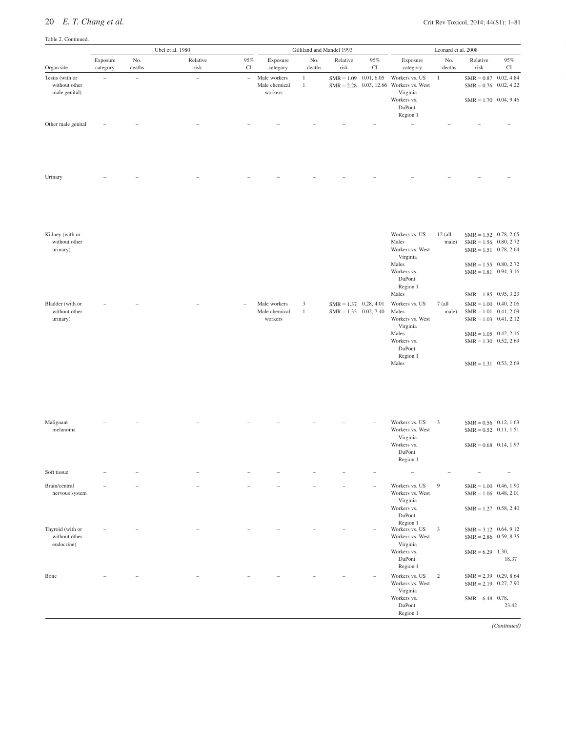Table 2. Continued.

| | Ubel et al. 1980 | | | | Gilliland and Mandel 1993 | | | | Leonard et al. 2008 | | | |
|---|---|---|---|---|---|---|---|---|---|---|---|---|
| Organ site | Exposure category | No. deaths | Relative risk | 95% CI | Exposure category | No. deaths | Relative risk | 95% CI | Exposure category | No. deaths | Relative risk | 95% CI |
| Testis (with or without other male genital) | – | – | – | – | Male workers<br>Male chemical workers | 1<br>1 | SMR = 1.09<br>SMR = 2.28 | 0.01, 6.05<br>0.03, 12.66 | Workers vs. US<br>Workers vs. West Virginia<br>Workers vs. DuPont Region 1 | 1 | SMR = 0.87<br>SMR = 0.76<br>SMR = 1.70 | 0.02, 4.84<br>0.02, 4.22<br>0.04, 9.46 |
| Other male genital | – | – | – | – | – | – | – | – | – | – | – | – |
| Urinary | – | – | – | – | – | – | – | – | – | – | – | – |
| Kidney (with or without other urinary) | – | – | – | – | – | – | – | – | Workers vs. US<br>Males<br>Workers vs. West Virginia<br>Males<br>Workers vs. DuPont Region 1<br>Males | 12 (all male) | SMR = 1.52<br>SMR = 1.56<br>SMR = 1.51<br>SMR = 1.55<br>SMR = 1.81<br>SMR = 1.85 | 0.78, 2.65<br>0.80, 2.72<br>0.78, 2.64<br>0.80, 2.72<br>0.94, 3.16<br>0.95, 3.23 |
| Bladder (with or without other urinary) | – | – | – | – | Male workers<br>Male chemical workers | 3<br>1 | SMR = 1.37<br>SMR = 1.33 | 0.28, 4.01<br>0.02, 7.40 | Workers vs. US<br>Males<br>Workers vs. West Virginia<br>Males<br>Workers vs. DuPont Region 1<br>Males | 7 (all male) | SMR = 1.00<br>SMR = 1.01<br>SMR = 1.03<br>SMR = 1.05<br>SMR = 1.30<br>SMR = 1.31 | 0.40, 2.06<br>0.41, 2.09<br>0.41, 2.12<br>0.42, 2.16<br>0.52, 2.69<br>0.53, 2.69 |
| Malignant melanoma | – | – | – | – | – | – | – | – | Workers vs. US<br>Workers vs. West Virginia<br>Workers vs. DuPont Region 1 | 3 | SMR = 0.56<br>SMR = 0.52<br>SMR = 0.68 | 0.12, 1.63<br>0.11, 1.51<br>0.14, 1.97 |
| Soft tissue | – | – | – | – | – | – | – | – | – | – | – | – |
| Brain/central nervous system | – | – | – | – | – | – | – | – | Workers vs. US<br>Workers vs. West Virginia<br>Workers vs. DuPont Region 1 | 9 | SMR = 1.00<br>SMR = 1.06<br>SMR = 1.27 | 0.46, 1.90<br>0.48, 2.01<br>0.58, 2.40 |
| Thyroid (with or without other endocrine) | – | – | – | – | – | – | – | – | Workers vs. US<br>Workers vs. West Virginia<br>Workers vs. DuPont Region 1 | 3 | SMR = 3.12<br>SMR = 2.86<br>SMR = 6.29 | 0.64, 9.12<br>0.59, 8.35<br>1.30, 18.37 |
| Bone | – | – | – | – | – | – | – | – | Workers vs. US<br>Workers vs. West Virginia<br>Workers vs. DuPont Region 1 | 2 | SMR = 2.39<br>SMR = 2.19<br>SMR = 6.48 | 0.29, 8.64<br>0.27, 7.90<br>0.78, 23.42 |

*(Continued)*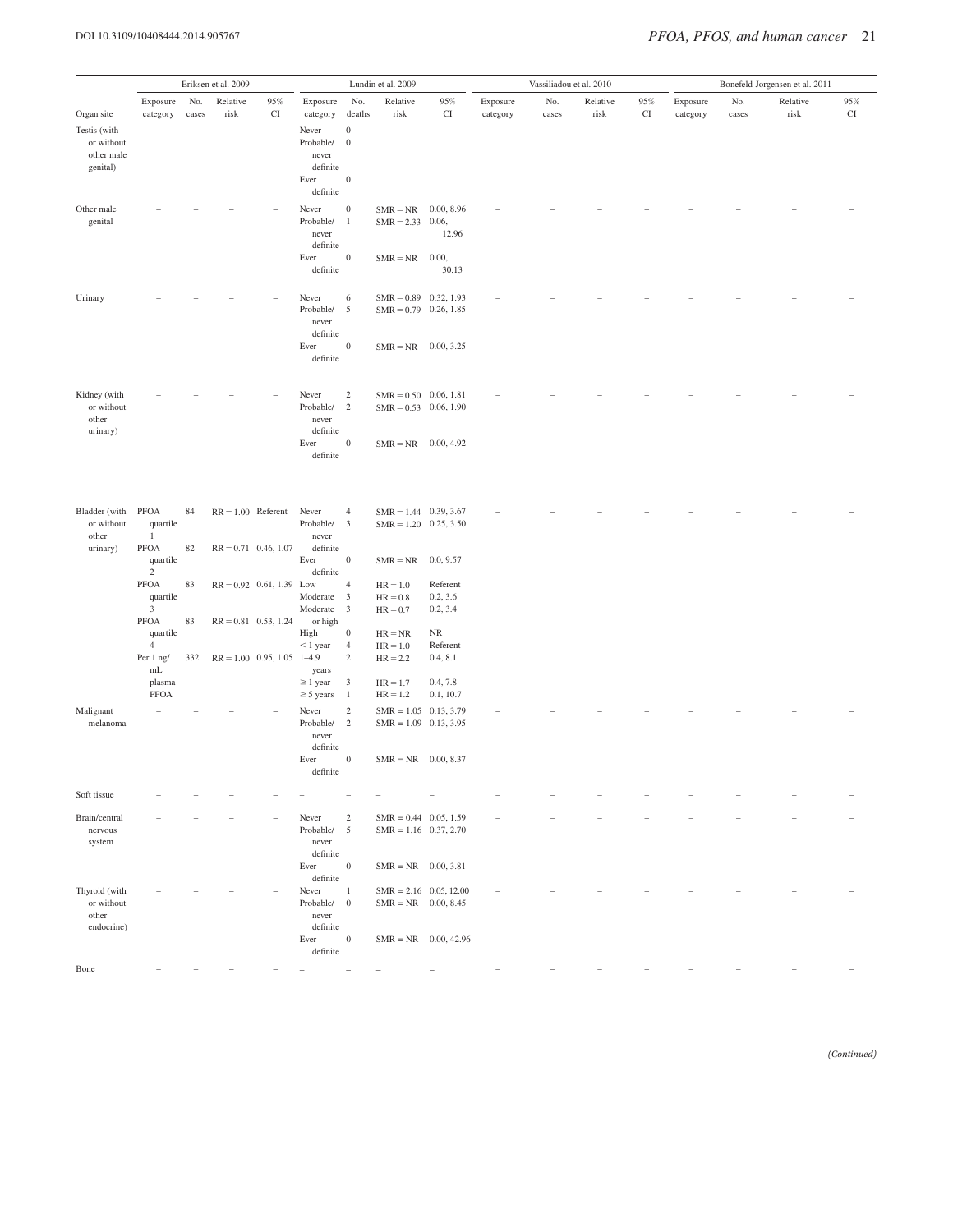| | Eriksen et al. 2009 | | | | Lundin et al. 2009 | | | | Vassiliadou et al. 2010 | | | | Bonefeld-Jorgensen et al. 2011 | | | |
|---|---|---|---|---|---|---|---|---|---|---|---|---|---|---|---|---|
| Organ site | Exposure category | No. cases | Relative risk | 95% CI | Exposure category | No. deaths | Relative risk | 95% CI | Exposure category | No. cases | Relative risk | 95% CI | Exposure category | No. cases | Relative risk | 95% CI |
| Testis (with or without other male genital) | – | – | – | – | Never | 0 | – | – | – | – | – | – | – | – | – | – |
| | | | | | Probable/never definite | 0 | | | | | | | | | | |
| | | | | | Ever definite | 0 | | | | | | | | | | |
| Other male genital | – | – | – | – | Never | 0 | SMR = NR | 0.00, 8.96 | – | – | – | – | – | – | – | – |
| | | | | | Probable/never definite | 1 | SMR = 2.33 | 0.06, 12.96 | | | | | | | | |
| | | | | | Ever definite | 0 | SMR = NR | 0.00, 30.13 | | | | | | | | |
| Urinary | – | – | – | – | Never | 6 | SMR = 0.89 | 0.32, 1.93 | – | – | – | – | – | – | – | – |
| | | | | | Probable/never definite | 5 | SMR = 0.79 | 0.26, 1.85 | | | | | | | | |
| | | | | | Ever definite | 0 | SMR = NR | 0.00, 3.25 | | | | | | | | |
| Kidney (with or without other urinary) | – | – | – | – | Never | 2 | SMR = 0.50 | 0.06, 1.81 | – | – | – | – | – | – | – | – |
| | | | | | Probable/never definite | 2 | SMR = 0.53 | 0.06, 1.90 | | | | | | | | |
| | | | | | Ever definite | 0 | SMR = NR | 0.00, 4.92 | | | | | | | | |
| Bladder (with or without other urinary) | PFOA quartile 1 | 84 | RR = 1.00 | Referent | Never | 4 | SMR = 1.44 | 0.39, 3.67 | – | – | – | – | – | – | – | – |
| | PFOA quartile 2 | 82 | RR = 0.71 | 0.46, 1.07 | Probable/never definite | 3 | SMR = 1.20 | 0.25, 3.50 | | | | | | | | |
| | | | | | Ever definite | 0 | SMR = NR | 0.0, 9.57 | | | | | | | | |
| | PFOA quartile 3 | 83 | RR = 0.92 | 0.61, 1.39 | Low | 4 | HR = 1.0 | Referent | | | | | | | | |
| | | | | | Moderate | 3 | HR = 0.8 | 0.2, 3.6 | | | | | | | | |
| | | | | | Moderate or high | 3 | HR = 0.7 | 0.2, 3.4 | | | | | | | | |
| | PFOA quartile 4 | 83 | RR = 0.81 | 0.53, 1.24 | High | 0 | HR = NR | NR | | | | | | | | |
| | | | | | < 1 year | 4 | HR = 1.0 | Referent | | | | | | | | |
| | Per 1 ng/mL plasma PFOA | 332 | RR = 1.00 | 0.95, 1.05 | 1–4.9 years | 2 | HR = 2.2 | 0.4, 8.1 | | | | | | | | |
| | | | | | ≥ 1 year | 3 | HR = 1.7 | 0.4, 7.8 | | | | | | | | |
| | | | | | ≥ 5 years | 1 | HR = 1.2 | 0.1, 10.7 | | | | | | | | |
| Malignant melanoma | – | – | – | – | Never | 2 | SMR = 1.05 | 0.13, 3.79 | – | – | – | – | – | – | – | – |
| | | | | | Probable/never definite | 2 | SMR = 1.09 | 0.13, 3.95 | | | | | | | | |
| | | | | | Ever definite | 0 | SMR = NR | 0.00, 8.37 | | | | | | | | |
| Soft tissue | – | – | – | – | – | – | – | – | – | – | – | – | – | – | – | – |
| Brain/central nervous system | – | – | – | – | Never | 2 | SMR = 0.44 | 0.05, 1.59 | – | – | – | – | – | – | – | – |
| | | | | | Probable/never definite | 5 | SMR = 1.16 | 0.37, 2.70 | | | | | | | | |
| | | | | | Ever definite | 0 | SMR = NR | 0.00, 3.81 | | | | | | | | |
| Thyroid (with or without other endocrine) | – | – | – | – | Never | 1 | SMR = 2.16 | 0.05, 12.00 | – | – | – | – | – | – | – | – |
| | | | | | Probable/never definite | 0 | SMR = NR | 0.00, 8.45 | | | | | | | | |
| | | | | | Ever definite | 0 | SMR = NR | 0.00, 42.96 | | | | | | | | |
| Bone | – | – | – | – | – | – | – | – | – | – | – | – | – | – | – | – |

*(Continued)*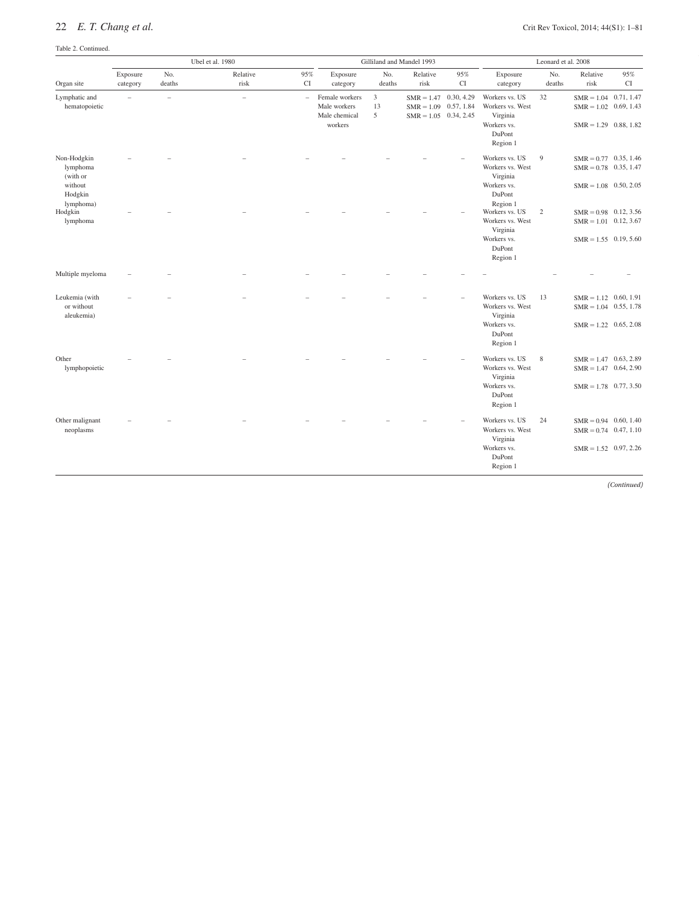Table 2. Continued.

| | Ubel et al. 1980 | | | | Gilliland and Mandel 1993 | | | | Leonard et al. 2008 | | | |
|---|---|---|---|---|---|---|---|---|---|---|---|---|
| Organ site | Exposure category | No. deaths | Relative risk | 95% CI | Exposure category | No. deaths | Relative risk | 95% CI | Exposure category | No. deaths | Relative risk | 95% CI |
| Lymphatic and hematopoietic | – | – | – | – | Female workers<br>Male workers<br>Male chemical workers | 3<br>13<br>5 | SMR = 1.47<br>SMR = 1.09<br>SMR = 1.05 | 0.30, 4.29<br>0.57, 1.84<br>0.34, 2.45 | Workers vs. US<br>Workers vs. West Virginia<br>Workers vs. DuPont Region 1 | 32 | SMR = 1.04<br>SMR = 1.02<br>SMR = 1.29 | 0.71, 1.47<br>0.69, 1.43<br>0.88, 1.82 |
| Non-Hodgkin lymphoma (with or without Hodgkin lymphoma) | – | – | – | – | – | – | – | – | Workers vs. US<br>Workers vs. West Virginia<br>Workers vs. DuPont Region 1 | 9 | SMR = 0.77<br>SMR = 0.78<br>SMR = 1.08 | 0.35, 1.46<br>0.35, 1.47<br>0.50, 2.05 |
| Hodgkin lymphoma | – | – | – | – | – | – | – | – | Workers vs. US<br>Workers vs. West Virginia<br>Workers vs. DuPont Region 1 | 2 | SMR = 0.98<br>SMR = 1.01<br>SMR = 1.55 | 0.12, 3.56<br>0.12, 3.67<br>0.19, 5.60 |
| Multiple myeloma | – | – | – | – | – | – | – | – | – | – | – | – |
| Leukemia (with or without aleukemia) | – | – | – | – | – | – | – | – | Workers vs. US<br>Workers vs. West Virginia<br>Workers vs. DuPont Region 1 | 13 | SMR = 1.12<br>SMR = 1.04<br>SMR = 1.22 | 0.60, 1.91<br>0.55, 1.78<br>0.65, 2.08 |
| Other lymphopoietic | – | – | – | – | – | – | – | – | Workers vs. US<br>Workers vs. West Virginia<br>Workers vs. DuPont Region 1 | 8 | SMR = 1.47<br>SMR = 1.47<br>SMR = 1.78 | 0.63, 2.89<br>0.64, 2.90<br>0.77, 3.50 |
| Other malignant neoplasms | – | – | – | – | – | – | – | – | Workers vs. US<br>Workers vs. West Virginia<br>Workers vs. DuPont Region 1 | 24 | SMR = 0.94<br>SMR = 0.74<br>SMR = 1.52 | 0.60, 1.40<br>0.47, 1.10<br>0.97, 2.26 |

*(Continued)*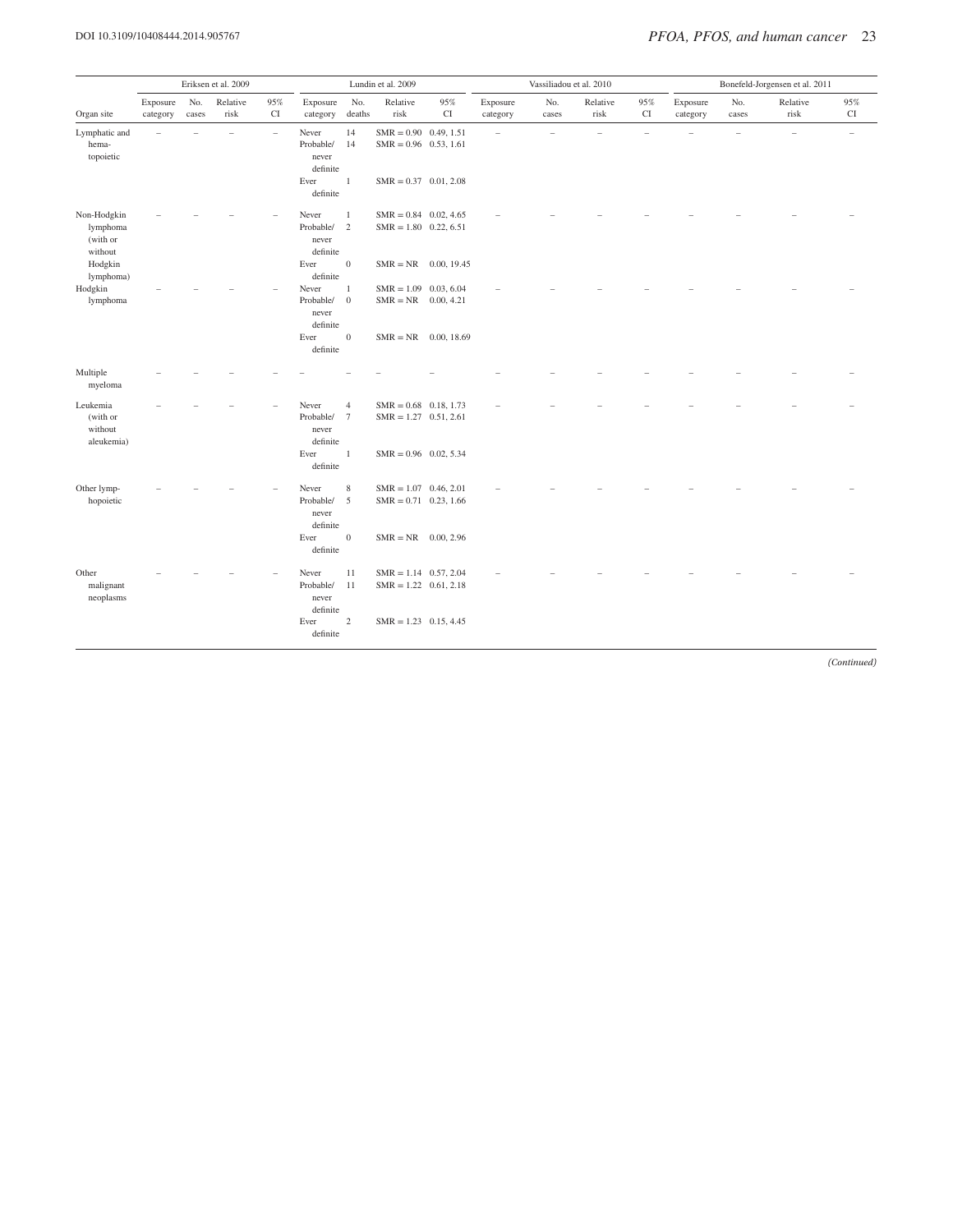| Organ site | Eriksen et al. 2009 | | | | Lundin et al. 2009 | | | | Vassiliadou et al. 2010 | | | | Bonefeld-Jorgensen et al. 2011 | | | |
|---|---|---|---|---|---|---|---|---|---|---|---|---|---|---|---|---|
| | Exposure category | No. cases | Relative risk | 95% CI | Exposure category | No. deaths | Relative risk | 95% CI | Exposure category | No. cases | Relative risk | 95% CI | Exposure category | No. cases | Relative risk | 95% CI |
| Lymphatic and hema-topoietic | – | – | – | – | Never | 14 | SMR = 0.90 | 0.49, 1.51 | – | – | – | – | – | – | – | – |
| | | | | | Probable/ never definite | 14 | SMR = 0.96 | 0.53, 1.61 | | | | | | | | |
| | | | | | Ever definite | 1 | SMR = 0.37 | 0.01, 2.08 | | | | | | | | |
| Non-Hodgkin lymphoma (with or without Hodgkin lymphoma) | – | – | – | – | Never | 1 | SMR = 0.84 | 0.02, 4.65 | – | – | – | – | – | – | – | – |
| | | | | | Probable/ never definite | 2 | SMR = 1.80 | 0.22, 6.51 | | | | | | | | |
| | | | | | Ever definite | 0 | SMR = NR | 0.00, 19.45 | | | | | | | | |
| Hodgkin lymphoma | – | – | – | – | Never | 1 | SMR = 1.09 | 0.03, 6.04 | – | – | – | – | – | – | – | – |
| | | | | | Probable/ never definite | 0 | SMR = NR | 0.00, 4.21 | | | | | | | | |
| | | | | | Ever definite | 0 | SMR = NR | 0.00, 18.69 | | | | | | | | |
| Multiple myeloma | – | – | – | – | – | – | – | – | – | – | – | – | – | – | – | – |
| Leukemia (with or without aleukemia) | – | – | – | – | Never | 4 | SMR = 0.68 | 0.18, 1.73 | – | – | – | – | – | – | – | – |
| | | | | | Probable/ never definite | 7 | SMR = 1.27 | 0.51, 2.61 | | | | | | | | |
| | | | | | Ever definite | 1 | SMR = 0.96 | 0.02, 5.34 | | | | | | | | |
| Other lymp-hopoietic | – | – | – | – | Never | 8 | SMR = 1.07 | 0.46, 2.01 | – | – | – | – | – | – | – | – |
| | | | | | Probable/ never definite | 5 | SMR = 0.71 | 0.23, 1.66 | | | | | | | | |
| | | | | | Ever definite | 0 | SMR = NR | 0.00, 2.96 | | | | | | | | |
| Other malignant neoplasms | – | – | – | – | Never | 11 | SMR = 1.14 | 0.57, 2.04 | – | – | – | – | – | – | – | – |
| | | | | | Probable/ never definite | 11 | SMR = 1.22 | 0.61, 2.18 | | | | | | | | |
| | | | | | Ever definite | 2 | SMR = 1.23 | 0.15, 4.45 | | | | | | | | |

*(Continued)*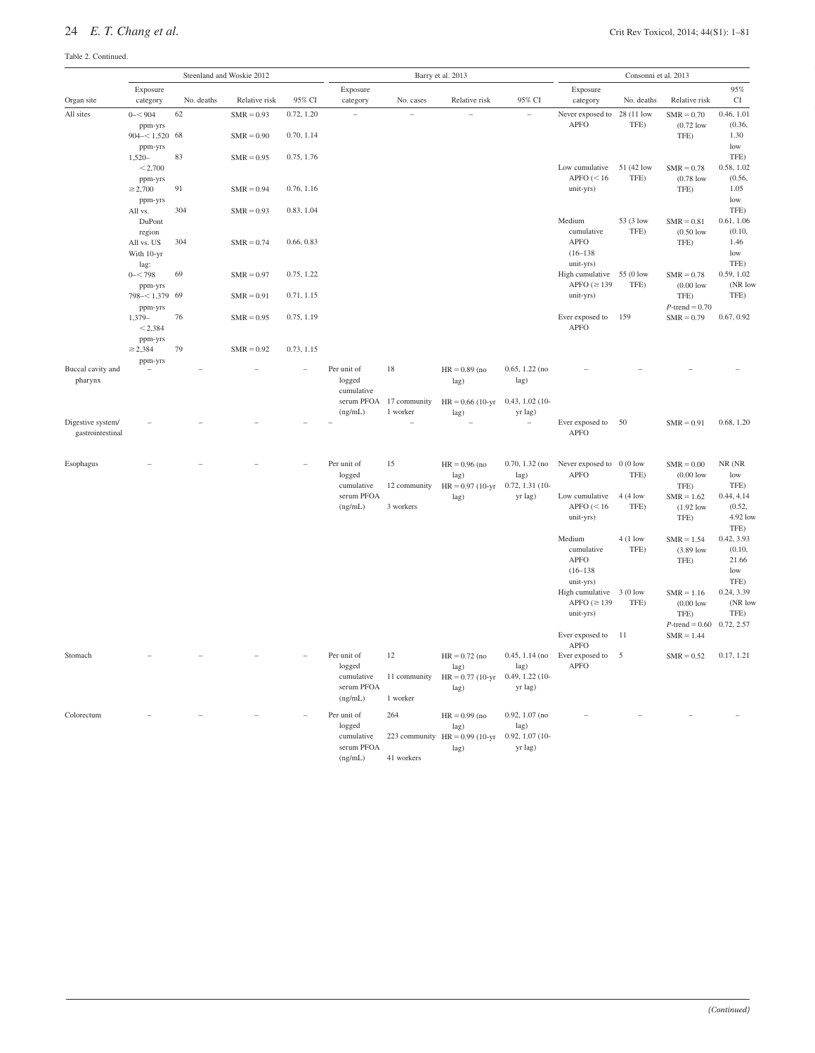Table 2. Continued.

| Organ site | Steenland and Woskie 2012 | | | | Barry et al. 2013 | | | | Consonni et al. 2013 | | | |
|---|---|---|---|---|---|---|---|---|---|---|---|---|
| | Exposure category | No. deaths | Relative risk | 95% CI | Exposure category | No. cases | Relative risk | 95% CI | Exposure category | No. deaths | Relative risk | 95% CI |
| All sites | 0–<904 ppm-yrs | 62 | SMR = 0.93 | 0.72, 1.20 | – | – | – | – | Never exposed to APFO | 28 (11 low TFE) | SMR = 0.70 (0.72 low TFE) | 0.46, 1.01 (0.36, 1.30 low TFE) |
| | 904–<1,520 ppm-yrs | 68 | SMR = 0.90 | 0.70, 1.14 | | | | | Low cumulative APFO (<16 unit-yrs) | 51 (42 low TFE) | SMR = 0.78 (0.78 low TFE) | 0.58, 1.02 (0.56, 1.05 low TFE) |
| | 1,520–<2,700 ppm-yrs | 83 | SMR = 0.95 | 0.75, 1.76 | | | | | Medium cumulative APFO (16–138 unit-yrs) | 53 (3 low TFE) | SMR = 0.81 (0.50 low TFE) | 0.61, 1.06 (0.10, 1.46 low TFE) |
| | ≥2,700 ppm-yrs | 91 | SMR = 0.94 | 0.76, 1.16 | | | | | High cumulative APFO (≥139 unit-yrs) | 55 (0 low TFE) | SMR = 0.78 (0.00 low TFE) *P*-trend = 0.70 | 0.59, 1.02 (NR low TFE) |
| | All vs. DuPont region | 304 | SMR = 0.93 | 0.83, 1.04 | | | | | Ever exposed to APFO | 159 | SMR = 0.79 | 0.67, 0.92 |
| | All vs. US | 304 | SMR = 0.74 | 0.66, 0.83 | | | | | | | | |
| | With 10-yr lag: | | | | | | | | | | | |
| | 0–<798 ppm-yrs | 69 | SMR = 0.97 | 0.75, 1.22 | | | | | | | | |
| | 798–<1,379 ppm-yrs | 69 | SMR = 0.91 | 0.71, 1.15 | | | | | | | | |
| | 1,379–<2,384 ppm-yrs | 76 | SMR = 0.95 | 0.75, 1.19 | | | | | | | | |
| | ≥2,384 ppm-yrs | 79 | SMR = 0.92 | 0.73, 1.15 | | | | | | | | |
| Buccal cavity and pharynx | – | – | – | – | Per unit of logged cumulative serum PFOA (ng/mL) | 18 | HR = 0.89 (no lag) | 0.65, 1.22 (no lag) | – | – | – | – |
| | | | | | | 17 community 1 worker | HR = 0.66 (10-yr lag) | 0.43, 1.02 (10-yr lag) | | | | |
| Digestive system/ gastrointestinal | – | – | – | – | – | – | – | – | Ever exposed to APFO | 50 | SMR = 0.91 | 0.68, 1.20 |
| Esophagus | – | – | – | – | Per unit of logged cumulative serum PFOA (ng/mL) | 15 | HR = 0.96 (no lag) | 0.70, 1.32 (no lag) | Never exposed to APFO | 0 (0 low TFE) | SMR = 0.00 (0.00 low TFE) | NR (NR low TFE) |
| | | | | | | 12 community 3 workers | HR = 0.97 (10-yr lag) | 0.72, 1.31 (10-yr lag) | Low cumulative APFO (<16 unit-yrs) | 4 (4 low TFE) | SMR = 1.62 (1.92 low TFE) | 0.44, 4.14 (0.52, 4.92 low TFE) |
| | | | | | | | | | Medium cumulative APFO (16–138 unit-yrs) | 4 (1 low TFE) | SMR = 1.54 (3.89 low TFE) | 0.42, 3.93 (0.10, 21.66 low TFE) |
| | | | | | | | | | High cumulative APFO (≥139 unit-yrs) | 3 (0 low TFE) | SMR = 1.16 (0.00 low TFE) *P*-trend = 0.60 | 0.24, 3.39 (NR low TFE) |
| | | | | | | | | | Ever exposed to APFO | 11 | SMR = 1.44 | 0.72, 2.57 |
| Stomach | – | – | – | – | Per unit of logged cumulative serum PFOA (ng/mL) | 12 | HR = 0.72 (no lag) | 0.45, 1.14 (no lag) | Ever exposed to APFO | 5 | SMR = 0.52 | 0.17, 1.21 |
| | | | | | | 11 community 1 worker | HR = 0.77 (10-yr lag) | 0.49, 1.22 (10-yr lag) | | | | |
| Colorectum | – | – | – | – | Per unit of logged cumulative serum PFOA (ng/mL) | 264 | HR = 0.99 (no lag) | 0.92, 1.07 (no lag) | – | – | – | – |
| | | | | | | 223 community 41 workers | HR = 0.99 (10-yr lag) | 0.92, 1.07 (10-yr lag) | | | | |

*(Continued)*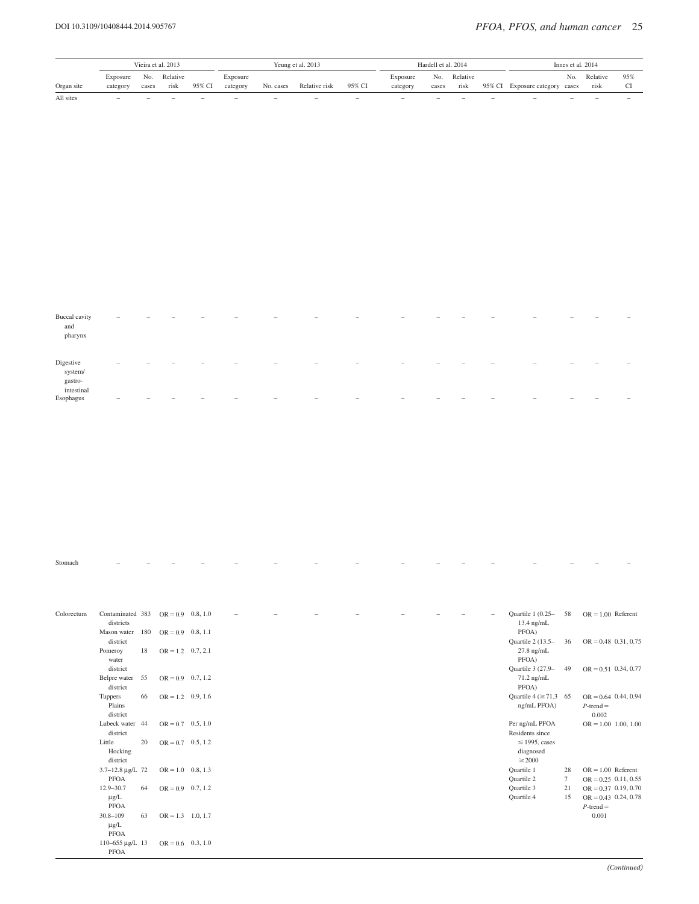| | Vieira et al. 2013 | | | | Yeung et al. 2013 | | | | Hardell et al. 2014 | | | | Innes et al. 2014 | | | |
|---|---|---|---|---|---|---|---|---|---|---|---|---|---|---|---|---|
| Organ site | Exposure category | No. cases | Relative risk | 95% CI | Exposure category | No. cases | Relative risk | 95% CI | Exposure category | No. cases | Relative risk | 95% CI | Exposure category | No. cases | Relative risk | 95% CI |
| All sites | – | – | – | – | – | – | – | – | – | – | – | – | – | – | – | – |
| Buccal cavity and pharynx | – | – | – | – | – | – | – | – | – | – | – | – | – | – | – | – |
| Digestive system/ gastro-intestinal | – | – | – | – | – | – | – | – | – | – | – | – | – | – | – | – |
| Esophagus | – | – | – | – | – | – | – | – | – | – | – | – | – | – | – | – |
| Stomach | – | – | – | – | – | – | – | – | – | – | – | – | – | – | – | – |
| Colorectum | Contaminated districts | 383 | OR = 0.9 | 0.8, 1.0 | – | – | – | – | – | – | – | – | Quartile 1 (0.25–13.4 ng/mL PFOA) | 58 | OR = 1.00 | Referent |
| | Mason water district | 180 | OR = 0.9 | 0.8, 1.1 | | | | | | | | | Quartile 2 (13.5–27.8 ng/mL PFOA) | 36 | OR = 0.48 | 0.31, 0.75 |
| | Pomeroy water district | 18 | OR = 1.2 | 0.7, 2.1 | | | | | | | | | Quartile 3 (27.9–71.2 ng/mL PFOA) | 49 | OR = 0.51 | 0.34, 0.77 |
| | Belpre water district | 55 | OR = 0.9 | 0.7, 1.2 | | | | | | | | | Quartile 4 (≥71.3 ng/mL PFOA) | 65 | OR = 0.64 $P$-trend = 0.002 | 0.44, 0.94 |
| | Tuppers Plains district | 66 | OR = 1.2 | 0.9, 1.6 | | | | | | | | | Per ng/mL PFOA | | OR = 1.00 | 1.00, 1.00 |
| | Lubeck water district | 44 | OR = 0.7 | 0.5, 1.0 | | | | | | | | | Residents since ≤1995, cases diagnosed ≥2000 | | | |
| | Little Hocking district | 20 | OR = 0.7 | 0.5, 1.2 | | | | | | | | | Quartile 1 | 28 | OR = 1.00 | Referent |
| | 3.7–12.8 μg/L PFOA | 72 | OR = 1.0 | 0.8, 1.3 | | | | | | | | | Quartile 2 | 7 | OR = 0.25 | 0.11, 0.55 |
| | 12.9–30.7 μg/L PFOA | 64 | OR = 0.9 | 0.7, 1.2 | | | | | | | | | Quartile 3 | 21 | OR = 0.37 | 0.19, 0.70 |
| | 30.8–109 μg/L PFOA | 63 | OR = 1.3 | 1.0, 1.7 | | | | | | | | | Quartile 4 | 15 | OR = 0.43 $P$-trend = 0.001 | 0.24, 0.78 |
| | 110–655 μg/L PFOA | 13 | OR = 0.6 | 0.3, 1.0 | | | | | | | | | | | | |

*(Continued)*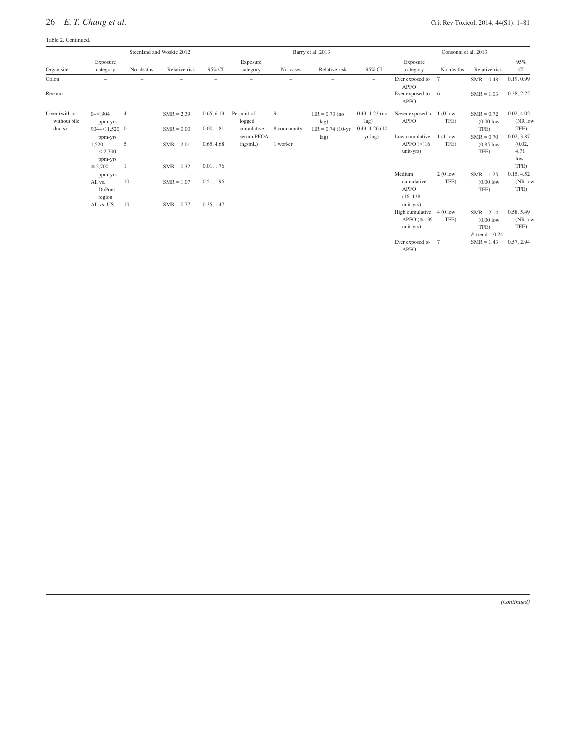Table 2. Continued.

| | Steenland and Woskie 2012 | | | | Barry et al. 2013 | | | | Consonni et al. 2013 | | | |
|---|---|---|---|---|---|---|---|---|---|---|---|---|
| Organ site | Exposure category | No. deaths | Relative risk | 95% CI | Exposure category | No. cases | Relative risk | 95% CI | Exposure category | No. deaths | Relative risk | 95% CI |
| Colon | – | – | – | – | – | – | – | – | Ever exposed to APFO | 7 | SMR = 0.48 | 0.19, 0.99 |
| Rectum | – | – | – | – | – | – | – | – | Ever exposed to APFO | 6 | SMR = 1.03 | 0.38, 2.25 |
| Liver (with or without bile ducts) | 0–< 904 ppm-yrs | 4 | SMR = 2.39 | 0.65, 6.13 | Per unit of logged cumulative serum PFOA (ng/mL) | 9 | HR = 0.73 (no lag) | 0.43, 1.23 (no lag) | Never exposed to APFO | 1 (0 low TFE) | SMR = 0.72 (0.00 low TFE) | 0.02, 4.02 (NR low TFE) |
| | 904–< 1,520 ppm-yrs | 0 | SMR = 0.00 | 0.00, 1.81 | | 8 community | HR = 0.74 (10-yr lag) | 0.43, 1.26 (10-yr lag) | Low cumulative APFO (< 16 unit-yrs) | 1 (1 low TFE) | SMR = 0.70 (0.85 low TFE) | 0.02, 3.87 (0.02, 4.71 low TFE) |
| | 1,520–< 2,700 ppm-yrs | 5 | SMR = 2.01 | 0.65, 4.68 | | 1 worker | | | | | | |
| | ≥ 2,700 ppm-yrs | 1 | SMR = 0.32 | 0.01, 1.76 | | | | | Medium cumulative APFO (16–138 unit-yrs) | 2 (0 low TFE) | SMR = 1.25 (0.00 low TFE) | 0.15, 4.52 (NR low TFE) |
| | All vs. DuPont region | 10 | SMR = 1.07 | 0.51, 1.96 | | | | | High cumulative APFO (≥ 139 unit-yrs) | 4 (0 low TFE) | SMR = 2.14 (0.00 low TFE) $P$-trend = 0.24 | 0.58, 5.49 (NR low TFE) |
| | All vs. US | 10 | SMR = 0.77 | 0.35, 1.47 | | | | | Ever exposed to APFO | 7 | SMR = 1.43 | 0.57, 2.94 |

*(Continued)*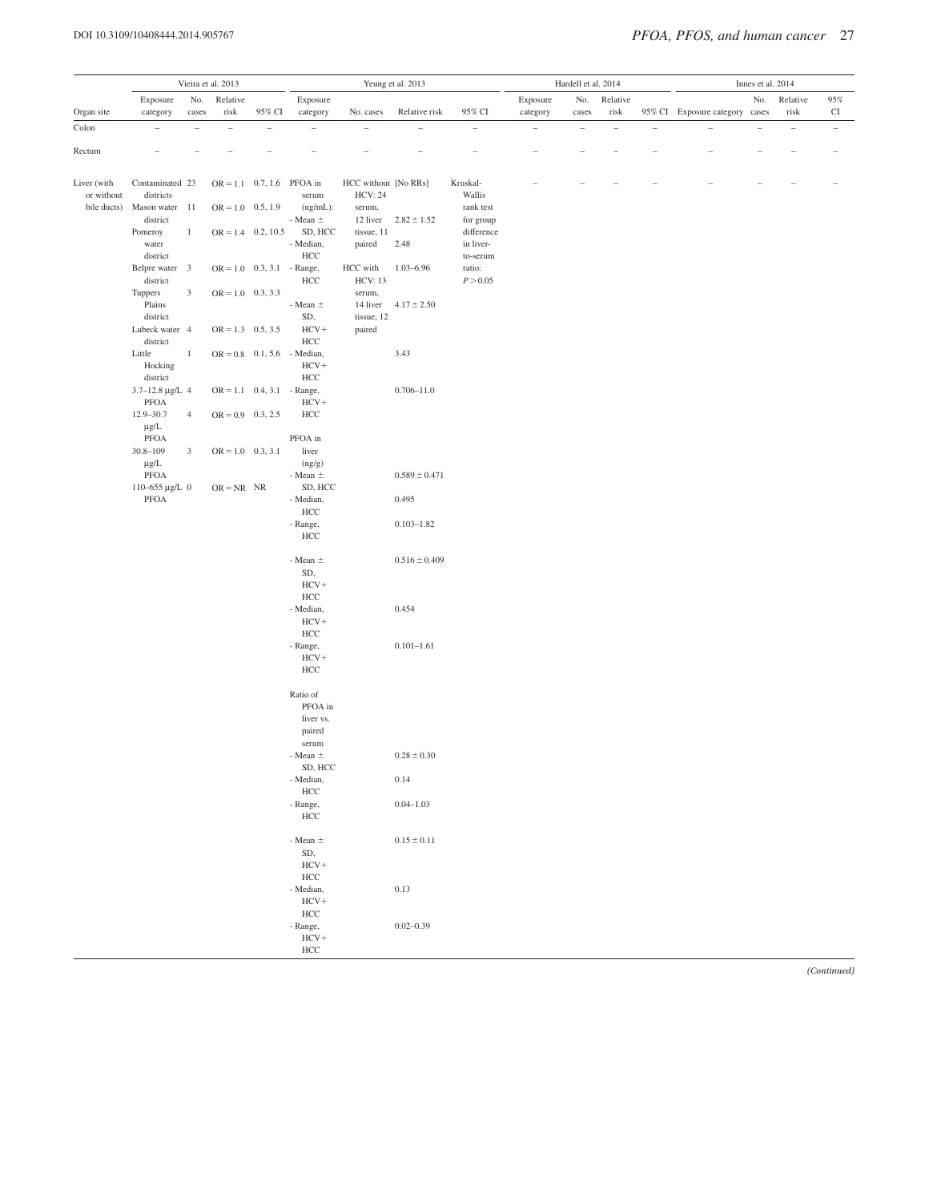| Organ site | Vieira et al. 2013 | | | | Yeung et al. 2013 | | | | Hardell et al. 2014 | | | | Innes et al. 2014 | | | |
|---|---|---|---|---|---|---|---|---|---|---|---|---|---|---|---|---|
| | Exposure category | No. cases | Relative risk | 95% CI | Exposure category | No. cases | Relative risk | 95% CI | Exposure category | No. cases | Relative risk | 95% CI | Exposure category | No. cases | Relative risk | 95% CI |
| Colon | – | – | – | – | – | – | – | – | – | – | – | – | – | – | – | – |
| Rectum | – | – | – | – | – | – | – | – | – | – | – | – | – | – | – | – |
| Liver (with or without bile ducts) | Contaminated districts | 23 | OR = 1.1 | 0.7, 1.6 | PFOA in serum (ng/mL): | HCC without HCV: 24 serum, 12 liver tissue, 11 paired | [No RRs] | Kruskal-Wallis rank test for group difference in liver-to-serum ratio: $P > 0.05$ | – | – | – | – | – | – | – | – |
| | Mason water district | 11 | OR = 1.0 | 0.5, 1.9 | - Mean ± SD, HCC | | 2.82 ± 1.52 | | | | | | | | | |
| | Pomeroy water district | 1 | OR = 1.4 | 0.2, 10.5 | - Median, HCC | | 2.48 | | | | | | | | | |
| | Belpre water district | 3 | OR = 1.0 | 0.3, 3.1 | - Range, HCC | HCC with HCV: 13 serum, 14 liver tissue, 12 paired | 1.03–6.96 | | | | | | | | | |
| | Tuppers Plains district | 3 | OR = 1.0 | 0.3, 3.3 | - Mean ± SD, HCV+ HCC | | 4.17 ± 2.50 | | | | | | | | | |
| | Lubeck water district | 4 | OR = 1.3 | 0.5, 3.5 | | | | | | | | | | | | |
| | Little Hocking district | 1 | OR = 0.8 | 0.1, 5.6 | - Median, HCV+ HCC | | 3.43 | | | | | | | | | |
| | 3.7–12.8 μg/L PFOA | 4 | OR = 1.1 | 0.4, 3.1 | - Range, HCV+ HCC | | 0.706–11.0 | | | | | | | | | |
| | 12.9–30.7 μg/L PFOA | 4 | OR = 0.9 | 0.3, 2.5 | | | | | | | | | | | | |
| | 30.8–109 μg/L PFOA | 3 | OR = 1.0 | 0.3, 3.1 | PFOA in liver (ng/g) | | | | | | | | | | | |
| | 110–655 μg/L PFOA | 0 | OR = NR | NR | - Mean ± SD, HCC | | 0.589 ± 0.471 | | | | | | | | | |
| | | | | | - Median, HCC | | 0.495 | | | | | | | | | |
| | | | | | - Range, HCC | | 0.103–1.82 | | | | | | | | | |
| | | | | | - Mean ± SD, HCV+ HCC | | 0.516 ± 0.409 | | | | | | | | | |
| | | | | | - Median, HCV+ HCC | | 0.454 | | | | | | | | | |
| | | | | | - Range, HCV+ HCC | | 0.101–1.61 | | | | | | | | | |
| | | | | | Ratio of PFOA in liver vs. paired serum | | | | | | | | | | | |
| | | | | | - Mean ± SD, HCC | | 0.28 ± 0.30 | | | | | | | | | |
| | | | | | - Median, HCC | | 0.14 | | | | | | | | | |
| | | | | | - Range, HCC | | 0.04–1.03 | | | | | | | | | |
| | | | | | - Mean ± SD, HCV+ HCC | | 0.15 ± 0.11 | | | | | | | | | |
| | | | | | - Median, HCV+ HCC | | 0.13 | | | | | | | | | |
| | | | | | - Range, HCV+ HCC | | 0.02–0.39 | | | | | | | | | |

*(Continued)*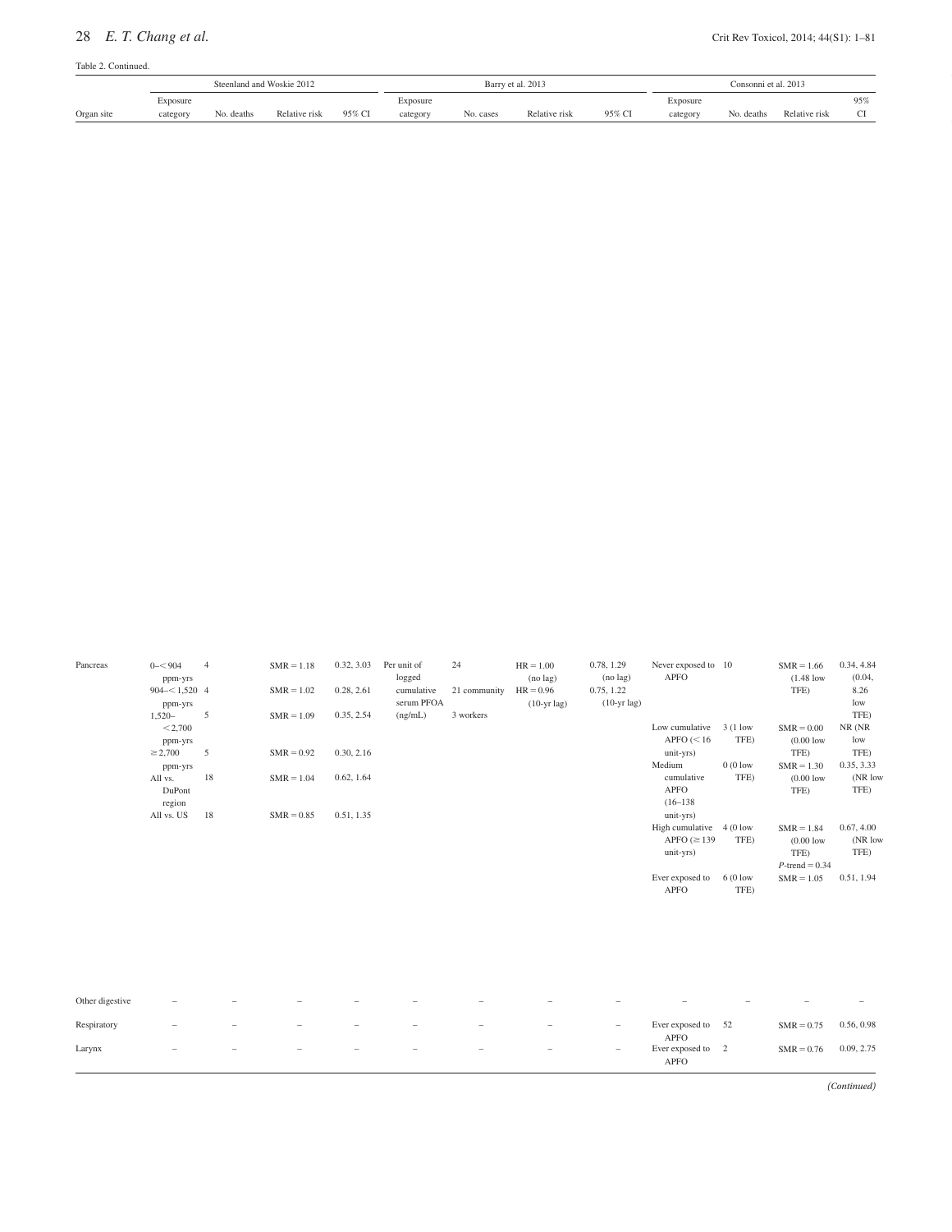Table 2. Continued.

| | Steenland and Woskie 2012 | | | | Barry et al. 2013 | | | | Consonni et al. 2013 | | | |
|---|---|---|---|---|---|---|---|---|---|---|---|---|
| Organ site | Exposure category | No. deaths | Relative risk | 95% CI | Exposure category | No. cases | Relative risk | 95% CI | Exposure category | No. deaths | Relative risk | 95% CI |
| Pancreas | 0–< 904 ppm-yrs | 4 | SMR = 1.18 | 0.32, 3.03 | Per unit of logged cumulative serum PFOA (ng/mL) | 24<br>21 community<br>3 workers | HR = 1.00 (no lag)<br>HR = 0.96 (10-yr lag) | 0.78, 1.29 (no lag)<br>0.75, 1.22 (10-yr lag) | Never exposed to APFO | 10 | SMR = 1.66 (1.48 low TFE) | 0.34, 4.84 (0.04, 8.26 low TFE) |
| | 904–< 1,520 ppm-yrs | 4 | SMR = 1.02 | 0.28, 2.61 | | | | | Low cumulative APFO (< 16 unit-yrs) | 3 (1 low TFE) | SMR = 0.00 (0.00 low TFE) | NR (NR low TFE) |
| | 1,520–< 2,700 ppm-yrs | 5 | SMR = 1.09 | 0.35, 2.54 | | | | | Medium cumulative APFO (16–138 unit-yrs) | 0 (0 low TFE) | SMR = 1.30 (0.00 low TFE) | 0.35, 3.33 (NR low TFE) |
| | ≥ 2,700 ppm-yrs | 5 | SMR = 0.92 | 0.30, 2.16 | | | | | High cumulative APFO (≥ 139 unit-yrs) | 4 (0 low TFE) | SMR = 1.84 (0.00 low TFE)<br>P-trend = 0.34 | 0.67, 4.00 (NR low TFE) |
| | All vs. DuPont region | 18 | SMR = 1.04 | 0.62, 1.64 | | | | | Ever exposed to APFO | 6 (0 low TFE) | SMR = 1.05 | 0.51, 1.94 |
| | All vs. US | 18 | SMR = 0.85 | 0.51, 1.35 | | | | | | | | |
| Other digestive | – | – | – | – | – | – | – | – | – | – | – | – |
| Respiratory | – | – | – | – | – | – | – | – | Ever exposed to APFO | 52 | SMR = 0.75 | 0.56, 0.98 |
| Larynx | – | – | – | – | – | – | – | – | Ever exposed to APFO | 2 | SMR = 0.76 | 0.09, 2.75 |

*(Continued)*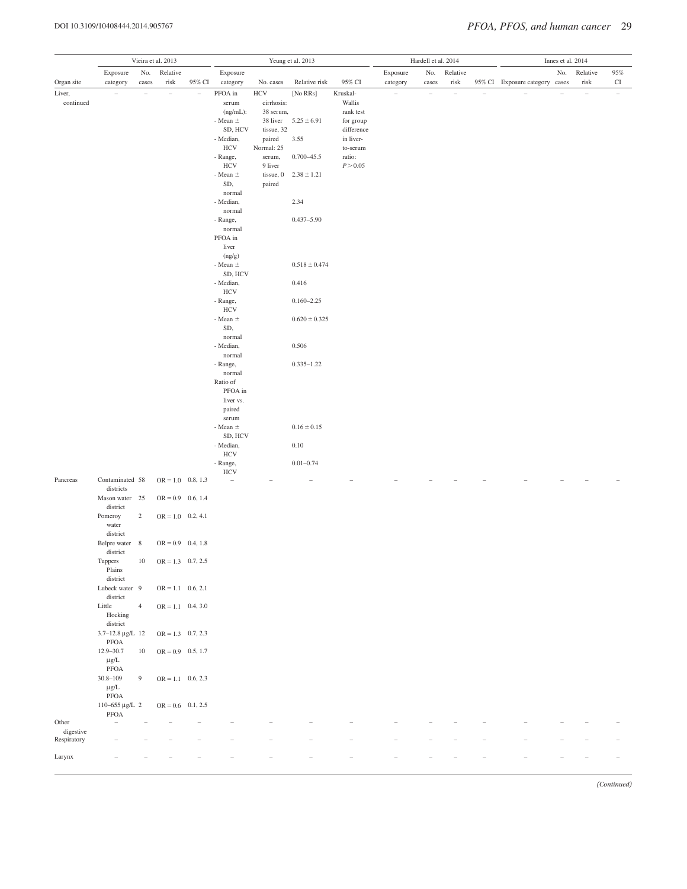| | Vieira et al. 2013 | | | | Yeung et al. 2013 | | | | Hardell et al. 2014 | | | | Innes et al. 2014 | | | |
|---|---|---|---|---|---|---|---|---|---|---|---|---|---|---|---|---|
| Organ site | Exposure category | No. cases | Relative risk | 95% CI | Exposure category | No. cases | Relative risk | 95% CI | Exposure category | No. cases | Relative risk | 95% CI | Exposure category | No. cases | Relative risk | 95% CI |
| Liver, continued | – | – | – | – | PFOA in serum (ng/mL): | HCV cirrhosis: 38 serum, 38 liver tissue, 32 paired | [No RRs] | Kruskal-Wallis rank test for group difference in liver-to-serum ratio: $P > 0.05$ | – | – | – | – | – | – | – | – |
| | | | | | - Mean ± SD, HCV | | 5.25 ± 6.91 | | | | | | | | | |
| | | | | | - Median, HCV | | 3.55 | | | | | | | | | |
| | | | | | - Range, HCV | Normal: 25 serum, 9 liver tissue, 0 paired | 0.700–45.5 | | | | | | | | | |
| | | | | | - Mean ± SD, normal | | 2.38 ± 1.21 | | | | | | | | | |
| | | | | | - Median, normal | | 2.34 | | | | | | | | | |
| | | | | | - Range, normal | | 0.437–5.90 | | | | | | | | | |
| | | | | | PFOA in liver (ng/g) | | | | | | | | | | | |
| | | | | | - Mean ± SD, HCV | | 0.518 ± 0.474 | | | | | | | | | |
| | | | | | - Median, HCV | | 0.416 | | | | | | | | | |
| | | | | | - Range, HCV | | 0.160–2.25 | | | | | | | | | |
| | | | | | - Mean ± SD, normal | | 0.620 ± 0.325 | | | | | | | | | |
| | | | | | - Median, normal | | 0.506 | | | | | | | | | |
| | | | | | - Range, normal | | 0.335–1.22 | | | | | | | | | |
| | | | | | Ratio of PFOA in liver vs. paired serum | | | | | | | | | | | |
| | | | | | - Mean ± SD, HCV | | 0.16 ± 0.15 | | | | | | | | | |
| | | | | | - Median, HCV | | 0.10 | | | | | | | | | |
| | | | | | - Range, HCV | | 0.01–0.74 | | | | | | | | | |
| Pancreas | Contaminated districts | 58 | OR = 1.0 | 0.8, 1.3 | – | – | – | – | – | – | – | – | – | – | – | – |
| | Mason water district | 25 | OR = 0.9 | 0.6, 1.4 | | | | | | | | | | | | |
| | Pomeroy water district | 2 | OR = 1.0 | 0.2, 4.1 | | | | | | | | | | | | |
| | Belpre water district | 8 | OR = 0.9 | 0.4, 1.8 | | | | | | | | | | | | |
| | Tuppers Plains district | 10 | OR = 1.3 | 0.7, 2.5 | | | | | | | | | | | | |
| | Lubeck water district | 9 | OR = 1.1 | 0.6, 2.1 | | | | | | | | | | | | |
| | Little Hocking district | 4 | OR = 1.1 | 0.4, 3.0 | | | | | | | | | | | | |
| | 3.7–12.8 μg/L PFOA | 12 | OR = 1.3 | 0.7, 2.3 | | | | | | | | | | | | |
| | 12.9–30.7 μg/L PFOA | 10 | OR = 0.9 | 0.5, 1.7 | | | | | | | | | | | | |
| | 30.8–109 μg/L PFOA | 9 | OR = 1.1 | 0.6, 2.3 | | | | | | | | | | | | |
| | 110–655 μg/L PFOA | 2 | OR = 0.6 | 0.1, 2.5 | | | | | | | | | | | | |
| Other digestive | – | – | – | – | – | – | – | – | – | – | – | – | – | – | – | – |
| Respiratory | – | – | – | – | – | – | – | – | – | – | – | – | – | – | – | – |
| Larynx | – | – | – | – | – | – | – | – | – | – | – | – | – | – | – | – |

*(Continued)*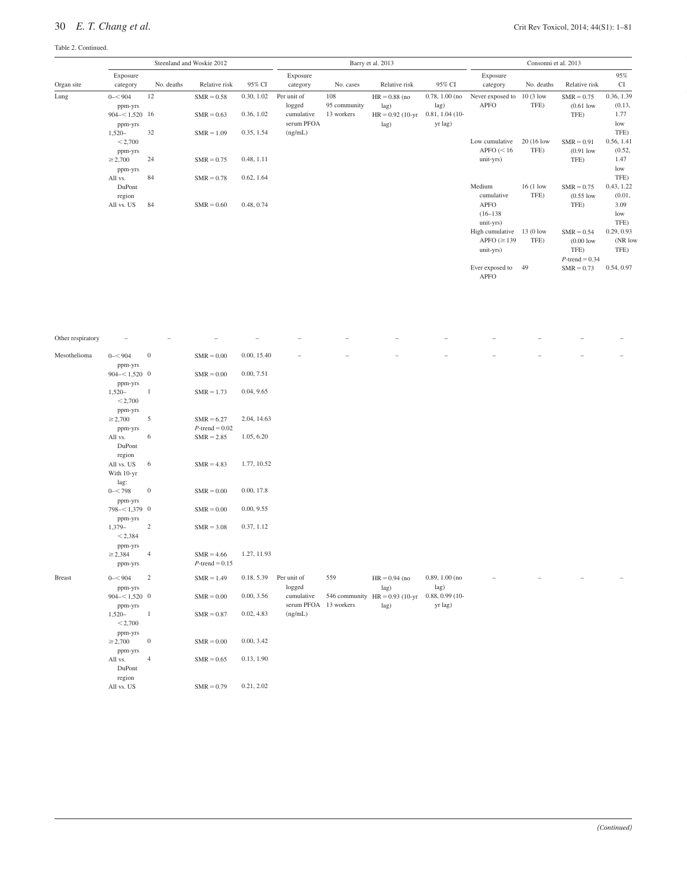Table 2. Continued.

| | Steenland and Woskie 2012 | | | | Barry et al. 2013 | | | | Consonni et al. 2013 | | | |
|---|---|---|---|---|---|---|---|---|---|---|---|---|
| Organ site | Exposure category | No. deaths | Relative risk | 95% CI | Exposure category | No. cases | Relative risk | 95% CI | Exposure category | No. deaths | Relative risk | 95% CI |
| Lung | 0–<904 ppm-yrs | 12 | SMR = 0.58 | 0.30, 1.02 | Per unit of logged cumulative serum PFOA (ng/mL) | 108 95 community 13 workers | HR = 0.88 (no lag) HR = 0.92 (10-yr lag) | 0.78, 1.00 (no lag) 0.81, 1.04 (10-yr lag) | Never exposed to APFO | 10 (3 low TFE) | SMR = 0.75 (0.61 low TFE) | 0.36, 1.39 (0.13, 1.77 low TFE) |
| | 904–<1,520 ppm-yrs | 16 | SMR = 0.63 | 0.36, 1.02 | | | | | | | | |
| | 1,520–<2,700 ppm-yrs | 32 | SMR = 1.09 | 0.35, 1.54 | | | | | Low cumulative APFO (<16 unit-yrs) | 20 (16 low TFE) | SMR = 0.91 (0.91 low TFE) | 0.56, 1.41 (0.52, 1.47 low TFE) |
| | ≥2,700 ppm-yrs | 24 | SMR = 0.75 | 0.48, 1.11 | | | | | | | | |
| | All vs. DuPont region | 84 | SMR = 0.78 | 0.62, 1.64 | | | | | Medium cumulative APFO (16–138 unit-yrs) | 16 (1 low TFE) | SMR = 0.75 (0.55 low TFE) | 0.43, 1.22 (0.01, 3.09 low TFE) |
| | All vs. US | 84 | SMR = 0.60 | 0.48, 0.74 | | | | | | | | |
| | | | | | | | | | High cumulative APFO (≥139 unit-yrs) | 13 (0 low TFE) | SMR = 0.54 (0.00 low TFE) P-trend = 0.34 | 0.29, 0.93 (NR low TFE) |
| | | | | | | | | | Ever exposed to APFO | 49 | SMR = 0.73 | 0.54, 0.97 |
| Other respiratory | – | – | – | – | – | – | – | – | – | – | – | – |
| Mesothelioma | 0–<904 ppm-yrs | 0 | SMR = 0.00 | 0.00, 15.40 | – | – | – | – | – | – | – | – |
| | 904–<1,520 ppm-yrs | 0 | SMR = 0.00 | 0.00, 7.51 | | | | | | | | |
| | 1,520–<2,700 ppm-yrs | 1 | SMR = 1.73 | 0.04, 9.65 | | | | | | | | |
| | ≥2,700 ppm-yrs | 5 | SMR = 6.27 P-trend = 0.02 | 2.04, 14.63 | | | | | | | | |
| | All vs. DuPont region | 6 | SMR = 2.85 | 1.05, 6.20 | | | | | | | | |
| | All vs. US | 6 | SMR = 4.83 | 1.77, 10.52 | | | | | | | | |
| | With 10-yr lag: | | | | | | | | | | | |
| | 0–<798 ppm-yrs | 0 | SMR = 0.00 | 0.00, 17.8 | | | | | | | | |
| | 798–<1,379 ppm-yrs | 0 | SMR = 0.00 | 0.00, 9.55 | | | | | | | | |
| | 1,379–<2,384 ppm-yrs | 2 | SMR = 3.08 | 0.37, 1.12 | | | | | | | | |
| | ≥2,384 ppm-yrs | 4 | SMR = 4.66 P-trend = 0.15 | 1.27, 11.93 | | | | | | | | |
| Breast | 0–<904 ppm-yrs | 2 | SMR = 1.49 | 0.18, 5.39 | Per unit of logged cumulative serum PFOA (ng/mL) | 559 546 community 13 workers | HR = 0.94 (no lag) HR = 0.93 (10-yr lag) | 0.89, 1.00 (no lag) 0.88, 0.99 (10-yr lag) | – | – | – | – |
| | 904–<1,520 ppm-yrs | 0 | SMR = 0.00 | 0.00, 3.56 | | | | | | | | |
| | 1,520–<2,700 ppm-yrs | 1 | SMR = 0.87 | 0.02, 4.83 | | | | | | | | |
| | ≥2,700 ppm-yrs | 0 | SMR = 0.00 | 0.00, 3.42 | | | | | | | | |
| | All vs. DuPont region | 4 | SMR = 0.65 | 0.13, 1.90 | | | | | | | | |
| | All vs. US | | SMR = 0.79 | 0.21, 2.02 | | | | | | | | |

*(Continued)*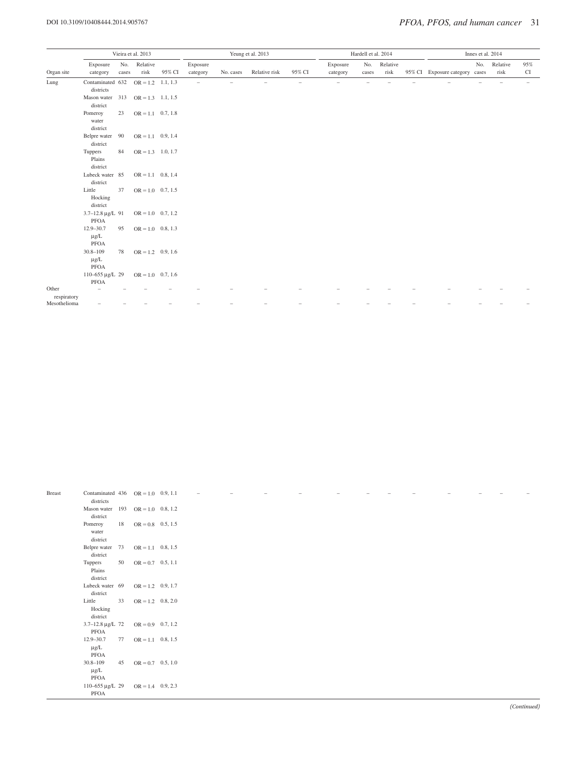| | Vieira et al. 2013 | | | | Yeung et al. 2013 | | | | Hardell et al. 2014 | | | | Innes et al. 2014 | | | |
|---|---|---|---|---|---|---|---|---|---|---|---|---|---|---|---|---|
| Organ site | Exposure category | No. cases | Relative risk | 95% CI | Exposure category | No. cases | Relative risk | 95% CI | Exposure category | No. cases | Relative risk | 95% CI | Exposure category | No. cases | Relative risk | 95% CI |
| Lung | Contaminated districts | 632 | OR = 1.2 | 1.1, 1.3 | – | – | – | – | – | – | – | – | – | – | – | – |
| | Mason water district | 313 | OR = 1.3 | 1.1, 1.5 | | | | | | | | | | | | |
| | Pomeroy water district | 23 | OR = 1.1 | 0.7, 1.8 | | | | | | | | | | | | |
| | Belpre water district | 90 | OR = 1.1 | 0.9, 1.4 | | | | | | | | | | | | |
| | Tuppers Plains district | 84 | OR = 1.3 | 1.0, 1.7 | | | | | | | | | | | | |
| | Lubeck water district | 85 | OR = 1.1 | 0.8, 1.4 | | | | | | | | | | | | |
| | Little Hocking district | 37 | OR = 1.0 | 0.7, 1.5 | | | | | | | | | | | | |
| | 3.7–12.8 μg/L PFOA | 91 | OR = 1.0 | 0.7, 1.2 | | | | | | | | | | | | |
| | 12.9–30.7 μg/L PFOA | 95 | OR = 1.0 | 0.8, 1.3 | | | | | | | | | | | | |
| | 30.8–109 μg/L PFOA | 78 | OR = 1.2 | 0.9, 1.6 | | | | | | | | | | | | |
| | 110–655 μg/L PFOA | 29 | OR = 1.0 | 0.7, 1.6 | | | | | | | | | | | | |
| Other respiratory | – | – | – | – | – | – | – | – | – | – | – | – | – | – | – | – |
| Mesothelioma | – | – | – | – | – | – | – | – | – | – | – | – | – | – | – | – |
| Breast | Contaminated districts | 436 | OR = 1.0 | 0.9, 1.1 | – | – | – | – | – | – | – | – | – | – | – | – |
| | Mason water district | 193 | OR = 1.0 | 0.8, 1.2 | | | | | | | | | | | | |
| | Pomeroy water district | 18 | OR = 0.8 | 0.5, 1.5 | | | | | | | | | | | | |
| | Belpre water district | 73 | OR = 1.1 | 0.8, 1.5 | | | | | | | | | | | | |
| | Tuppers Plains district | 50 | OR = 0.7 | 0.5, 1.1 | | | | | | | | | | | | |
| | Lubeck water district | 69 | OR = 1.2 | 0.9, 1.7 | | | | | | | | | | | | |
| | Little Hocking district | 33 | OR = 1.2 | 0.8, 2.0 | | | | | | | | | | | | |
| | 3.7–12.8 μg/L PFOA | 72 | OR = 0.9 | 0.7, 1.2 | | | | | | | | | | | | |
| | 12.9–30.7 μg/L PFOA | 77 | OR = 1.1 | 0.8, 1.5 | | | | | | | | | | | | |
| | 30.8–109 μg/L PFOA | 45 | OR = 0.7 | 0.5, 1.0 | | | | | | | | | | | | |
| | 110–655 μg/L PFOA | 29 | OR = 1.4 | 0.9, 2.3 | | | | | | | | | | | | |

*(Continued)*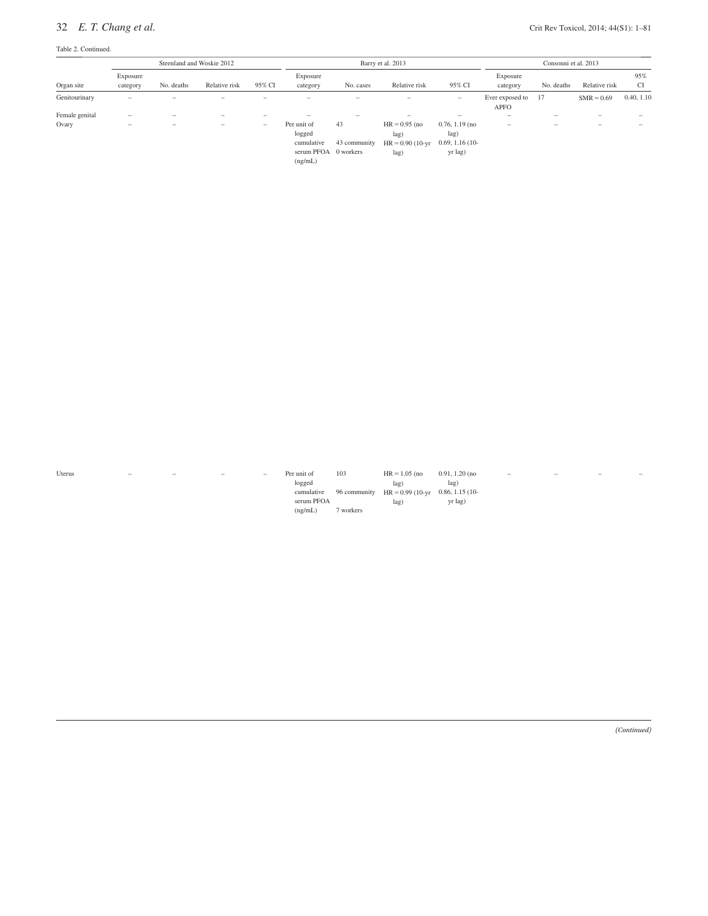Table 2. Continued.

| Organ site | Steenland and Woskie 2012 | | | | Barry et al. 2013 | | | | Consonni et al. 2013 | | | |
|---|---|---|---|---|---|---|---|---|---|---|---|---|
| | Exposure category | No. deaths | Relative risk | 95% CI | Exposure category | No. cases | Relative risk | 95% CI | Exposure category | No. deaths | Relative risk | 95% CI |
| Genitourinary | – | – | – | – | – | – | – | – | Ever exposed to APFO | 17 | SMR = 0.69 | 0.40, 1.10 |
| Female genital | – | – | – | – | – | – | – | – | – | – | – | – |
| Ovary | – | – | – | – | Per unit of logged cumulative serum PFOA (ng/mL) | 43<br>43 community<br>0 workers | HR = 0.95 (no lag)<br>HR = 0.90 (10-yr lag) | 0.76, 1.19 (no lag)<br>0.69, 1.16 (10-yr lag) | – | – | – | – |
| Uterus | – | – | – | – | Per unit of logged cumulative serum PFOA (ng/mL) | 103<br>96 community<br>7 workers | HR = 1.05 (no lag)<br>HR = 0.99 (10-yr lag) | 0.91, 1.20 (no lag)<br>0.86, 1.15 (10-yr lag) | – | – | – | – |

*(Continued)*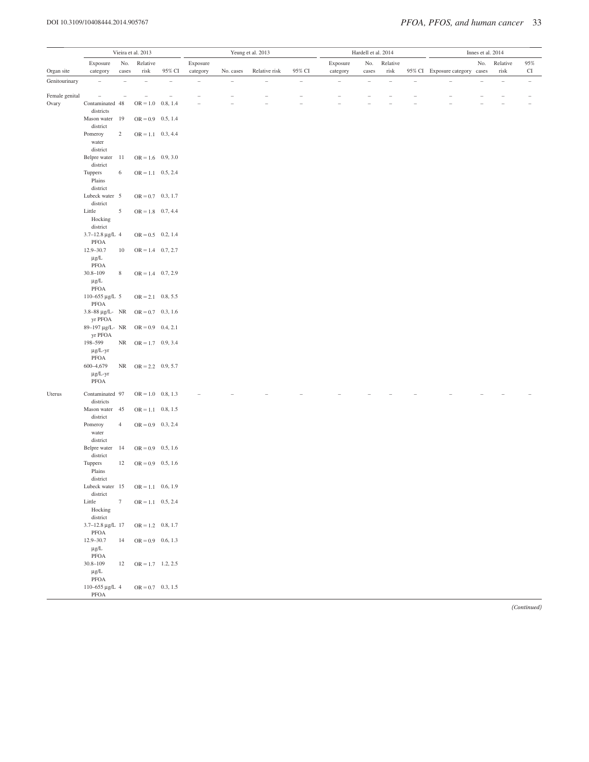| Organ site | Vieira et al. 2013 | | | | Yeung et al. 2013 | | | | Hardell et al. 2014 | | | | Innes et al. 2014 | | | |
|---|---|---|---|---|---|---|---|---|---|---|---|---|---|---|---|---|
| | Exposure category | No. cases | Relative risk | 95% CI | Exposure category | No. cases | Relative risk | 95% CI | Exposure category | No. cases | Relative risk | 95% CI | Exposure category | No. cases | Relative risk | 95% CI |
| Genitourinary | – | – | – | – | – | – | – | – | – | – | – | – | – | – | – | – |
| Female genital | – | – | – | – | – | – | – | – | – | – | – | – | – | – | – | – |
| Ovary | Contaminated districts | 48 | OR = 1.0 | 0.8, 1.4 | – | – | – | – | – | – | – | – | – | – | – | – |
| | Mason water district | 19 | OR = 0.9 | 0.5, 1.4 | | | | | | | | | | | | |
| | Pomeroy water district | 2 | OR = 1.1 | 0.3, 4.4 | | | | | | | | | | | | |
| | Belpre water district | 11 | OR = 1.6 | 0.9, 3.0 | | | | | | | | | | | | |
| | Tuppers Plains district | 6 | OR = 1.1 | 0.5, 2.4 | | | | | | | | | | | | |
| | Lubeck water district | 5 | OR = 0.7 | 0.3, 1.7 | | | | | | | | | | | | |
| | Little Hocking district | 5 | OR = 1.8 | 0.7, 4.4 | | | | | | | | | | | | |
| | 3.7–12.8 μg/L PFOA | 4 | OR = 0.5 | 0.2, 1.4 | | | | | | | | | | | | |
| | 12.9–30.7 μg/L PFOA | 10 | OR = 1.4 | 0.7, 2.7 | | | | | | | | | | | | |
| | 30.8–109 μg/L PFOA | 8 | OR = 1.4 | 0.7, 2.9 | | | | | | | | | | | | |
| | 110–655 μg/L PFOA | 5 | OR = 2.1 | 0.8, 5.5 | | | | | | | | | | | | |
| | 3.8–88 μg/L-yr PFOA | NR | OR = 0.7 | 0.3, 1.6 | | | | | | | | | | | | |
| | 89–197 μg/L-yr PFOA | NR | OR = 0.9 | 0.4, 2.1 | | | | | | | | | | | | |
| | 198–599 μg/L-yr PFOA | NR | OR = 1.7 | 0.9, 3.4 | | | | | | | | | | | | |
| | 600–4,679 μg/L-yr PFOA | NR | OR = 2.2 | 0.9, 5.7 | | | | | | | | | | | | |
| Uterus | Contaminated districts | 97 | OR = 1.0 | 0.8, 1.3 | – | – | – | – | – | – | – | – | – | – | – | – |
| | Mason water district | 45 | OR = 1.1 | 0.8, 1.5 | | | | | | | | | | | | |
| | Pomeroy water district | 4 | OR = 0.9 | 0.3, 2.4 | | | | | | | | | | | | |
| | Belpre water district | 14 | OR = 0.9 | 0.5, 1.6 | | | | | | | | | | | | |
| | Tuppers Plains district | 12 | OR = 0.9 | 0.5, 1.6 | | | | | | | | | | | | |
| | Lubeck water district | 15 | OR = 1.1 | 0.6, 1.9 | | | | | | | | | | | | |
| | Little Hocking district | 7 | OR = 1.1 | 0.5, 2.4 | | | | | | | | | | | | |
| | 3.7–12.8 μg/L PFOA | 17 | OR = 1.2 | 0.8, 1.7 | | | | | | | | | | | | |
| | 12.9–30.7 μg/L PFOA | 14 | OR = 0.9 | 0.6, 1.3 | | | | | | | | | | | | |
| | 30.8–109 μg/L PFOA | 12 | OR = 1.7 | 1.2, 2.5 | | | | | | | | | | | | |
| | 110–655 μg/L PFOA | 4 | OR = 0.7 | 0.3, 1.5 | | | | | | | | | | | | |

*(Continued)*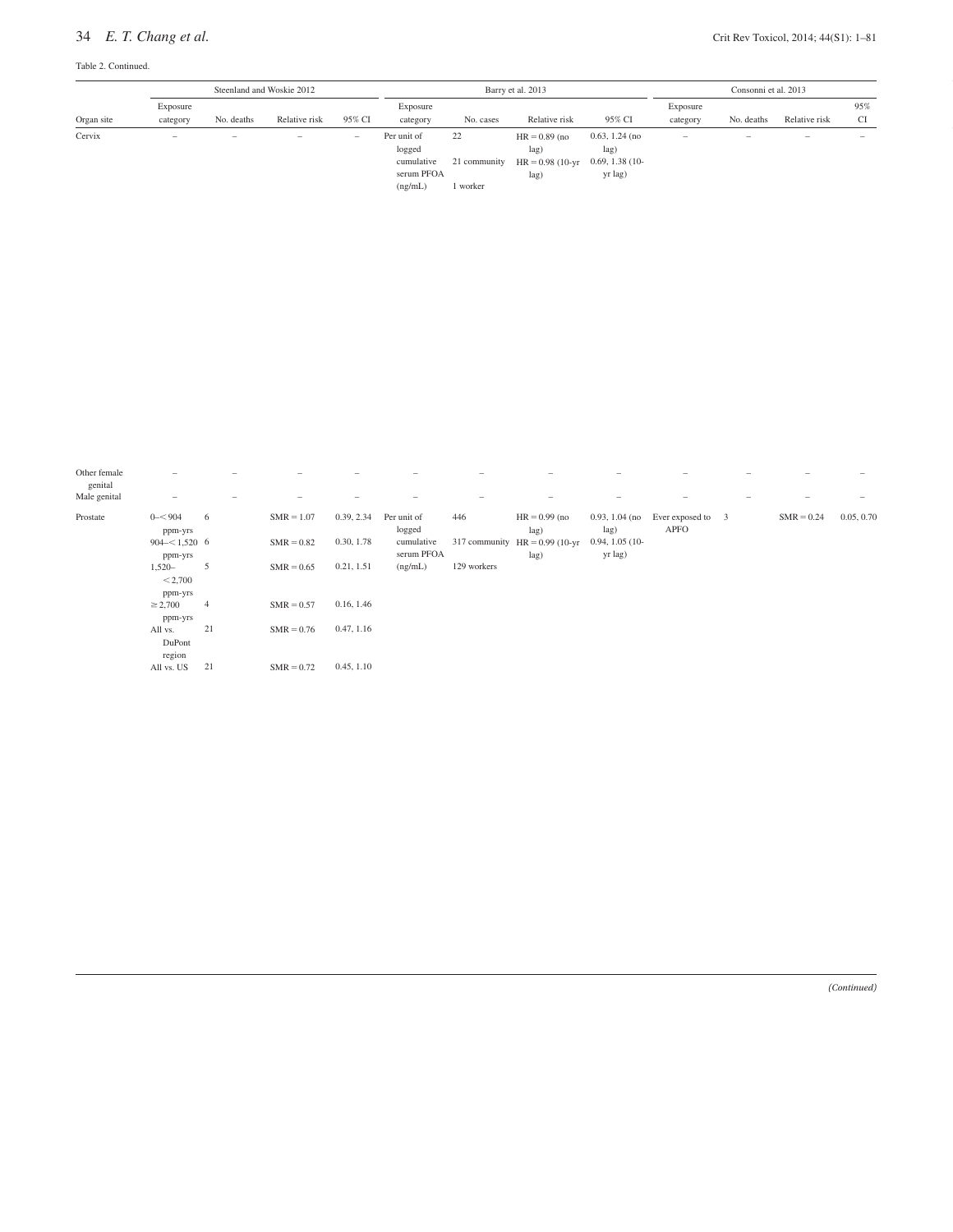Table 2. Continued.

| | Steenland and Woskie 2012 | | | | Barry et al. 2013 | | | | Consonni et al. 2013 | | | |
|---|---|---|---|---|---|---|---|---|---|---|---|---|
| Organ site | Exposure category | No. deaths | Relative risk | 95% CI | Exposure category | No. cases | Relative risk | 95% CI | Exposure category | No. deaths | Relative risk | 95% CI |
| Cervix | – | – | – | – | Per unit of logged cumulative serum PFOA (ng/mL) | 22<br>21 community<br>1 worker | HR = 0.89 (no lag)<br>HR = 0.98 (10-yr lag) | 0.63, 1.24 (no lag)<br>0.69, 1.38 (10-yr lag) | – | – | – | – |
| Other female genital | – | – | – | – | – | – | – | – | – | – | – | – |
| Male genital | – | – | – | – | – | – | – | – | – | – | – | – |
| Prostate | 0–<904 ppm-yrs | 6 | SMR = 1.07 | 0.39, 2.34 | Per unit of logged cumulative serum PFOA (ng/mL) | 446<br>317 community<br>129 workers | HR = 0.99 (no lag)<br>HR = 0.99 (10-yr lag) | 0.93, 1.04 (no lag)<br>0.94, 1.05 (10-yr lag) | Ever exposed to APFO | 3 | SMR = 0.24 | 0.05, 0.70 |
| | 904–<1,520 ppm-yrs | 6 | SMR = 0.82 | 0.30, 1.78 | | | | | | | | |
| | 1,520–<2,700 ppm-yrs | 5 | SMR = 0.65 | 0.21, 1.51 | | | | | | | | |
| | ≥2,700 ppm-yrs | 4 | SMR = 0.57 | 0.16, 1.46 | | | | | | | | |
| | All vs. DuPont region | 21 | SMR = 0.76 | 0.47, 1.16 | | | | | | | | |
| | All vs. US | 21 | SMR = 0.72 | 0.45, 1.10 | | | | | | | | |

*(Continued)*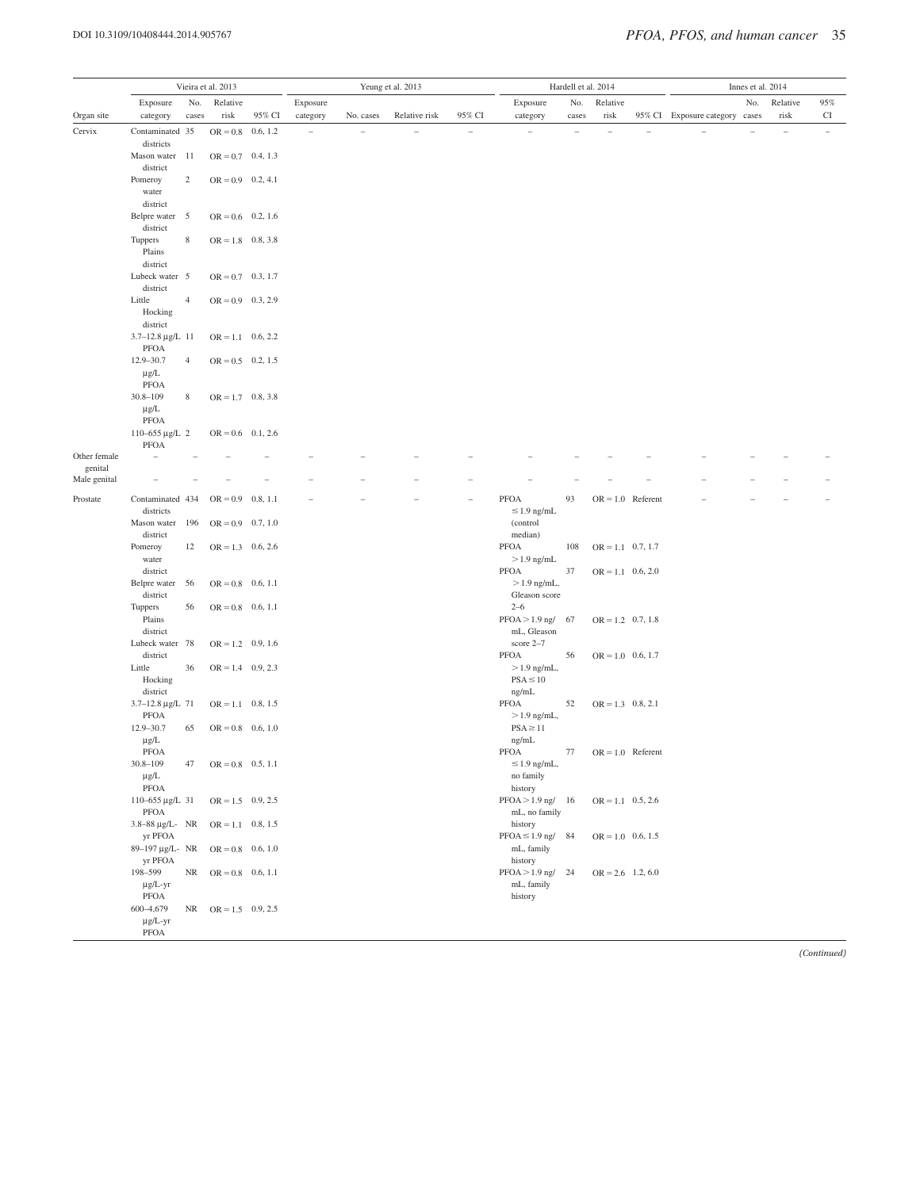| Organ site | Vieira et al. 2013 | | | | Yeung et al. 2013 | | | | Hardell et al. 2014 | | | | Innes et al. 2014 | | | |
|---|---|---|---|---|---|---|---|---|---|---|---|---|---|---|---|---|
| | Exposure category | No. cases | Relative risk | 95% CI | Exposure category | No. cases | Relative risk | 95% CI | Exposure category | No. cases | Relative risk | 95% CI | Exposure category | No. cases | Relative risk | 95% CI |
| Cervix | Contaminated districts | 35 | OR = 0.8 | 0.6, 1.2 | – | – | – | – | – | – | – | – | – | – | – | – |
| | Mason water district | 11 | OR = 0.7 | 0.4, 1.3 | | | | | | | | | | | | |
| | Pomeroy water district | 2 | OR = 0.9 | 0.2, 4.1 | | | | | | | | | | | | |
| | Belpre water district | 5 | OR = 0.6 | 0.2, 1.6 | | | | | | | | | | | | |
| | Tuppers Plains district | 8 | OR = 1.8 | 0.8, 3.8 | | | | | | | | | | | | |
| | Lubeck water district | 5 | OR = 0.7 | 0.3, 1.7 | | | | | | | | | | | | |
| | Little Hocking district | 4 | OR = 0.9 | 0.3, 2.9 | | | | | | | | | | | | |
| | 3.7–12.8 μg/L PFOA | 11 | OR = 1.1 | 0.6, 2.2 | | | | | | | | | | | | |
| | 12.9–30.7 μg/L PFOA | 4 | OR = 0.5 | 0.2, 1.5 | | | | | | | | | | | | |
| | 30.8–109 μg/L PFOA | 8 | OR = 1.7 | 0.8, 3.8 | | | | | | | | | | | | |
| | 110–655 μg/L PFOA | 2 | OR = 0.6 | 0.1, 2.6 | | | | | | | | | | | | |
| Other female genital | – | – | – | – | – | – | – | – | – | – | – | – | – | – | – | – |
| Male genital | – | – | – | – | – | – | – | – | – | – | – | – | – | – | – | – |
| Prostate | Contaminated districts | 434 | OR = 0.9 | 0.8, 1.1 | – | – | – | – | PFOA ≤ 1.9 ng/mL (control median) | 93 | OR = 1.0 | Referent | – | – | – | – |
| | Mason water district | 196 | OR = 0.9 | 0.7, 1.0 | | | | | PFOA > 1.9 ng/mL | 108 | OR = 1.1 | 0.7, 1.7 | | | | |
| | Pomeroy water district | 12 | OR = 1.3 | 0.6, 2.6 | | | | | PFOA > 1.9 ng/mL, Gleason score 2–6 | 37 | OR = 1.1 | 0.6, 2.0 | | | | |
| | Belpre water district | 56 | OR = 0.8 | 0.6, 1.1 | | | | | PFOA > 1.9 ng/mL, Gleason score 2–7 | 67 | OR = 1.2 | 0.7, 1.8 | | | | |
| | Tuppers Plains district | 56 | OR = 0.8 | 0.6, 1.1 | | | | | PFOA > 1.9 ng/mL, PSA ≤ 10 ng/mL | 56 | OR = 1.0 | 0.6, 1.7 | | | | |
| | Lubeck water district | 78 | OR = 1.2 | 0.9, 1.6 | | | | | PFOA > 1.9 ng/mL, PSA ≥ 11 ng/mL | 52 | OR = 1.3 | 0.8, 2.1 | | | | |
| | Little Hocking district | 36 | OR = 1.4 | 0.9, 2.3 | | | | | PFOA ≤ 1.9 ng/mL, no family history | 77 | OR = 1.0 | Referent | | | | |
| | 3.7–12.8 μg/L PFOA | 71 | OR = 1.1 | 0.8, 1.5 | | | | | PFOA > 1.9 ng/mL, no family history | 16 | OR = 1.1 | 0.5, 2.6 | | | | |
| | 12.9–30.7 μg/L PFOA | 65 | OR = 0.8 | 0.6, 1.0 | | | | | PFOA ≤ 1.9 ng/mL, family history | 84 | OR = 1.0 | 0.6, 1.5 | | | | |
| | 30.8–109 μg/L PFOA | 47 | OR = 0.8 | 0.5, 1.1 | | | | | PFOA > 1.9 ng/mL, family history | 24 | OR = 2.6 | 1.2, 6.0 | | | | |
| | 110–655 μg/L PFOA | 31 | OR = 1.5 | 0.9, 2.5 | | | | | | | | | | | | |
| | 3.8–88 μg/L-yr PFOA | NR | OR = 1.1 | 0.8, 1.5 | | | | | | | | | | | | |
| | 89–197 μg/L-yr PFOA | NR | OR = 0.8 | 0.6, 1.0 | | | | | | | | | | | | |
| | 198–599 μg/L-yr PFOA | NR | OR = 0.8 | 0.6, 1.1 | | | | | | | | | | | | |
| | 600–4,679 μg/L-yr PFOA | NR | OR = 1.5 | 0.9, 2.5 | | | | | | | | | | | | |

*(Continued)*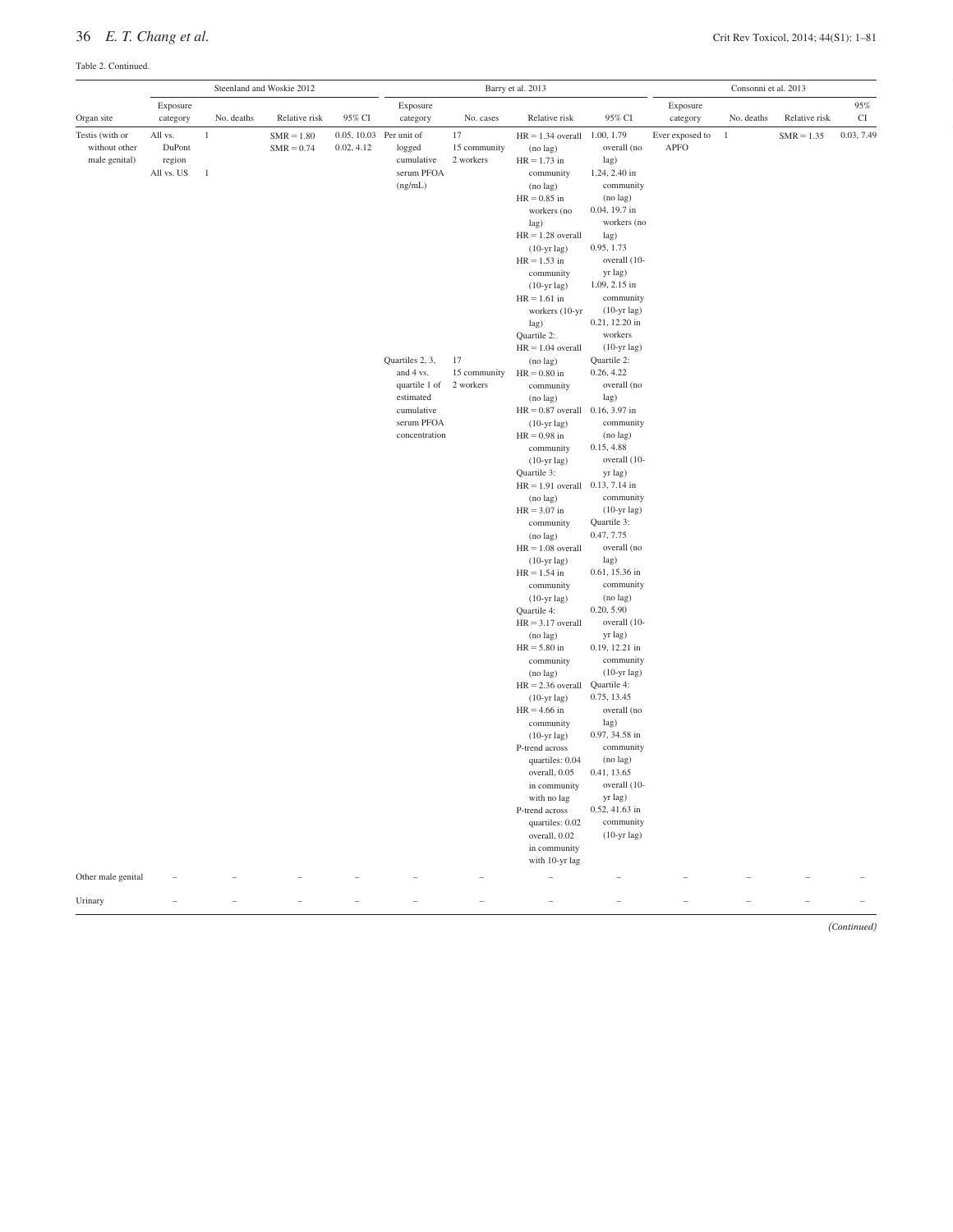Table 2. Continued.

| Organ site | Steenland and Woskie 2012 | | | | Barry et al. 2013 | | | | Consonni et al. 2013 | | | |
|---|---|---|---|---|---|---|---|---|---|---|---|---|
| | Exposure category | No. deaths | Relative risk | 95% CI | Exposure category | No. cases | Relative risk | 95% CI | Exposure category | No. deaths | Relative risk | 95% CI |
| Testis (with or without other male genital) | All vs. DuPont region<br>All vs. US | 1<br>1 | SMR = 1.80<br>SMR = 0.74 | 0.05, 10.03<br>0.02, 4.12 | Per unit of logged cumulative serum PFOA (ng/mL) | 17<br>15 community<br>2 workers | HR = 1.34 overall (no lag)<br>HR = 1.73 in community (no lag)<br>HR = 0.85 in workers (no lag)<br>HR = 1.28 overall (10-yr lag)<br>HR = 1.53 in community (10-yr lag)<br>HR = 1.61 in workers (10-yr lag) | 1.00, 1.79 overall (no lag)<br>1.24, 2.40 in community (no lag)<br>0.04, 19.7 in workers (no lag)<br>0.95, 1.73 overall (10-yr lag)<br>1.09, 2.15 in community (10-yr lag)<br>0.21, 12.20 in workers (10-yr lag) | Ever exposed to APFO | 1 | SMR = 1.35 | 0.03, 7.49 |
| | | | | | Quartiles 2, 3, and 4 vs. quartile 1 of estimated cumulative serum PFOA concentration | 17<br>15 community<br>2 workers | Quartile 2:<br>HR = 1.04 overall (no lag)<br>HR = 0.80 in community (no lag)<br>HR = 0.87 overall (10-yr lag)<br>HR = 0.98 in community (10-yr lag)<br>Quartile 3:<br>HR = 1.91 overall (no lag)<br>HR = 3.07 in community (no lag)<br>HR = 1.08 overall (10-yr lag)<br>HR = 1.54 in community (10-yr lag)<br>Quartile 4:<br>HR = 3.17 overall (no lag)<br>HR = 5.80 in community (no lag)<br>HR = 2.36 overall (10-yr lag)<br>HR = 4.66 in community (10-yr lag)<br>P-trend across quartiles: 0.04 overall, 0.05 in community with no lag<br>P-trend across quartiles: 0.02 overall, 0.02 in community with 10-yr lag | Quartile 2:<br>0.26, 4.22 overall (no lag)<br>0.16, 3.97 in community (no lag)<br>0.15, 4.88 overall (10-yr lag)<br>0.13, 7.14 in community (10-yr lag)<br>Quartile 3:<br>0.47, 7.75 overall (no lag)<br>0.61, 15.36 in community (no lag)<br>0.20, 5.90 overall (10-yr lag)<br>0.19, 12.21 in community (10-yr lag)<br>Quartile 4:<br>0.75, 13.45 overall (no lag)<br>0.97, 34.58 in community (no lag)<br>0.41, 13.65 overall (10-yr lag)<br>0.52, 41.63 in community (10-yr lag) | | | | |
| Other male genital | – | – | – | – | – | – | – | – | – | – | – | – |
| Urinary | – | – | – | – | – | – | – | – | – | – | – | – |

*(Continued)*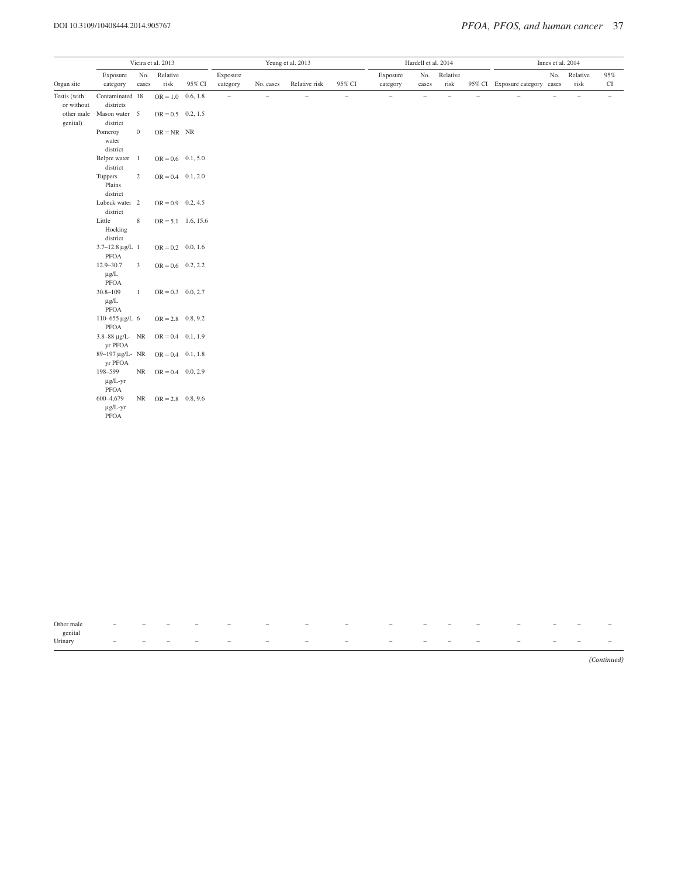| Organ site | Vieira et al. 2013 | | | | Yeung et al. 2013 | | | | Hardell et al. 2014 | | | | Innes et al. 2014 | | | |
|---|---|---|---|---|---|---|---|---|---|---|---|---|---|---|---|---|
| | Exposure category | No. cases | Relative risk | 95% CI | Exposure category | No. cases | Relative risk | 95% CI | Exposure category | No. cases | Relative risk | 95% CI | Exposure category | No. cases | Relative risk | 95% CI |
| Testis (with or without other male genital) | Contaminated districts | 18 | OR = 1.0 | 0.6, 1.8 | – | – | – | – | – | – | – | – | – | – | – | – |
| | Mason water district | 5 | OR = 0.5 | 0.2, 1.5 | | | | | | | | | | | | |
| | Pomeroy water district | 0 | OR = NR | NR | | | | | | | | | | | | |
| | Belpre water district | 1 | OR = 0.6 | 0.1, 5.0 | | | | | | | | | | | | |
| | Tuppers Plains district | 2 | OR = 0.4 | 0.1, 2.0 | | | | | | | | | | | | |
| | Lubeck water district | 2 | OR = 0.9 | 0.2, 4.5 | | | | | | | | | | | | |
| | Little Hocking district | 8 | OR = 5.1 | 1.6, 15.6 | | | | | | | | | | | | |
| | 3.7–12.8 μg/L PFOA | 1 | OR = 0.2 | 0.0, 1.6 | | | | | | | | | | | | |
| | 12.9–30.7 μg/L PFOA | 3 | OR = 0.6 | 0.2, 2.2 | | | | | | | | | | | | |
| | 30.8–109 μg/L PFOA | 1 | OR = 0.3 | 0.0, 2.7 | | | | | | | | | | | | |
| | 110–655 μg/L PFOA | 6 | OR = 2.8 | 0.8, 9.2 | | | | | | | | | | | | |
| | 3.8–88 μg/L-yr PFOA | NR | OR = 0.4 | 0.1, 1.9 | | | | | | | | | | | | |
| | 89–197 μg/L-yr PFOA | NR | OR = 0.4 | 0.1, 1.8 | | | | | | | | | | | | |
| | 198–599 μg/L-yr PFOA | NR | OR = 0.4 | 0.0, 2.9 | | | | | | | | | | | | |
| | 600–4,679 μg/L-yr PFOA | NR | OR = 2.8 | 0.8, 9.6 | | | | | | | | | | | | |
| Other male genital | – | – | – | – | – | – | – | – | – | – | – | – | – | – | – | – |
| Urinary | – | – | – | – | – | – | – | – | – | – | – | – | – | – | – | – |

*(Continued)*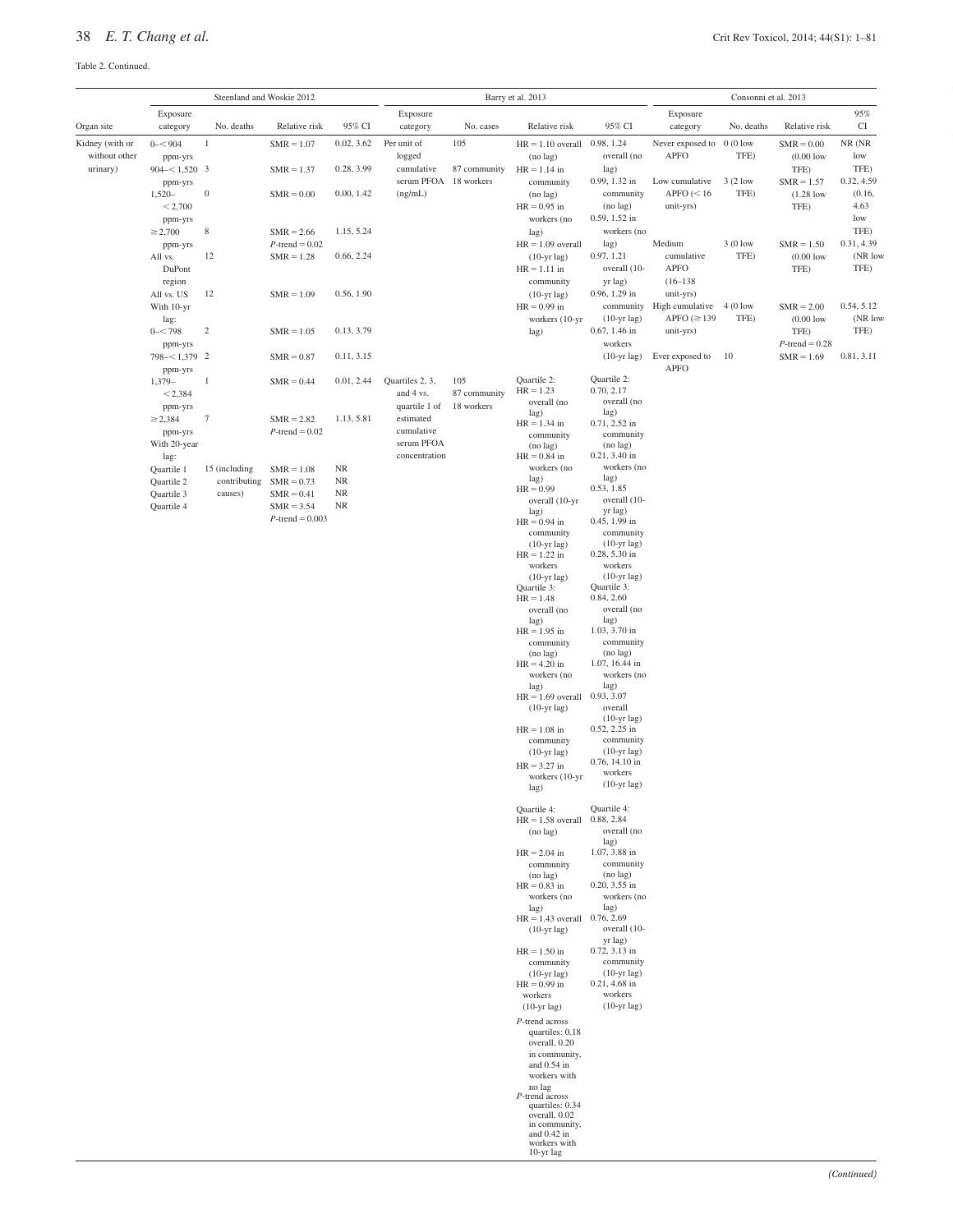Table 2. Continued.

| Organ site | Steenland and Woskie 2012 | | | | Barry et al. 2013 | | | | Consonni et al. 2013 | | | |
|---|---|---|---|---|---|---|---|---|---|---|---|---|
| | Exposure category | No. deaths | Relative risk | 95% CI | Exposure category | No. cases | Relative risk | 95% CI | Exposure category | No. deaths | Relative risk | 95% CI |
| Kidney (with or without other urinary) | 0–<904 ppm-yrs | 1 | SMR = 1.07 | 0.02, 3.62 | Per unit of logged cumulative serum PFOA (ng/mL) | 105<br>87 community<br>18 workers | HR = 1.10 overall (no lag)<br>HR = 1.14 in community (no lag)<br>HR = 0.95 in workers (no lag)<br>HR = 1.09 overall (10-yr lag)<br>HR = 1.11 in community (10-yr lag)<br>HR = 0.99 in workers (10-yr lag) | 0.98, 1.24 overall (no lag)<br>0.99, 1.32 in community (no lag)<br>0.59, 1.52 in workers (no lag)<br>0.97, 1.21 overall (10-yr lag)<br>0.96, 1.29 in community (10-yr lag)<br>0.67, 1.46 in workers (10-yr lag) | Never exposed to APFO | 0 (0 low TFE) | SMR = 0.00 (0.00 low TFE) | NR (NR low TFE) |
| | 904–<1,520 ppm-yrs | 3 | SMR = 1.37 | 0.28, 3.99 | | | | | Low cumulative APFO (<16 unit-yrs) | 3 (2 low TFE) | SMR = 1.57 (1.28 low TFE) | 0.32, 4.59 (0.16, 4.63 low TFE) |
| | 1,520–<2,700 ppm-yrs | 0 | SMR = 0.00 | 0.00, 1.42 | | | | | Medium cumulative APFO (16–138 unit-yrs) | 3 (0 low TFE) | SMR = 1.50 (0.00 low TFE) | 0.31, 4.39 (NR low TFE) |
| | ≥2,700 ppm-yrs | 8 | SMR = 2.66<br>*P*-trend = 0.02 | 1.15, 5.24 | | | | | High cumulative APFO (≥139 unit-yrs) | 4 (0 low TFE) | SMR = 2.00 (0.00 low TFE)<br>*P*-trend = 0.28 | 0.54, 5.12 (NR low TFE) |
| | All vs. DuPont region | 12 | SMR = 1.28 | 0.66, 2.24 | | | | | Ever exposed to APFO | 10 | SMR = 1.69 | 0.81, 3.11 |
| | All vs. US | 12 | SMR = 1.09 | 0.56, 1.90 | | | | | | | | |
| | With 10-yr lag: | | | | | | | | | | | |
| | 0–<798 ppm-yrs | 2 | SMR = 1.05 | 0.13, 3.79 | | | | | | | | |
| | 798–<1,379 ppm-yrs | 2 | SMR = 0.87 | 0.11, 3.15 | Quartiles 2, 3, and 4 vs. quartile 1 of estimated cumulative serum PFOA concentration | 105<br>87 community<br>18 workers | Quartile 2:<br>HR = 1.23 overall (no lag)<br>HR = 1.34 in community (no lag)<br>HR = 0.84 in workers (no lag)<br>HR = 0.99 overall (10-yr lag)<br>HR = 0.94 in community (10-yr lag)<br>HR = 1.22 in workers (10-yr lag) | Quartile 2:<br>0.70, 2.17 overall (no lag)<br>0.71, 2.52 in community (no lag)<br>0.21, 3.40 in workers (no lag)<br>0.53, 1.85 overall (10-yr lag)<br>0.45, 1.99 in community (10-yr lag)<br>0.28, 5.30 in workers (10-yr lag) | | | | |
| | 1,379–<2,384 ppm-yrs | 1 | SMR = 0.44 | 0.01, 2.44 | | | Quartile 3:<br>HR = 1.48 overall (no lag)<br>HR = 1.95 in community (no lag)<br>HR = 4.20 in workers (no lag)<br>HR = 1.69 overall (10-yr lag)<br>HR = 1.08 in community (10-yr lag)<br>HR = 3.27 in workers (10-yr lag) | Quartile 3:<br>0.84, 2.60 overall (no lag)<br>1.03, 3.70 in community (no lag)<br>1.07, 16.44 in workers (no lag)<br>0.93, 3.07 overall (10-yr lag)<br>0.52, 2.25 in community (10-yr lag)<br>0.76, 14.10 in workers (10-yr lag) | | | | |
| | ≥2,384 ppm-yrs | 7 | SMR = 2.82<br>*P*-trend = 0.02 | 1.13, 5.81 | | | Quartile 4:<br>HR = 1.58 overall (no lag)<br>HR = 2.04 in community (no lag)<br>HR = 0.83 in workers (no lag)<br>HR = 1.43 overall (10-yr lag)<br>HR = 1.50 in community (10-yr lag)<br>HR = 0.99 in workers (10-yr lag) | Quartile 4:<br>0.88, 2.84 overall (no lag)<br>1.07, 3.88 in community (no lag)<br>0.20, 3.55 in workers (no lag)<br>0.76, 2.69 overall (10-yr lag)<br>0.72, 3.13 in community (10-yr lag)<br>0.21, 4.68 in workers (10-yr lag) | | | | |
| | With 20-year lag: | | | | | | *P*-trend across quartiles: 0.18 overall, 0.20 in community, and 0.54 in workers with no lag<br>*P*-trend across quartiles: 0.34 overall, 0.02 in community, and 0.42 in workers with 10-yr lag | | | | | |
| | Quartile 1 | 15 (including contributing causes) | SMR = 1.08 | NR | | | | | | | | |
| | Quartile 2 | | SMR = 0.73 | NR | | | | | | | | |
| | Quartile 3 | | SMR = 0.41 | NR | | | | | | | | |
| | Quartile 4 | | SMR = 3.54<br>*P*-trend = 0.003 | NR | | | | | | | | |

*(Continued)*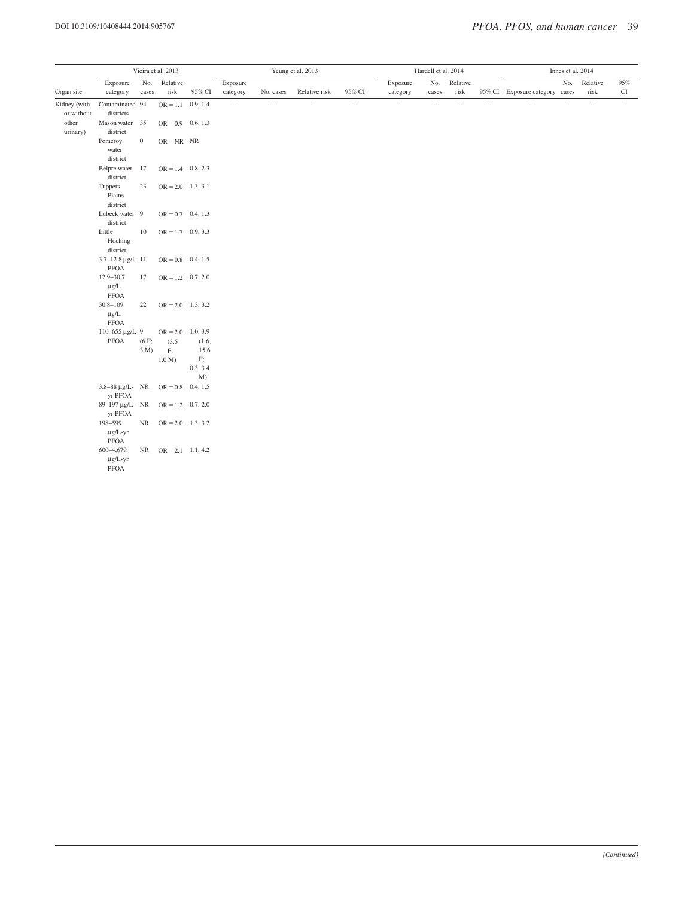| Organ site | Vieira et al. 2013 | | | | Yeung et al. 2013 | | | | Hardell et al. 2014 | | | | Innes et al. 2014 | | | |
|---|---|---|---|---|---|---|---|---|---|---|---|---|---|---|---|---|
| | Exposure category | No. cases | Relative risk | 95% CI | Exposure category | No. cases | Relative risk | 95% CI | Exposure category | No. cases | Relative risk | 95% CI | Exposure category | No. cases | Relative risk | 95% CI |
| Kidney (with or without other urinary) | Contaminated districts | 94 | OR = 1.1 | 0.9, 1.4 | – | – | – | – | – | – | – | – | – | – | – | – |
| | Mason water district | 35 | OR = 0.9 | 0.6, 1.3 | | | | | | | | | | | | |
| | Pomeroy water district | 0 | OR = NR | NR | | | | | | | | | | | | |
| | Belpre water district | 17 | OR = 1.4 | 0.8, 2.3 | | | | | | | | | | | | |
| | Tuppers Plains district | 23 | OR = 2.0 | 1.3, 3.1 | | | | | | | | | | | | |
| | Lubeck water district | 9 | OR = 0.7 | 0.4, 1.3 | | | | | | | | | | | | |
| | Little Hocking district | 10 | OR = 1.7 | 0.9, 3.3 | | | | | | | | | | | | |
| | 3.7–12.8 μg/L PFOA | 11 | OR = 0.8 | 0.4, 1.5 | | | | | | | | | | | | |
| | 12.9–30.7 μg/L PFOA | 17 | OR = 1.2 | 0.7, 2.0 | | | | | | | | | | | | |
| | 30.8–109 μg/L PFOA | 22 | OR = 2.0 | 1.3, 3.2 | | | | | | | | | | | | |
| | 110–655 μg/L PFOA | 9 (6 F; 3 M) | OR = 2.0 (3.5 F; 1.0 M) | 1.0, 3.9 (1.6, 15.6 F; 0.3, 3.4 M) | | | | | | | | | | | | |
| | 3.8–88 μg/L-yr PFOA | NR | OR = 0.8 | 0.4, 1.5 | | | | | | | | | | | | |
| | 89–197 μg/L-yr PFOA | NR | OR = 1.2 | 0.7, 2.0 | | | | | | | | | | | | |
| | 198–599 μg/L-yr PFOA | NR | OR = 2.0 | 1.3, 3.2 | | | | | | | | | | | | |
| | 600–4,679 μg/L-yr PFOA | NR | OR = 2.1 | 1.1, 4.2 | | | | | | | | | | | | |

*(Continued)*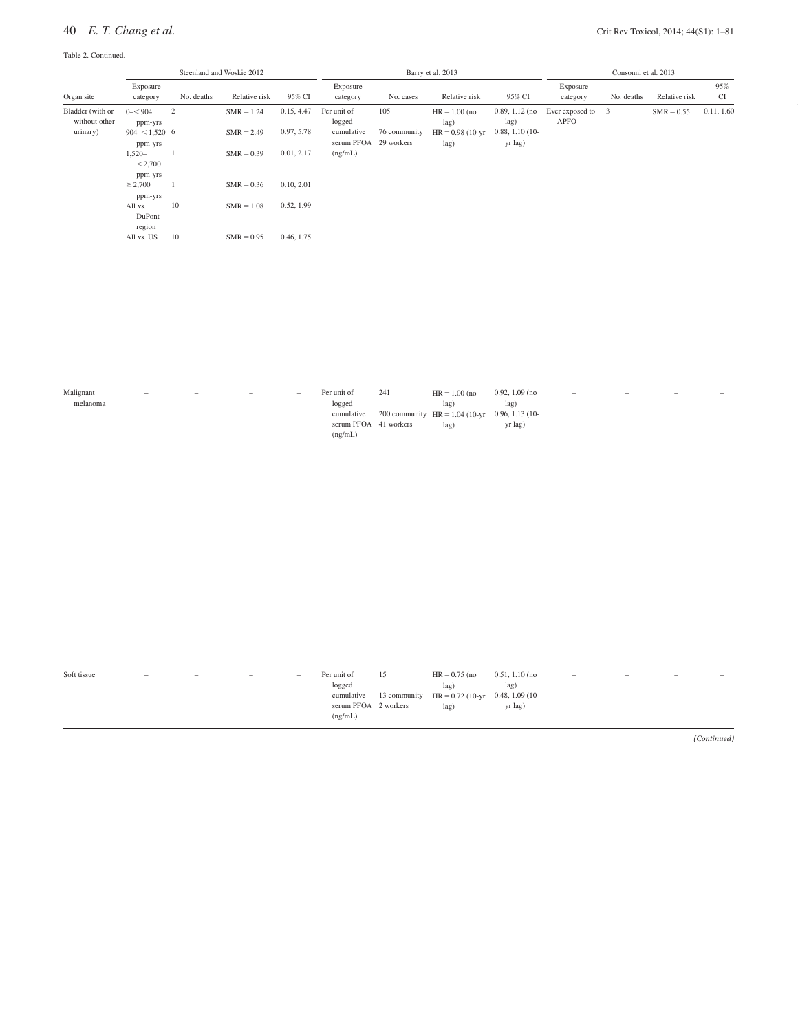Table 2. Continued.

| Organ site | Steenland and Woskie 2012 | | | | Barry et al. 2013 | | | | Consonni et al. 2013 | | | |
|---|---|---|---|---|---|---|---|---|---|---|---|---|
| | Exposure category | No. deaths | Relative risk | 95% CI | Exposure category | No. cases | Relative risk | 95% CI | Exposure category | No. deaths | Relative risk | 95% CI |
| Bladder (with or without other urinary) | 0–<904 ppm-yrs | 2 | SMR = 1.24 | 0.15, 4.47 | Per unit of logged cumulative serum PFOA (ng/mL) | 105<br>76 community<br>29 workers | HR = 1.00 (no lag)<br>HR = 0.98 (10-yr lag) | 0.89, 1.12 (no lag)<br>0.88, 1.10 (10-yr lag) | Ever exposed to APFO | 3 | SMR = 0.55 | 0.11, 1.60 |
| | 904–<1,520 ppm-yrs | 6 | SMR = 2.49 | 0.97, 5.78 | | | | | | | | |
| | 1,520–<2,700 ppm-yrs | 1 | SMR = 0.39 | 0.01, 2.17 | | | | | | | | |
| | ≥2,700 ppm-yrs | 1 | SMR = 0.36 | 0.10, 2.01 | | | | | | | | |
| | All vs. DuPont region | 10 | SMR = 1.08 | 0.52, 1.99 | | | | | | | | |
| | All vs. US | 10 | SMR = 0.95 | 0.46, 1.75 | | | | | | | | |
| Malignant melanoma | – | – | – | – | Per unit of logged cumulative serum PFOA (ng/mL) | 241<br>200 community<br>41 workers | HR = 1.00 (no lag)<br>HR = 1.04 (10-yr lag) | 0.92, 1.09 (no lag)<br>0.96, 1.13 (10-yr lag) | – | – | – | – |
| Soft tissue | – | – | – | – | Per unit of logged cumulative serum PFOA (ng/mL) | 15<br>13 community<br>2 workers | HR = 0.75 (no lag)<br>HR = 0.72 (10-yr lag) | 0.51, 1.10 (no lag)<br>0.48, 1.09 (10-yr lag) | – | – | – | – |

*(Continued)*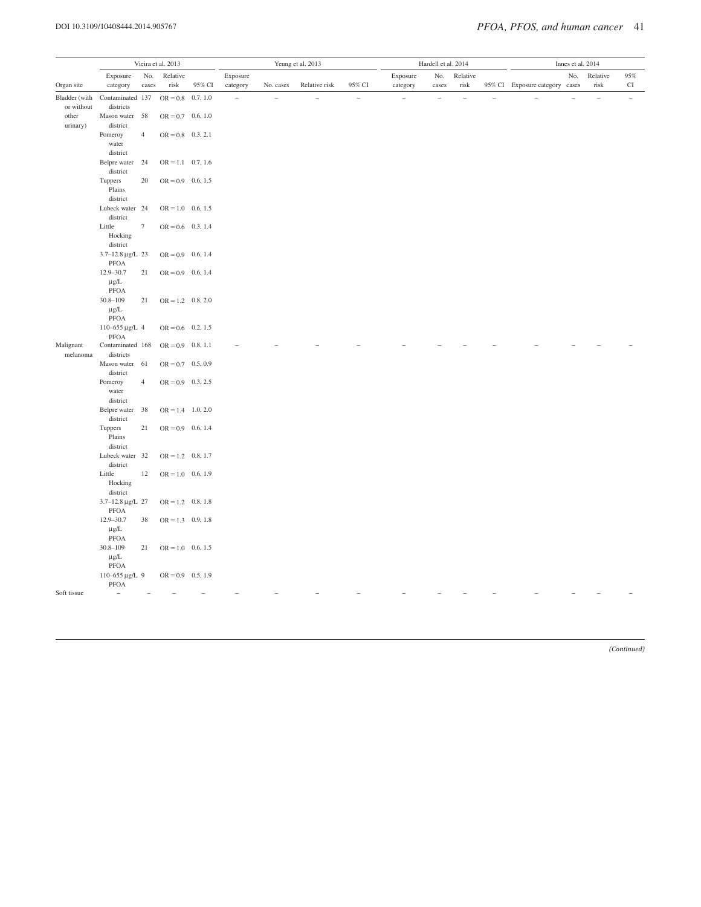| | Vieira et al. 2013 | | | | Yeung et al. 2013 | | | | Hardell et al. 2014 | | | | Innes et al. 2014 | | | |
|---|---|---|---|---|---|---|---|---|---|---|---|---|---|---|---|---|
| Organ site | Exposure category | No. cases | Relative risk | 95% CI | Exposure category | No. cases | Relative risk | 95% CI | Exposure category | No. cases | Relative risk | 95% CI | Exposure category | No. cases | Relative risk | 95% CI |
| Bladder (with or without other urinary) | Contaminated districts | 137 | OR = 0.8 | 0.7, 1.0 | – | – | – | – | – | – | – | – | – | – | – | – |
| | Mason water district | 58 | OR = 0.7 | 0.6, 1.0 | | | | | | | | | | | | |
| | Pomeroy water district | 4 | OR = 0.8 | 0.3, 2.1 | | | | | | | | | | | | |
| | Belpre water district | 24 | OR = 1.1 | 0.7, 1.6 | | | | | | | | | | | | |
| | Tuppers Plains district | 20 | OR = 0.9 | 0.6, 1.5 | | | | | | | | | | | | |
| | Lubeck water district | 24 | OR = 1.0 | 0.6, 1.5 | | | | | | | | | | | | |
| | Little Hocking district | 7 | OR = 0.6 | 0.3, 1.4 | | | | | | | | | | | | |
| | 3.7–12.8 μg/L PFOA | 23 | OR = 0.9 | 0.6, 1.4 | | | | | | | | | | | | |
| | 12.9–30.7 μg/L PFOA | 21 | OR = 0.9 | 0.6, 1.4 | | | | | | | | | | | | |
| | 30.8–109 μg/L PFOA | 21 | OR = 1.2 | 0.8, 2.0 | | | | | | | | | | | | |
| | 110–655 μg/L PFOA | 4 | OR = 0.6 | 0.2, 1.5 | | | | | | | | | | | | |
| Malignant melanoma | Contaminated districts | 168 | OR = 0.9 | 0.8, 1.1 | – | – | – | – | – | – | – | – | – | – | – | – |
| | Mason water district | 61 | OR = 0.7 | 0.5, 0.9 | | | | | | | | | | | | |
| | Pomeroy water district | 4 | OR = 0.9 | 0.3, 2.5 | | | | | | | | | | | | |
| | Belpre water district | 38 | OR = 1.4 | 1.0, 2.0 | | | | | | | | | | | | |
| | Tuppers Plains district | 21 | OR = 0.9 | 0.6, 1.4 | | | | | | | | | | | | |
| | Lubeck water district | 32 | OR = 1.2 | 0.8, 1.7 | | | | | | | | | | | | |
| | Little Hocking district | 12 | OR = 1.0 | 0.6, 1.9 | | | | | | | | | | | | |
| | 3.7–12.8 μg/L PFOA | 27 | OR = 1.2 | 0.8, 1.8 | | | | | | | | | | | | |
| | 12.9–30.7 μg/L PFOA | 38 | OR = 1.3 | 0.9, 1.8 | | | | | | | | | | | | |
| | 30.8–109 μg/L PFOA | 21 | OR = 1.0 | 0.6, 1.5 | | | | | | | | | | | | |
| | 110–655 μg/L PFOA | 9 | OR = 0.9 | 0.5, 1.9 | | | | | | | | | | | | |
| Soft tissue | – | – | – | – | – | – | – | – | – | – | – | – | – | – | – | – |

*(Continued)*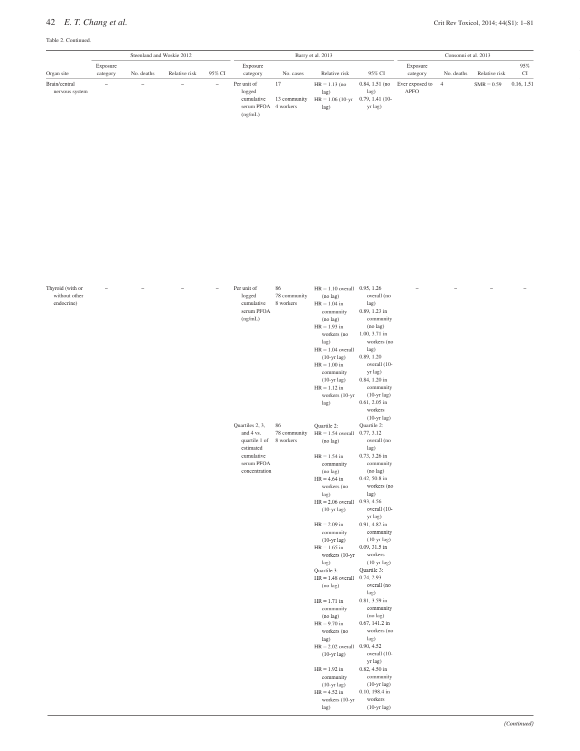Table 2. Continued.

| | Steenland and Woskie 2012 | | | | Barry et al. 2013 | | | | Consonni et al. 2013 | | | |
|---|---|---|---|---|---|---|---|---|---|---|---|---|
| Organ site | Exposure category | No. deaths | Relative risk | 95% CI | Exposure category | No. cases | Relative risk | 95% CI | Exposure category | No. deaths | Relative risk | 95% CI |
| Brain/central nervous system | – | – | – | – | Per unit of logged cumulative serum PFOA (ng/mL) | 17<br>13 community<br>4 workers | HR = 1.13 (no lag)<br>HR = 1.06 (10-yr lag) | 0.84, 1.51 (no lag)<br>0.79, 1.41 (10-yr lag) | Ever exposed to APFO | 4 | SMR = 0.59 | 0.16, 1.51 |
| Thyroid (with or without other endocrine) | – | – | – | – | Per unit of logged cumulative serum PFOA (ng/mL) | 86<br>78 community<br>8 workers | HR = 1.10 overall (no lag)<br>HR = 1.04 in community (no lag)<br>HR = 1.93 in workers (no lag)<br>HR = 1.04 overall (10-yr lag)<br>HR = 1.00 in community (10-yr lag)<br>HR = 1.12 in workers (10-yr lag) | 0.95, 1.26 overall (no lag)<br>0.89, 1.23 in community (no lag)<br>1.00, 3.71 in workers (no lag)<br>0.89, 1.20 overall (10-yr lag)<br>0.84, 1.20 in community (10-yr lag)<br>0.61, 2.05 in workers (10-yr lag) | – | – | – | – |
| | | | | | Quartiles 2, 3, and 4 vs. quartile 1 of estimated cumulative serum PFOA concentration | 86<br>78 community<br>8 workers | Quartile 2:<br>HR = 1.54 overall (no lag)<br>HR = 1.54 in community (no lag)<br>HR = 4.64 in workers (no lag)<br>HR = 2.06 overall (10-yr lag)<br>HR = 2.09 in community (10-yr lag)<br>HR = 1.65 in workers (10-yr lag)<br>Quartile 3:<br>HR = 1.48 overall (no lag)<br>HR = 1.71 in community (no lag)<br>HR = 9.70 in workers (no lag)<br>HR = 2.02 overall (10-yr lag)<br>HR = 1.92 in community (10-yr lag)<br>HR = 4.52 in workers (10-yr lag) | Quartile 2:<br>0.77, 3.12 overall (no lag)<br>0.73, 3.26 in community (no lag)<br>0.42, 50.8 in workers (no lag)<br>0.93, 4.56 overall (10-yr lag)<br>0.91, 4.82 in community (10-yr lag)<br>0.09, 31.5 in workers (10-yr lag)<br>Quartile 3:<br>0.74, 2.93 overall (no lag)<br>0.81, 3.59 in community (no lag)<br>0.67, 141.2 in workers (no lag)<br>0.90, 4.52 overall (10-yr lag)<br>0.82, 4.50 in community (10-yr lag)<br>0.10, 198.4 in workers (10-yr lag) | | | | |

*(Continued)*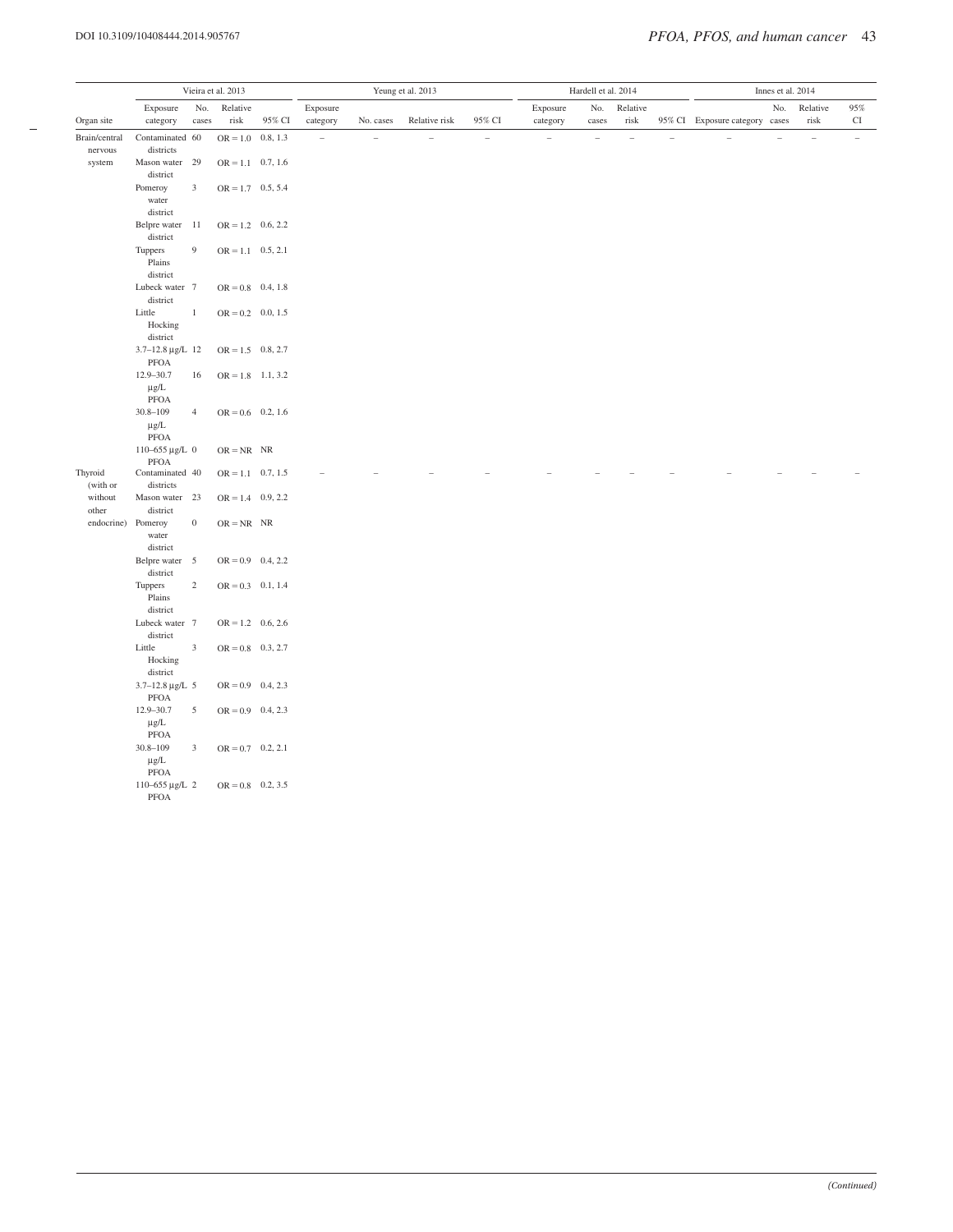| Organ site | Vieira et al. 2013 | | | | Yeung et al. 2013 | | | | Hardell et al. 2014 | | | | Innes et al. 2014 | | | |
|---|---|---|---|---|---|---|---|---|---|---|---|---|---|---|---|---|
| | Exposure category | No. cases | Relative risk | 95% CI | Exposure category | No. cases | Relative risk | 95% CI | Exposure category | No. cases | Relative risk | 95% CI | Exposure category | No. cases | Relative risk | 95% CI |
| Brain/central nervous system | Contaminated districts | 60 | OR = 1.0 | 0.8, 1.3 | – | – | – | – | – | – | – | – | – | – | – | – |
| | Mason water district | 29 | OR = 1.1 | 0.7, 1.6 | | | | | | | | | | | | |
| | Pomeroy water district | 3 | OR = 1.7 | 0.5, 5.4 | | | | | | | | | | | | |
| | Belpre water district | 11 | OR = 1.2 | 0.6, 2.2 | | | | | | | | | | | | |
| | Tuppers Plains district | 9 | OR = 1.1 | 0.5, 2.1 | | | | | | | | | | | | |
| | Lubeck water district | 7 | OR = 0.8 | 0.4, 1.8 | | | | | | | | | | | | |
| | Little Hocking district | 1 | OR = 0.2 | 0.0, 1.5 | | | | | | | | | | | | |
| | 3.7–12.8 µg/L PFOA | 12 | OR = 1.5 | 0.8, 2.7 | | | | | | | | | | | | |
| | 12.9–30.7 µg/L PFOA | 16 | OR = 1.8 | 1.1, 3.2 | | | | | | | | | | | | |
| | 30.8–109 µg/L PFOA | 4 | OR = 0.6 | 0.2, 1.6 | | | | | | | | | | | | |
| | 110–655 µg/L PFOA | 0 | OR = NR | NR | | | | | | | | | | | | |
| Thyroid (with or without other endocrine) | Contaminated districts | 40 | OR = 1.1 | 0.7, 1.5 | – | – | – | – | – | – | – | – | – | – | – | – |
| | Mason water district | 23 | OR = 1.4 | 0.9, 2.2 | | | | | | | | | | | | |
| | Pomeroy water district | 0 | OR = NR | NR | | | | | | | | | | | | |
| | Belpre water district | 5 | OR = 0.9 | 0.4, 2.2 | | | | | | | | | | | | |
| | Tuppers Plains district | 2 | OR = 0.3 | 0.1, 1.4 | | | | | | | | | | | | |
| | Lubeck water district | 7 | OR = 1.2 | 0.6, 2.6 | | | | | | | | | | | | |
| | Little Hocking district | 3 | OR = 0.8 | 0.3, 2.7 | | | | | | | | | | | | |
| | 3.7–12.8 µg/L PFOA | 5 | OR = 0.9 | 0.4, 2.3 | | | | | | | | | | | | |
| | 12.9–30.7 µg/L PFOA | 5 | OR = 0.9 | 0.4, 2.3 | | | | | | | | | | | | |
| | 30.8–109 µg/L PFOA | 3 | OR = 0.7 | 0.2, 2.1 | | | | | | | | | | | | |
| | 110–655 µg/L PFOA | 2 | OR = 0.8 | 0.2, 3.5 | | | | | | | | | | | | |

*(Continued)*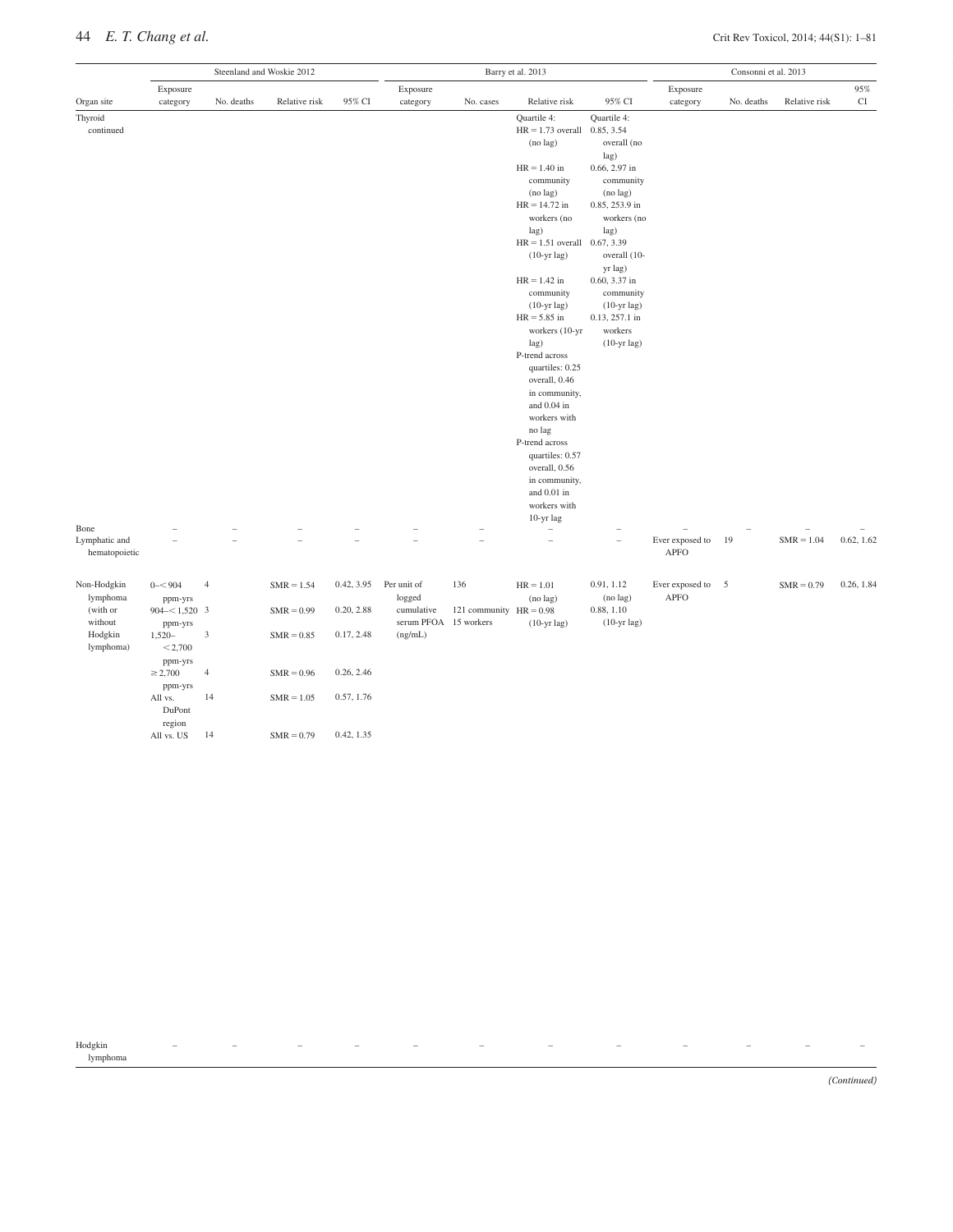| Organ site | Steenland and Woskie 2012 | | | | Barry et al. 2013 | | | | Consonni et al. 2013 | | | |
|---|---|---|---|---|---|---|---|---|---|---|---|---|
| | Exposure category | No. deaths | Relative risk | 95% CI | Exposure category | No. cases | Relative risk | 95% CI | Exposure category | No. deaths | Relative risk | 95% CI |
| Thyroid continued | | | | | | | Quartile 4: HR = 1.73 overall (no lag)<br>HR = 1.40 in community (no lag)<br>HR = 14.72 in workers (no lag)<br>HR = 1.51 overall (10-yr lag)<br>HR = 1.42 in community (10-yr lag)<br>HR = 5.85 in workers (10-yr lag)<br>P-trend across quartiles: 0.25 overall, 0.46 in community, and 0.04 in workers with no lag<br>P-trend across quartiles: 0.57 overall, 0.56 in community, and 0.01 in workers with 10-yr lag | Quartile 4: 0.85, 3.54 overall (no lag)<br>0.66, 2.97 in community (no lag)<br>0.85, 253.9 in workers (no lag)<br>0.67, 3.39 overall (10-yr lag)<br>0.60, 3.37 in community (10-yr lag)<br>0.13, 257.1 in workers (10-yr lag) | | | | |
| Bone | – | – | – | – | – | – | – | – | – | – | – | – |
| Lymphatic and hematopoietic | – | – | – | – | – | – | – | – | Ever exposed to APFO | 19 | SMR = 1.04 | 0.62, 1.62 |
| Non-Hodgkin lymphoma (with or without Hodgkin lymphoma) | 0–<904 ppm-yrs | 4 | SMR = 1.54 | 0.42, 3.95 | Per unit of logged cumulative serum PFOA (ng/mL) | 136<br>121 community<br>15 workers | HR = 1.01 (no lag)<br>HR = 0.98 (10-yr lag) | 0.91, 1.12 (no lag)<br>0.88, 1.10 (10-yr lag) | Ever exposed to APFO | 5 | SMR = 0.79 | 0.26, 1.84 |
| | 904–<1,520 ppm-yrs | 3 | SMR = 0.99 | 0.20, 2.88 | | | | | | | | |
| | 1,520–<2,700 ppm-yrs | 3 | SMR = 0.85 | 0.17, 2.48 | | | | | | | | |
| | ≥2,700 ppm-yrs | 4 | SMR = 0.96 | 0.26, 2.46 | | | | | | | | |
| | All vs. DuPont region | 14 | SMR = 1.05 | 0.57, 1.76 | | | | | | | | |
| | All vs. US | 14 | SMR = 0.79 | 0.42, 1.35 | | | | | | | | |
| Hodgkin lymphoma | – | – | – | – | – | – | – | – | – | – | – | – |

*(Continued)*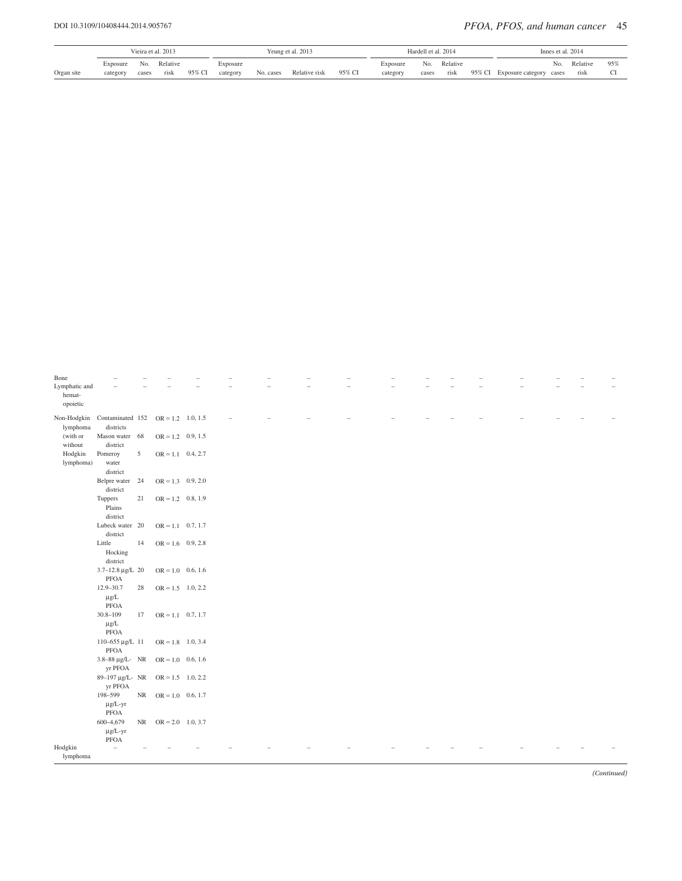| | Vieira et al. 2013 | | | | Yeung et al. 2013 | | | | Hardell et al. 2014 | | | | Innes et al. 2014 | | | |
|---|---|---|---|---|---|---|---|---|---|---|---|---|---|---|---|---|
| Organ site | Exposure category | No. cases | Relative risk | 95% CI | Exposure category | No. cases | Relative risk | 95% CI | Exposure category | No. cases | Relative risk | 95% CI | Exposure category | No. cases | Relative risk | 95% CI |
| Bone | – | – | – | – | – | – | – | – | – | – | – | – | – | – | – | – |
| Lymphatic and hemat-opoietic | – | – | – | – | – | – | – | – | – | – | – | – | – | – | – | – |
| Non-Hodgkin lymphoma (with or without Hodgkin lymphoma) | Contaminated districts | 152 | OR = 1.2 | 1.0, 1.5 | – | – | – | – | – | – | – | – | – | – | – | – |
| | Mason water district | 68 | OR = 1.2 | 0.9, 1.5 | | | | | | | | | | | | |
| | Pomeroy water district | 5 | OR = 1.1 | 0.4, 2.7 | | | | | | | | | | | | |
| | Belpre water district | 24 | OR = 1.3 | 0.9, 2.0 | | | | | | | | | | | | |
| | Tuppers Plains district | 21 | OR = 1.2 | 0.8, 1.9 | | | | | | | | | | | | |
| | Lubeck water district | 20 | OR = 1.1 | 0.7, 1.7 | | | | | | | | | | | | |
| | Little Hocking district | 14 | OR = 1.6 | 0.9, 2.8 | | | | | | | | | | | | |
| | 3.7–12.8 μg/L PFOA | 20 | OR = 1.0 | 0.6, 1.6 | | | | | | | | | | | | |
| | 12.9–30.7 μg/L PFOA | 28 | OR = 1.5 | 1.0, 2.2 | | | | | | | | | | | | |
| | 30.8–109 μg/L PFOA | 17 | OR = 1.1 | 0.7, 1.7 | | | | | | | | | | | | |
| | 110–655 μg/L PFOA | 11 | OR = 1.8 | 1.0, 3.4 | | | | | | | | | | | | |
| | 3.8–88 μg/L-yr PFOA | NR | OR = 1.0 | 0.6, 1.6 | | | | | | | | | | | | |
| | 89–197 μg/L-yr PFOA | NR | OR = 1.5 | 1.0, 2.2 | | | | | | | | | | | | |
| | 198–599 μg/L-yr PFOA | NR | OR = 1.0 | 0.6, 1.7 | | | | | | | | | | | | |
| | 600–4,679 μg/L-yr PFOA | NR | OR = 2.0 | 1.0, 3.7 | | | | | | | | | | | | |
| Hodgkin lymphoma | – | – | – | – | – | – | – | – | – | – | – | – | – | – | – | – |

*(Continued)*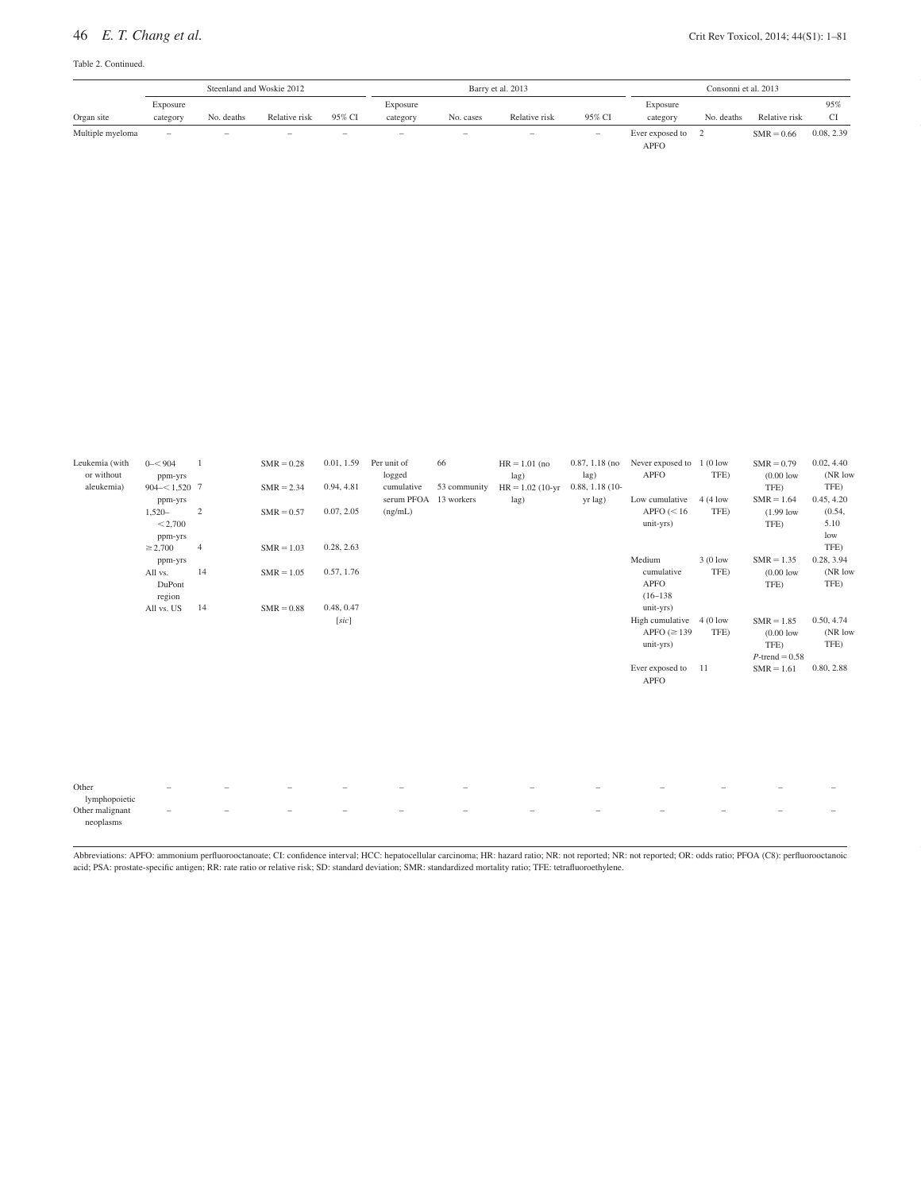Table 2. Continued.

| | Steenland and Woskie 2012 | | | | Barry et al. 2013 | | | | Consonni et al. 2013 | | | |
|---|---|---|---|---|---|---|---|---|---|---|---|---|
| Organ site | Exposure category | No. deaths | Relative risk | 95% CI | Exposure category | No. cases | Relative risk | 95% CI | Exposure category | No. deaths | Relative risk | 95% CI |
| Multiple myeloma | – | – | – | – | – | – | – | – | Ever exposed to APFO | 2 | SMR = 0.66 | 0.08, 2.39 |
| Leukemia (with or without aleukemia) | 0–< 904 ppm-yrs | 1 | SMR = 0.28 | 0.01, 1.59 | Per unit of logged cumulative serum PFOA (ng/mL) | 66<br>53 community<br>13 workers | HR = 1.01 (no lag)<br>HR = 1.02 (10-yr lag) | 0.87, 1.18 (no lag)<br>0.88, 1.18 (10-yr lag) | Never exposed to APFO | 1 (0 low TFE) | SMR = 0.79 (0.00 low TFE) | 0.02, 4.40 (NR low TFE) |
| | 904–< 1,520 ppm-yrs | 7 | SMR = 2.34 | 0.94, 4.81 | | | | | Low cumulative APFO (< 16 unit-yrs) | 4 (4 low TFE) | SMR = 1.64 (1.99 low TFE) | 0.45, 4.20 (0.54, 5.10 low TFE) |
| | 1,520–< 2,700 ppm-yrs | 2 | SMR = 0.57 | 0.07, 2.05 | | | | | Medium cumulative APFO (16–138 unit-yrs) | 3 (0 low TFE) | SMR = 1.35 (0.00 low TFE) | 0.28, 3.94 (NR low TFE) |
| | ≥ 2,700 ppm-yrs | 4 | SMR = 1.03 | 0.28, 2.63 | | | | | High cumulative APFO (≥ 139 unit-yrs) | 4 (0 low TFE) | SMR = 1.85 (0.00 low TFE)<br>P-trend = 0.58 | 0.50, 4.74 (NR low TFE) |
| | All vs. DuPont region | 14 | SMR = 1.05 | 0.57, 1.76 | | | | | Ever exposed to APFO | 11 | SMR = 1.61 | 0.80, 2.88 |
| | All vs. US | 14 | SMR = 0.88 | 0.48, 0.47 [*sic*] | | | | | | | | |
| Other lymphopoietic | – | – | – | – | – | – | – | – | – | – | – | – |
| Other malignant neoplasms | – | – | – | – | – | – | – | – | – | – | – | – |

Abbreviations: APFO: ammonium perfluorooctanoate; CI: confidence interval; HCC: hepatocellular carcinoma; HR: hazard ratio; NR: not reported; NR: not reported; OR: odds ratio; PFOA (C8): perfluorooctanoic acid; PSA: prostate-specific antigen; RR: rate ratio or relative risk; SD: standard deviation; SMR: standardized mortality ratio; TFE: tetrafluoroethylene.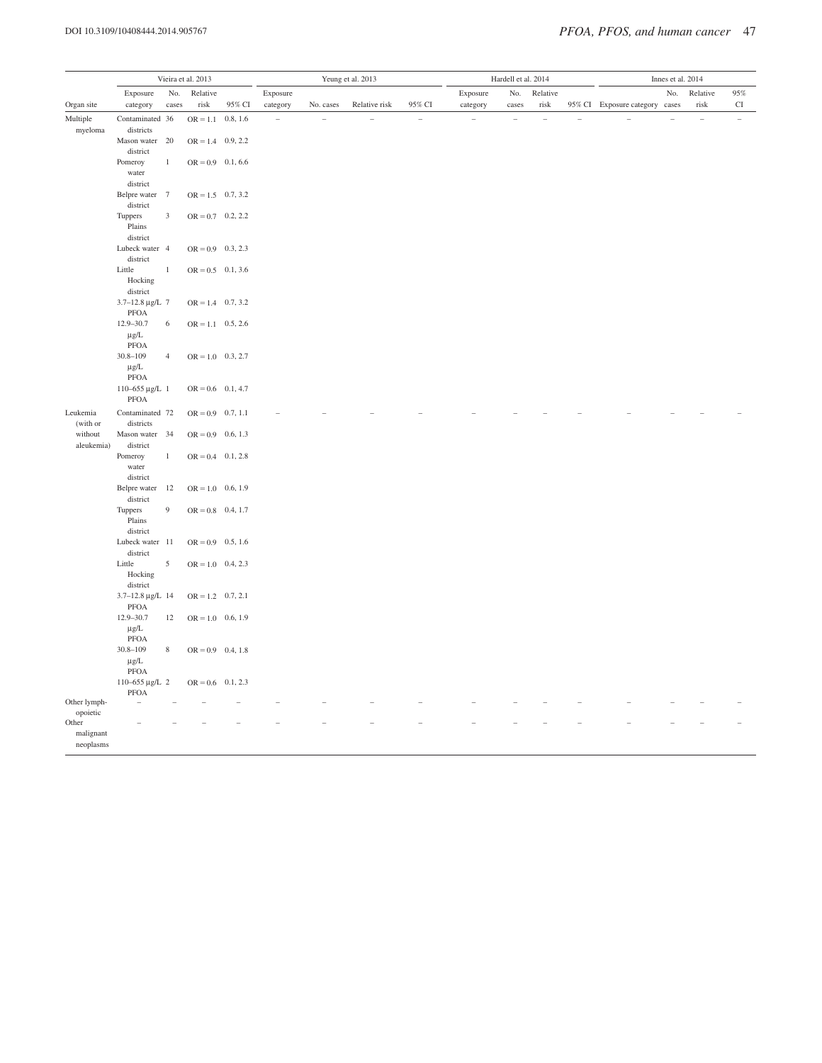| Organ site | Vieira et al. 2013 | | | | Yeung et al. 2013 | | | | Hardell et al. 2014 | | | | Innes et al. 2014 | | | |
|---|---|---|---|---|---|---|---|---|---|---|---|---|---|---|---|---|
| | Exposure category | No. cases | Relative risk | 95% CI | Exposure category | No. cases | Relative risk | 95% CI | Exposure category | No. cases | Relative risk | 95% CI | Exposure category | No. cases | Relative risk | 95% CI |
| Multiple myeloma | Contaminated districts | 36 | OR = 1.1 | 0.8, 1.6 | – | – | – | – | – | – | – | – | – | – | – | – |
| | Mason water district | 20 | OR = 1.4 | 0.9, 2.2 | | | | | | | | | | | | |
| | Pomeroy water district | 1 | OR = 0.9 | 0.1, 6.6 | | | | | | | | | | | | |
| | Belpre water district | 7 | OR = 1.5 | 0.7, 3.2 | | | | | | | | | | | | |
| | Tuppers Plains district | 3 | OR = 0.7 | 0.2, 2.2 | | | | | | | | | | | | |
| | Lubeck water district | 4 | OR = 0.9 | 0.3, 2.3 | | | | | | | | | | | | |
| | Little Hocking district | 1 | OR = 0.5 | 0.1, 3.6 | | | | | | | | | | | | |
| | 3.7–12.8 μg/L PFOA | 7 | OR = 1.4 | 0.7, 3.2 | | | | | | | | | | | | |
| | 12.9–30.7 μg/L PFOA | 6 | OR = 1.1 | 0.5, 2.6 | | | | | | | | | | | | |
| | 30.8–109 μg/L PFOA | 4 | OR = 1.0 | 0.3, 2.7 | | | | | | | | | | | | |
| | 110–655 μg/L PFOA | 1 | OR = 0.6 | 0.1, 4.7 | | | | | | | | | | | | |
| Leukemia (with or without aleukemia) | Contaminated districts | 72 | OR = 0.9 | 0.7, 1.1 | – | – | – | – | – | – | – | – | – | – | – | – |
| | Mason water district | 34 | OR = 0.9 | 0.6, 1.3 | | | | | | | | | | | | |
| | Pomeroy water district | 1 | OR = 0.4 | 0.1, 2.8 | | | | | | | | | | | | |
| | Belpre water district | 12 | OR = 1.0 | 0.6, 1.9 | | | | | | | | | | | | |
| | Tuppers Plains district | 9 | OR = 0.8 | 0.4, 1.7 | | | | | | | | | | | | |
| | Lubeck water district | 11 | OR = 0.9 | 0.5, 1.6 | | | | | | | | | | | | |
| | Little Hocking district | 5 | OR = 1.0 | 0.4, 2.3 | | | | | | | | | | | | |
| | 3.7–12.8 μg/L PFOA | 14 | OR = 1.2 | 0.7, 2.1 | | | | | | | | | | | | |
| | 12.9–30.7 μg/L PFOA | 12 | OR = 1.0 | 0.6, 1.9 | | | | | | | | | | | | |
| | 30.8–109 μg/L PFOA | 8 | OR = 0.9 | 0.4, 1.8 | | | | | | | | | | | | |
| | 110–655 μg/L PFOA | 2 | OR = 0.6 | 0.1, 2.3 | | | | | | | | | | | | |
| Other lymph-opoietic | – | – | – | – | – | – | – | – | – | – | – | – | – | – | – | – |
| Other malignant neoplasms | – | – | – | – | – | – | – | – | – | – | – | – | – | – | – | – |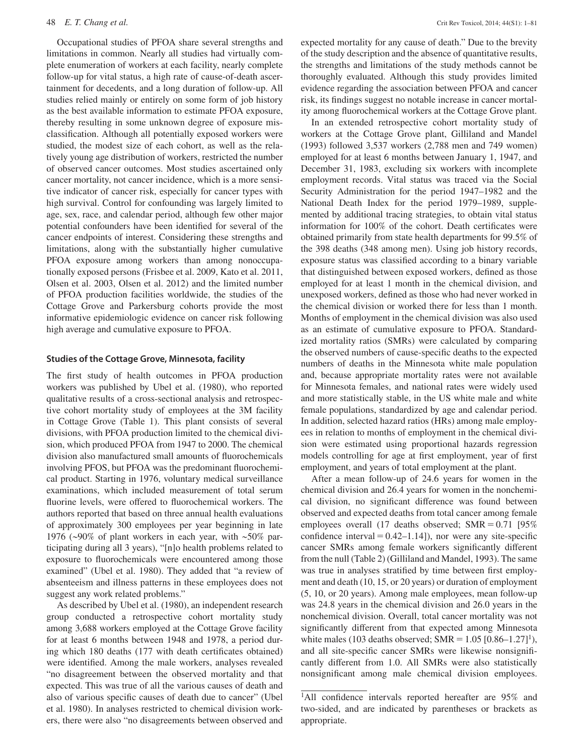Occupational studies of PFOA share several strengths and limitations in common. Nearly all studies had virtually complete enumeration of workers at each facility, nearly complete follow-up for vital status, a high rate of cause-of-death ascertainment for decedents, and a long duration of follow-up. All studies relied mainly or entirely on some form of job history as the best available information to estimate PFOA exposure, thereby resulting in some unknown degree of exposure misclassification. Although all potentially exposed workers were studied, the modest size of each cohort, as well as the relatively young age distribution of workers, restricted the number of observed cancer outcomes. Most studies ascertained only cancer mortality, not cancer incidence, which is a more sensitive indicator of cancer risk, especially for cancer types with high survival. Control for confounding was largely limited to age, sex, race, and calendar period, although few other major potential confounders have been identified for several of the cancer endpoints of interest. Considering these strengths and limitations, along with the substantially higher cumulative PFOA exposure among workers than among nonoccupationally exposed persons (Frisbee et al. 2009, Kato et al. 2011, Olsen et al. 2003, Olsen et al. 2012) and the limited number of PFOA production facilities worldwide, the studies of the Cottage Grove and Parkersburg cohorts provide the most informative epidemiologic evidence on cancer risk following high average and cumulative exposure to PFOA.

### Studies of the Cottage Grove, Minnesota, facility

The first study of health outcomes in PFOA production workers was published by Ubel et al. (1980), who reported qualitative results of a cross-sectional analysis and retrospective cohort mortality study of employees at the 3M facility in Cottage Grove (Table 1). This plant consists of several divisions, with PFOA production limited to the chemical division, which produced PFOA from 1947 to 2000. The chemical division also manufactured small amounts of fluorochemicals involving PFOS, but PFOA was the predominant fluorochemical product. Starting in 1976, voluntary medical surveillance examinations, which included measurement of total serum fluorine levels, were offered to fluorochemical workers. The authors reported that based on three annual health evaluations of approximately 300 employees per year beginning in late 1976 (~90% of plant workers in each year, with ~50% participating during all 3 years), "[n]o health problems related to exposure to fluorochemicals were encountered among those examined" (Ubel et al. 1980). They added that "a review of absenteeism and illness patterns in these employees does not suggest any work related problems."

As described by Ubel et al. (1980), an independent research group conducted a retrospective cohort mortality study among 3,688 workers employed at the Cottage Grove facility for at least 6 months between 1948 and 1978, a period during which 180 deaths (177 with death certificates obtained) were identified. Among the male workers, analyses revealed "no disagreement between the observed mortality and that expected. This was true of all the various causes of death and also of various specific causes of death due to cancer" (Ubel et al. 1980). In analyses restricted to chemical division workers, there were also "no disagreements between observed and expected mortality for any cause of death." Due to the brevity of the study description and the absence of quantitative results, the strengths and limitations of the study methods cannot be thoroughly evaluated. Although this study provides limited evidence regarding the association between PFOA and cancer risk, its findings suggest no notable increase in cancer mortality among fluorochemical workers at the Cottage Grove plant.

In an extended retrospective cohort mortality study of workers at the Cottage Grove plant, Gilliland and Mandel (1993) followed 3,537 workers (2,788 men and 749 women) employed for at least 6 months between January 1, 1947, and December 31, 1983, excluding six workers with incomplete employment records. Vital status was traced via the Social Security Administration for the period 1947–1982 and the National Death Index for the period 1979–1989, supplemented by additional tracing strategies, to obtain vital status information for 100% of the cohort. Death certificates were obtained primarily from state health departments for 99.5% of the 398 deaths (348 among men). Using job history records, exposure status was classified according to a binary variable that distinguished between exposed workers, defined as those employed for at least 1 month in the chemical division, and unexposed workers, defined as those who had never worked in the chemical division or worked there for less than 1 month. Months of employment in the chemical division was also used as an estimate of cumulative exposure to PFOA. Standardized mortality ratios (SMRs) were calculated by comparing the observed numbers of cause-specific deaths to the expected numbers of deaths in the Minnesota white male population and, because appropriate mortality rates were not available for Minnesota females, and national rates were widely used and more statistically stable, in the US white male and white female populations, standardized by age and calendar period. In addition, selected hazard ratios (HRs) among male employees in relation to months of employment in the chemical division were estimated using proportional hazards regression models controlling for age at first employment, year of first employment, and years of total employment at the plant.

After a mean follow-up of 24.6 years for women in the chemical division and 26.4 years for women in the nonchemical division, no significant difference was found between observed and expected deaths from total cancer among female employees overall (17 deaths observed; SMR = 0.71 [95% confidence interval = 0.42–1.14]), nor were any site-specific cancer SMRs among female workers significantly different from the null (Table 2) (Gilliland and Mandel, 1993). The same was true in analyses stratified by time between first employment and death (10, 15, or 20 years) or duration of employment (5, 10, or 20 years). Among male employees, mean follow-up was 24.8 years in the chemical division and 26.0 years in the nonchemical division. Overall, total cancer mortality was not significantly different from that expected among Minnesota white males (103 deaths observed; SMR = 1.05 [0.86–1.27][1]), and all site-specific cancer SMRs were likewise nonsignificantly different from 1.0. All SMRs were also statistically nonsignificant among male chemical division employees.

[1]All confidence intervals reported hereafter are 95% and two-sided, and are indicated by parentheses or brackets as appropriate.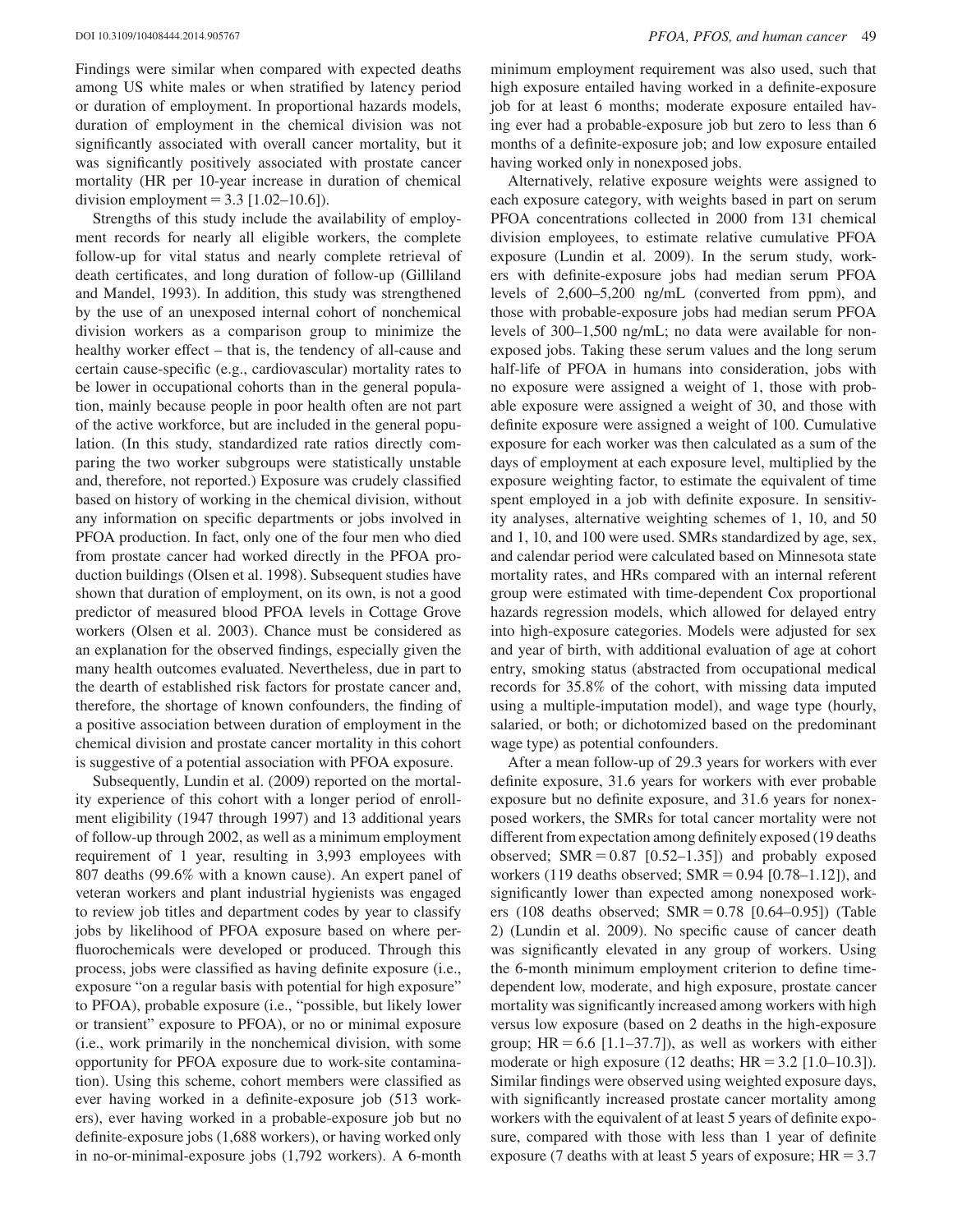Findings were similar when compared with expected deaths among US white males or when stratified by latency period or duration of employment. In proportional hazards models, duration of employment in the chemical division was not significantly associated with overall cancer mortality, but it was significantly positively associated with prostate cancer mortality (HR per 10-year increase in duration of chemical division employment = 3.3 [1.02–10.6]).

Strengths of this study include the availability of employment records for nearly all eligible workers, the complete follow-up for vital status and nearly complete retrieval of death certificates, and long duration of follow-up (Gilliland and Mandel, 1993). In addition, this study was strengthened by the use of an unexposed internal cohort of nonchemical division workers as a comparison group to minimize the healthy worker effect – that is, the tendency of all-cause and certain cause-specific (e.g., cardiovascular) mortality rates to be lower in occupational cohorts than in the general population, mainly because people in poor health often are not part of the active workforce, but are included in the general population. (In this study, standardized rate ratios directly comparing the two worker subgroups were statistically unstable and, therefore, not reported.) Exposure was crudely classified based on history of working in the chemical division, without any information on specific departments or jobs involved in PFOA production. In fact, only one of the four men who died from prostate cancer had worked directly in the PFOA production buildings (Olsen et al. 1998). Subsequent studies have shown that duration of employment, on its own, is not a good predictor of measured blood PFOA levels in Cottage Grove workers (Olsen et al. 2003). Chance must be considered as an explanation for the observed findings, especially given the many health outcomes evaluated. Nevertheless, due in part to the dearth of established risk factors for prostate cancer and, therefore, the shortage of known confounders, the finding of a positive association between duration of employment in the chemical division and prostate cancer mortality in this cohort is suggestive of a potential association with PFOA exposure.

Subsequently, Lundin et al. (2009) reported on the mortality experience of this cohort with a longer period of enrollment eligibility (1947 through 1997) and 13 additional years of follow-up through 2002, as well as a minimum employment requirement of 1 year, resulting in 3,993 employees with 807 deaths (99.6% with a known cause). An expert panel of veteran workers and plant industrial hygienists was engaged to review job titles and department codes by year to classify jobs by likelihood of PFOA exposure based on where perfluorochemicals were developed or produced. Through this process, jobs were classified as having definite exposure (i.e., exposure "on a regular basis with potential for high exposure" to PFOA), probable exposure (i.e., "possible, but likely lower or transient" exposure to PFOA), or no or minimal exposure (i.e., work primarily in the nonchemical division, with some opportunity for PFOA exposure due to work-site contamination). Using this scheme, cohort members were classified as ever having worked in a definite-exposure job (513 workers), ever having worked in a probable-exposure job but no definite-exposure jobs (1,688 workers), or having worked only in no-or-minimal-exposure jobs (1,792 workers). A 6-month minimum employment requirement was also used, such that high exposure entailed having worked in a definite-exposure job for at least 6 months; moderate exposure entailed having ever had a probable-exposure job but zero to less than 6 months of a definite-exposure job; and low exposure entailed having worked only in nonexposed jobs.

Alternatively, relative exposure weights were assigned to each exposure category, with weights based in part on serum PFOA concentrations collected in 2000 from 131 chemical division employees, to estimate relative cumulative PFOA exposure (Lundin et al. 2009). In the serum study, workers with definite-exposure jobs had median serum PFOA levels of 2,600–5,200 ng/mL (converted from ppm), and those with probable-exposure jobs had median serum PFOA levels of 300–1,500 ng/mL; no data were available for nonexposed jobs. Taking these serum values and the long serum half-life of PFOA in humans into consideration, jobs with no exposure were assigned a weight of 1, those with probable exposure were assigned a weight of 30, and those with definite exposure were assigned a weight of 100. Cumulative exposure for each worker was then calculated as a sum of the days of employment at each exposure level, multiplied by the exposure weighting factor, to estimate the equivalent of time spent employed in a job with definite exposure. In sensitivity analyses, alternative weighting schemes of 1, 10, and 50 and 1, 10, and 100 were used. SMRs standardized by age, sex, and calendar period were calculated based on Minnesota state mortality rates, and HRs compared with an internal referent group were estimated with time-dependent Cox proportional hazards regression models, which allowed for delayed entry into high-exposure categories. Models were adjusted for sex and year of birth, with additional evaluation of age at cohort entry, smoking status (abstracted from occupational medical records for 35.8% of the cohort, with missing data imputed using a multiple-imputation model), and wage type (hourly, salaried, or both; or dichotomized based on the predominant wage type) as potential confounders.

After a mean follow-up of 29.3 years for workers with ever definite exposure, 31.6 years for workers with ever probable exposure but no definite exposure, and 31.6 years for nonexposed workers, the SMRs for total cancer mortality were not different from expectation among definitely exposed (19 deaths observed; SMR = 0.87 [0.52–1.35]) and probably exposed workers (119 deaths observed; SMR = 0.94 [0.78–1.12]), and significantly lower than expected among nonexposed workers (108 deaths observed; SMR = 0.78 [0.64–0.95]) (Table 2) (Lundin et al. 2009). No specific cause of cancer death was significantly elevated in any group of workers. Using the 6-month minimum employment criterion to define time-dependent low, moderate, and high exposure, prostate cancer mortality was significantly increased among workers with high versus low exposure (based on 2 deaths in the high-exposure group; HR = 6.6 [1.1–37.7]), as well as workers with either moderate or high exposure (12 deaths; HR = 3.2 [1.0–10.3]). Similar findings were observed using weighted exposure days, with significantly increased prostate cancer mortality among workers with the equivalent of at least 5 years of definite exposure, compared with those with less than 1 year of definite exposure (7 deaths with at least 5 years of exposure; HR = 3.7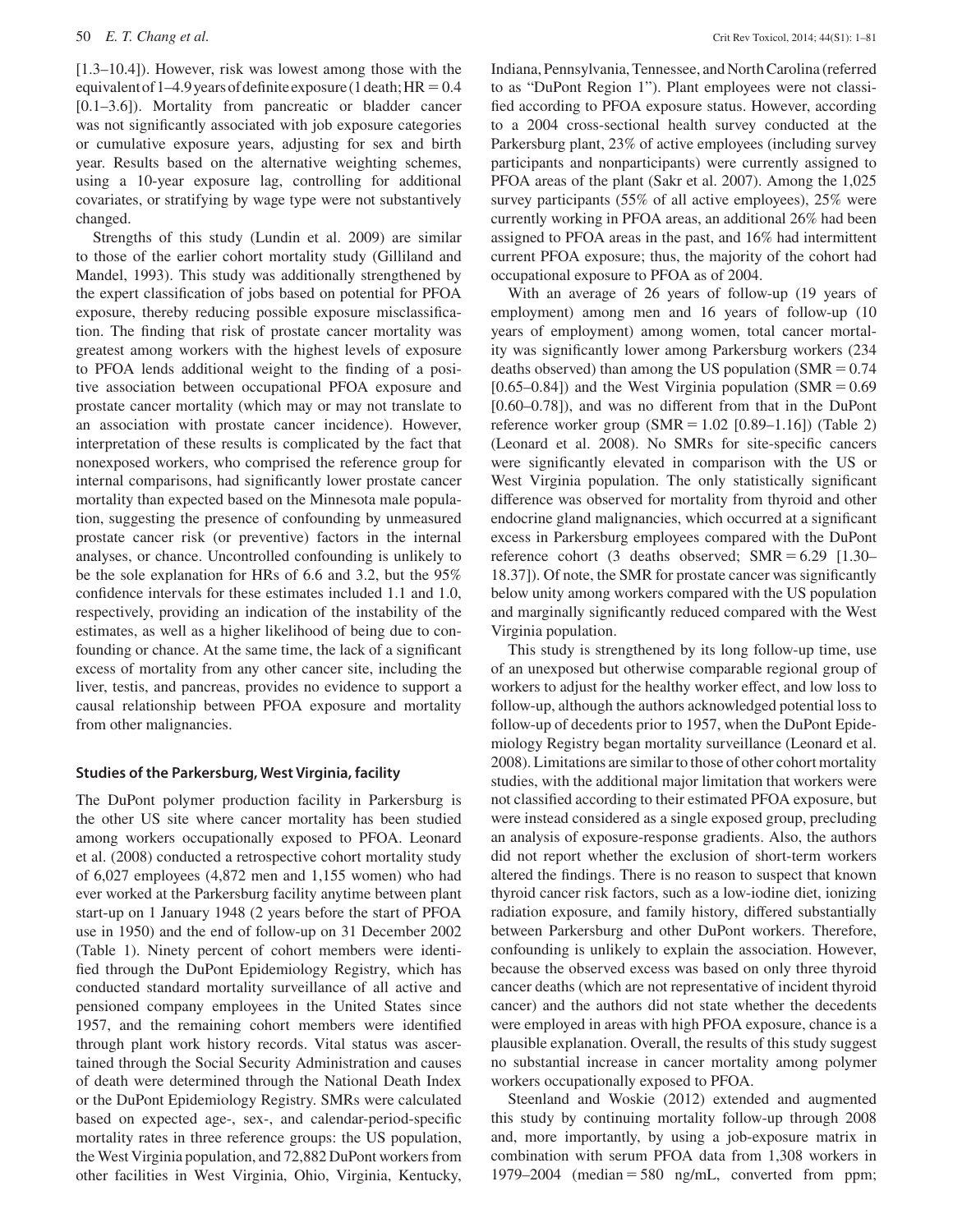[1.3–10.4]). However, risk was lowest among those with the equivalent of 1–4.9 years of definite exposure (1 death; HR = 0.4 [0.1–3.6]). Mortality from pancreatic or bladder cancer was not significantly associated with job exposure categories or cumulative exposure years, adjusting for sex and birth year. Results based on the alternative weighting schemes, using a 10-year exposure lag, controlling for additional covariates, or stratifying by wage type were not substantively changed.

Strengths of this study (Lundin et al. 2009) are similar to those of the earlier cohort mortality study (Gilliland and Mandel, 1993). This study was additionally strengthened by the expert classification of jobs based on potential for PFOA exposure, thereby reducing possible exposure misclassification. The finding that risk of prostate cancer mortality was greatest among workers with the highest levels of exposure to PFOA lends additional weight to the finding of a positive association between occupational PFOA exposure and prostate cancer mortality (which may or may not translate to an association with prostate cancer incidence). However, interpretation of these results is complicated by the fact that nonexposed workers, who comprised the reference group for internal comparisons, had significantly lower prostate cancer mortality than expected based on the Minnesota male population, suggesting the presence of confounding by unmeasured prostate cancer risk (or preventive) factors in the internal analyses, or chance. Uncontrolled confounding is unlikely to be the sole explanation for HRs of 6.6 and 3.2, but the 95% confidence intervals for these estimates included 1.1 and 1.0, respectively, providing an indication of the instability of the estimates, as well as a higher likelihood of being due to confounding or chance. At the same time, the lack of a significant excess of mortality from any other cancer site, including the liver, testis, and pancreas, provides no evidence to support a causal relationship between PFOA exposure and mortality from other malignancies.

## Studies of the Parkersburg, West Virginia, facility

The DuPont polymer production facility in Parkersburg is the other US site where cancer mortality has been studied among workers occupationally exposed to PFOA. Leonard et al. (2008) conducted a retrospective cohort mortality study of 6,027 employees (4,872 men and 1,155 women) who had ever worked at the Parkersburg facility anytime between plant start-up on 1 January 1948 (2 years before the start of PFOA use in 1950) and the end of follow-up on 31 December 2002 (Table 1). Ninety percent of cohort members were identified through the DuPont Epidemiology Registry, which has conducted standard mortality surveillance of all active and pensioned company employees in the United States since 1957, and the remaining cohort members were identified through plant work history records. Vital status was ascertained through the Social Security Administration and causes of death were determined through the National Death Index or the DuPont Epidemiology Registry. SMRs were calculated based on expected age-, sex-, and calendar-period-specific mortality rates in three reference groups: the US population, the West Virginia population, and 72,882 DuPont workers from other facilities in West Virginia, Ohio, Virginia, Kentucky, Indiana, Pennsylvania, Tennessee, and North Carolina (referred to as "DuPont Region 1"). Plant employees were not classified according to PFOA exposure status. However, according to a 2004 cross-sectional health survey conducted at the Parkersburg plant, 23% of active employees (including survey participants and nonparticipants) were currently assigned to PFOA areas of the plant (Sakr et al. 2007). Among the 1,025 survey participants (55% of all active employees), 25% were currently working in PFOA areas, an additional 26% had been assigned to PFOA areas in the past, and 16% had intermittent current PFOA exposure; thus, the majority of the cohort had occupational exposure to PFOA as of 2004.

With an average of 26 years of follow-up (19 years of employment) among men and 16 years of follow-up (10 years of employment) among women, total cancer mortality was significantly lower among Parkersburg workers (234 deaths observed) than among the US population (SMR = 0.74 [0.65–0.84]) and the West Virginia population (SMR = 0.69 [0.60–0.78]), and was no different from that in the DuPont reference worker group (SMR = 1.02 [0.89–1.16]) (Table 2) (Leonard et al. 2008). No SMRs for site-specific cancers were significantly elevated in comparison with the US or West Virginia population. The only statistically significant difference was observed for mortality from thyroid and other endocrine gland malignancies, which occurred at a significant excess in Parkersburg employees compared with the DuPont reference cohort (3 deaths observed; SMR = 6.29 [1.30–18.37]). Of note, the SMR for prostate cancer was significantly below unity among workers compared with the US population and marginally significantly reduced compared with the West Virginia population.

This study is strengthened by its long follow-up time, use of an unexposed but otherwise comparable regional group of workers to adjust for the healthy worker effect, and low loss to follow-up, although the authors acknowledged potential loss to follow-up of decedents prior to 1957, when the DuPont Epidemiology Registry began mortality surveillance (Leonard et al. 2008). Limitations are similar to those of other cohort mortality studies, with the additional major limitation that workers were not classified according to their estimated PFOA exposure, but were instead considered as a single exposed group, precluding an analysis of exposure-response gradients. Also, the authors did not report whether the exclusion of short-term workers altered the findings. There is no reason to suspect that known thyroid cancer risk factors, such as a low-iodine diet, ionizing radiation exposure, and family history, differed substantially between Parkersburg and other DuPont workers. Therefore, confounding is unlikely to explain the association. However, because the observed excess was based on only three thyroid cancer deaths (which are not representative of incident thyroid cancer) and the authors did not state whether the decedents were employed in areas with high PFOA exposure, chance is a plausible explanation. Overall, the results of this study suggest no substantial increase in cancer mortality among polymer workers occupationally exposed to PFOA.

Steenland and Woskie (2012) extended and augmented this study by continuing mortality follow-up through 2008 and, more importantly, by using a job-exposure matrix in combination with serum PFOA data from 1,308 workers in 1979–2004 (median = 580 ng/mL, converted from ppm;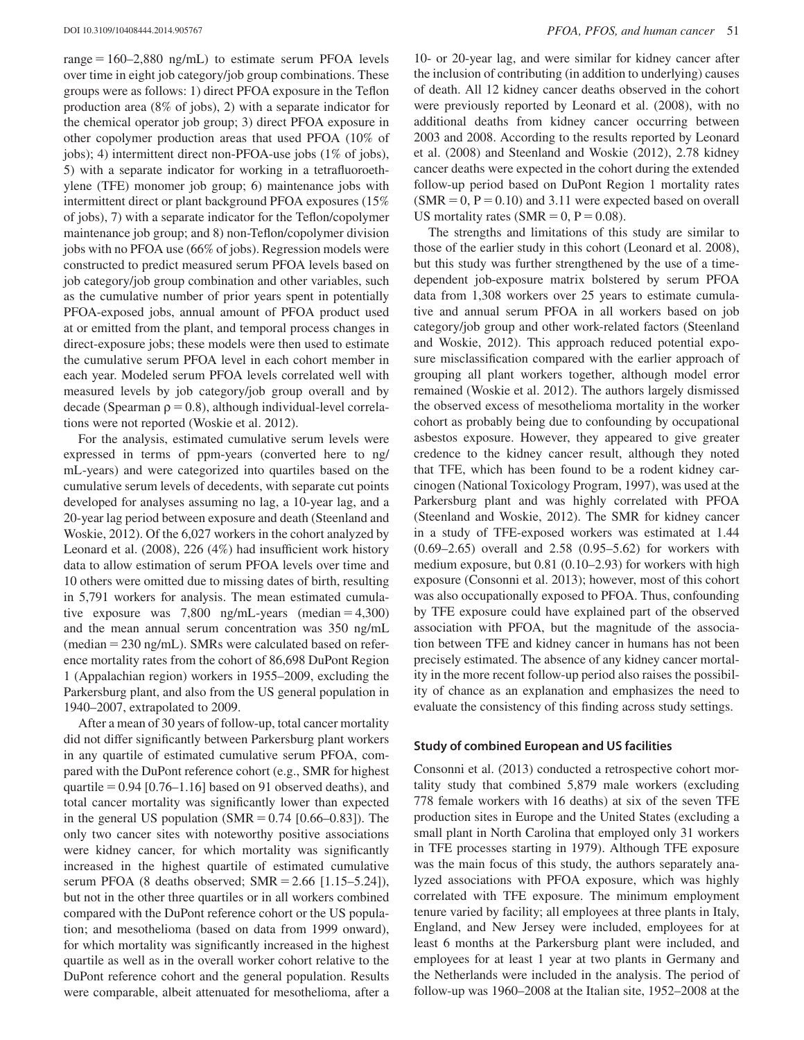range = 160–2,880 ng/mL) to estimate serum PFOA levels over time in eight job category/job group combinations. These groups were as follows: 1) direct PFOA exposure in the Teflon production area (8% of jobs), 2) with a separate indicator for the chemical operator job group; 3) direct PFOA exposure in other copolymer production areas that used PFOA (10% of jobs); 4) intermittent direct non-PFOA-use jobs (1% of jobs), 5) with a separate indicator for working in a tetrafluoroethylene (TFE) monomer job group; 6) maintenance jobs with intermittent direct or plant background PFOA exposures (15% of jobs), 7) with a separate indicator for the Teflon/copolymer maintenance job group; and 8) non-Teflon/copolymer division jobs with no PFOA use (66% of jobs). Regression models were constructed to predict measured serum PFOA levels based on job category/job group combination and other variables, such as the cumulative number of prior years spent in potentially PFOA-exposed jobs, annual amount of PFOA product used at or emitted from the plant, and temporal process changes in direct-exposure jobs; these models were then used to estimate the cumulative serum PFOA level in each cohort member in each year. Modeled serum PFOA levels correlated well with measured levels by job category/job group overall and by decade (Spearman $\rho = 0.8$), although individual-level correlations were not reported (Woskie et al. 2012).

For the analysis, estimated cumulative serum levels were expressed in terms of ppm-years (converted here to ng/mL-years) and were categorized into quartiles based on the cumulative serum levels of decedents, with separate cut points developed for analyses assuming no lag, a 10-year lag, and a 20-year lag period between exposure and death (Steenland and Woskie, 2012). Of the 6,027 workers in the cohort analyzed by Leonard et al. (2008), 226 (4%) had insufficient work history data to allow estimation of serum PFOA levels over time and 10 others were omitted due to missing dates of birth, resulting in 5,791 workers for analysis. The mean estimated cumulative exposure was 7,800 ng/mL-years (median = 4,300) and the mean annual serum concentration was 350 ng/mL (median = 230 ng/mL). SMRs were calculated based on reference mortality rates from the cohort of 86,698 DuPont Region 1 (Appalachian region) workers in 1955–2009, excluding the Parkersburg plant, and also from the US general population in 1940–2007, extrapolated to 2009.

After a mean of 30 years of follow-up, total cancer mortality did not differ significantly between Parkersburg plant workers in any quartile of estimated cumulative serum PFOA, compared with the DuPont reference cohort (e.g., SMR for highest quartile = 0.94 [0.76–1.16] based on 91 observed deaths), and total cancer mortality was significantly lower than expected in the general US population (SMR = 0.74 [0.66–0.83]). The only two cancer sites with noteworthy positive associations were kidney cancer, for which mortality was significantly increased in the highest quartile of estimated cumulative serum PFOA (8 deaths observed; SMR = 2.66 [1.15–5.24]), but not in the other three quartiles or in all workers combined compared with the DuPont reference cohort or the US population; and mesothelioma (based on data from 1999 onward), for which mortality was significantly increased in the highest quartile as well as in the overall worker cohort relative to the DuPont reference cohort and the general population. Results were comparable, albeit attenuated for mesothelioma, after a 10- or 20-year lag, and were similar for kidney cancer after the inclusion of contributing (in addition to underlying) causes of death. All 12 kidney cancer deaths observed in the cohort were previously reported by Leonard et al. (2008), with no additional deaths from kidney cancer occurring between 2003 and 2008. According to the results reported by Leonard et al. (2008) and Steenland and Woskie (2012), 2.78 kidney cancer deaths were expected in the cohort during the extended follow-up period based on DuPont Region 1 mortality rates (SMR = 0, P = 0.10) and 3.11 were expected based on overall US mortality rates (SMR = 0, P = 0.08).

The strengths and limitations of this study are similar to those of the earlier study in this cohort (Leonard et al. 2008), but this study was further strengthened by the use of a time-dependent job-exposure matrix bolstered by serum PFOA data from 1,308 workers over 25 years to estimate cumulative and annual serum PFOA in all workers based on job category/job group and other work-related factors (Steenland and Woskie, 2012). This approach reduced potential exposure misclassification compared with the earlier approach of grouping all plant workers together, although model error remained (Woskie et al. 2012). The authors largely dismissed the observed excess of mesothelioma mortality in the worker cohort as probably being due to confounding by occupational asbestos exposure. However, they appeared to give greater credence to the kidney cancer result, although they noted that TFE, which has been found to be a rodent kidney carcinogen (National Toxicology Program, 1997), was used at the Parkersburg plant and was highly correlated with PFOA (Steenland and Woskie, 2012). The SMR for kidney cancer in a study of TFE-exposed workers was estimated at 1.44 (0.69–2.65) overall and 2.58 (0.95–5.62) for workers with medium exposure, but 0.81 (0.10–2.93) for workers with high exposure (Consonni et al. 2013); however, most of this cohort was also occupationally exposed to PFOA. Thus, confounding by TFE exposure could have explained part of the observed association with PFOA, but the magnitude of the association between TFE and kidney cancer in humans has not been precisely estimated. The absence of any kidney cancer mortality in the more recent follow-up period also raises the possibility of chance as an explanation and emphasizes the need to evaluate the consistency of this finding across study settings.

### Study of combined European and US facilities

Consonni et al. (2013) conducted a retrospective cohort mortality study that combined 5,879 male workers (excluding 778 female workers with 16 deaths) at six of the seven TFE production sites in Europe and the United States (excluding a small plant in North Carolina that employed only 31 workers in TFE processes starting in 1979). Although TFE exposure was the main focus of this study, the authors separately analyzed associations with PFOA exposure, which was highly correlated with TFE exposure. The minimum employment tenure varied by facility; all employees at three plants in Italy, England, and New Jersey were included, employees for at least 6 months at the Parkersburg plant were included, and employees for at least 1 year at two plants in Germany and the Netherlands were included in the analysis. The period of follow-up was 1960–2008 at the Italian site, 1952–2008 at the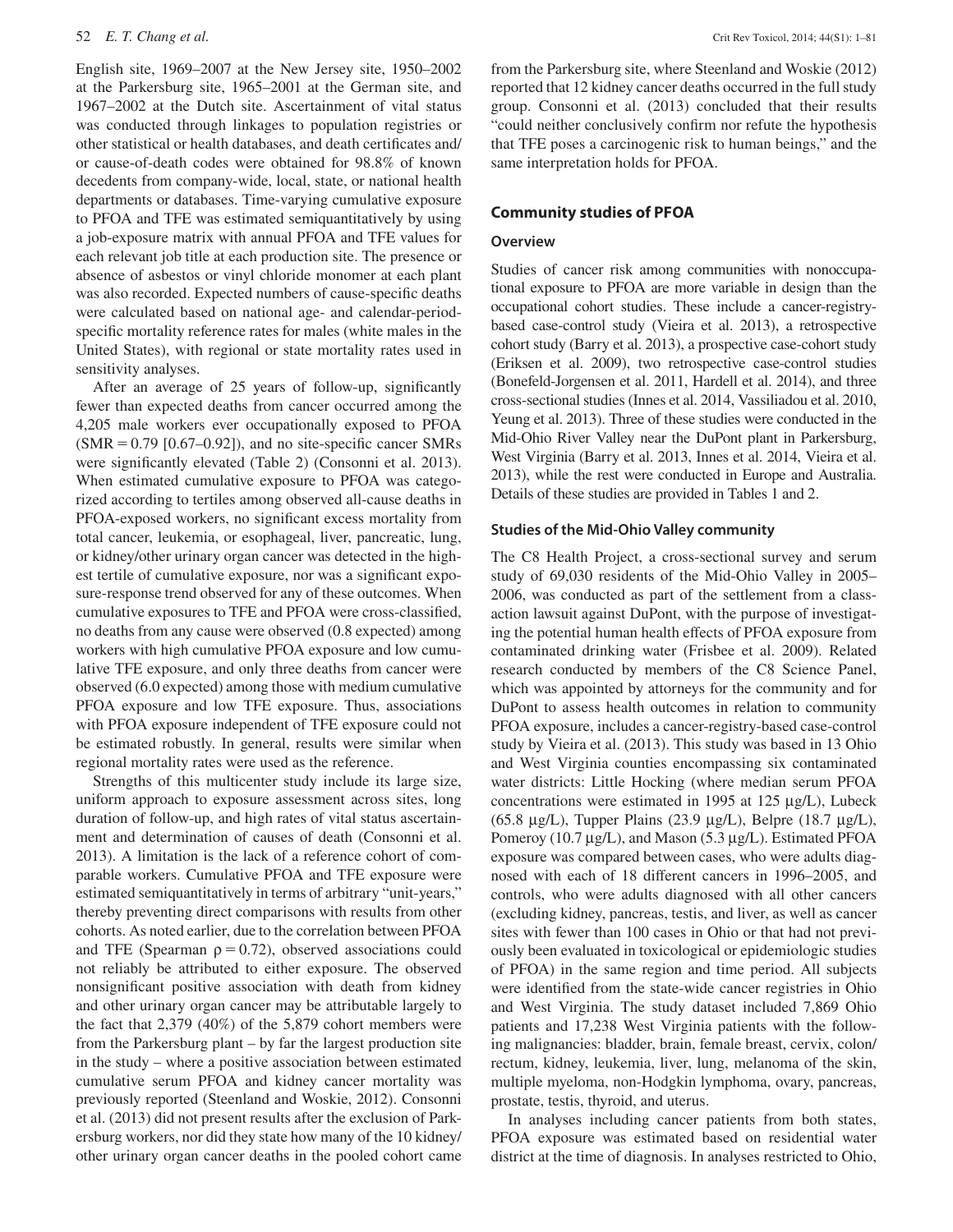English site, 1969–2007 at the New Jersey site, 1950–2002 at the Parkersburg site, 1965–2001 at the German site, and 1967–2002 at the Dutch site. Ascertainment of vital status was conducted through linkages to population registries or other statistical or health databases, and death certificates and/or cause-of-death codes were obtained for 98.8% of known decedents from company-wide, local, state, or national health departments or databases. Time-varying cumulative exposure to PFOA and TFE was estimated semiquantitatively by using a job-exposure matrix with annual PFOA and TFE values for each relevant job title at each production site. The presence or absence of asbestos or vinyl chloride monomer at each plant was also recorded. Expected numbers of cause-specific deaths were calculated based on national age- and calendar-period-specific mortality reference rates for males (white males in the United States), with regional or state mortality rates used in sensitivity analyses.

After an average of 25 years of follow-up, significantly fewer than expected deaths from cancer occurred among the 4,205 male workers ever occupationally exposed to PFOA (SMR = 0.79 [0.67–0.92]), and no site-specific cancer SMRs were significantly elevated (Table 2) (Consonni et al. 2013). When estimated cumulative exposure to PFOA was categorized according to tertiles among observed all-cause deaths in PFOA-exposed workers, no significant excess mortality from total cancer, leukemia, or esophageal, liver, pancreatic, lung, or kidney/other urinary organ cancer was detected in the highest tertile of cumulative exposure, nor was a significant exposure-response trend observed for any of these outcomes. When cumulative exposures to TFE and PFOA were cross-classified, no deaths from any cause were observed (0.8 expected) among workers with high cumulative PFOA exposure and low cumulative TFE exposure, and only three deaths from cancer were observed (6.0 expected) among those with medium cumulative PFOA exposure and low TFE exposure. Thus, associations with PFOA exposure independent of TFE exposure could not be estimated robustly. In general, results were similar when regional mortality rates were used as the reference.

Strengths of this multicenter study include its large size, uniform approach to exposure assessment across sites, long duration of follow-up, and high rates of vital status ascertainment and determination of causes of death (Consonni et al. 2013). A limitation is the lack of a reference cohort of comparable workers. Cumulative PFOA and TFE exposure were estimated semiquantitatively in terms of arbitrary "unit-years," thereby preventing direct comparisons with results from other cohorts. As noted earlier, due to the correlation between PFOA and TFE (Spearman $\rho = 0.72$), observed associations could not reliably be attributed to either exposure. The observed nonsignificant positive association with death from kidney and other urinary organ cancer may be attributable largely to the fact that 2,379 (40%) of the 5,879 cohort members were from the Parkersburg plant – by far the largest production site in the study – where a positive association between estimated cumulative serum PFOA and kidney cancer mortality was previously reported (Steenland and Woskie, 2012). Consonni et al. (2013) did not present results after the exclusion of Parkersburg workers, nor did they state how many of the 10 kidney/other urinary organ cancer deaths in the pooled cohort came from the Parkersburg site, where Steenland and Woskie (2012) reported that 12 kidney cancer deaths occurred in the full study group. Consonni et al. (2013) concluded that their results "could neither conclusively confirm nor refute the hypothesis that TFE poses a carcinogenic risk to human beings," and the same interpretation holds for PFOA.

## Community studies of PFOA

### Overview

Studies of cancer risk among communities with nonoccupational exposure to PFOA are more variable in design than the occupational cohort studies. These include a cancer-registry-based case-control study (Vieira et al. 2013), a retrospective cohort study (Barry et al. 2013), a prospective case-cohort study (Eriksen et al. 2009), two retrospective case-control studies (Bonefeld-Jorgensen et al. 2011, Hardell et al. 2014), and three cross-sectional studies (Innes et al. 2014, Vassiliadou et al. 2010, Yeung et al. 2013). Three of these studies were conducted in the Mid-Ohio River Valley near the DuPont plant in Parkersburg, West Virginia (Barry et al. 2013, Innes et al. 2014, Vieira et al. 2013), while the rest were conducted in Europe and Australia. Details of these studies are provided in Tables 1 and 2.

### Studies of the Mid-Ohio Valley community

The C8 Health Project, a cross-sectional survey and serum study of 69,030 residents of the Mid-Ohio Valley in 2005–2006, was conducted as part of the settlement from a class-action lawsuit against DuPont, with the purpose of investigating the potential human health effects of PFOA exposure from contaminated drinking water (Frisbee et al. 2009). Related research conducted by members of the C8 Science Panel, which was appointed by attorneys for the community and for DuPont to assess health outcomes in relation to community PFOA exposure, includes a cancer-registry-based case-control study by Vieira et al. (2013). This study was based in 13 Ohio and West Virginia counties encompassing six contaminated water districts: Little Hocking (where median serum PFOA concentrations were estimated in 1995 at 125 µg/L), Lubeck (65.8 µg/L), Tupper Plains (23.9 µg/L), Belpre (18.7 µg/L), Pomeroy (10.7 µg/L), and Mason (5.3 µg/L). Estimated PFOA exposure was compared between cases, who were adults diagnosed with each of 18 different cancers in 1996–2005, and controls, who were adults diagnosed with all other cancers (excluding kidney, pancreas, testis, and liver, as well as cancer sites with fewer than 100 cases in Ohio or that had not previously been evaluated in toxicological or epidemiologic studies of PFOA) in the same region and time period. All subjects were identified from the state-wide cancer registries in Ohio and West Virginia. The study dataset included 7,869 Ohio patients and 17,238 West Virginia patients with the following malignancies: bladder, brain, female breast, cervix, colon/rectum, kidney, leukemia, liver, lung, melanoma of the skin, multiple myeloma, non-Hodgkin lymphoma, ovary, pancreas, prostate, testis, thyroid, and uterus.

In analyses including cancer patients from both states, PFOA exposure was estimated based on residential water district at the time of diagnosis. In analyses restricted to Ohio,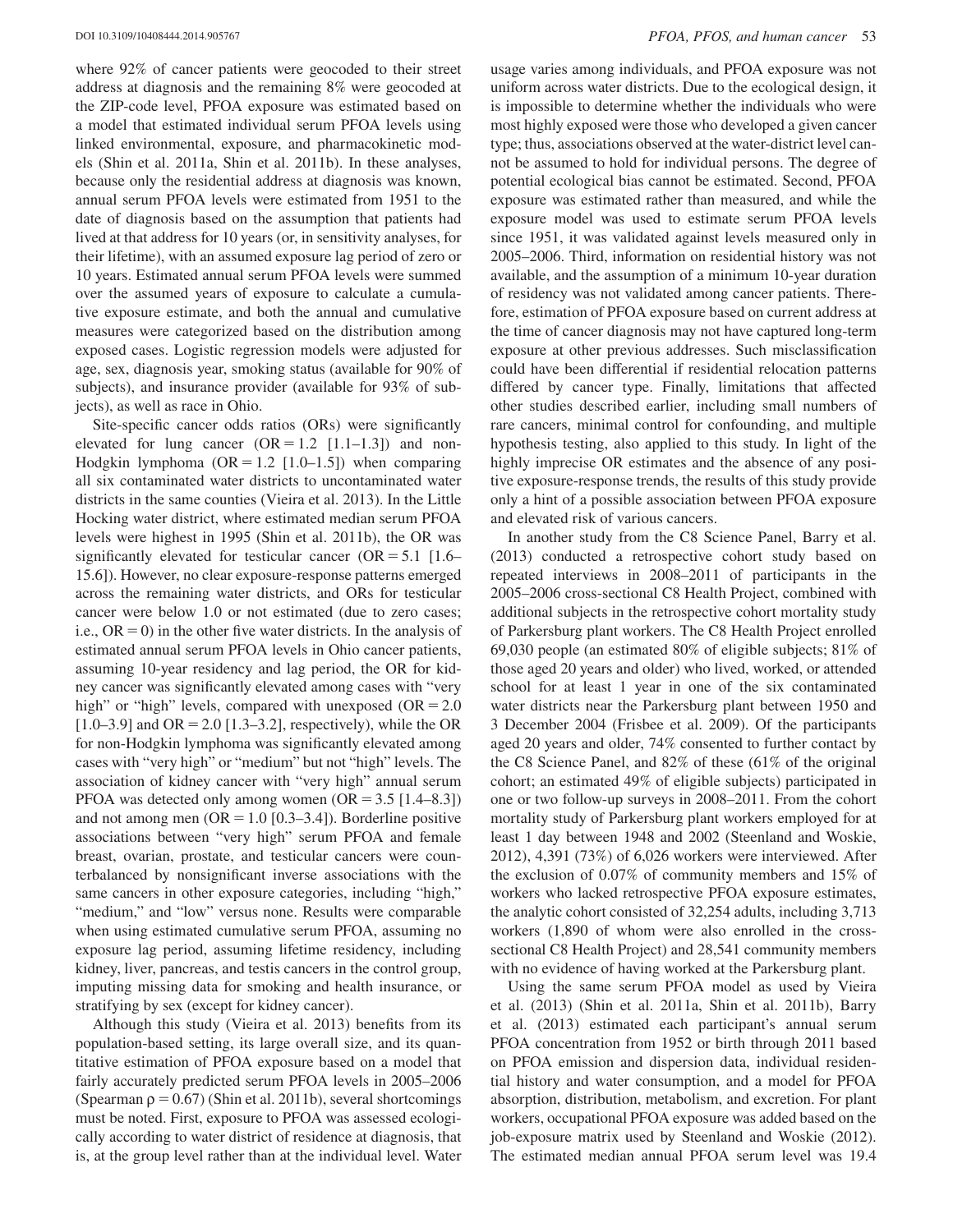where 92% of cancer patients were geocoded to their street address at diagnosis and the remaining 8% were geocoded at the ZIP-code level, PFOA exposure was estimated based on a model that estimated individual serum PFOA levels using linked environmental, exposure, and pharmacokinetic models (Shin et al. 2011a, Shin et al. 2011b). In these analyses, because only the residential address at diagnosis was known, annual serum PFOA levels were estimated from 1951 to the date of diagnosis based on the assumption that patients had lived at that address for 10 years (or, in sensitivity analyses, for their lifetime), with an assumed exposure lag period of zero or 10 years. Estimated annual serum PFOA levels were summed over the assumed years of exposure to calculate a cumulative exposure estimate, and both the annual and cumulative measures were categorized based on the distribution among exposed cases. Logistic regression models were adjusted for age, sex, diagnosis year, smoking status (available for 90% of subjects), and insurance provider (available for 93% of subjects), as well as race in Ohio.

Site-specific cancer odds ratios (ORs) were significantly elevated for lung cancer (OR = 1.2 [1.1–1.3]) and non-Hodgkin lymphoma (OR = 1.2 [1.0–1.5]) when comparing all six contaminated water districts to uncontaminated water districts in the same counties (Vieira et al. 2013). In the Little Hocking water district, where estimated median serum PFOA levels were highest in 1995 (Shin et al. 2011b), the OR was significantly elevated for testicular cancer (OR = 5.1 [1.6–15.6]). However, no clear exposure-response patterns emerged across the remaining water districts, and ORs for testicular cancer were below 1.0 or not estimated (due to zero cases; i.e., OR = 0) in the other five water districts. In the analysis of estimated annual serum PFOA levels in Ohio cancer patients, assuming 10-year residency and lag period, the OR for kidney cancer was significantly elevated among cases with "very high" or "high" levels, compared with unexposed (OR = 2.0 [1.0–3.9] and OR = 2.0 [1.3–3.2], respectively), while the OR for non-Hodgkin lymphoma was significantly elevated among cases with "very high" or "medium" but not "high" levels. The association of kidney cancer with "very high" annual serum PFOA was detected only among women (OR = 3.5 [1.4–8.3]) and not among men (OR = 1.0 [0.3–3.4]). Borderline positive associations between "very high" serum PFOA and female breast, ovarian, prostate, and testicular cancers were counterbalanced by nonsignificant inverse associations with the same cancers in other exposure categories, including "high," "medium," and "low" versus none. Results were comparable when using estimated cumulative serum PFOA, assuming no exposure lag period, assuming lifetime residency, including kidney, liver, pancreas, and testis cancers in the control group, imputing missing data for smoking and health insurance, or stratifying by sex (except for kidney cancer).

Although this study (Vieira et al. 2013) benefits from its population-based setting, its large overall size, and its quantitative estimation of PFOA exposure based on a model that fairly accurately predicted serum PFOA levels in 2005–2006 (Spearman $\rho = 0.67$) (Shin et al. 2011b), several shortcomings must be noted. First, exposure to PFOA was assessed ecologically according to water district of residence at diagnosis, that is, at the group level rather than at the individual level. Water usage varies among individuals, and PFOA exposure was not uniform across water districts. Due to the ecological design, it is impossible to determine whether the individuals who were most highly exposed were those who developed a given cancer type; thus, associations observed at the water-district level cannot be assumed to hold for individual persons. The degree of potential ecological bias cannot be estimated. Second, PFOA exposure was estimated rather than measured, and while the exposure model was used to estimate serum PFOA levels since 1951, it was validated against levels measured only in 2005–2006. Third, information on residential history was not available, and the assumption of a minimum 10-year duration of residency was not validated among cancer patients. Therefore, estimation of PFOA exposure based on current address at the time of cancer diagnosis may not have captured long-term exposure at other previous addresses. Such misclassification could have been differential if residential relocation patterns differed by cancer type. Finally, limitations that affected other studies described earlier, including small numbers of rare cancers, minimal control for confounding, and multiple hypothesis testing, also applied to this study. In light of the highly imprecise OR estimates and the absence of any positive exposure-response trends, the results of this study provide only a hint of a possible association between PFOA exposure and elevated risk of various cancers.

In another study from the C8 Science Panel, Barry et al. (2013) conducted a retrospective cohort study based on repeated interviews in 2008–2011 of participants in the 2005–2006 cross-sectional C8 Health Project, combined with additional subjects in the retrospective cohort mortality study of Parkersburg plant workers. The C8 Health Project enrolled 69,030 people (an estimated 80% of eligible subjects; 81% of those aged 20 years and older) who lived, worked, or attended school for at least 1 year in one of the six contaminated water districts near the Parkersburg plant between 1950 and 3 December 2004 (Frisbee et al. 2009). Of the participants aged 20 years and older, 74% consented to further contact by the C8 Science Panel, and 82% of these (61% of the original cohort; an estimated 49% of eligible subjects) participated in one or two follow-up surveys in 2008–2011. From the cohort mortality study of Parkersburg plant workers employed for at least 1 day between 1948 and 2002 (Steenland and Woskie, 2012), 4,391 (73%) of 6,026 workers were interviewed. After the exclusion of 0.07% of community members and 15% of workers who lacked retrospective PFOA exposure estimates, the analytic cohort consisted of 32,254 adults, including 3,713 workers (1,890 of whom were also enrolled in the cross-sectional C8 Health Project) and 28,541 community members with no evidence of having worked at the Parkersburg plant.

Using the same serum PFOA model as used by Vieira et al. (2013) (Shin et al. 2011a, Shin et al. 2011b), Barry et al. (2013) estimated each participant's annual serum PFOA concentration from 1952 or birth through 2011 based on PFOA emission and dispersion data, individual residential history and water consumption, and a model for PFOA absorption, distribution, metabolism, and excretion. For plant workers, occupational PFOA exposure was added based on the job-exposure matrix used by Steenland and Woskie (2012). The estimated median annual PFOA serum level was 19.4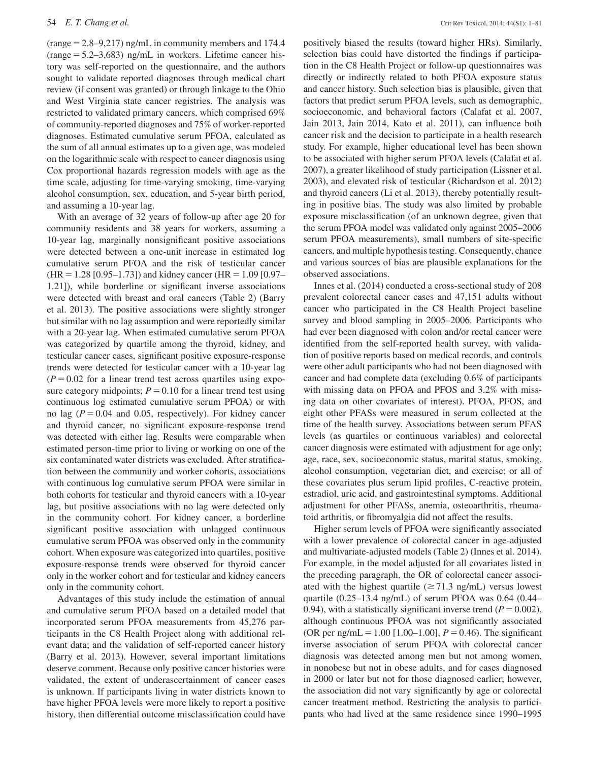(range = 2.8–9,217) ng/mL in community members and 174.4 (range = 5.2–3,683) ng/mL in workers. Lifetime cancer history was self-reported on the questionnaire, and the authors sought to validate reported diagnoses through medical chart review (if consent was granted) or through linkage to the Ohio and West Virginia state cancer registries. The analysis was restricted to validated primary cancers, which comprised 69% of community-reported diagnoses and 75% of worker-reported diagnoses. Estimated cumulative serum PFOA, calculated as the sum of all annual estimates up to a given age, was modeled on the logarithmic scale with respect to cancer diagnosis using Cox proportional hazards regression models with age as the time scale, adjusting for time-varying smoking, time-varying alcohol consumption, sex, education, and 5-year birth period, and assuming a 10-year lag.

With an average of 32 years of follow-up after age 20 for community residents and 38 years for workers, assuming a 10-year lag, marginally nonsignificant positive associations were detected between a one-unit increase in estimated log cumulative serum PFOA and the risk of testicular cancer (HR = 1.28 [0.95–1.73]) and kidney cancer (HR = 1.09 [0.97–1.21]), while borderline or significant inverse associations were detected with breast and oral cancers (Table 2) (Barry et al. 2013). The positive associations were slightly stronger but similar with no lag assumption and were reportedly similar with a 20-year lag. When estimated cumulative serum PFOA was categorized by quartile among the thyroid, kidney, and testicular cancer cases, significant positive exposure-response trends were detected for testicular cancer with a 10-year lag ($P = 0.02$ for a linear trend test across quartiles using exposure category midpoints; $P = 0.10$ for a linear trend test using continuous log estimated cumulative serum PFOA) or with no lag ($P = 0.04$ and 0.05, respectively). For kidney cancer and thyroid cancer, no significant exposure-response trend was detected with either lag. Results were comparable when estimated person-time prior to living or working on one of the six contaminated water districts was excluded. After stratification between the community and worker cohorts, associations with continuous log cumulative serum PFOA were similar in both cohorts for testicular and thyroid cancers with a 10-year lag, but positive associations with no lag were detected only in the community cohort. For kidney cancer, a borderline significant positive association with unlagged continuous cumulative serum PFOA was observed only in the community cohort. When exposure was categorized into quartiles, positive exposure-response trends were observed for thyroid cancer only in the worker cohort and for testicular and kidney cancers only in the community cohort.

Advantages of this study include the estimation of annual and cumulative serum PFOA based on a detailed model that incorporated serum PFOA measurements from 45,276 participants in the C8 Health Project along with additional relevant data; and the validation of self-reported cancer history (Barry et al. 2013). However, several important limitations deserve comment. Because only positive cancer histories were validated, the extent of underascertainment of cancer cases is unknown. If participants living in water districts known to have higher PFOA levels were more likely to report a positive history, then differential outcome misclassification could have positively biased the results (toward higher HRs). Similarly, selection bias could have distorted the findings if participation in the C8 Health Project or follow-up questionnaires was directly or indirectly related to both PFOA exposure status and cancer history. Such selection bias is plausible, given that factors that predict serum PFOA levels, such as demographic, socioeconomic, and behavioral factors (Calafat et al. 2007, Jain 2013, Jain 2014, Kato et al. 2011), can influence both cancer risk and the decision to participate in a health research study. For example, higher educational level has been shown to be associated with higher serum PFOA levels (Calafat et al. 2007), a greater likelihood of study participation (Lissner et al. 2003), and elevated risk of testicular (Richardson et al. 2012) and thyroid cancers (Li et al. 2013), thereby potentially resulting in positive bias. The study was also limited by probable exposure misclassification (of an unknown degree, given that the serum PFOA model was validated only against 2005–2006 serum PFOA measurements), small numbers of site-specific cancers, and multiple hypothesis testing. Consequently, chance and various sources of bias are plausible explanations for the observed associations.

Innes et al. (2014) conducted a cross-sectional study of 208 prevalent colorectal cancer cases and 47,151 adults without cancer who participated in the C8 Health Project baseline survey and blood sampling in 2005–2006. Participants who had ever been diagnosed with colon and/or rectal cancer were identified from the self-reported health survey, with validation of positive reports based on medical records, and controls were other adult participants who had not been diagnosed with cancer and had complete data (excluding 0.6% of participants with missing data on PFOA and PFOS and 3.2% with missing data on other covariates of interest). PFOA, PFOS, and eight other PFASs were measured in serum collected at the time of the health survey. Associations between serum PFAS levels (as quartiles or continuous variables) and colorectal cancer diagnosis were estimated with adjustment for age only; age, race, sex, socioeconomic status, marital status, smoking, alcohol consumption, vegetarian diet, and exercise; or all of these covariates plus serum lipid profiles, C-reactive protein, estradiol, uric acid, and gastrointestinal symptoms. Additional adjustment for other PFASs, anemia, osteoarthritis, rheumatoid arthritis, or fibromyalgia did not affect the results.

Higher serum levels of PFOA were significantly associated with a lower prevalence of colorectal cancer in age-adjusted and multivariate-adjusted models (Table 2) (Innes et al. 2014). For example, in the model adjusted for all covariates listed in the preceding paragraph, the OR of colorectal cancer associated with the highest quartile ($\geq 71.3$ ng/mL) versus lowest quartile (0.25–13.4 ng/mL) of serum PFOA was 0.64 (0.44–0.94), with a statistically significant inverse trend ($P = 0.002$), although continuous PFOA was not significantly associated (OR per ng/mL = 1.00 [1.00–1.00], $P = 0.46$). The significant inverse association of serum PFOA with colorectal cancer diagnosis was detected among men but not among women, in nonobese but not in obese adults, and for cases diagnosed in 2000 or later but not for those diagnosed earlier; however, the association did not vary significantly by age or colorectal cancer treatment method. Restricting the analysis to participants who had lived at the same residence since 1990–1995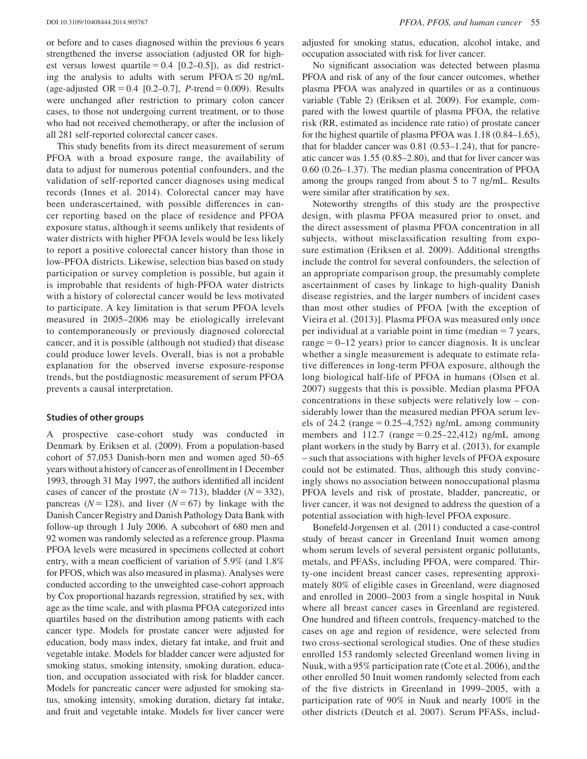or before and to cases diagnosed within the previous 6 years strengthened the inverse association (adjusted OR for highest versus lowest quartile = 0.4 [0.2–0.5]), as did restricting the analysis to adults with serum PFOA ≤ 20 ng/mL (age-adjusted OR = 0.4 [0.2–0.7], *P*-trend = 0.009). Results were unchanged after restriction to primary colon cancer cases, to those not undergoing current treatment, or to those who had not received chemotherapy, or after the inclusion of all 281 self-reported colorectal cancer cases.

This study benefits from its direct measurement of serum PFOA with a broad exposure range, the availability of data to adjust for numerous potential confounders, and the validation of self-reported cancer diagnoses using medical records (Innes et al. 2014). Colorectal cancer may have been underascertained, with possible differences in cancer reporting based on the place of residence and PFOA exposure status, although it seems unlikely that residents of water districts with higher PFOA levels would be less likely to report a positive colorectal cancer history than those in low-PFOA districts. Likewise, selection bias based on study participation or survey completion is possible, but again it is improbable that residents of high-PFOA water districts with a history of colorectal cancer would be less motivated to participate. A key limitation is that serum PFOA levels measured in 2005–2006 may be etiologically irrelevant to contemporaneously or previously diagnosed colorectal cancer, and it is possible (although not studied) that disease could produce lower levels. Overall, bias is not a probable explanation for the observed inverse exposure-response trends, but the postdiagnostic measurement of serum PFOA prevents a causal interpretation.

### Studies of other groups

A prospective case-cohort study was conducted in Denmark by Eriksen et al. (2009). From a population-based cohort of 57,053 Danish-born men and women aged 50–65 years without a history of cancer as of enrollment in 1 December 1993, through 31 May 1997, the authors identified all incident cases of cancer of the prostate ($N = 713$), bladder ($N = 332$), pancreas ($N = 128$), and liver ($N = 67$) by linkage with the Danish Cancer Registry and Danish Pathology Data Bank with follow-up through 1 July 2006. A subcohort of 680 men and 92 women was randomly selected as a reference group. Plasma PFOA levels were measured in specimens collected at cohort entry, with a mean coefficient of variation of 5.9% (and 1.8% for PFOS, which was also measured in plasma). Analyses were conducted according to the unweighted case-cohort approach by Cox proportional hazards regression, stratified by sex, with age as the time scale, and with plasma PFOA categorized into quartiles based on the distribution among patients with each cancer type. Models for prostate cancer were adjusted for education, body mass index, dietary fat intake, and fruit and vegetable intake. Models for bladder cancer were adjusted for smoking status, smoking intensity, smoking duration, education, and occupation associated with risk for bladder cancer. Models for pancreatic cancer were adjusted for smoking status, smoking intensity, smoking duration, dietary fat intake, and fruit and vegetable intake. Models for liver cancer were adjusted for smoking status, education, alcohol intake, and occupation associated with risk for liver cancer.

No significant association was detected between plasma PFOA and risk of any of the four cancer outcomes, whether plasma PFOA was analyzed in quartiles or as a continuous variable (Table 2) (Eriksen et al. 2009). For example, compared with the lowest quartile of plasma PFOA, the relative risk (RR, estimated as incidence rate ratio) of prostate cancer for the highest quartile of plasma PFOA was 1.18 (0.84–1.65), that for bladder cancer was 0.81 (0.53–1.24), that for pancreatic cancer was 1.55 (0.85–2.80), and that for liver cancer was 0.60 (0.26–1.37). The median plasma concentration of PFOA among the groups ranged from about 5 to 7 ng/mL. Results were similar after stratification by sex.

Noteworthy strengths of this study are the prospective design, with plasma PFOA measured prior to onset, and the direct assessment of plasma PFOA concentration in all subjects, without misclassification resulting from exposure estimation (Eriksen et al. 2009). Additional strengths include the control for several confounders, the selection of an appropriate comparison group, the presumably complete ascertainment of cases by linkage to high-quality Danish disease registries, and the larger numbers of incident cases than most other studies of PFOA [with the exception of Vieira et al. (2013)]. Plasma PFOA was measured only once per individual at a variable point in time (median = 7 years, range = 0–12 years) prior to cancer diagnosis. It is unclear whether a single measurement is adequate to estimate relative differences in long-term PFOA exposure, although the long biological half-life of PFOA in humans (Olsen et al. 2007) suggests that this is possible. Median plasma PFOA concentrations in these subjects were relatively low – considerably lower than the measured median PFOA serum levels of 24.2 (range = 0.25–4,752) ng/mL among community members and 112.7 (range = 0.25–22,412) ng/mL among plant workers in the study by Barry et al. (2013), for example – such that associations with higher levels of PFOA exposure could not be estimated. Thus, although this study convincingly shows no association between nonoccupational plasma PFOA levels and risk of prostate, bladder, pancreatic, or liver cancer, it was not designed to address the question of a potential association with high-level PFOA exposure.

Bonefeld-Jorgensen et al. (2011) conducted a case-control study of breast cancer in Greenland Inuit women among whom serum levels of several persistent organic pollutants, metals, and PFASs, including PFOA, were compared. Thirty-one incident breast cancer cases, representing approximately 80% of eligible cases in Greenland, were diagnosed and enrolled in 2000–2003 from a single hospital in Nuuk where all breast cancer cases in Greenland are registered. One hundred and fifteen controls, frequency-matched to the cases on age and region of residence, were selected from two cross-sectional serological studies. One of these studies enrolled 153 randomly selected Greenland women living in Nuuk, with a 95% participation rate (Cote et al. 2006), and the other enrolled 50 Inuit women randomly selected from each of the five districts in Greenland in 1999–2005, with a participation rate of 90% in Nuuk and nearly 100% in the other districts (Deutch et al. 2007). Serum PFASs, includ-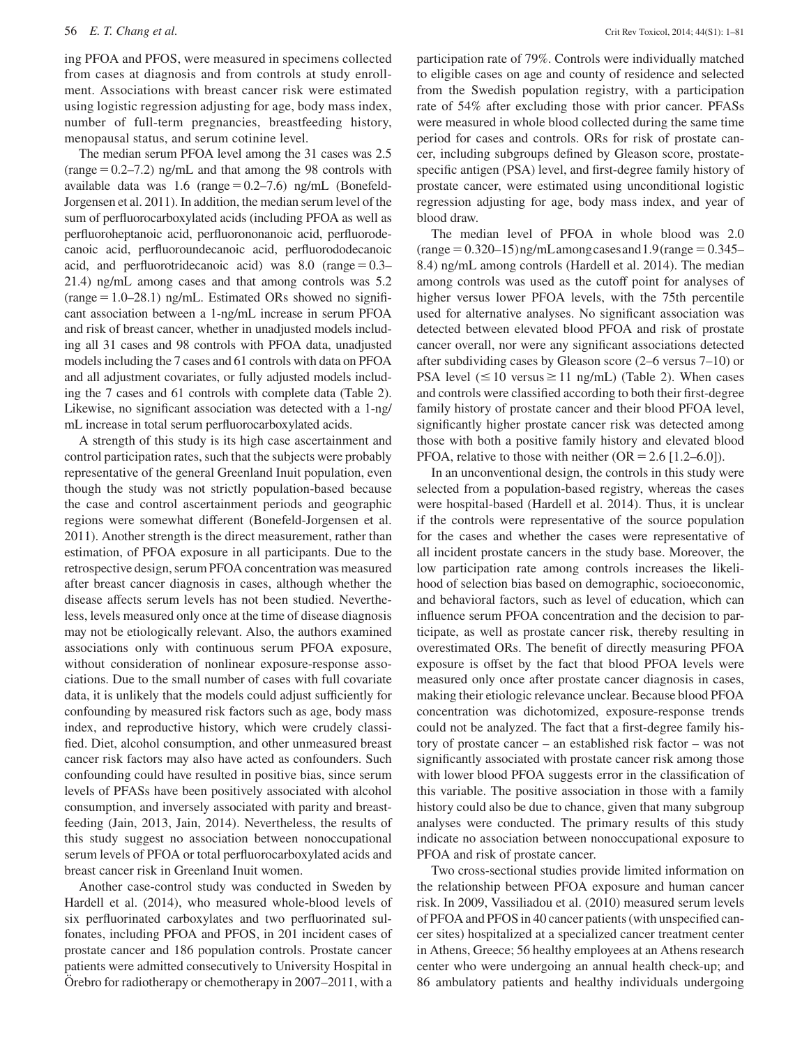ing PFOA and PFOS, were measured in specimens collected from cases at diagnosis and from controls at study enrollment. Associations with breast cancer risk were estimated using logistic regression adjusting for age, body mass index, number of full-term pregnancies, breastfeeding history, menopausal status, and serum cotinine level.

The median serum PFOA level among the 31 cases was 2.5 (range = 0.2–7.2) ng/mL and that among the 98 controls with available data was 1.6 (range = 0.2–7.6) ng/mL (Bonefeld-Jorgensen et al. 2011). In addition, the median serum level of the sum of perfluorocarboxylated acids (including PFOA as well as perfluoroheptanoic acid, perfluorononanoic acid, perfluorodecanoic acid, perfluoroundecanoic acid, perfluorododecanoic acid, and perfluorotridecanoic acid) was 8.0 (range = 0.3–21.4) ng/mL among cases and that among controls was 5.2 (range = 1.0–28.1) ng/mL. Estimated ORs showed no significant association between a 1-ng/mL increase in serum PFOA and risk of breast cancer, whether in unadjusted models including all 31 cases and 98 controls with PFOA data, unadjusted models including the 7 cases and 61 controls with data on PFOA and all adjustment covariates, or fully adjusted models including the 7 cases and 61 controls with complete data (Table 2). Likewise, no significant association was detected with a 1-ng/mL increase in total serum perfluorocarboxylated acids.

A strength of this study is its high case ascertainment and control participation rates, such that the subjects were probably representative of the general Greenland Inuit population, even though the study was not strictly population-based because the case and control ascertainment periods and geographic regions were somewhat different (Bonefeld-Jorgensen et al. 2011). Another strength is the direct measurement, rather than estimation, of PFOA exposure in all participants. Due to the retrospective design, serum PFOA concentration was measured after breast cancer diagnosis in cases, although whether the disease affects serum levels has not been studied. Nevertheless, levels measured only once at the time of disease diagnosis may not be etiologically relevant. Also, the authors examined associations only with continuous serum PFOA exposure, without consideration of nonlinear exposure-response associations. Due to the small number of cases with full covariate data, it is unlikely that the models could adjust sufficiently for confounding by measured risk factors such as age, body mass index, and reproductive history, which were crudely classified. Diet, alcohol consumption, and other unmeasured breast cancer risk factors may also have acted as confounders. Such confounding could have resulted in positive bias, since serum levels of PFASs have been positively associated with alcohol consumption, and inversely associated with parity and breastfeeding (Jain, 2013, Jain, 2014). Nevertheless, the results of this study suggest no association between nonoccupational serum levels of PFOA or total perfluorocarboxylated acids and breast cancer risk in Greenland Inuit women.

Another case-control study was conducted in Sweden by Hardell et al. (2014), who measured whole-blood levels of six perfluorinated carboxylates and two perfluorinated sulfonates, including PFOA and PFOS, in 201 incident cases of prostate cancer and 186 population controls. Prostate cancer patients were admitted consecutively to University Hospital in Örebro for radiotherapy or chemotherapy in 2007–2011, with a participation rate of 79%. Controls were individually matched to eligible cases on age and county of residence and selected from the Swedish population registry, with a participation rate of 54% after excluding those with prior cancer. PFASs were measured in whole blood collected during the same time period for cases and controls. ORs for risk of prostate cancer, including subgroups defined by Gleason score, prostate-specific antigen (PSA) level, and first-degree family history of prostate cancer, were estimated using unconditional logistic regression adjusting for age, body mass index, and year of blood draw.

The median level of PFOA in whole blood was 2.0 (range = 0.320–15) ng/mL among cases and 1.9 (range = 0.345–8.4) ng/mL among controls (Hardell et al. 2014). The median among controls was used as the cutoff point for analyses of higher versus lower PFOA levels, with the 75th percentile used for alternative analyses. No significant association was detected between elevated blood PFOA and risk of prostate cancer overall, nor were any significant associations detected after subdividing cases by Gleason score (2–6 versus 7–10) or PSA level ($\leq$ 10 versus $\geq$ 11 ng/mL) (Table 2). When cases and controls were classified according to both their first-degree family history of prostate cancer and their blood PFOA level, significantly higher prostate cancer risk was detected among those with both a positive family history and elevated blood PFOA, relative to those with neither (OR = 2.6 [1.2–6.0]).

In an unconventional design, the controls in this study were selected from a population-based registry, whereas the cases were hospital-based (Hardell et al. 2014). Thus, it is unclear if the controls were representative of the source population for the cases and whether the cases were representative of all incident prostate cancers in the study base. Moreover, the low participation rate among controls increases the likelihood of selection bias based on demographic, socioeconomic, and behavioral factors, such as level of education, which can influence serum PFOA concentration and the decision to participate, as well as prostate cancer risk, thereby resulting in overestimated ORs. The benefit of directly measuring PFOA exposure is offset by the fact that blood PFOA levels were measured only once after prostate cancer diagnosis in cases, making their etiologic relevance unclear. Because blood PFOA concentration was dichotomized, exposure-response trends could not be analyzed. The fact that a first-degree family history of prostate cancer – an established risk factor – was not significantly associated with prostate cancer risk among those with lower blood PFOA suggests error in the classification of this variable. The positive association in those with a family history could also be due to chance, given that many subgroup analyses were conducted. The primary results of this study indicate no association between nonoccupational exposure to PFOA and risk of prostate cancer.

Two cross-sectional studies provide limited information on the relationship between PFOA exposure and human cancer risk. In 2009, Vassiliadou et al. (2010) measured serum levels of PFOA and PFOS in 40 cancer patients (with unspecified cancer sites) hospitalized at a specialized cancer treatment center in Athens, Greece; 56 healthy employees at an Athens research center who were undergoing an annual health check-up; and 86 ambulatory patients and healthy individuals undergoing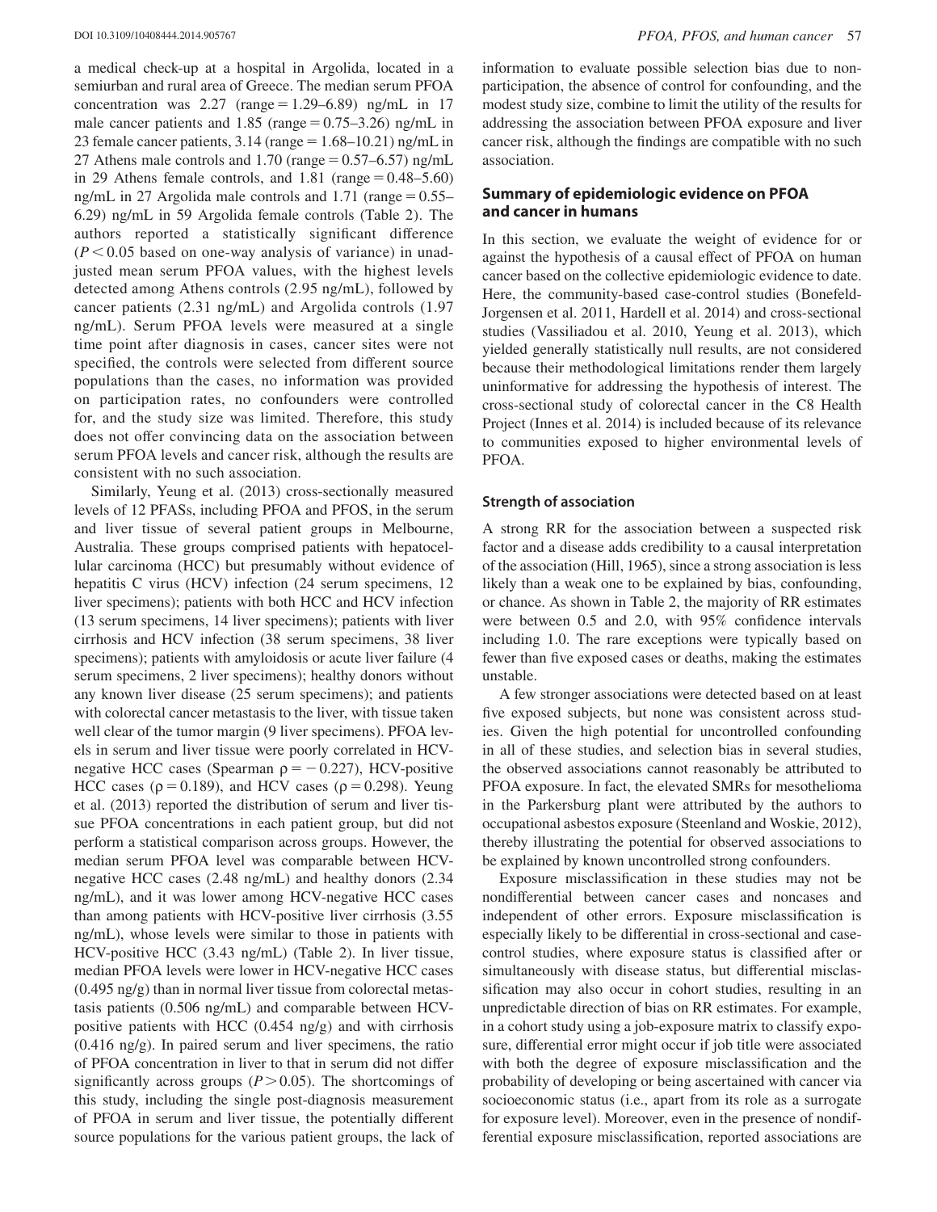a medical check-up at a hospital in Argolida, located in a semiurban and rural area of Greece. The median serum PFOA concentration was 2.27 (range = 1.29–6.89) ng/mL in 17 male cancer patients and 1.85 (range = 0.75–3.26) ng/mL in 23 female cancer patients, 3.14 (range = 1.68–10.21) ng/mL in 27 Athens male controls and 1.70 (range = 0.57–6.57) ng/mL in 29 Athens female controls, and 1.81 (range = 0.48–5.60) ng/mL in 27 Argolida male controls and 1.71 (range = 0.55–6.29) ng/mL in 59 Argolida female controls (Table 2). The authors reported a statistically significant difference ($P < 0.05$ based on one-way analysis of variance) in unadjusted mean serum PFOA values, with the highest levels detected among Athens controls (2.95 ng/mL), followed by cancer patients (2.31 ng/mL) and Argolida controls (1.97 ng/mL). Serum PFOA levels were measured at a single time point after diagnosis in cases, cancer sites were not specified, the controls were selected from different source populations than the cases, no information was provided on participation rates, no confounders were controlled for, and the study size was limited. Therefore, this study does not offer convincing data on the association between serum PFOA levels and cancer risk, although the results are consistent with no such association.

Similarly, Yeung et al. (2013) cross-sectionally measured levels of 12 PFASs, including PFOA and PFOS, in the serum and liver tissue of several patient groups in Melbourne, Australia. These groups comprised patients with hepatocellular carcinoma (HCC) but presumably without evidence of hepatitis C virus (HCV) infection (24 serum specimens, 12 liver specimens); patients with both HCC and HCV infection (13 serum specimens, 14 liver specimens); patients with liver cirrhosis and HCV infection (38 serum specimens, 38 liver specimens); patients with amyloidosis or acute liver failure (4 serum specimens, 2 liver specimens); healthy donors without any known liver disease (25 serum specimens); and patients with colorectal cancer metastasis to the liver, with tissue taken well clear of the tumor margin (9 liver specimens). PFOA levels in serum and liver tissue were poorly correlated in HCV-negative HCC cases (Spearman $\rho = -0.227$), HCV-positive HCC cases ($\rho = 0.189$), and HCV cases ($\rho = 0.298$). Yeung et al. (2013) reported the distribution of serum and liver tissue PFOA concentrations in each patient group, but did not perform a statistical comparison across groups. However, the median serum PFOA level was comparable between HCV-negative HCC cases (2.48 ng/mL) and healthy donors (2.34 ng/mL), and it was lower among HCV-negative HCC cases than among patients with HCV-positive liver cirrhosis (3.55 ng/mL), whose levels were similar to those in patients with HCV-positive HCC (3.43 ng/mL) (Table 2). In liver tissue, median PFOA levels were lower in HCV-negative HCC cases (0.495 ng/g) than in normal liver tissue from colorectal metastasis patients (0.506 ng/mL) and comparable between HCV-positive patients with HCC (0.454 ng/g) and with cirrhosis (0.416 ng/g). In paired serum and liver specimens, the ratio of PFOA concentration in liver to that in serum did not differ significantly across groups ($P > 0.05$). The shortcomings of this study, including the single post-diagnosis measurement of PFOA in serum and liver tissue, the potentially different source populations for the various patient groups, the lack of information to evaluate possible selection bias due to nonparticipation, the absence of control for confounding, and the modest study size, combine to limit the utility of the results for addressing the association between PFOA exposure and liver cancer risk, although the findings are compatible with no such association.

## Summary of epidemiologic evidence on PFOA and cancer in humans

In this section, we evaluate the weight of evidence for or against the hypothesis of a causal effect of PFOA on human cancer based on the collective epidemiologic evidence to date. Here, the community-based case-control studies (Bonefeld-Jorgensen et al. 2011, Hardell et al. 2014) and cross-sectional studies (Vassiliadou et al. 2010, Yeung et al. 2013), which yielded generally statistically null results, are not considered because their methodological limitations render them largely uninformative for addressing the hypothesis of interest. The cross-sectional study of colorectal cancer in the C8 Health Project (Innes et al. 2014) is included because of its relevance to communities exposed to higher environmental levels of PFOA.

### Strength of association

A strong RR for the association between a suspected risk factor and a disease adds credibility to a causal interpretation of the association (Hill, 1965), since a strong association is less likely than a weak one to be explained by bias, confounding, or chance. As shown in Table 2, the majority of RR estimates were between 0.5 and 2.0, with 95% confidence intervals including 1.0. The rare exceptions were typically based on fewer than five exposed cases or deaths, making the estimates unstable.

A few stronger associations were detected based on at least five exposed subjects, but none was consistent across studies. Given the high potential for uncontrolled confounding in all of these studies, and selection bias in several studies, the observed associations cannot reasonably be attributed to PFOA exposure. In fact, the elevated SMRs for mesothelioma in the Parkersburg plant were attributed by the authors to occupational asbestos exposure (Steenland and Woskie, 2012), thereby illustrating the potential for observed associations to be explained by known uncontrolled strong confounders.

Exposure misclassification in these studies may not be nondifferential between cancer cases and noncases and independent of other errors. Exposure misclassification is especially likely to be differential in cross-sectional and case-control studies, where exposure status is classified after or simultaneously with disease status, but differential misclassification may also occur in cohort studies, resulting in an unpredictable direction of bias on RR estimates. For example, in a cohort study using a job-exposure matrix to classify exposure, differential error might occur if job title were associated with both the degree of exposure misclassification and the probability of developing or being ascertained with cancer via socioeconomic status (i.e., apart from its role as a surrogate for exposure level). Moreover, even in the presence of nondifferential exposure misclassification, reported associations are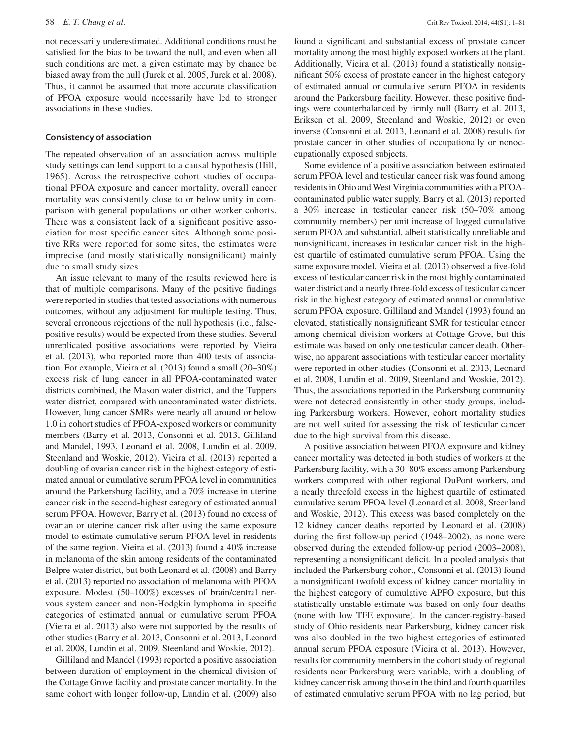not necessarily underestimated. Additional conditions must be satisfied for the bias to be toward the null, and even when all such conditions are met, a given estimate may by chance be biased away from the null (Jurek et al. 2005, Jurek et al. 2008). Thus, it cannot be assumed that more accurate classification of PFOA exposure would necessarily have led to stronger associations in these studies.

## Consistency of association

The repeated observation of an association across multiple study settings can lend support to a causal hypothesis (Hill, 1965). Across the retrospective cohort studies of occupational PFOA exposure and cancer mortality, overall cancer mortality was consistently close to or below unity in comparison with general populations or other worker cohorts. There was a consistent lack of a significant positive association for most specific cancer sites. Although some positive RRs were reported for some sites, the estimates were imprecise (and mostly statistically nonsignificant) mainly due to small study sizes.

An issue relevant to many of the results reviewed here is that of multiple comparisons. Many of the positive findings were reported in studies that tested associations with numerous outcomes, without any adjustment for multiple testing. Thus, several erroneous rejections of the null hypothesis (i.e., false-positive results) would be expected from these studies. Several unreplicated positive associations were reported by Vieira et al. (2013), who reported more than 400 tests of association. For example, Vieira et al. (2013) found a small (20–30%) excess risk of lung cancer in all PFOA-contaminated water districts combined, the Mason water district, and the Tuppers water district, compared with uncontaminated water districts. However, lung cancer SMRs were nearly all around or below 1.0 in cohort studies of PFOA-exposed workers or community members (Barry et al. 2013, Consonni et al. 2013, Gilliland and Mandel, 1993, Leonard et al. 2008, Lundin et al. 2009, Steenland and Woskie, 2012). Vieira et al. (2013) reported a doubling of ovarian cancer risk in the highest category of estimated annual or cumulative serum PFOA level in communities around the Parkersburg facility, and a 70% increase in uterine cancer risk in the second-highest category of estimated annual serum PFOA. However, Barry et al. (2013) found no excess of ovarian or uterine cancer risk after using the same exposure model to estimate cumulative serum PFOA level in residents of the same region. Vieira et al. (2013) found a 40% increase in melanoma of the skin among residents of the contaminated Belpre water district, but both Leonard et al. (2008) and Barry et al. (2013) reported no association of melanoma with PFOA exposure. Modest (50–100%) excesses of brain/central nervous system cancer and non-Hodgkin lymphoma in specific categories of estimated annual or cumulative serum PFOA (Vieira et al. 2013) also were not supported by the results of other studies (Barry et al. 2013, Consonni et al. 2013, Leonard et al. 2008, Lundin et al. 2009, Steenland and Woskie, 2012).

Gilliland and Mandel (1993) reported a positive association between duration of employment in the chemical division of the Cottage Grove facility and prostate cancer mortality. In the same cohort with longer follow-up, Lundin et al. (2009) also found a significant and substantial excess of prostate cancer mortality among the most highly exposed workers at the plant. Additionally, Vieira et al. (2013) found a statistically nonsignificant 50% excess of prostate cancer in the highest category of estimated annual or cumulative serum PFOA in residents around the Parkersburg facility. However, these positive findings were counterbalanced by firmly null (Barry et al. 2013, Eriksen et al. 2009, Steenland and Woskie, 2012) or even inverse (Consonni et al. 2013, Leonard et al. 2008) results for prostate cancer in other studies of occupationally or nonoccupationally exposed subjects.

Some evidence of a positive association between estimated serum PFOA level and testicular cancer risk was found among residents in Ohio and West Virginia communities with a PFOA-contaminated public water supply. Barry et al. (2013) reported a 30% increase in testicular cancer risk (50–70% among community members) per unit increase of logged cumulative serum PFOA and substantial, albeit statistically unreliable and nonsignificant, increases in testicular cancer risk in the highest quartile of estimated cumulative serum PFOA. Using the same exposure model, Vieira et al. (2013) observed a five-fold excess of testicular cancer risk in the most highly contaminated water district and a nearly three-fold excess of testicular cancer risk in the highest category of estimated annual or cumulative serum PFOA exposure. Gilliland and Mandel (1993) found an elevated, statistically nonsignificant SMR for testicular cancer among chemical division workers at Cottage Grove, but this estimate was based on only one testicular cancer death. Otherwise, no apparent associations with testicular cancer mortality were reported in other studies (Consonni et al. 2013, Leonard et al. 2008, Lundin et al. 2009, Steenland and Woskie, 2012). Thus, the associations reported in the Parkersburg community were not detected consistently in other study groups, including Parkersburg workers. However, cohort mortality studies are not well suited for assessing the risk of testicular cancer due to the high survival from this disease.

A positive association between PFOA exposure and kidney cancer mortality was detected in both studies of workers at the Parkersburg facility, with a 30–80% excess among Parkersburg workers compared with other regional DuPont workers, and a nearly threefold excess in the highest quartile of estimated cumulative serum PFOA level (Leonard et al. 2008, Steenland and Woskie, 2012). This excess was based completely on the 12 kidney cancer deaths reported by Leonard et al. (2008) during the first follow-up period (1948–2002), as none were observed during the extended follow-up period (2003–2008), representing a nonsignificant deficit. In a pooled analysis that included the Parkersburg cohort, Consonni et al. (2013) found a nonsignificant twofold excess of kidney cancer mortality in the highest category of cumulative APFO exposure, but this statistically unstable estimate was based on only four deaths (none with low TFE exposure). In the cancer-registry-based study of Ohio residents near Parkersburg, kidney cancer risk was also doubled in the two highest categories of estimated annual serum PFOA exposure (Vieira et al. 2013). However, results for community members in the cohort study of regional residents near Parkersburg were variable, with a doubling of kidney cancer risk among those in the third and fourth quartiles of estimated cumulative serum PFOA with no lag period, but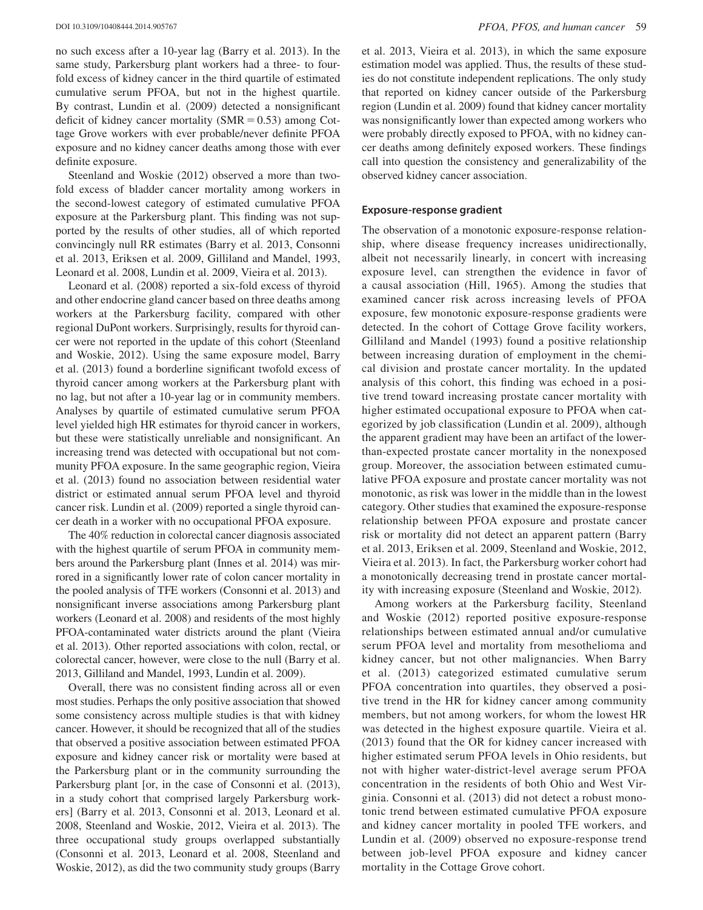no such excess after a 10-year lag (Barry et al. 2013). In the same study, Parkersburg plant workers had a three- to four-fold excess of kidney cancer in the third quartile of estimated cumulative serum PFOA, but not in the highest quartile. By contrast, Lundin et al. (2009) detected a nonsignificant deficit of kidney cancer mortality (SMR = 0.53) among Cottage Grove workers with ever probable/never definite PFOA exposure and no kidney cancer deaths among those with ever definite exposure.

Steenland and Woskie (2012) observed a more than two-fold excess of bladder cancer mortality among workers in the second-lowest category of estimated cumulative PFOA exposure at the Parkersburg plant. This finding was not supported by the results of other studies, all of which reported convincingly null RR estimates (Barry et al. 2013, Consonni et al. 2013, Eriksen et al. 2009, Gilliland and Mandel, 1993, Leonard et al. 2008, Lundin et al. 2009, Vieira et al. 2013).

Leonard et al. (2008) reported a six-fold excess of thyroid and other endocrine gland cancer based on three deaths among workers at the Parkersburg facility, compared with other regional DuPont workers. Surprisingly, results for thyroid cancer were not reported in the update of this cohort (Steenland and Woskie, 2012). Using the same exposure model, Barry et al. (2013) found a borderline significant twofold excess of thyroid cancer among workers at the Parkersburg plant with no lag, but not after a 10-year lag or in community members. Analyses by quartile of estimated cumulative serum PFOA level yielded high HR estimates for thyroid cancer in workers, but these were statistically unreliable and nonsignificant. An increasing trend was detected with occupational but not community PFOA exposure. In the same geographic region, Vieira et al. (2013) found no association between residential water district or estimated annual serum PFOA level and thyroid cancer risk. Lundin et al. (2009) reported a single thyroid cancer death in a worker with no occupational PFOA exposure.

The 40% reduction in colorectal cancer diagnosis associated with the highest quartile of serum PFOA in community members around the Parkersburg plant (Innes et al. 2014) was mirrored in a significantly lower rate of colon cancer mortality in the pooled analysis of TFE workers (Consonni et al. 2013) and nonsignificant inverse associations among Parkersburg plant workers (Leonard et al. 2008) and residents of the most highly PFOA-contaminated water districts around the plant (Vieira et al. 2013). Other reported associations with colon, rectal, or colorectal cancer, however, were close to the null (Barry et al. 2013, Gilliland and Mandel, 1993, Lundin et al. 2009).

Overall, there was no consistent finding across all or even most studies. Perhaps the only positive association that showed some consistency across multiple studies is that with kidney cancer. However, it should be recognized that all of the studies that observed a positive association between estimated PFOA exposure and kidney cancer risk or mortality were based at the Parkersburg plant or in the community surrounding the Parkersburg plant [or, in the case of Consonni et al. (2013), in a study cohort that comprised largely Parkersburg workers] (Barry et al. 2013, Consonni et al. 2013, Leonard et al. 2008, Steenland and Woskie, 2012, Vieira et al. 2013). The three occupational study groups overlapped substantially (Consonni et al. 2013, Leonard et al. 2008, Steenland and Woskie, 2012), as did the two community study groups (Barry et al. 2013, Vieira et al. 2013), in which the same exposure estimation model was applied. Thus, the results of these studies do not constitute independent replications. The only study that reported on kidney cancer outside of the Parkersburg region (Lundin et al. 2009) found that kidney cancer mortality was nonsignificantly lower than expected among workers who were probably directly exposed to PFOA, with no kidney cancer deaths among definitely exposed workers. These findings call into question the consistency and generalizability of the observed kidney cancer association.

### Exposure-response gradient

The observation of a monotonic exposure-response relationship, where disease frequency increases unidirectionally, albeit not necessarily linearly, in concert with increasing exposure level, can strengthen the evidence in favor of a causal association (Hill, 1965). Among the studies that examined cancer risk across increasing levels of PFOA exposure, few monotonic exposure-response gradients were detected. In the cohort of Cottage Grove facility workers, Gilliland and Mandel (1993) found a positive relationship between increasing duration of employment in the chemical division and prostate cancer mortality. In the updated analysis of this cohort, this finding was echoed in a positive trend toward increasing prostate cancer mortality with higher estimated occupational exposure to PFOA when categorized by job classification (Lundin et al. 2009), although the apparent gradient may have been an artifact of the lower-than-expected prostate cancer mortality in the nonexposed group. Moreover, the association between estimated cumulative PFOA exposure and prostate cancer mortality was not monotonic, as risk was lower in the middle than in the lowest category. Other studies that examined the exposure-response relationship between PFOA exposure and prostate cancer risk or mortality did not detect an apparent pattern (Barry et al. 2013, Eriksen et al. 2009, Steenland and Woskie, 2012, Vieira et al. 2013). In fact, the Parkersburg worker cohort had a monotonically decreasing trend in prostate cancer mortality with increasing exposure (Steenland and Woskie, 2012).

Among workers at the Parkersburg facility, Steenland and Woskie (2012) reported positive exposure-response relationships between estimated annual and/or cumulative serum PFOA level and mortality from mesothelioma and kidney cancer, but not other malignancies. When Barry et al. (2013) categorized estimated cumulative serum PFOA concentration into quartiles, they observed a positive trend in the HR for kidney cancer among community members, but not among workers, for whom the lowest HR was detected in the highest exposure quartile. Vieira et al. (2013) found that the OR for kidney cancer increased with higher estimated serum PFOA levels in Ohio residents, but not with higher water-district-level average serum PFOA concentration in the residents of both Ohio and West Virginia. Consonni et al. (2013) did not detect a robust monotonic trend between estimated cumulative PFOA exposure and kidney cancer mortality in pooled TFE workers, and Lundin et al. (2009) observed no exposure-response trend between job-level PFOA exposure and kidney cancer mortality in the Cottage Grove cohort.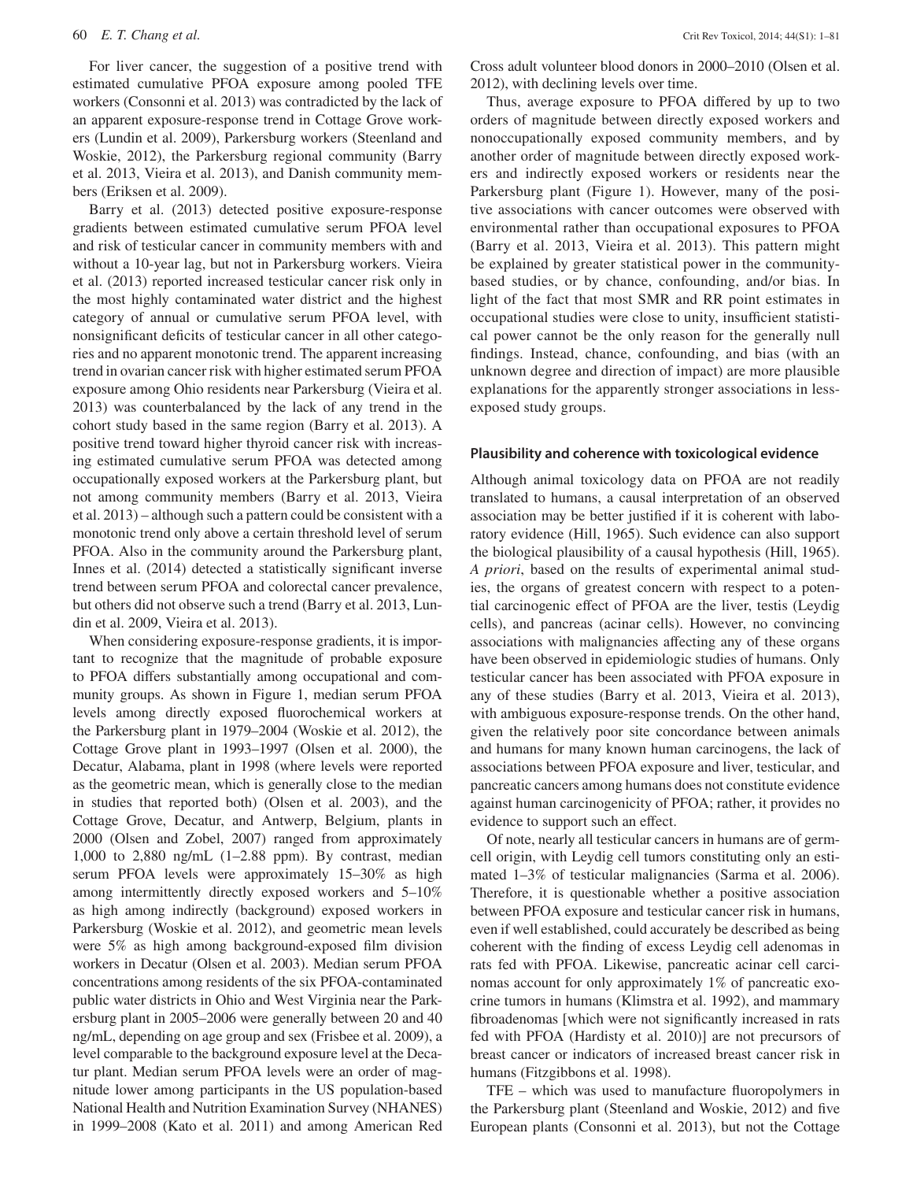For liver cancer, the suggestion of a positive trend with estimated cumulative PFOA exposure among pooled TFE workers (Consonni et al. 2013) was contradicted by the lack of an apparent exposure-response trend in Cottage Grove workers (Lundin et al. 2009), Parkersburg workers (Steenland and Woskie, 2012), the Parkersburg regional community (Barry et al. 2013, Vieira et al. 2013), and Danish community members (Eriksen et al. 2009).

Barry et al. (2013) detected positive exposure-response gradients between estimated cumulative serum PFOA level and risk of testicular cancer in community members with and without a 10-year lag, but not in Parkersburg workers. Vieira et al. (2013) reported increased testicular cancer risk only in the most highly contaminated water district and the highest category of annual or cumulative serum PFOA level, with nonsignificant deficits of testicular cancer in all other categories and no apparent monotonic trend. The apparent increasing trend in ovarian cancer risk with higher estimated serum PFOA exposure among Ohio residents near Parkersburg (Vieira et al. 2013) was counterbalanced by the lack of any trend in the cohort study based in the same region (Barry et al. 2013). A positive trend toward higher thyroid cancer risk with increasing estimated cumulative serum PFOA was detected among occupationally exposed workers at the Parkersburg plant, but not among community members (Barry et al. 2013, Vieira et al. 2013) – although such a pattern could be consistent with a monotonic trend only above a certain threshold level of serum PFOA. Also in the community around the Parkersburg plant, Innes et al. (2014) detected a statistically significant inverse trend between serum PFOA and colorectal cancer prevalence, but others did not observe such a trend (Barry et al. 2013, Lundin et al. 2009, Vieira et al. 2013).

When considering exposure-response gradients, it is important to recognize that the magnitude of probable exposure to PFOA differs substantially among occupational and community groups. As shown in Figure 1, median serum PFOA levels among directly exposed fluorochemical workers at the Parkersburg plant in 1979–2004 (Woskie et al. 2012), the Cottage Grove plant in 1993–1997 (Olsen et al. 2000), the Decatur, Alabama, plant in 1998 (where levels were reported as the geometric mean, which is generally close to the median in studies that reported both) (Olsen et al. 2003), and the Cottage Grove, Decatur, and Antwerp, Belgium, plants in 2000 (Olsen and Zobel, 2007) ranged from approximately 1,000 to 2,880 ng/mL (1–2.88 ppm). By contrast, median serum PFOA levels were approximately 15–30% as high among intermittently directly exposed workers and 5–10% as high among indirectly (background) exposed workers in Parkersburg (Woskie et al. 2012), and geometric mean levels were 5% as high among background-exposed film division workers in Decatur (Olsen et al. 2003). Median serum PFOA concentrations among residents of the six PFOA-contaminated public water districts in Ohio and West Virginia near the Parkersburg plant in 2005–2006 were generally between 20 and 40 ng/mL, depending on age group and sex (Frisbee et al. 2009), a level comparable to the background exposure level at the Decatur plant. Median serum PFOA levels were an order of magnitude lower among participants in the US population-based National Health and Nutrition Examination Survey (NHANES) in 1999–2008 (Kato et al. 2011) and among American Red Cross adult volunteer blood donors in 2000–2010 (Olsen et al. 2012), with declining levels over time.

Thus, average exposure to PFOA differed by up to two orders of magnitude between directly exposed workers and nonoccupationally exposed community members, and by another order of magnitude between directly exposed workers and indirectly exposed workers or residents near the Parkersburg plant (Figure 1). However, many of the positive associations with cancer outcomes were observed with environmental rather than occupational exposures to PFOA (Barry et al. 2013, Vieira et al. 2013). This pattern might be explained by greater statistical power in the community-based studies, or by chance, confounding, and/or bias. In light of the fact that most SMR and RR point estimates in occupational studies were close to unity, insufficient statistical power cannot be the only reason for the generally null findings. Instead, chance, confounding, and bias (with an unknown degree and direction of impact) are more plausible explanations for the apparently stronger associations in less-exposed study groups.

### Plausibility and coherence with toxicological evidence

Although animal toxicology data on PFOA are not readily translated to humans, a causal interpretation of an observed association may be better justified if it is coherent with laboratory evidence (Hill, 1965). Such evidence can also support the biological plausibility of a causal hypothesis (Hill, 1965). *A priori*, based on the results of experimental animal studies, the organs of greatest concern with respect to a potential carcinogenic effect of PFOA are the liver, testis (Leydig cells), and pancreas (acinar cells). However, no convincing associations with malignancies affecting any of these organs have been observed in epidemiologic studies of humans. Only testicular cancer has been associated with PFOA exposure in any of these studies (Barry et al. 2013, Vieira et al. 2013), with ambiguous exposure-response trends. On the other hand, given the relatively poor site concordance between animals and humans for many known human carcinogens, the lack of associations between PFOA exposure and liver, testicular, and pancreatic cancers among humans does not constitute evidence against human carcinogenicity of PFOA; rather, it provides no evidence to support such an effect.

Of note, nearly all testicular cancers in humans are of germ-cell origin, with Leydig cell tumors constituting only an estimated 1–3% of testicular malignancies (Sarma et al. 2006). Therefore, it is questionable whether a positive association between PFOA exposure and testicular cancer risk in humans, even if well established, could accurately be described as being coherent with the finding of excess Leydig cell adenomas in rats fed with PFOA. Likewise, pancreatic acinar cell carcinomas account for only approximately 1% of pancreatic exocrine tumors in humans (Klimstra et al. 1992), and mammary fibroadenomas [which were not significantly increased in rats fed with PFOA (Hardisty et al. 2010)] are not precursors of breast cancer or indicators of increased breast cancer risk in humans (Fitzgibbons et al. 1998).

TFE – which was used to manufacture fluoropolymers in the Parkersburg plant (Steenland and Woskie, 2012) and five European plants (Consonni et al. 2013), but not the Cottage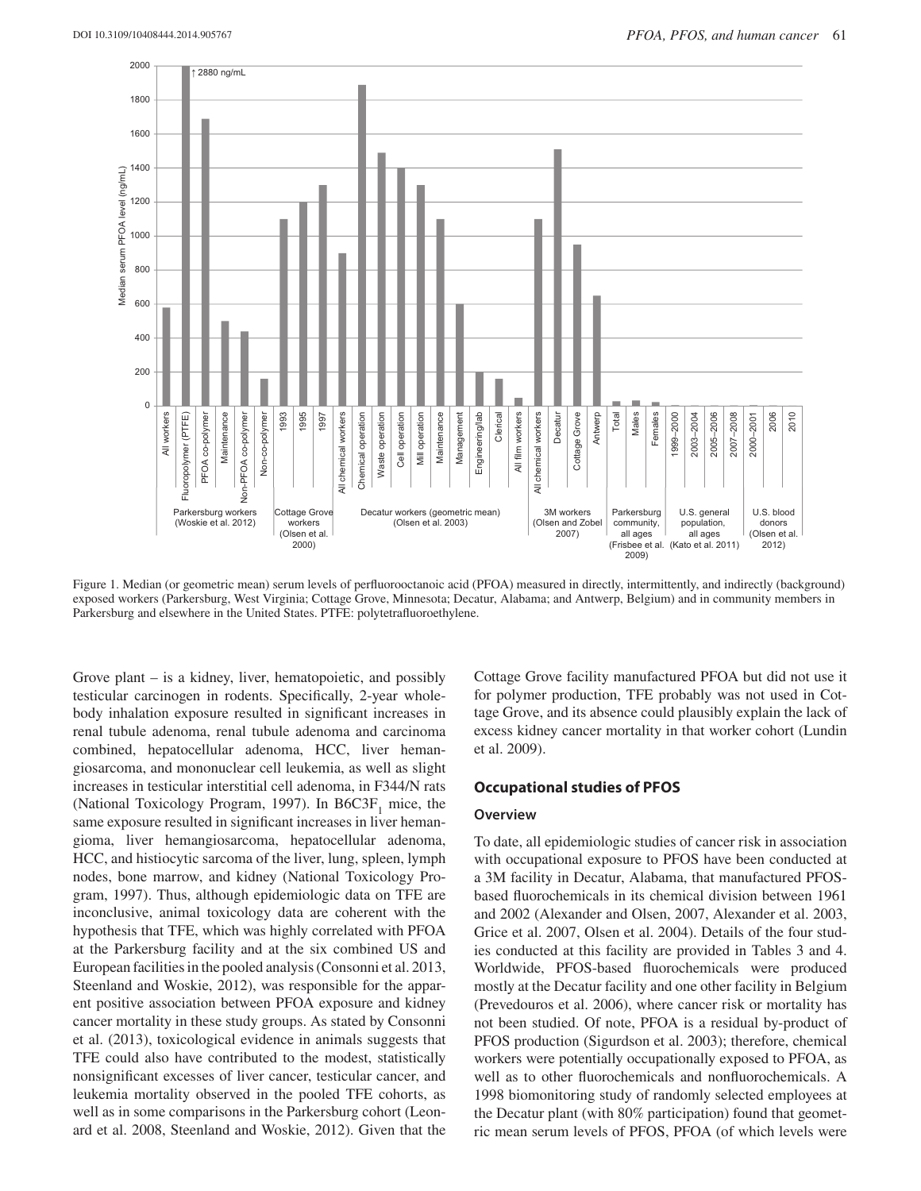Figure 1. Median (or geometric mean) serum levels of perfluorooctanoic acid (PFOA) measured in directly, intermittently, and indirectly (background) exposed workers (Parkersburg, West Virginia; Cottage Grove, Minnesota; Decatur, Alabama; and Antwerp, Belgium) and in community members in Parkersburg and elsewhere in the United States. PTFE: polytetrafluoroethylene.

Grove plant – is a kidney, liver, hematopoietic, and possibly testicular carcinogen in rodents. Specifically, 2-year whole-body inhalation exposure resulted in significant increases in renal tubule adenoma, renal tubule adenoma and carcinoma combined, hepatocellular adenoma, HCC, liver hemangiosarcoma, and mononuclear cell leukemia, as well as slight increases in testicular interstitial cell adenoma, in F344/N rats (National Toxicology Program, 1997). In $B6C3F_1$ mice, the same exposure resulted in significant increases in liver hemangioma, liver hemangiosarcoma, hepatocellular adenoma, HCC, and histiocytic sarcoma of the liver, lung, spleen, lymph nodes, bone marrow, and kidney (National Toxicology Program, 1997). Thus, although epidemiologic data on TFE are inconclusive, animal toxicology data are coherent with the hypothesis that TFE, which was highly correlated with PFOA at the Parkersburg facility and at the six combined US and European facilities in the pooled analysis (Consonni et al. 2013, Steenland and Woskie, 2012), was responsible for the apparent positive association between PFOA exposure and kidney cancer mortality in these study groups. As stated by Consonni et al. (2013), toxicological evidence in animals suggests that TFE could also have contributed to the modest, statistically nonsignificant excesses of liver cancer, testicular cancer, and leukemia mortality observed in the pooled TFE cohorts, as well as in some comparisons in the Parkersburg cohort (Leonard et al. 2008, Steenland and Woskie, 2012). Given that the Cottage Grove facility manufactured PFOA but did not use it for polymer production, TFE probably was not used in Cottage Grove, and its absence could plausibly explain the lack of excess kidney cancer mortality in that worker cohort (Lundin et al. 2009).

## Occupational studies of PFOS

### Overview

To date, all epidemiologic studies of cancer risk in association with occupational exposure to PFOS have been conducted at a 3M facility in Decatur, Alabama, that manufactured PFOS-based fluorochemicals in its chemical division between 1961 and 2002 (Alexander and Olsen, 2007, Alexander et al. 2003, Grice et al. 2007, Olsen et al. 2004). Details of the four studies conducted at this facility are provided in Tables 3 and 4. Worldwide, PFOS-based fluorochemicals were produced mostly at the Decatur facility and one other facility in Belgium (Prevedouros et al. 2006), where cancer risk or mortality has not been studied. Of note, PFOA is a residual by-product of PFOS production (Sigurdson et al. 2003); therefore, chemical workers were potentially occupationally exposed to PFOA, as well as to other fluorochemicals and nonfluorochemicals. A 1998 biomonitoring study of randomly selected employees at the Decatur plant (with 80% participation) found that geometric mean serum levels of PFOS, PFOA (of which levels were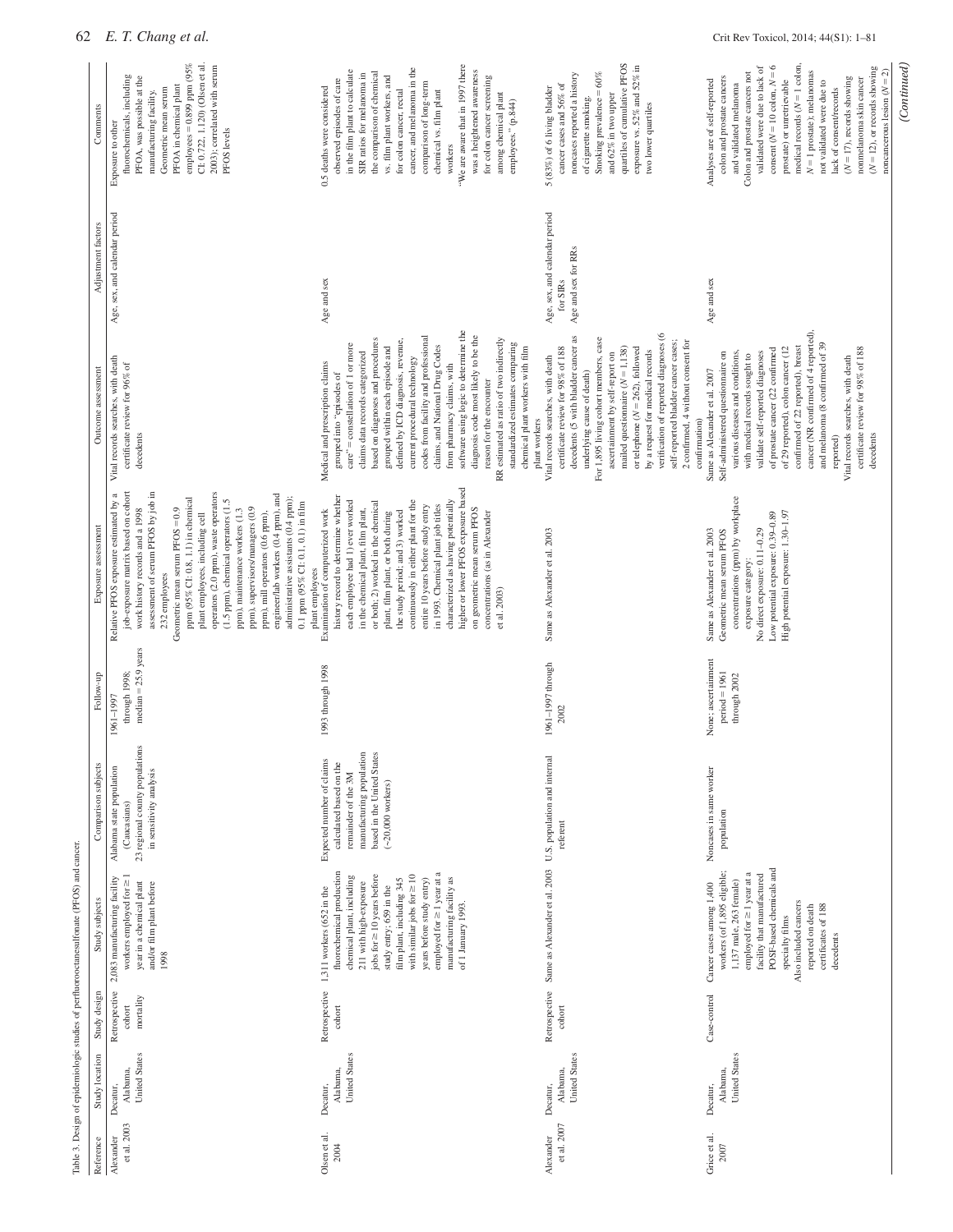Table 3. Design of epidemiologic studies of perfluorooctanesulfonate (PFOS) and cancer.

| Reference | Study location | Study design | Study subjects | Comparison subjects | Follow-up | Exposure assessment | Outcome assessment | Adjustment factors | Comments |
|---|---|---|---|---|---|---|---|---|---|
| Alexander et al. 2003 | Decatur, Alabama, United States | Retrospective cohort mortality | 2,083 manufacturing facility workers employed for ≥1 year in a chemical plant and/or film plant before 1998 | Alabama state population (Caucasians) 23 regional county populations in sensitivity analysis | 1961–1997 through 1998; median = 25.9 years | Relative PFOS exposure estimated by a job-exposure matrix based on cohort work history records and a 1998 assessment of serum PFOS by job in 232 employees Geometric mean serum PFOS = 0.9 ppm (95% CI: 0.8, 1.1) in chemical plant employees, including cell operators (2.0 ppm), waste operators (1.5 ppm), chemical operators (1.5 ppm), maintenance workers (1.3 ppm), supervisors/managers (0.9 ppm), mill operators (0.6 ppm), engineer/lab workers (0.4 ppm), and administrative assistants (0.4 ppm); 0.1 ppm (95% CI: 0.1, 0.1) in film plant employees | Vital records searches, with death certificate review for 96% of decedents | Age, sex, and calendar period | Exposure to other fluorochemicals, including PFOA, was possible at the manufacturing facility. Geometric mean serum PFOA in chemical plant employees = 0.899 ppm (95% CI: 0.722, 1.120) (Olsen et al. 2003); correlated with serum PFOS levels |
| Olsen et al. 2004 | Decatur, Alabama, United States | Retrospective cohort | 1,311 workers (652 in the fluorochemical production chemical plant, including 211 with high-exposure jobs for ≥10 years before study entry; 659 in the film plant, including 345 with similar jobs for ≥10 years before study entry) employed for ≥1 year at a manufacturing facility as of 1 January 1993. | Expected number of claims calculated based on the remainder of the 3M manufacturing population based in the United States (~20,000 workers) | 1993 through 1998 | Examination of computerized work history record to determine whether each employee had 1) ever worked in the chemical plant, film plant, or both; 2) worked in the chemical plant, film plant, or both during the study period; and 3) worked continuously in either plant for the entire 10 years before study entry in 1993. Chemical plant job titles characterized as having potentially higher or lower PFOS exposure based on geometric mean serum PFOS concentrations (as in Alexander et al. 2003) | Medical and prescription claims grouped into "episodes of care" = constellation of 1 or more claims data records categorized based on diagnoses and procedures grouped within each episode and defined by ICD diagnosis, revenue, current procedural technology codes from facility and professional claims, and National Drug Codes from pharmacy claims, with software using logic to determine the diagnosis code most likely to be the reason for the encounter RR estimated as ratio of two indirectly standardized estimates comparing chemical plant workers with film plant workers | Age and sex | 0.5 deaths were considered observed episodes of care in the film plant to calculate SIR ratios for melanoma in the comparison of chemical vs. film plant workers, and for colon cancer, rectal cancer, and melanoma in the comparison of long-term chemical vs. film plant workers "We are aware that in 1997 there was a heightened awareness for colon cancer screening among chemical plant employees." (p.844) |
| Alexander et al. 2007 | Decatur, Alabama, United States | Retrospective cohort | Same as Alexander et al. 2003 | U.S. population and internal referent | 1961–1997 through 2002 | Same as Alexander et al. 2003 | Vital records searches, with death certificate review for 98% of 188 decedents (5 with bladder cancer as underlying cause of death) For 1,895 living cohort members, case ascertainment by self-report on mailed questionnaire (N = 1,138) or telephone (N = 262), followed by a request for medical records verification of reported diagnoses (6 self-reported bladder cancer cases; 2 confirmed, 4 without consent for confirmation) | Age, sex, and calendar period for SIRs Age and sex for RRs | 5 (83%) of 6 living bladder cancer cases and 56% of noncases reported a history of cigarette smoking. Smoking prevalence = 60% and 62% in two upper quartiles of cumulative PFOS exposure vs. 52% and 52% in two lower quartiles |
| Grice et al. 2007 | Decatur, Alabama, United States | Case-control | Cancer cases among 1,400 workers (of 1,895 eligible; 1,137 male, 263 female) employed for ≥1 year at a facility that manufactured POSF-based chemicals and specialty films Also included cancers reported on death certificates of 188 decedents | Noncases in same worker population | None; ascertainment period = 1961 through 2002 | Same as Alexander et al. 2003 Geometric mean serum PFOS concentrations (ppm) by workplace exposure category: No direct exposure: 0.11–0.29 Low potential exposure: 0.39–0.89 High potential exposure: 1.30–1.97 | Same as Alexander et al. 2007 Self-administered questionnaire on various diseases and conditions, with medical records sought to validate self-reported diagnoses of prostate cancer (22 confirmed of 29 reported), colon cancer (12 confirmed of 22 reported), breast cancer (NR confirmed of 4 reported), and melanoma (8 confirmed of 39 reported) Vital records searches, with death certificate review for 98% of 188 decedents | Age and sex | Analyses are of self-reported colon and prostate cancers and validated melanoma Colon and prostate cancers not validated were due to lack of consent (N = 10 colon, N = 6 prostate) or unretrievable medical records (N = 1 colon, N = 1 prostate); melanomas not validated were due to lack of consent/records (N = 17), records showing nonmelanoma skin cancer (N = 12), or records showing noncancerous lesion (N = 2) |

*(Continued)*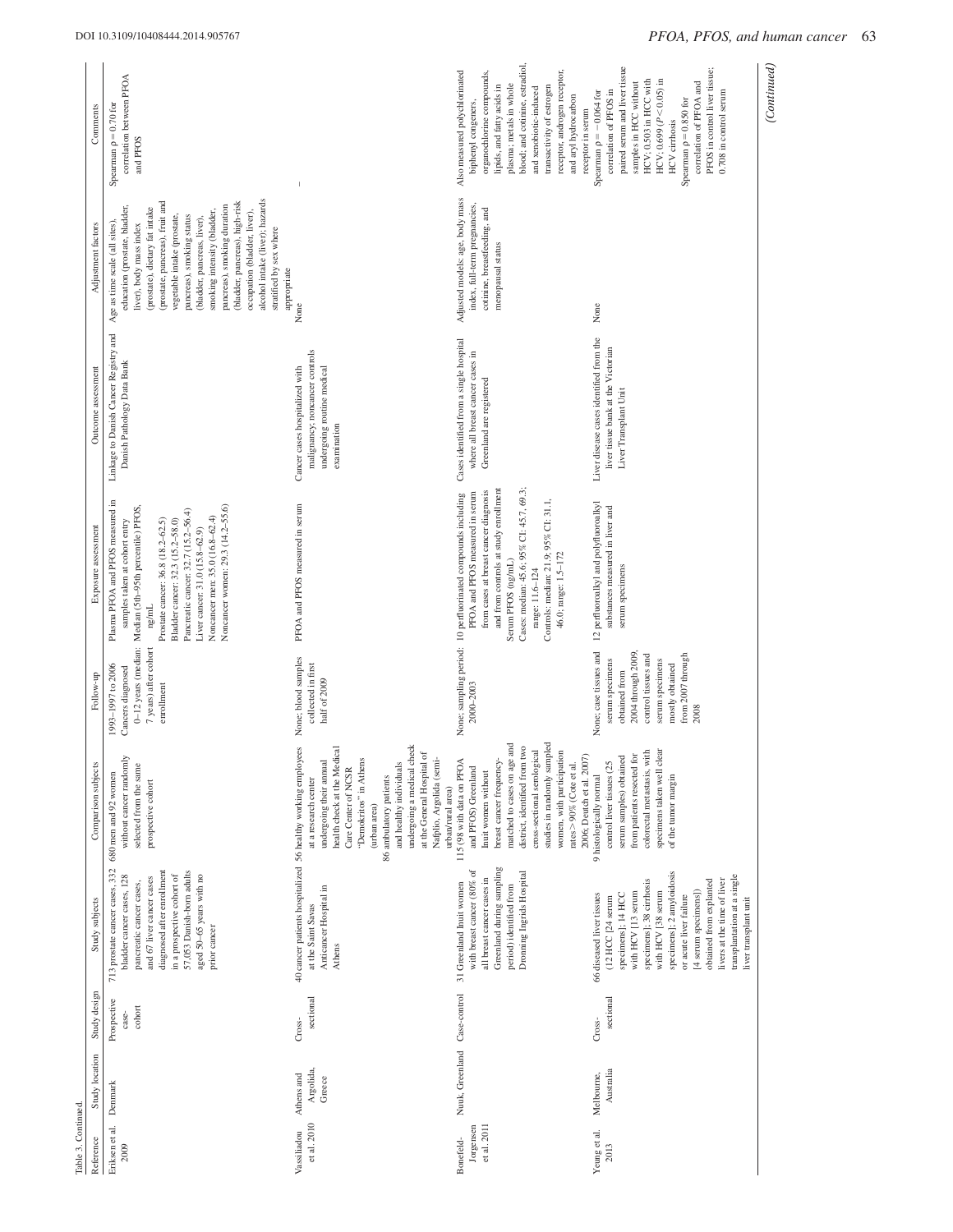Table 3. Continued.

| Reference | Study location | Study design | Study subjects | Comparison subjects | Follow-up | Exposure assessment | Outcome assessment | Adjustment factors | Comments |
|---|---|---|---|---|---|---|---|---|---|
| Eriksen et al. 2009 | Denmark | Prospective case-cohort | 713 prostate cancer cases, 332 bladder cancer cases, 128 pancreatic cancer cases, and 67 liver cancer cases diagnosed after enrollment in a prospective cohort of 57,053 Danish-born adults aged 50–65 years with no prior cancer | 680 men and 92 women without cancer randomly selected from the same prospective cohort | 1993–1997 to 2006 Cancers diagnosed 0–12 years (median: 7 years) after cohort enrollment | Plasma PFOA and PFOS measured in samples taken at cohort entry Median (5th–95th percentile) PFOS, ng/mL Prostate cancer: 36.8 (18.2–62.5) Bladder cancer: 32.3 (15.2–58.0) Pancreatic cancer: 32.7 (15.2–56.4) Liver cancer: 31.0 (15.8–62.9) Noncancer men: 35.0 (16.8–62.4) Noncancer women: 29.3 (14.2–55.6) | Linkage to Danish Cancer Registry and Danish Pathology Data Bank | Age as time scale (all sites), education (prostate, bladder, liver), body mass index (prostate), dietary fat intake (prostate, pancreas), fruit and vegetable intake (prostate, pancreas), smoking status (bladder, pancreas, liver), smoking intensity (bladder, pancreas), smoking duration (bladder, pancreas), high-risk occupation (bladder, liver), alcohol intake (liver); hazards stratified by sex where appropriate | Spearman ρ = 0.70 for correlation between PFOA and PFOS |
| Vassiliadou et al. 2010 | Athens and Argolida, Greece | Cross-sectional | 40 cancer patients hospitalized at the Saint Savas Anticancer Hospital in Athens | 56 healthy working employees at a research center undergoing their annual health check at the Medical Care Center of NCSR "Demokritos" in Athens (urban area) 86 ambulatory patients and healthy individuals undergoing a medical check at the General Hospital of Nafplio, Argolida (semi-urban/rural area) | None; blood samples collected in first half of 2009 | PFOA and PFOS measured in serum | Cancer cases hospitalized with malignancy; noncancer controls undergoing routine medical examination | None | – |
| Bonefeld-Jorgensen et al. 2011 | Nuuk, Greenland | Case-control | 31 Greenland Inuit women with breast cancer (80% of all breast cancer cases in Greenland during sampling period) identified from Dronning Ingrids Hospital | 115 (98 with data on PFOA and PFOS) Greenland Inuit women without breast cancer frequency-matched to cases on age and district, identified from two cross-sectional serological studies in randomly sampled women, with participation rates >90% (Cote et al. 2006; Deutch et al. 2007) | None; sampling period: 2000–2003 | 10 perfluorinated compounds including PFOA and PFOS measured in serum from cases at breast cancer diagnosis and from controls at study enrollment Serum PFOS (ng/mL) Cases: median: 45.6; 95% CI: 45.7, 69.3; range: 11.6–124 Controls: median: 21.9; 95% CI: 31.1, 46.0; range: 1.5–172 | Cases identified from a single hospital where all breast cancer cases in Greenland are registered | Adjusted models: age, body mass index, full-term pregnancies, cotinine, breastfeeding, and menopausal status | Also measured polychlorinated biphenyl congeners, organochlorine compounds, lipids, and fatty acids in plasma; metals in whole blood; and cotinine, estradiol, and xenobiotic-induced transactivity of estrogen receptor, androgen receptor, and aryl hydrocarbon receptor in serum |
| Yeung et al. 2013 | Melbourne, Australia | Cross-sectional | 66 diseased liver tissues (12 HCC [24 serum specimens]; 14 HCC with HCV [13 serum specimens]; 38 cirrhosis with HCV [38 serum specimens]; 2 amyloidosis or acute liver failure [4 serum specimens]) obtained from explanted livers at the time of liver transplantation at a single liver transplant unit | 9 histologically normal control liver tissues (25 serum samples) obtained from patients resected for colorectal metastasis, with specimens taken well clear of the tumor margin | None; case tissues and serum specimens obtained from 2004 through 2009, control tissues and serum specimens mostly obtained from 2007 through 2008 | 12 perfluoroalkyl and polyfluoroalkyl substances measured in liver and serum specimens | Liver disease cases identified from the liver tissue bank at the Victorian Liver Transplant Unit | None | Spearman ρ = −0.064 for correlation of PFOS in paired serum and liver tissue samples in HCC without HCV; 0.503 in HCC with HCV; 0.699 ($P < 0.05$) in HCV cirrhosis Spearman ρ = 0.850 for correlation of PFOA and PFOS in control liver tissue; 0.708 in control serum |

(Continued)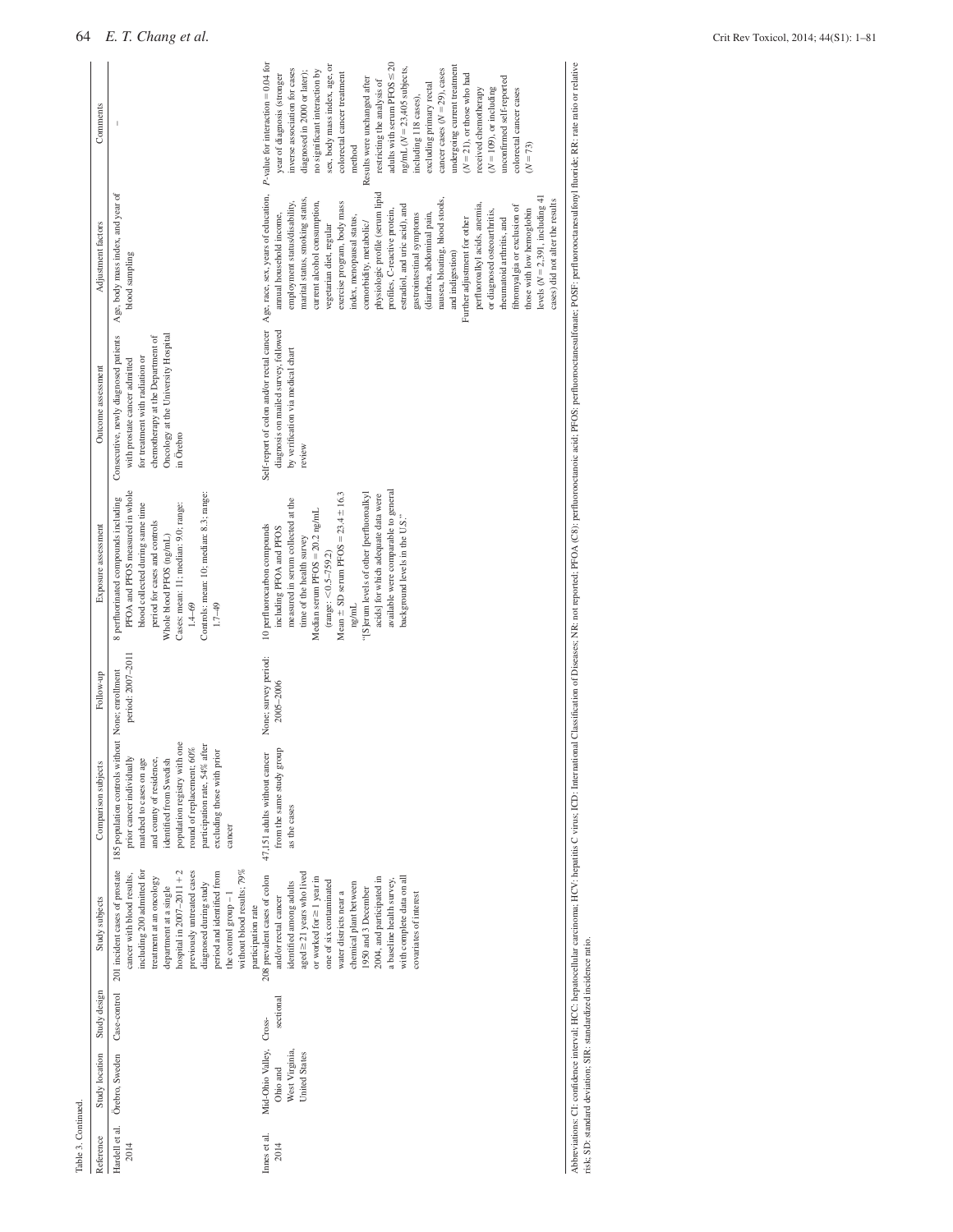Table 3. Continued.

| Reference | Study location | Study design | Study subjects | Comparison subjects | Follow-up | Exposure assessment | Outcome assessment | Adjustment factors | Comments |
|---|---|---|---|---|---|---|---|---|---|
| Hardell et al. 2014 | Örebro, Sweden | Case-control | 201 incident cases of prostate cancer with blood results, including 200 admitted for treatment at an oncology department at a single hospital in 2007–2011 + 2 previously untreated cases diagnosed during study period and identified from the control group − 1 without blood results; 79% participation rate | 185 population controls without prior cancer individually matched to cases on age and county of residence, identified from Swedish population registry with one round of replacement; 60% participation rate, 54% after excluding those with prior cancer | None; enrollment period: 2007–2011 | 8 perfluorinated compounds including PFOA and PFOS measured in whole blood collected during same time period for cases and controls<br>Whole blood PFOS (ng/mL)<br>Cases: mean: 11; median: 9.0; range: 1.4–69<br>Controls: mean: 10; median: 8.3; range: 1.7–49 | Consecutive, newly diagnosed patients with prostate cancer admitted for treatment with radiation or chemotherapy at the Department of Oncology at the University Hospital in Örebro | Age, body mass index, and year of blood sampling | – |
| Innes et al. 2014 | Mid-Ohio Valley, Ohio and West Virginia, United States | Cross-sectional | 208 prevalent cases of colon and/or rectal cancer identified among adults aged ≥ 21 years who lived or worked for ≥ 1 year in one of six contaminated water districts near a chemical plant between 1950 and 3 December 2004, and participated in a baseline health survey, with complete data on all covariates of interest | 47,151 adults without cancer from the same study group as the cases | None; survey period: 2005–2006 | 10 perfluorocarbon compounds including PFOA and PFOS measured in serum collected at the time of the health survey<br>Median serum PFOS = 20.2 ng/mL (range: <0.5–759.2)<br>Mean ± SD serum PFOS = 23.4 ± 16.3 ng/mL<br>"[S]erum levels of other [perfluoroalkyl acids] for which adequate data were available were comparable to general background levels in the U.S." | Self-report of colon and/or rectal cancer diagnosis on mailed survey, followed by verification via medical chart review | Age, race, sex, years of education, annual household income, employment status/disability, marital status, smoking status, current alcohol consumption, vegetarian diet, regular exercise program, body mass index, menopausal status, comorbidity, metabolic/physiologic profile (serum lipid profiles, C-reactive protein, estradiol, and uric acid), and gastrointestinal symptoms (diarrhea, abdominal pain, nausea, bloating, blood stools, and indigestion)<br>Further adjustment for other perfluoroalkyl acids, anemia, or diagnosed osteoarthritis, rheumatoid arthritis, and fibromyalgia or exclusion of those with low hemoglobin levels (N = 2,391, including 41 cases) did not alter the results | P-value for interaction = 0.04 for year of diagnosis (stronger inverse association for cases diagnosed in 2000 or later); no significant interaction by sex, body mass index, age, or colorectal cancer treatment method<br>Results were unchanged after restricting the analysis of adults with serum PFOS ≤ 20 ng/mL (N = 23,405 subjects, including 118 cases), excluding primary rectal cancer cases (N = 29), cases undergoing current treatment (N = 21), or those who had received chemotherapy (N = 109), or including unconfirmed self-reported colorectal cancer cases (N = 73) |

Abbreviations: CI: confidence interval; HCC: hepatocellular carcinoma; HCV: hepatitis C virus; ICD: International Classification of Diseases; NR: not reported; PFOA (C8): perfluorooctanoic acid; PFOS: perfluorooctanesulfonate; POSF: perfluorooctanesulfonyl fluoride; RR: rate ratio or relative risk; SD: standard deviation; SIR: standardized incidence ratio.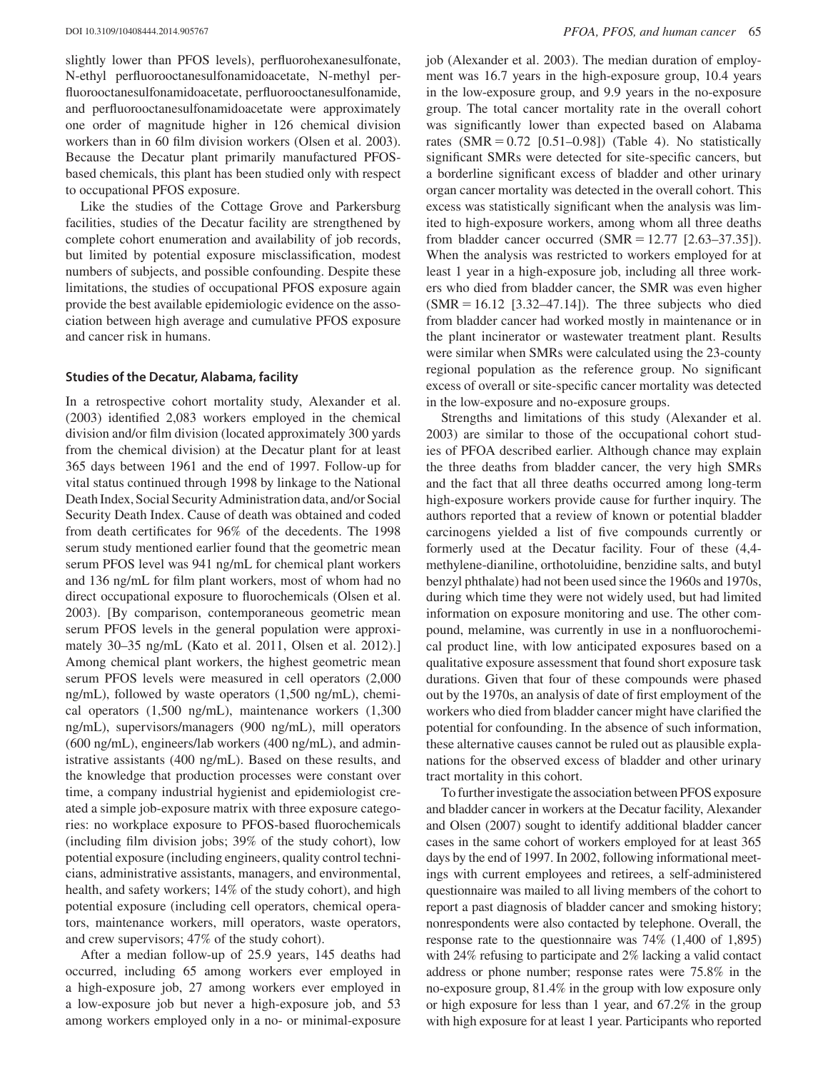slightly lower than PFOS levels), perfluorohexanesulfonate, N-ethyl perfluorooctanesulfonamidoacetate, N-methyl perfluorooctanesulfonamidoacetate, perfluorooctanesulfonamide, and perfluorooctanesulfonamidoacetate were approximately one order of magnitude higher in 126 chemical division workers than in 60 film division workers (Olsen et al. 2003). Because the Decatur plant primarily manufactured PFOS-based chemicals, this plant has been studied only with respect to occupational PFOS exposure.

Like the studies of the Cottage Grove and Parkersburg facilities, studies of the Decatur facility are strengthened by complete cohort enumeration and availability of job records, but limited by potential exposure misclassification, modest numbers of subjects, and possible confounding. Despite these limitations, the studies of occupational PFOS exposure again provide the best available epidemiologic evidence on the association between high average and cumulative PFOS exposure and cancer risk in humans.

### Studies of the Decatur, Alabama, facility

In a retrospective cohort mortality study, Alexander et al. (2003) identified 2,083 workers employed in the chemical division and/or film division (located approximately 300 yards from the chemical division) at the Decatur plant for at least 365 days between 1961 and the end of 1997. Follow-up for vital status continued through 1998 by linkage to the National Death Index, Social Security Administration data, and/or Social Security Death Index. Cause of death was obtained and coded from death certificates for 96% of the decedents. The 1998 serum study mentioned earlier found that the geometric mean serum PFOS level was 941 ng/mL for chemical plant workers and 136 ng/mL for film plant workers, most of whom had no direct occupational exposure to fluorochemicals (Olsen et al. 2003). [By comparison, contemporaneous geometric mean serum PFOS levels in the general population were approximately 30–35 ng/mL (Kato et al. 2011, Olsen et al. 2012).] Among chemical plant workers, the highest geometric mean serum PFOS levels were measured in cell operators (2,000 ng/mL), followed by waste operators (1,500 ng/mL), chemical operators (1,500 ng/mL), maintenance workers (1,300 ng/mL), supervisors/managers (900 ng/mL), mill operators (600 ng/mL), engineers/lab workers (400 ng/mL), and administrative assistants (400 ng/mL). Based on these results, and the knowledge that production processes were constant over time, a company industrial hygienist and epidemiologist created a simple job-exposure matrix with three exposure categories: no workplace exposure to PFOS-based fluorochemicals (including film division jobs; 39% of the study cohort), low potential exposure (including engineers, quality control technicians, administrative assistants, managers, and environmental, health, and safety workers; 14% of the study cohort), and high potential exposure (including cell operators, chemical operators, maintenance workers, mill operators, waste operators, and crew supervisors; 47% of the study cohort).

After a median follow-up of 25.9 years, 145 deaths had occurred, including 65 among workers ever employed in a high-exposure job, 27 among workers ever employed in a low-exposure job but never a high-exposure job, and 53 among workers employed only in a no- or minimal-exposure job (Alexander et al. 2003). The median duration of employment was 16.7 years in the high-exposure group, 10.4 years in the low-exposure group, and 9.9 years in the no-exposure group. The total cancer mortality rate in the overall cohort was significantly lower than expected based on Alabama rates (SMR = 0.72 [0.51–0.98]) (Table 4). No statistically significant SMRs were detected for site-specific cancers, but a borderline significant excess of bladder and other urinary organ cancer mortality was detected in the overall cohort. This excess was statistically significant when the analysis was limited to high-exposure workers, among whom all three deaths from bladder cancer occurred (SMR = 12.77 [2.63–37.35]). When the analysis was restricted to workers employed for at least 1 year in a high-exposure job, including all three workers who died from bladder cancer, the SMR was even higher (SMR = 16.12 [3.32–47.14]). The three subjects who died from bladder cancer had worked mostly in maintenance or in the plant incinerator or wastewater treatment plant. Results were similar when SMRs were calculated using the 23-county regional population as the reference group. No significant excess of overall or site-specific cancer mortality was detected in the low-exposure and no-exposure groups.

Strengths and limitations of this study (Alexander et al. 2003) are similar to those of the occupational cohort studies of PFOA described earlier. Although chance may explain the three deaths from bladder cancer, the very high SMRs and the fact that all three deaths occurred among long-term high-exposure workers provide cause for further inquiry. The authors reported that a review of known or potential bladder carcinogens yielded a list of five compounds currently or formerly used at the Decatur facility. Four of these (4,4-methylene-dianiline, orthotoluidine, benzidine salts, and butyl benzyl phthalate) had not been used since the 1960s and 1970s, during which time they were not widely used, but had limited information on exposure monitoring and use. The other compound, melamine, was currently in use in a nonfluorochemical product line, with low anticipated exposures based on a qualitative exposure assessment that found short exposure task durations. Given that four of these compounds were phased out by the 1970s, an analysis of date of first employment of the workers who died from bladder cancer might have clarified the potential for confounding. In the absence of such information, these alternative causes cannot be ruled out as plausible explanations for the observed excess of bladder and other urinary tract mortality in this cohort.

To further investigate the association between PFOS exposure and bladder cancer in workers at the Decatur facility, Alexander and Olsen (2007) sought to identify additional bladder cancer cases in the same cohort of workers employed for at least 365 days by the end of 1997. In 2002, following informational meetings with current employees and retirees, a self-administered questionnaire was mailed to all living members of the cohort to report a past diagnosis of bladder cancer and smoking history; nonrespondents were also contacted by telephone. Overall, the response rate to the questionnaire was 74% (1,400 of 1,895) with 24% refusing to participate and 2% lacking a valid contact address or phone number; response rates were 75.8% in the no-exposure group, 81.4% in the group with low exposure only or high exposure for less than 1 year, and 67.2% in the group with high exposure for at least 1 year. Participants who reported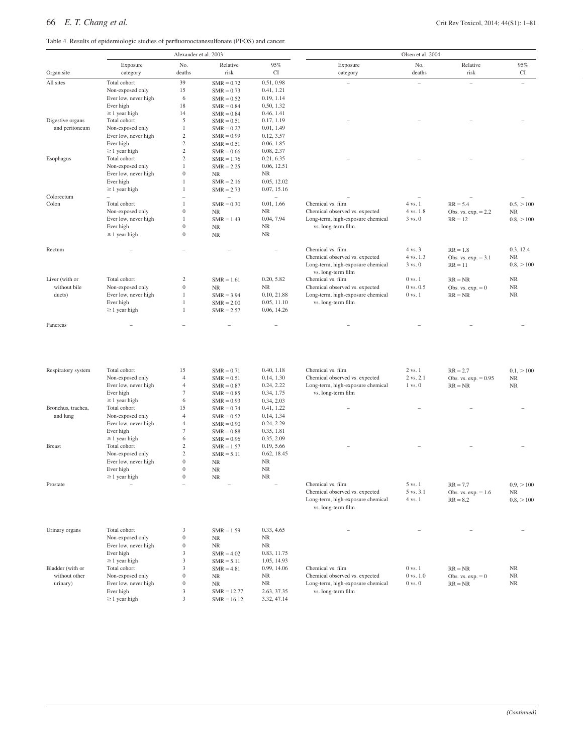Table 4. Results of epidemiologic studies of perfluorooctanesulfonate (PFOS) and cancer.

| | Alexander et al. 2003 | | | | Olsen et al. 2004 | | | |
|---|---|---|---|---|---|---|---|---|
| Organ site | Exposure category | No. deaths | Relative risk | 95% CI | Exposure category | No. deaths | Relative risk | 95% CI |
| All sites | Total cohort | 39 | SMR = 0.72 | 0.51, 0.98 | – | – | – | – |
| | Non-exposed only | 15 | SMR = 0.73 | 0.41, 1.21 | | | | |
| | Ever low, never high | 6 | SMR = 0.52 | 0.19, 1.14 | | | | |
| | Ever high | 18 | SMR = 0.84 | 0.50, 1.32 | | | | |
| | ≥1 year high | 14 | SMR = 0.84 | 0.46, 1.41 | | | | |
| Digestive organs and peritoneum | Total cohort | 5 | SMR = 0.51 | 0.17, 1.19 | – | – | – | – |
| | Non-exposed only | 1 | SMR = 0.27 | 0.01, 1.49 | | | | |
| | Ever low, never high | 2 | SMR = 0.99 | 0.12, 3.57 | | | | |
| | Ever high | 2 | SMR = 0.51 | 0.06, 1.85 | | | | |
| | ≥1 year high | 2 | SMR = 0.66 | 0.08, 2.37 | | | | |
| Esophagus | Total cohort | 2 | SMR = 1.76 | 0.21, 6.35 | – | – | – | – |
| | Non-exposed only | 1 | SMR = 2.25 | 0.06, 12.51 | | | | |
| | Ever low, never high | 0 | NR | NR | | | | |
| | Ever high | 1 | SMR = 2.16 | 0.05, 12.02 | | | | |
| | ≥1 year high | 1 | SMR = 2.73 | 0.07, 15.16 | | | | |
| Colorectum | – | – | – | – | – | – | – | – |
| Colon | Total cohort | 1 | SMR = 0.30 | 0.01, 1.66 | Chemical vs. film | 4 vs. 1 | RR = 5.4 | 0.5, >100 |
| | Non-exposed only | 0 | NR | NR | Chemical observed vs. expected | 4 vs. 1.8 | Obs. vs. exp. = 2.2 | NR |
| | Ever low, never high | 1 | SMR = 1.43 | 0.04, 7.94 | Long-term, high-exposure chemical vs. long-term film | 3 vs. 0 | RR = 12 | 0.8, >100 |
| | Ever high | 0 | NR | NR | | | | |
| | ≥1 year high | 0 | NR | NR | | | | |
| Rectum | – | – | – | – | Chemical vs. film | 4 vs. 3 | RR = 1.8 | 0.3, 12.4 |
| | | | | | Chemical observed vs. expected | 4 vs. 1.3 | Obs. vs. exp. = 3.1 | NR |
| | | | | | Long-term, high-exposure chemical vs. long-term film | 3 vs. 0 | RR = 11 | 0.8, >100 |
| Liver (with or without bile ducts) | Total cohort | 2 | SMR = 1.61 | 0.20, 5.82 | Chemical vs. film | 0 vs. 1 | RR = NR | NR |
| | Non-exposed only | 0 | NR | NR | Chemical observed vs. expected | 0 vs. 0.5 | Obs. vs. exp. = 0 | NR |
| | Ever low, never high | 1 | SMR = 3.94 | 0.10, 21.88 | Long-term, high-exposure chemical vs. long-term film | 0 vs. 1 | RR = NR | NR |
| | Ever high | 1 | SMR = 2.00 | 0.05, 11.10 | | | | |
| | ≥1 year high | 1 | SMR = 2.57 | 0.06, 14.26 | | | | |
| Pancreas | – | – | – | – | – | – | – | – |
| Respiratory system | Total cohort | 15 | SMR = 0.71 | 0.40, 1.18 | Chemical vs. film | 2 vs. 1 | RR = 2.7 | 0.1, >100 |
| | Non-exposed only | 4 | SMR = 0.51 | 0.14, 1.30 | Chemical observed vs. expected | 2 vs. 2.1 | Obs. vs. exp. = 0.95 | NR |
| | Ever low, never high | 4 | SMR = 0.87 | 0.24, 2.22 | Long-term, high-exposure chemical vs. long-term film | 1 vs. 0 | RR = NR | NR |
| | Ever high | 7 | SMR = 0.85 | 0.34, 1.75 | | | | |
| | ≥1 year high | 6 | SMR = 0.93 | 0.34, 2.03 | | | | |
| Bronchus, trachea, and lung | Total cohort | 15 | SMR = 0.74 | 0.41, 1.22 | – | – | – | – |
| | Non-exposed only | 4 | SMR = 0.52 | 0.14, 1.34 | | | | |
| | Ever low, never high | 4 | SMR = 0.90 | 0.24, 2.29 | | | | |
| | Ever high | 7 | SMR = 0.88 | 0.35, 1.81 | | | | |
| | ≥1 year high | 6 | SMR = 0.96 | 0.35, 2.09 | | | | |
| Breast | Total cohort | 2 | SMR = 1.57 | 0.19, 5.66 | – | – | – | – |
| | Non-exposed only | 2 | SMR = 5.11 | 0.62, 18.45 | | | | |
| | Ever low, never high | 0 | NR | NR | | | | |
| | Ever high | 0 | NR | NR | | | | |
| | ≥1 year high | 0 | NR | NR | | | | |
| Prostate | – | – | – | – | Chemical vs. film | 5 vs. 1 | RR = 7.7 | 0.9, >100 |
| | | | | | Chemical observed vs. expected | 5 vs. 3.1 | Obs. vs. exp. = 1.6 | NR |
| | | | | | Long-term, high-exposure chemical vs. long-term film | 4 vs. 1 | RR = 8.2 | 0.8, >100 |
| Urinary organs | Total cohort | 3 | SMR = 1.59 | 0.33, 4.65 | – | – | – | – |
| | Non-exposed only | 0 | NR | NR | | | | |
| | Ever low, never high | 0 | NR | NR | | | | |
| | Ever high | 3 | SMR = 4.02 | 0.83, 11.75 | | | | |
| | ≥1 year high | 3 | SMR = 5.11 | 1.05, 14.93 | | | | |
| Bladder (with or without other urinary) | Total cohort | 3 | SMR = 4.81 | 0.99, 14.06 | Chemical vs. film | 0 vs. 1 | RR = NR | NR |
| | Non-exposed only | 0 | NR | NR | Chemical observed vs. expected | 0 vs. 1.0 | Obs. vs. exp. = 0 | NR |
| | Ever low, never high | 0 | NR | NR | Long-term, high-exposure chemical vs. long-term film | 0 vs. 0 | RR = NR | NR |
| | Ever high | 3 | SMR = 12.77 | 2.63, 37.35 | | | | |
| | ≥1 year high | 3 | SMR = 16.12 | 3.32, 47.14 | | | | |

*(Continued)*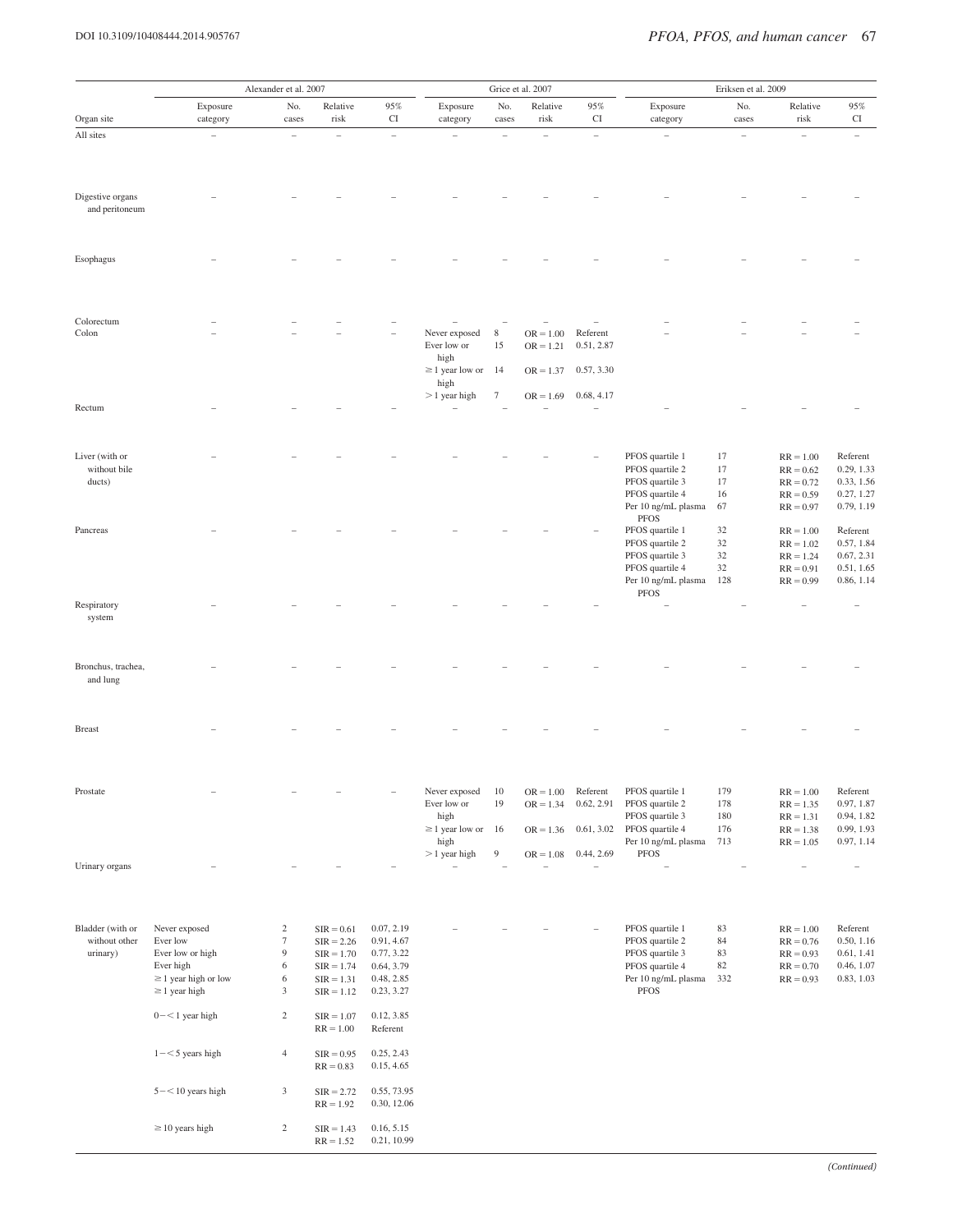| | Alexander et al. 2007 | | | | Grice et al. 2007 | | | | Eriksen et al. 2009 | | | |
|---|---|---|---|---|---|---|---|---|---|---|---|---|
| Organ site | Exposure category | No. cases | Relative risk | 95% CI | Exposure category | No. cases | Relative risk | 95% CI | Exposure category | No. cases | Relative risk | 95% CI |
| All sites | – | – | – | – | – | – | – | – | – | – | – | – |
| Digestive organs and peritoneum | – | – | – | – | – | – | – | – | – | – | – | – |
| Esophagus | – | – | – | – | – | – | – | – | – | – | – | – |
| Colorectum | – | – | – | – | – | – | – | – | – | – | – | – |
| Colon | – | – | – | – | Never exposed | 8 | OR = 1.00 | Referent | – | – | – | – |
| | | | | | Ever low or high | 15 | OR = 1.21 | 0.51, 2.87 | | | | |
| | | | | | ≥1 year low or high | 14 | OR = 1.37 | 0.57, 3.30 | | | | |
| | | | | | >1 year high | 7 | OR = 1.69 | 0.68, 4.17 | | | | |
| Rectum | – | – | – | – | – | – | – | – | – | – | – | – |
| Liver (with or without bile ducts) | – | – | – | – | – | – | – | – | PFOS quartile 1 | 17 | RR = 1.00 | Referent |
| | | | | | | | | | PFOS quartile 2 | 17 | RR = 0.62 | 0.29, 1.33 |
| | | | | | | | | | PFOS quartile 3 | 17 | RR = 0.72 | 0.33, 1.56 |
| | | | | | | | | | PFOS quartile 4 | 16 | RR = 0.59 | 0.27, 1.27 |
| | | | | | | | | | Per 10 ng/mL plasma PFOS | 67 | RR = 0.97 | 0.79, 1.19 |
| Pancreas | – | – | – | – | – | – | – | – | PFOS quartile 1 | 32 | RR = 1.00 | Referent |
| | | | | | | | | | PFOS quartile 2 | 32 | RR = 1.02 | 0.57, 1.84 |
| | | | | | | | | | PFOS quartile 3 | 32 | RR = 1.24 | 0.67, 2.31 |
| | | | | | | | | | PFOS quartile 4 | 32 | RR = 0.91 | 0.51, 1.65 |
| | | | | | | | | | Per 10 ng/mL plasma PFOS | 128 | RR = 0.99 | 0.86, 1.14 |
| Respiratory system | – | – | – | – | – | – | – | – | – | – | – | – |
| Bronchus, trachea, and lung | – | – | – | – | – | – | – | – | – | – | – | – |
| Breast | – | – | – | – | – | – | – | – | – | – | – | – |
| Prostate | – | – | – | – | Never exposed | 10 | OR = 1.00 | Referent | PFOS quartile 1 | 179 | RR = 1.00 | Referent |
| | | | | | Ever low or high | 19 | OR = 1.34 | 0.62, 2.91 | PFOS quartile 2 | 178 | RR = 1.35 | 0.97, 1.87 |
| | | | | | | | | | PFOS quartile 3 | 180 | RR = 1.31 | 0.94, 1.82 |
| | | | | | ≥1 year low or high | 16 | OR = 1.36 | 0.61, 3.02 | PFOS quartile 4 | 176 | RR = 1.38 | 0.99, 1.93 |
| | | | | | | | | | Per 10 ng/mL plasma PFOS | 713 | RR = 1.05 | 0.97, 1.14 |
| | | | | | >1 year high | 9 | OR = 1.08 | 0.44, 2.69 | | | | |
| Urinary organs | – | – | – | – | – | – | – | – | – | – | – | – |
| Bladder (with or without other urinary) | Never exposed | 2 | SIR = 0.61 | 0.07, 2.19 | – | – | – | – | PFOS quartile 1 | 83 | RR = 1.00 | Referent |
| | Ever low | 7 | SIR = 2.26 | 0.91, 4.67 | | | | | PFOS quartile 2 | 84 | RR = 0.76 | 0.50, 1.16 |
| | Ever low or high | 9 | SIR = 1.70 | 0.77, 3.22 | | | | | PFOS quartile 3 | 83 | RR = 0.93 | 0.61, 1.41 |
| | Ever high | 6 | SIR = 1.74 | 0.64, 3.79 | | | | | PFOS quartile 4 | 82 | RR = 0.70 | 0.46, 1.07 |
| | ≥1 year high or low | 6 | SIR = 1.31 | 0.48, 2.85 | | | | | Per 10 ng/mL plasma PFOS | 332 | RR = 0.93 | 0.83, 1.03 |
| | ≥1 year high | 3 | SIR = 1.12 | 0.23, 3.27 | | | | | | | | |
| | 0–<1 year high | 2 | SIR = 1.07 | 0.12, 3.85 | | | | | | | | |
| | | | RR = 1.00 | Referent | | | | | | | | |
| | 1–<5 years high | 4 | SIR = 0.95 | 0.25, 2.43 | | | | | | | | |
| | | | RR = 0.83 | 0.15, 4.65 | | | | | | | | |
| | 5–<10 years high | 3 | SIR = 2.72 | 0.55, 73.95 | | | | | | | | |
| | | | RR = 1.92 | 0.30, 12.06 | | | | | | | | |
| | ≥10 years high | 2 | SIR = 1.43 | 0.16, 5.15 | | | | | | | | |
| | | | RR = 1.52 | 0.21, 10.99 | | | | | | | | |

*(Continued)*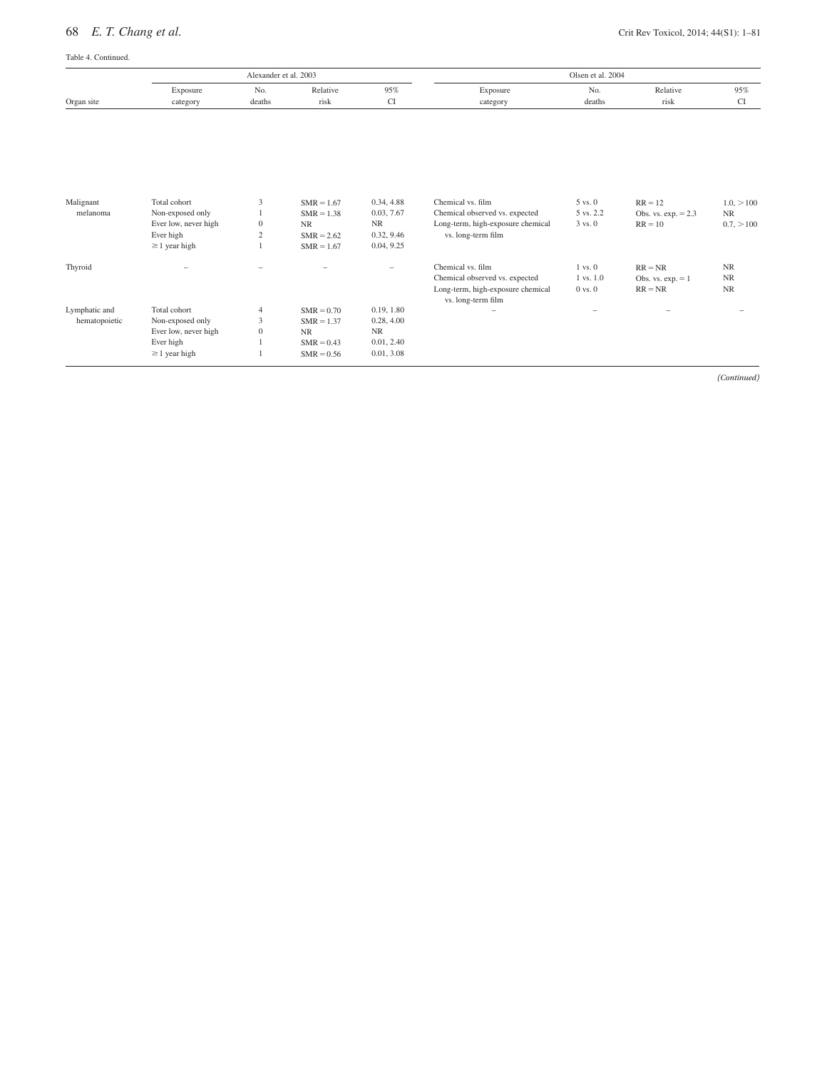Table 4. Continued.

| Organ site | Alexander et al. 2003 | | | | Olsen et al. 2004 | | | |
|---|---|---|---|---|---|---|---|---|
| | Exposure category | No. deaths | Relative risk | 95% CI | Exposure category | No. deaths | Relative risk | 95% CI |
| Malignant melanoma | Total cohort | 3 | SMR = 1.67 | 0.34, 4.88 | Chemical vs. film | 5 vs. 0 | RR = 12 | 1.0, >100 |
| | Non-exposed only | 1 | SMR = 1.38 | 0.03, 7.67 | Chemical observed vs. expected | 5 vs. 2.2 | Obs. vs. exp. = 2.3 | NR |
| | Ever low, never high | 0 | NR | NR | Long-term, high-exposure chemical vs. long-term film | 3 vs. 0 | RR = 10 | 0.7, >100 |
| | Ever high | 2 | SMR = 2.62 | 0.32, 9.46 | | | | |
| | ≥1 year high | 1 | SMR = 1.67 | 0.04, 9.25 | | | | |
| Thyroid | – | – | – | – | Chemical vs. film | 1 vs. 0 | RR = NR | NR |
| | | | | | Chemical observed vs. expected | 1 vs. 1.0 | Obs. vs. exp. = 1 | NR |
| | | | | | Long-term, high-exposure chemical vs. long-term film | 0 vs. 0 | RR = NR | NR |
| Lymphatic and hematopoietic | Total cohort | 4 | SMR = 0.70 | 0.19, 1.80 | – | – | – | – |
| | Non-exposed only | 3 | SMR = 1.37 | 0.28, 4.00 | | | | |
| | Ever low, never high | 0 | NR | NR | | | | |
| | Ever high | 1 | SMR = 0.43 | 0.01, 2.40 | | | | |
| | ≥1 year high | 1 | SMR = 0.56 | 0.01, 3.08 | | | | |

*(Continued)*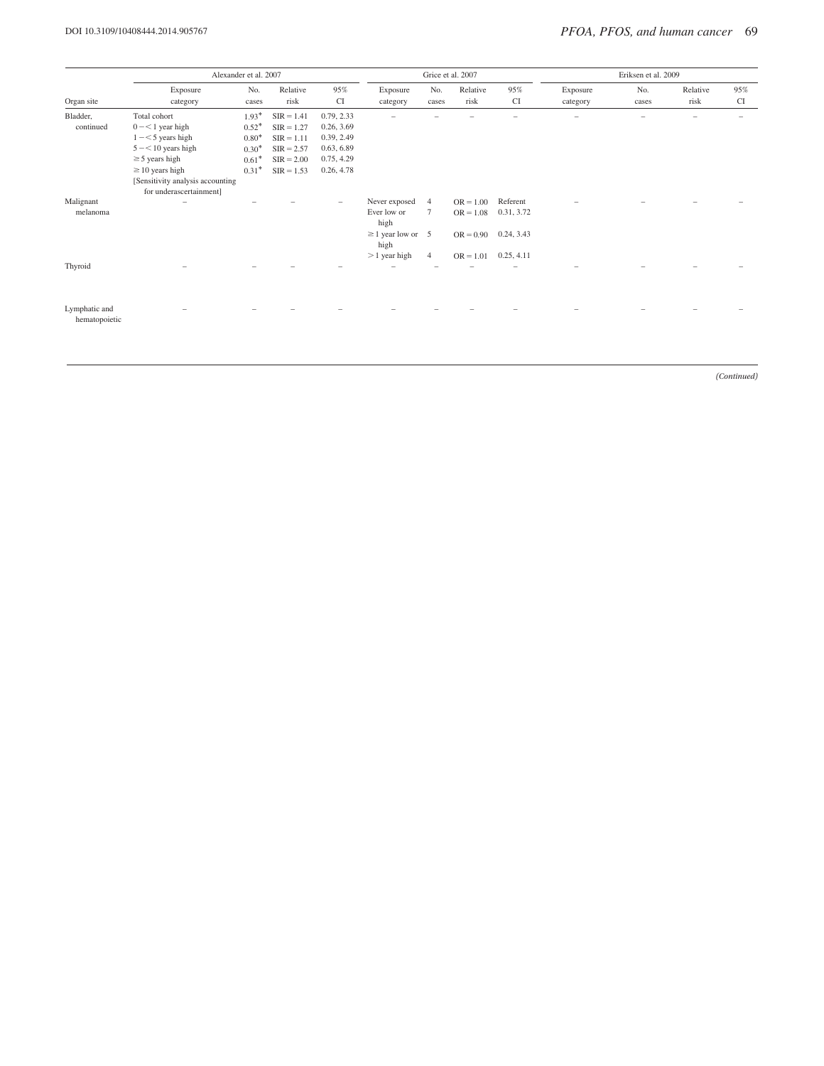| Organ site | Alexander et al. 2007 | | | | Grice et al. 2007 | | | | Eriksen et al. 2009 | | | |
|---|---|---|---|---|---|---|---|---|---|---|---|---|
| | Exposure category | No. cases | Relative risk | 95% CI | Exposure category | No. cases | Relative risk | 95% CI | Exposure category | No. cases | Relative risk | 95% CI |
| Bladder, continued | Total cohort | 1.93* | SIR = 1.41 | 0.79, 2.33 | – | – | – | – | – | – | – | – |
| | 0 – < 1 year high | 0.52* | SIR = 1.27 | 0.26, 3.69 | | | | | | | | |
| | 1 – < 5 years high | 0.80* | SIR = 1.11 | 0.39, 2.49 | | | | | | | | |
| | 5 – < 10 years high | 0.30* | SIR = 2.57 | 0.63, 6.89 | | | | | | | | |
| | ≥ 5 years high | 0.61* | SIR = 2.00 | 0.75, 4.29 | | | | | | | | |
| | ≥ 10 years high | 0.31* | SIR = 1.53 | 0.26, 4.78 | | | | | | | | |
| | [Sensitivity analysis accounting for underascertainment] | | | | | | | | | | | |
| Malignant melanoma | – | – | – | – | Never exposed | 4 | OR = 1.00 | Referent | – | – | – | – |
| | | | | | Ever low or high | 7 | OR = 1.08 | 0.31, 3.72 | | | | |
| | | | | | ≥ 1 year low or high | 5 | OR = 0.90 | 0.24, 3.43 | | | | |
| | | | | | > 1 year high | 4 | OR = 1.01 | 0.25, 4.11 | | | | |
| Thyroid | – | – | – | – | – | – | – | – | – | – | – | – |
| Lymphatic and hematopoietic | – | – | – | – | – | – | – | – | – | – | – | – |

*(Continued)*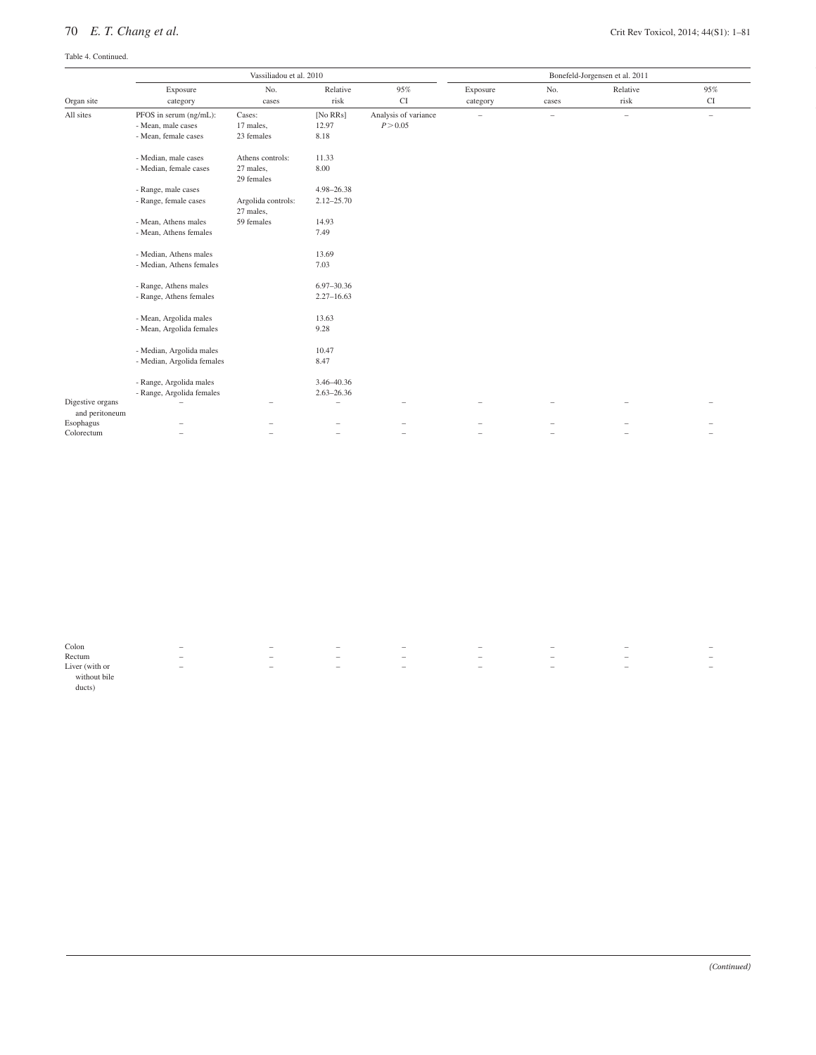Table 4. Continued.

| | Vassiliadou et al. 2010 | | | | Bonefeld-Jorgensen et al. 2011 | | | |
|---|---|---|---|---|---|---|---|---|
| Organ site | Exposure category | No. cases | Relative risk | 95% CI | Exposure category | No. cases | Relative risk | 95% CI |
| All sites | PFOS in serum (ng/mL): | Cases: | [No RRs] | Analysis of variance | – | – | – | – |
| | - Mean, male cases | 17 males, | 12.97 | $P > 0.05$ | | | | |
| | - Mean, female cases | 23 females | 8.18 | | | | | |
| | - Median, male cases | Athens controls: | 11.33 | | | | | |
| | - Median, female cases | 27 males, 29 females | 8.00 | | | | | |
| | - Range, male cases | | 4.98–26.38 | | | | | |
| | - Range, female cases | Argolida controls: 27 males, | 2.12–25.70 | | | | | |
| | - Mean, Athens males | 59 females | 14.93 | | | | | |
| | - Mean, Athens females | | 7.49 | | | | | |
| | - Median, Athens males | | 13.69 | | | | | |
| | - Median, Athens females | | 7.03 | | | | | |
| | - Range, Athens males | | 6.97–30.36 | | | | | |
| | - Range, Athens females | | 2.27–16.63 | | | | | |
| | - Mean, Argolida males | | 13.63 | | | | | |
| | - Mean, Argolida females | | 9.28 | | | | | |
| | - Median, Argolida males | | 10.47 | | | | | |
| | - Median, Argolida females | | 8.47 | | | | | |
| | - Range, Argolida males | | 3.46–40.36 | | | | | |
| | - Range, Argolida females | | 2.63–26.36 | | | | | |
| Digestive organs and peritoneum | – | – | – | – | – | – | – | – |
| Esophagus | – | – | – | – | – | – | – | – |
| Colorectum | – | – | – | – | – | – | – | – |
| Colon | – | – | – | – | – | – | – | – |
| Rectum | – | – | – | – | – | – | – | – |
| Liver (with or without bile ducts) | – | – | – | – | – | – | – | – |

*(Continued)*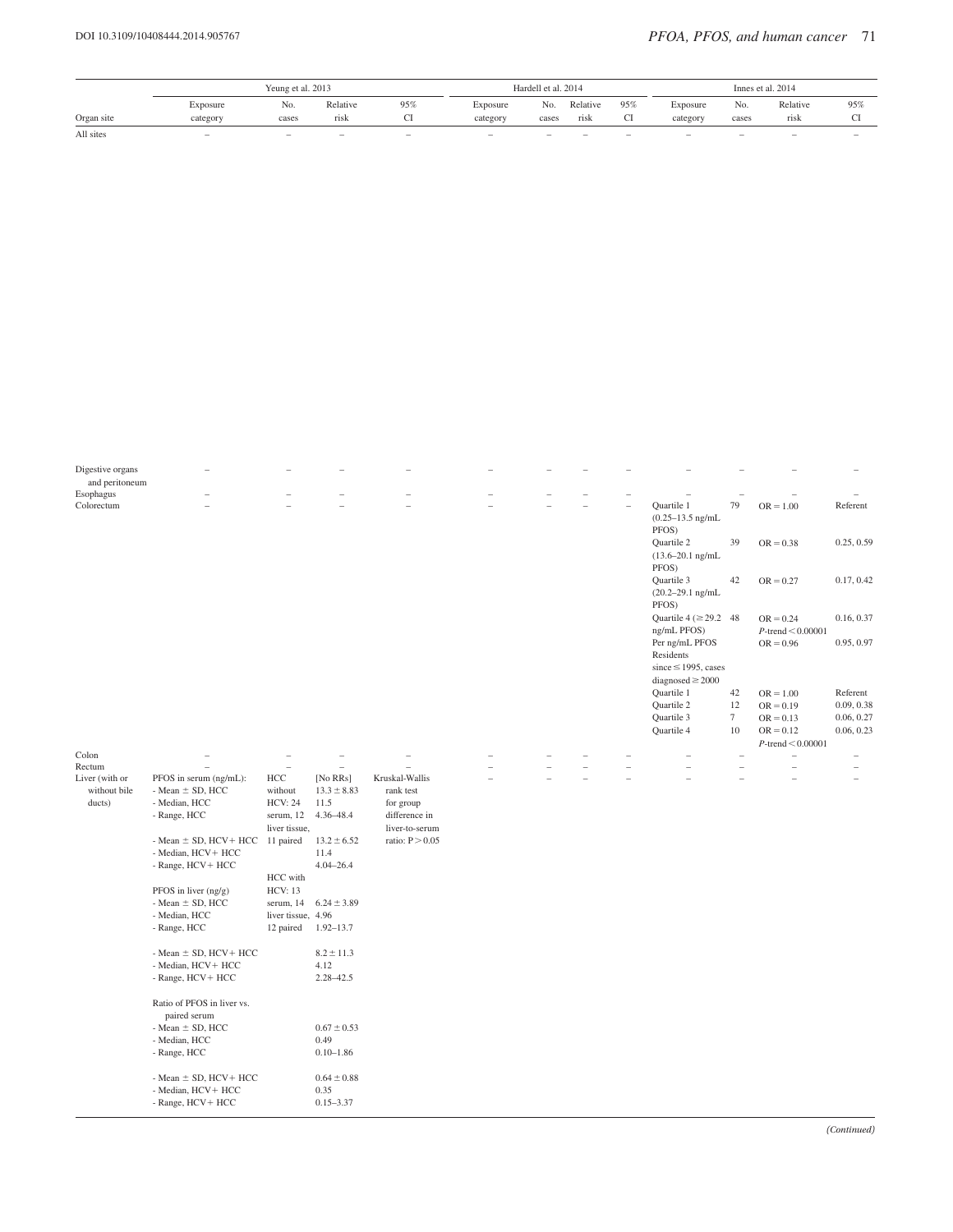| Organ site | Yeung et al. 2013 | | | | Hardell et al. 2014 | | | | Innes et al. 2014 | | | |
|---|---|---|---|---|---|---|---|---|---|---|---|---|
| | Exposure category | No. cases | Relative risk | 95% CI | Exposure category | No. cases | Relative risk | 95% CI | Exposure category | No. cases | Relative risk | 95% CI |
| All sites | – | – | – | – | – | – | – | – | – | – | – | – |
| Digestive organs and peritoneum | – | – | – | – | – | – | – | – | – | – | – | – |
| Esophagus | – | – | – | – | – | – | – | – | – | – | – | – |
| Colorectum | – | – | – | – | – | – | – | – | Quartile 1 (0.25–13.5 ng/mL PFOS) | 79 | OR = 1.00 | Referent |
| | | | | | | | | | Quartile 2 (13.6–20.1 ng/mL PFOS) | 39 | OR = 0.38 | 0.25, 0.59 |
| | | | | | | | | | Quartile 3 (20.2–29.1 ng/mL PFOS) | 42 | OR = 0.27 | 0.17, 0.42 |
| | | | | | | | | | Quartile 4 (≥29.2 ng/mL PFOS) | 48 | OR = 0.24 *P*-trend < 0.00001 | 0.16, 0.37 |
| | | | | | | | | | Per ng/mL PFOS | | OR = 0.96 | 0.95, 0.97 |
| | | | | | | | | | Residents since ≤1995, cases diagnosed ≥2000 | | | |
| | | | | | | | | | Quartile 1 | 42 | OR = 1.00 | Referent |
| | | | | | | | | | Quartile 2 | 12 | OR = 0.19 | 0.09, 0.38 |
| | | | | | | | | | Quartile 3 | 7 | OR = 0.13 | 0.06, 0.27 |
| | | | | | | | | | Quartile 4 | 10 | OR = 0.12 *P*-trend < 0.00001 | 0.06, 0.23 |
| Colon | – | – | – | – | – | – | – | – | – | – | – | – |
| Rectum | – | – | – | – | – | – | – | – | – | – | – | – |
| Liver (with or without bile ducts) | PFOS in serum (ng/mL): | HCC without HCV: 24 serum, 12 liver tissue, 11 paired | [No RRs] | Kruskal-Wallis rank test for group difference in liver-to-serum ratio: P > 0.05 | – | – | – | – | – | – | – | – |
| | - Mean ± SD, HCC | | 13.3 ± 8.83 | | | | | | | | | |
| | - Median, HCC | | 11.5 | | | | | | | | | |
| | - Range, HCC | | 4.36–48.4 | | | | | | | | | |
| | - Mean ± SD, HCV+ HCC | | 13.2 ± 6.52 | | | | | | | | | |
| | - Median, HCV+ HCC | | 11.4 | | | | | | | | | |
| | - Range, HCV+ HCC | | 4.04–26.4 | | | | | | | | | |
| | PFOS in liver (ng/g) | HCC with HCV: 13 serum, 14 liver tissue, 12 paired | | | | | | | | | | |
| | - Mean ± SD, HCC | | 6.24 ± 3.89 | | | | | | | | | |
| | - Median, HCC | | 4.96 | | | | | | | | | |
| | - Range, HCC | | 1.92–13.7 | | | | | | | | | |
| | - Mean ± SD, HCV+ HCC | | 8.2 ± 11.3 | | | | | | | | | |
| | - Median, HCV+ HCC | | 4.12 | | | | | | | | | |
| | - Range, HCV+ HCC | | 2.28–42.5 | | | | | | | | | |
| | Ratio of PFOS in liver vs. paired serum | | | | | | | | | | | |
| | - Mean ± SD, HCC | | 0.67 ± 0.53 | | | | | | | | | |
| | - Median, HCC | | 0.49 | | | | | | | | | |
| | - Range, HCC | | 0.10–1.86 | | | | | | | | | |
| | - Mean ± SD, HCV+ HCC | | 0.64 ± 0.88 | | | | | | | | | |
| | - Median, HCV+ HCC | | 0.35 | | | | | | | | | |
| | - Range, HCV+ HCC | | 0.15–3.37 | | | | | | | | | |

*(Continued)*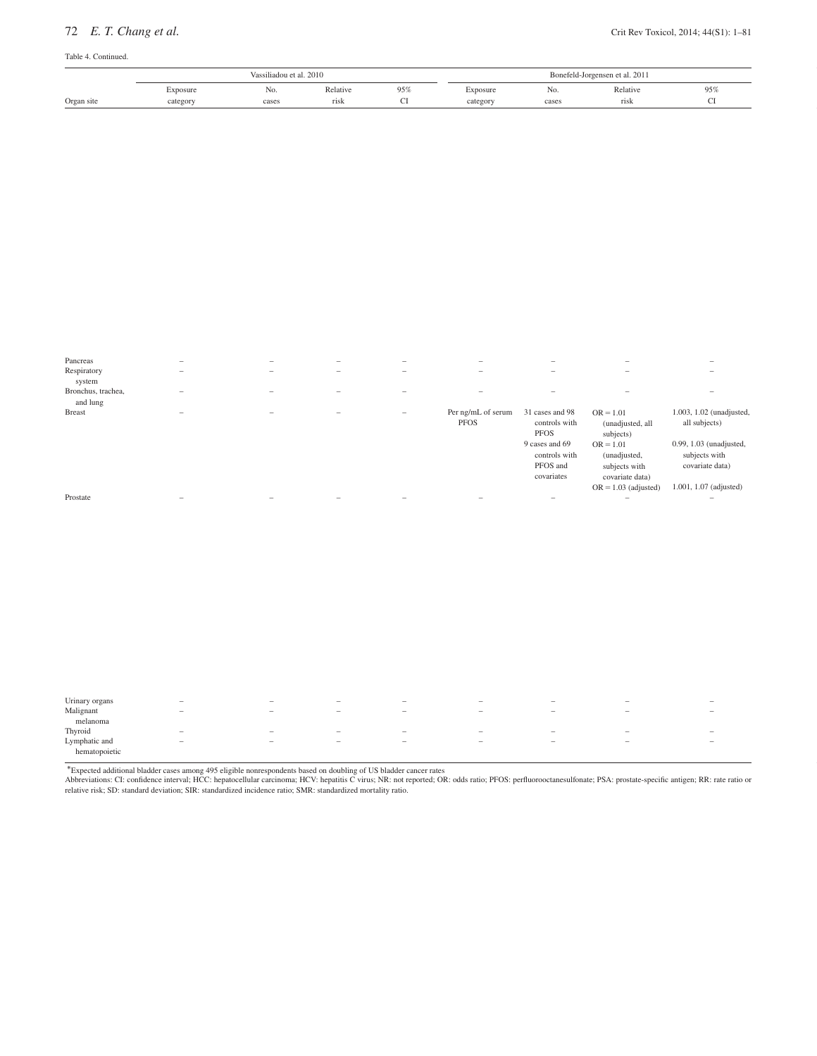Table 4. Continued.

| | Vassiliadou et al. 2010 | | | | Bonefeld-Jorgensen et al. 2011 | | | |
|---|---|---|---|---|---|---|---|---|
| Organ site | Exposure category | No. cases | Relative risk | 95% CI | Exposure category | No. cases | Relative risk | 95% CI |
| Pancreas | – | – | – | – | – | – | – | – |
| Respiratory system | – | – | – | – | – | – | – | – |
| Bronchus, trachea, and lung | – | – | – | – | – | – | – | – |
| Breast | – | – | – | – | Per ng/mL of serum PFOS | 31 cases and 98 controls with PFOS | OR = 1.01 (unadjusted, all subjects) | 1.003, 1.02 (unadjusted, all subjects) |
| | | | | | | 9 cases and 69 controls with PFOS and covariates | OR = 1.01 (unadjusted, subjects with covariate data) | 0.99, 1.03 (unadjusted, subjects with covariate data) |
| | | | | | | | OR = 1.03 (adjusted) | 1.001, 1.07 (adjusted) |
| Prostate | – | – | – | – | – | – | – | – |
| Urinary organs | – | – | – | – | – | – | – | – |
| Malignant melanoma | – | – | – | – | – | – | – | – |
| Thyroid | – | – | – | – | – | – | – | – |
| Lymphatic and hematopoietic | – | – | – | – | – | – | – | – |

*Expected additional bladder cases among 495 eligible nonrespondents based on doubling of US bladder cancer rates

Abbreviations: CI: confidence interval; HCC: hepatocellular carcinoma; HCV: hepatitis C virus; NR: not reported; OR: odds ratio; PFOS: perfluorooctanesulfonate; PSA: prostate-specific antigen; RR: rate ratio or relative risk; SD: standard deviation; SIR: standardized incidence ratio; SMR: standardized mortality ratio.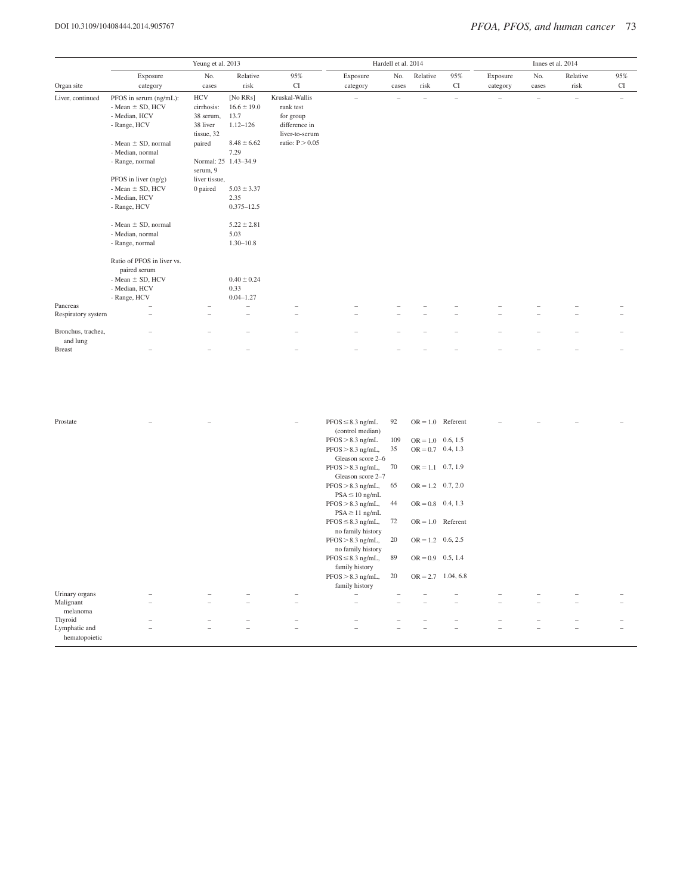| Organ site | Yeung et al. 2013 | | | | Hardell et al. 2014 | | | | Innes et al. 2014 | | | |
|---|---|---|---|---|---|---|---|---|---|---|---|---|
| | Exposure category | No. cases | Relative risk | 95% CI | Exposure category | No. cases | Relative risk | 95% CI | Exposure category | No. cases | Relative risk | 95% CI |
| Liver, continued | PFOS in serum (ng/mL): - Mean ± SD, HCV - Median, HCV - Range, HCV | HCV cirrhosis: 38 serum, 38 liver tissue, 32 paired | [No RRs] 16.6 ± 19.0 13.7 1.12–126 | Kruskal-Wallis rank test for group difference in liver-to-serum ratio: P > 0.05 | – | – | – | – | – | – | – | – |
| | - Mean ± SD, normal - Median, normal - Range, normal | Normal: 25 serum, 9 liver tissue, 0 paired | 8.48 ± 6.62 7.29 1.43–34.9 | | | | | | | | | |
| | PFOS in liver (ng/g) - Mean ± SD, HCV - Median, HCV - Range, HCV | | 5.03 ± 3.37 2.35 0.375–12.5 | | | | | | | | | |
| | - Mean ± SD, normal - Median, normal - Range, normal | | 5.22 ± 2.81 5.03 1.30–10.8 | | | | | | | | | |
| | Ratio of PFOS in liver vs. paired serum - Mean ± SD, HCV - Median, HCV - Range, HCV | | 0.40 ± 0.24 0.33 0.04–1.27 | | | | | | | | | |
| Pancreas | – | – | – | – | – | – | – | – | – | – | – | – |
| Respiratory system | – | – | – | – | – | – | – | – | – | – | – | – |
| Bronchus, trachea, and lung | – | – | – | – | – | – | – | – | – | – | – | – |
| Breast | – | – | – | – | – | – | – | – | – | – | – | – |
| Prostate | – | – | | – | PFOS ≤ 8.3 ng/mL (control median) | 92 | OR = 1.0 | Referent | – | – | – | – |
| | | | | | PFOS > 8.3 ng/mL | 109 | OR = 1.0 | 0.6, 1.5 | | | | |
| | | | | | PFOS > 8.3 ng/mL, Gleason score 2–6 | 35 | OR = 0.7 | 0.4, 1.3 | | | | |
| | | | | | PFOS > 8.3 ng/mL, Gleason score 2–7 | 70 | OR = 1.1 | 0.7, 1.9 | | | | |
| | | | | | PFOS > 8.3 ng/mL, PSA ≤ 10 ng/mL | 65 | OR = 1.2 | 0.7, 2.0 | | | | |
| | | | | | PFOS > 8.3 ng/mL, PSA ≥ 11 ng/mL | 44 | OR = 0.8 | 0.4, 1.3 | | | | |
| | | | | | PFOS ≤ 8.3 ng/mL, no family history | 72 | OR = 1.0 | Referent | | | | |
| | | | | | PFOS > 8.3 ng/mL, no family history | 20 | OR = 1.2 | 0.6, 2.5 | | | | |
| | | | | | PFOS ≤ 8.3 ng/mL, family history | 89 | OR = 0.9 | 0.5, 1.4 | | | | |
| | | | | | PFOS > 8.3 ng/mL, family history | 20 | OR = 2.7 | 1.04, 6.8 | | | | |
| Urinary organs | – | – | – | – | – | – | – | – | – | – | – | – |
| Malignant melanoma | – | – | – | – | – | – | – | – | – | – | – | – |
| Thyroid | – | – | – | – | – | – | – | – | – | – | – | – |
| Lymphatic and hematopoietic | – | – | – | – | – | – | – | – | – | – | – | – |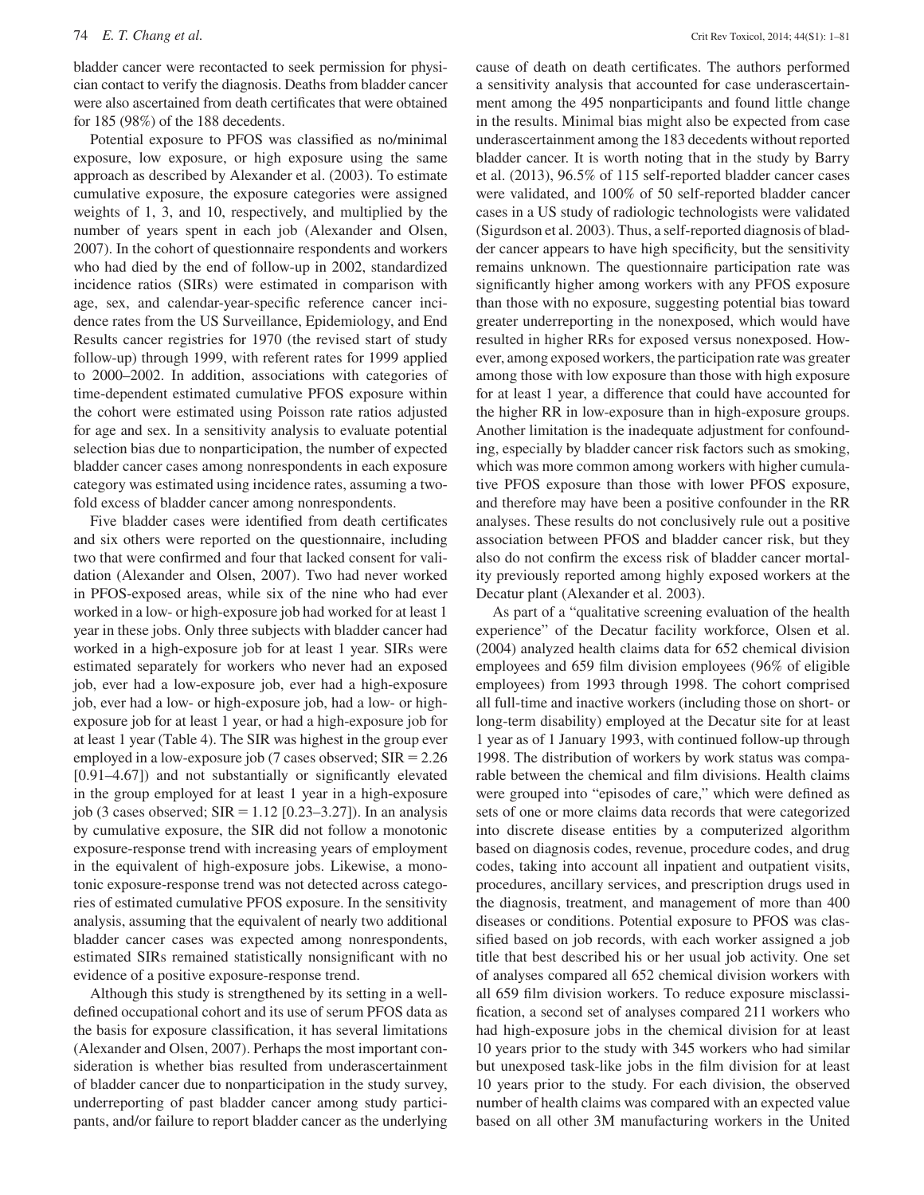bladder cancer were recontacted to seek permission for physician contact to verify the diagnosis. Deaths from bladder cancer were also ascertained from death certificates that were obtained for 185 (98%) of the 188 decedents.

Potential exposure to PFOS was classified as no/minimal exposure, low exposure, or high exposure using the same approach as described by Alexander et al. (2003). To estimate cumulative exposure, the exposure categories were assigned weights of 1, 3, and 10, respectively, and multiplied by the number of years spent in each job (Alexander and Olsen, 2007). In the cohort of questionnaire respondents and workers who had died by the end of follow-up in 2002, standardized incidence ratios (SIRs) were estimated in comparison with age, sex, and calendar-year-specific reference cancer incidence rates from the US Surveillance, Epidemiology, and End Results cancer registries for 1970 (the revised start of study follow-up) through 1999, with referent rates for 1999 applied to 2000–2002. In addition, associations with categories of time-dependent estimated cumulative PFOS exposure within the cohort were estimated using Poisson rate ratios adjusted for age and sex. In a sensitivity analysis to evaluate potential selection bias due to nonparticipation, the number of expected bladder cancer cases among nonrespondents in each exposure category was estimated using incidence rates, assuming a two-fold excess of bladder cancer among nonrespondents.

Five bladder cases were identified from death certificates and six others were reported on the questionnaire, including two that were confirmed and four that lacked consent for validation (Alexander and Olsen, 2007). Two had never worked in PFOS-exposed areas, while six of the nine who had ever worked in a low- or high-exposure job had worked for at least 1 year in these jobs. Only three subjects with bladder cancer had worked in a high-exposure job for at least 1 year. SIRs were estimated separately for workers who never had an exposed job, ever had a low-exposure job, ever had a high-exposure job, ever had a low- or high-exposure job, had a low- or high-exposure job for at least 1 year, or had a high-exposure job for at least 1 year (Table 4). The SIR was highest in the group ever employed in a low-exposure job (7 cases observed; SIR = 2.26 [0.91–4.67]) and not substantially or significantly elevated in the group employed for at least 1 year in a high-exposure job (3 cases observed; SIR = 1.12 [0.23–3.27]). In an analysis by cumulative exposure, the SIR did not follow a monotonic exposure-response trend with increasing years of employment in the equivalent of high-exposure jobs. Likewise, a monotonic exposure-response trend was not detected across categories of estimated cumulative PFOS exposure. In the sensitivity analysis, assuming that the equivalent of nearly two additional bladder cancer cases was expected among nonrespondents, estimated SIRs remained statistically nonsignificant with no evidence of a positive exposure-response trend.

Although this study is strengthened by its setting in a well-defined occupational cohort and its use of serum PFOS data as the basis for exposure classification, it has several limitations (Alexander and Olsen, 2007). Perhaps the most important consideration is whether bias resulted from underascertainment of bladder cancer due to nonparticipation in the study survey, underreporting of past bladder cancer among study participants, and/or failure to report bladder cancer as the underlying cause of death on death certificates. The authors performed a sensitivity analysis that accounted for case underascertainment among the 495 nonparticipants and found little change in the results. Minimal bias might also be expected from case underascertainment among the 183 decedents without reported bladder cancer. It is worth noting that in the study by Barry et al. (2013), 96.5% of 115 self-reported bladder cancer cases were validated, and 100% of 50 self-reported bladder cancer cases in a US study of radiologic technologists were validated (Sigurdson et al. 2003). Thus, a self-reported diagnosis of bladder cancer appears to have high specificity, but the sensitivity remains unknown. The questionnaire participation rate was significantly higher among workers with any PFOS exposure than those with no exposure, suggesting potential bias toward greater underreporting in the nonexposed, which would have resulted in higher RRs for exposed versus nonexposed. However, among exposed workers, the participation rate was greater among those with low exposure than those with high exposure for at least 1 year, a difference that could have accounted for the higher RR in low-exposure than in high-exposure groups. Another limitation is the inadequate adjustment for confounding, especially by bladder cancer risk factors such as smoking, which was more common among workers with higher cumulative PFOS exposure than those with lower PFOS exposure, and therefore may have been a positive confounder in the RR analyses. These results do not conclusively rule out a positive association between PFOS and bladder cancer risk, but they also do not confirm the excess risk of bladder cancer mortality previously reported among highly exposed workers at the Decatur plant (Alexander et al. 2003).

As part of a "qualitative screening evaluation of the health experience" of the Decatur facility workforce, Olsen et al. (2004) analyzed health claims data for 652 chemical division employees and 659 film division employees (96% of eligible employees) from 1993 through 1998. The cohort comprised all full-time and inactive workers (including those on short- or long-term disability) employed at the Decatur site for at least 1 year as of 1 January 1993, with continued follow-up through 1998. The distribution of workers by work status was comparable between the chemical and film divisions. Health claims were grouped into "episodes of care," which were defined as sets of one or more claims data records that were categorized into discrete disease entities by a computerized algorithm based on diagnosis codes, revenue, procedure codes, and drug codes, taking into account all inpatient and outpatient visits, procedures, ancillary services, and prescription drugs used in the diagnosis, treatment, and management of more than 400 diseases or conditions. Potential exposure to PFOS was classified based on job records, with each worker assigned a job title that best described his or her usual job activity. One set of analyses compared all 652 chemical division workers with all 659 film division workers. To reduce exposure misclassification, a second set of analyses compared 211 workers who had high-exposure jobs in the chemical division for at least 10 years prior to the study with 345 workers who had similar but unexposed task-like jobs in the film division for at least 10 years prior to the study. For each division, the observed number of health claims was compared with an expected value based on all other 3M manufacturing workers in the United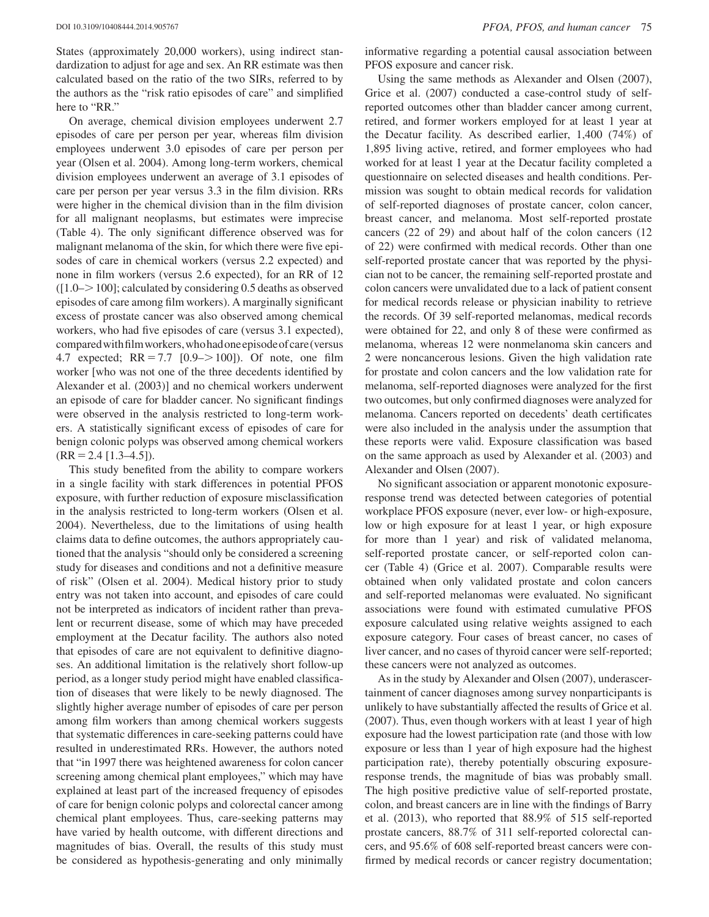States (approximately 20,000 workers), using indirect standardization to adjust for age and sex. An RR estimate was then calculated based on the ratio of the two SIRs, referred to by the authors as the "risk ratio episodes of care" and simplified here to "RR."

On average, chemical division employees underwent 2.7 episodes of care per person per year, whereas film division employees underwent 3.0 episodes of care per person per year (Olsen et al. 2004). Among long-term workers, chemical division employees underwent an average of 3.1 episodes of care per person per year versus 3.3 in the film division. RRs were higher in the chemical division than in the film division for all malignant neoplasms, but estimates were imprecise (Table 4). The only significant difference observed was for malignant melanoma of the skin, for which there were five episodes of care in chemical workers (versus 2.2 expected) and none in film workers (versus 2.6 expected), for an RR of 12 ([1.0–> 100]; calculated by considering 0.5 deaths as observed episodes of care among film workers). A marginally significant excess of prostate cancer was also observed among chemical workers, who had five episodes of care (versus 3.1 expected), compared with film workers, who had one episode of care (versus 4.7 expected; RR = 7.7 [0.9–> 100]). Of note, one film worker [who was not one of the three decedents identified by Alexander et al. (2003)] and no chemical workers underwent an episode of care for bladder cancer. No significant findings were observed in the analysis restricted to long-term workers. A statistically significant excess of episodes of care for benign colonic polyps was observed among chemical workers (RR = 2.4 [1.3–4.5]).

This study benefited from the ability to compare workers in a single facility with stark differences in potential PFOS exposure, with further reduction of exposure misclassification in the analysis restricted to long-term workers (Olsen et al. 2004). Nevertheless, due to the limitations of using health claims data to define outcomes, the authors appropriately cautioned that the analysis "should only be considered a screening study for diseases and conditions and not a definitive measure of risk" (Olsen et al. 2004). Medical history prior to study entry was not taken into account, and episodes of care could not be interpreted as indicators of incident rather than prevalent or recurrent disease, some of which may have preceded employment at the Decatur facility. The authors also noted that episodes of care are not equivalent to definitive diagnoses. An additional limitation is the relatively short follow-up period, as a longer study period might have enabled classification of diseases that were likely to be newly diagnosed. The slightly higher average number of episodes of care per person among film workers than among chemical workers suggests that systematic differences in care-seeking patterns could have resulted in underestimated RRs. However, the authors noted that "in 1997 there was heightened awareness for colon cancer screening among chemical plant employees," which may have explained at least part of the increased frequency of episodes of care for benign colonic polyps and colorectal cancer among chemical plant employees. Thus, care-seeking patterns may have varied by health outcome, with different directions and magnitudes of bias. Overall, the results of this study must be considered as hypothesis-generating and only minimally informative regarding a potential causal association between PFOS exposure and cancer risk.

Using the same methods as Alexander and Olsen (2007), Grice et al. (2007) conducted a case-control study of self-reported outcomes other than bladder cancer among current, retired, and former workers employed for at least 1 year at the Decatur facility. As described earlier, 1,400 (74%) of 1,895 living active, retired, and former employees who had worked for at least 1 year at the Decatur facility completed a questionnaire on selected diseases and health conditions. Permission was sought to obtain medical records for validation of self-reported diagnoses of prostate cancer, colon cancer, breast cancer, and melanoma. Most self-reported prostate cancers (22 of 29) and about half of the colon cancers (12 of 22) were confirmed with medical records. Other than one self-reported prostate cancer that was reported by the physician not to be cancer, the remaining self-reported prostate and colon cancers were unvalidated due to a lack of patient consent for medical records release or physician inability to retrieve the records. Of 39 self-reported melanomas, medical records were obtained for 22, and only 8 of these were confirmed as melanoma, whereas 12 were nonmelanoma skin cancers and 2 were noncancerous lesions. Given the high validation rate for prostate and colon cancers and the low validation rate for melanoma, self-reported diagnoses were analyzed for the first two outcomes, but only confirmed diagnoses were analyzed for melanoma. Cancers reported on decedents' death certificates were also included in the analysis under the assumption that these reports were valid. Exposure classification was based on the same approach as used by Alexander et al. (2003) and Alexander and Olsen (2007).

No significant association or apparent monotonic exposure-response trend was detected between categories of potential workplace PFOS exposure (never, ever low- or high-exposure, low or high exposure for at least 1 year, or high exposure for more than 1 year) and risk of validated melanoma, self-reported prostate cancer, or self-reported colon cancer (Table 4) (Grice et al. 2007). Comparable results were obtained when only validated prostate and colon cancers and self-reported melanomas were evaluated. No significant associations were found with estimated cumulative PFOS exposure calculated using relative weights assigned to each exposure category. Four cases of breast cancer, no cases of liver cancer, and no cases of thyroid cancer were self-reported; these cancers were not analyzed as outcomes.

As in the study by Alexander and Olsen (2007), underascertainment of cancer diagnoses among survey nonparticipants is unlikely to have substantially affected the results of Grice et al. (2007). Thus, even though workers with at least 1 year of high exposure had the lowest participation rate (and those with low exposure or less than 1 year of high exposure had the highest participation rate), thereby potentially obscuring exposure-response trends, the magnitude of bias was probably small. The high positive predictive value of self-reported prostate, colon, and breast cancers are in line with the findings of Barry et al. (2013), who reported that 88.9% of 515 self-reported prostate cancers, 88.7% of 311 self-reported colorectal cancers, and 95.6% of 608 self-reported breast cancers were confirmed by medical records or cancer registry documentation;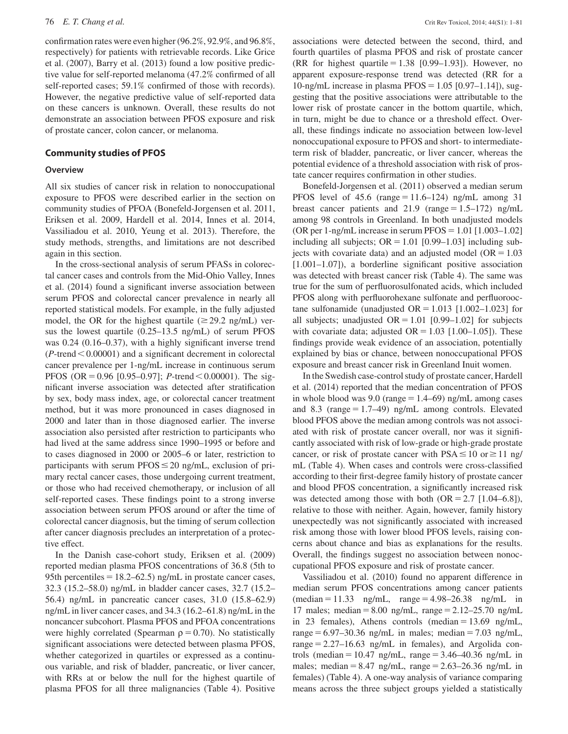confirmation rates were even higher (96.2%, 92.9%, and 96.8%, respectively) for patients with retrievable records. Like Grice et al. (2007), Barry et al. (2013) found a low positive predictive value for self-reported melanoma (47.2% confirmed of all self-reported cases; 59.1% confirmed of those with records). However, the negative predictive value of self-reported data on these cancers is unknown. Overall, these results do not demonstrate an association between PFOS exposure and risk of prostate cancer, colon cancer, or melanoma.

## Community studies of PFOS

### Overview

All six studies of cancer risk in relation to nonoccupational exposure to PFOS were described earlier in the section on community studies of PFOA (Bonefeld-Jorgensen et al. 2011, Eriksen et al. 2009, Hardell et al. 2014, Innes et al. 2014, Vassiliadou et al. 2010, Yeung et al. 2013). Therefore, the study methods, strengths, and limitations are not described again in this section.

In the cross-sectional analysis of serum PFASs in colorectal cancer cases and controls from the Mid-Ohio Valley, Innes et al. (2014) found a significant inverse association between serum PFOS and colorectal cancer prevalence in nearly all reported statistical models. For example, in the fully adjusted model, the OR for the highest quartile (≥29.2 ng/mL) versus the lowest quartile (0.25–13.5 ng/mL) of serum PFOS was 0.24 (0.16–0.37), with a highly significant inverse trend ($P$-trend < 0.00001) and a significant decrement in colorectal cancer prevalence per 1-ng/mL increase in continuous serum PFOS (OR = 0.96 [0.95–0.97]; $P$-trend < 0.00001). The significant inverse association was detected after stratification by sex, body mass index, age, or colorectal cancer treatment method, but it was more pronounced in cases diagnosed in 2000 and later than in those diagnosed earlier. The inverse association also persisted after restriction to participants who had lived at the same address since 1990–1995 or before and to cases diagnosed in 2000 or 2005–6 or later, restriction to participants with serum PFOS ≤ 20 ng/mL, exclusion of primary rectal cancer cases, those undergoing current treatment, or those who had received chemotherapy, or inclusion of all self-reported cases. These findings point to a strong inverse association between serum PFOS around or after the time of colorectal cancer diagnosis, but the timing of serum collection after cancer diagnosis precludes an interpretation of a protective effect.

In the Danish case-cohort study, Eriksen et al. (2009) reported median plasma PFOS concentrations of 36.8 (5th to 95th percentiles = 18.2–62.5) ng/mL in prostate cancer cases, 32.3 (15.2–58.0) ng/mL in bladder cancer cases, 32.7 (15.2–56.4) ng/mL in pancreatic cancer cases, 31.0 (15.8–62.9) ng/mL in liver cancer cases, and 34.3 (16.2–61.8) ng/mL in the noncancer subcohort. Plasma PFOS and PFOA concentrations were highly correlated (Spearman ρ = 0.70). No statistically significant associations were detected between plasma PFOS, whether categorized in quartiles or expressed as a continuous variable, and risk of bladder, pancreatic, or liver cancer, with RRs at or below the null for the highest quartile of plasma PFOS for all three malignancies (Table 4). Positive associations were detected between the second, third, and fourth quartiles of plasma PFOS and risk of prostate cancer (RR for highest quartile = 1.38 [0.99–1.93]). However, no apparent exposure-response trend was detected (RR for a 10-ng/mL increase in plasma PFOS = 1.05 [0.97–1.14]), suggesting that the positive associations were attributable to the lower risk of prostate cancer in the bottom quartile, which, in turn, might be due to chance or a threshold effect. Overall, these findings indicate no association between low-level nonoccupational exposure to PFOS and short- to intermediate-term risk of bladder, pancreatic, or liver cancer, whereas the potential evidence of a threshold association with risk of prostate cancer requires confirmation in other studies.

Bonefeld-Jorgensen et al. (2011) observed a median serum PFOS level of 45.6 (range = 11.6–124) ng/mL among 31 breast cancer patients and 21.9 (range = 1.5–172) ng/mL among 98 controls in Greenland. In both unadjusted models (OR per 1-ng/mL increase in serum PFOS = 1.01 [1.003–1.02] including all subjects; OR = 1.01 [0.99–1.03] including subjects with covariate data) and an adjusted model (OR = 1.03 [1.001–1.07]), a borderline significant positive association was detected with breast cancer risk (Table 4). The same was true for the sum of perfluorosulfonated acids, which included PFOS along with perfluorohexane sulfonate and perfluorooctane sulfonamide (unadjusted OR = 1.013 [1.002–1.023] for all subjects; unadjusted OR = 1.01 [0.99–1.02] for subjects with covariate data; adjusted OR = 1.03 [1.00–1.05]). These findings provide weak evidence of an association, potentially explained by bias or chance, between nonoccupational PFOS exposure and breast cancer risk in Greenland Inuit women.

In the Swedish case-control study of prostate cancer, Hardell et al. (2014) reported that the median concentration of PFOS in whole blood was 9.0 (range = 1.4–69) ng/mL among cases and 8.3 (range = 1.7–49) ng/mL among controls. Elevated blood PFOS above the median among controls was not associated with risk of prostate cancer overall, nor was it significantly associated with risk of low-grade or high-grade prostate cancer, or risk of prostate cancer with PSA ≤ 10 or ≥ 11 ng/mL (Table 4). When cases and controls were cross-classified according to their first-degree family history of prostate cancer and blood PFOS concentration, a significantly increased risk was detected among those with both (OR = 2.7 [1.04–6.8]), relative to those with neither. Again, however, family history unexpectedly was not significantly associated with increased risk among those with lower blood PFOS levels, raising concerns about chance and bias as explanations for the results. Overall, the findings suggest no association between nonoccupational PFOS exposure and risk of prostate cancer.

Vassiliadou et al. (2010) found no apparent difference in median serum PFOS concentrations among cancer patients (median = 11.33 ng/mL, range = 4.98–26.38 ng/mL in 17 males; median = 8.00 ng/mL, range = 2.12–25.70 ng/mL in 23 females), Athens controls (median = 13.69 ng/mL, range = 6.97–30.36 ng/mL in males; median = 7.03 ng/mL, range = 2.27–16.63 ng/mL in females), and Argolida controls (median = 10.47 ng/mL, range = 3.46–40.36 ng/mL in males; median = 8.47 ng/mL, range = 2.63–26.36 ng/mL in females) (Table 4). A one-way analysis of variance comparing means across the three subject groups yielded a statistically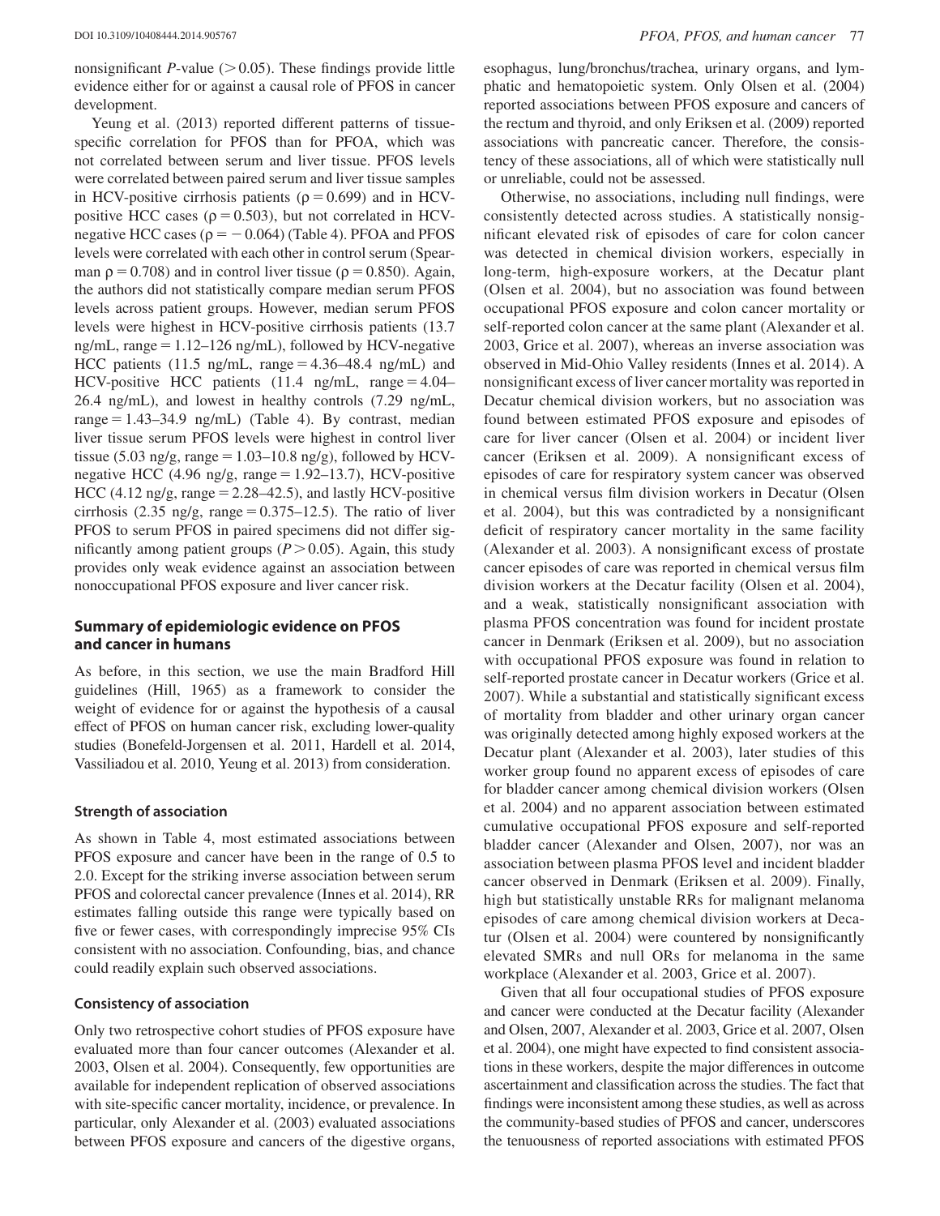nonsignificant *P*-value (>0.05). These findings provide little evidence either for or against a causal role of PFOS in cancer development.

Yeung et al. (2013) reported different patterns of tissue-specific correlation for PFOS than for PFOA, which was not correlated between serum and liver tissue. PFOS levels were correlated between paired serum and liver tissue samples in HCV-positive cirrhosis patients ($\rho = 0.699$) and in HCV-positive HCC cases ($\rho = 0.503$), but not correlated in HCV-negative HCC cases ($\rho = -0.064$) (Table 4). PFOA and PFOS levels were correlated with each other in control serum (Spearman $\rho = 0.708$) and in control liver tissue ($\rho = 0.850$). Again, the authors did not statistically compare median serum PFOS levels across patient groups. However, median serum PFOS levels were highest in HCV-positive cirrhosis patients (13.7 ng/mL, range = 1.12–126 ng/mL), followed by HCV-negative HCC patients (11.5 ng/mL, range = 4.36–48.4 ng/mL) and HCV-positive HCC patients (11.4 ng/mL, range = 4.04–26.4 ng/mL), and lowest in healthy controls (7.29 ng/mL, range = 1.43–34.9 ng/mL) (Table 4). By contrast, median liver tissue serum PFOS levels were highest in control liver tissue (5.03 ng/g, range = 1.03–10.8 ng/g), followed by HCV-negative HCC (4.96 ng/g, range = 1.92–13.7), HCV-positive HCC (4.12 ng/g, range = 2.28–42.5), and lastly HCV-positive cirrhosis (2.35 ng/g, range = 0.375–12.5). The ratio of liver PFOS to serum PFOS in paired specimens did not differ significantly among patient groups ($P > 0.05$). Again, this study provides only weak evidence against an association between nonoccupational PFOS exposure and liver cancer risk.

## Summary of epidemiologic evidence on PFOS and cancer in humans

As before, in this section, we use the main Bradford Hill guidelines (Hill, 1965) as a framework to consider the weight of evidence for or against the hypothesis of a causal effect of PFOS on human cancer risk, excluding lower-quality studies (Bonefeld-Jorgensen et al. 2011, Hardell et al. 2014, Vassiliadou et al. 2010, Yeung et al. 2013) from consideration.

### Strength of association

As shown in Table 4, most estimated associations between PFOS exposure and cancer have been in the range of 0.5 to 2.0. Except for the striking inverse association between serum PFOS and colorectal cancer prevalence (Innes et al. 2014), RR estimates falling outside this range were typically based on five or fewer cases, with correspondingly imprecise 95% CIs consistent with no association. Confounding, bias, and chance could readily explain such observed associations.

### Consistency of association

Only two retrospective cohort studies of PFOS exposure have evaluated more than four cancer outcomes (Alexander et al. 2003, Olsen et al. 2004). Consequently, few opportunities are available for independent replication of observed associations with site-specific cancer mortality, incidence, or prevalence. In particular, only Alexander et al. (2003) evaluated associations between PFOS exposure and cancers of the digestive organs, esophagus, lung/bronchus/trachea, urinary organs, and lymphatic and hematopoietic system. Only Olsen et al. (2004) reported associations between PFOS exposure and cancers of the rectum and thyroid, and only Eriksen et al. (2009) reported associations with pancreatic cancer. Therefore, the consistency of these associations, all of which were statistically null or unreliable, could not be assessed.

Otherwise, no associations, including null findings, were consistently detected across studies. A statistically nonsignificant elevated risk of episodes of care for colon cancer was detected in chemical division workers, especially in long-term, high-exposure workers, at the Decatur plant (Olsen et al. 2004), but no association was found between occupational PFOS exposure and colon cancer mortality or self-reported colon cancer at the same plant (Alexander et al. 2003, Grice et al. 2007), whereas an inverse association was observed in Mid-Ohio Valley residents (Innes et al. 2014). A nonsignificant excess of liver cancer mortality was reported in Decatur chemical division workers, but no association was found between estimated PFOS exposure and episodes of care for liver cancer (Olsen et al. 2004) or incident liver cancer (Eriksen et al. 2009). A nonsignificant excess of episodes of care for respiratory system cancer was observed in chemical versus film division workers in Decatur (Olsen et al. 2004), but this was contradicted by a nonsignificant deficit of respiratory cancer mortality in the same facility (Alexander et al. 2003). A nonsignificant excess of prostate cancer episodes of care was reported in chemical versus film division workers at the Decatur facility (Olsen et al. 2004), and a weak, statistically nonsignificant association with plasma PFOS concentration was found for incident prostate cancer in Denmark (Eriksen et al. 2009), but no association with occupational PFOS exposure was found in relation to self-reported prostate cancer in Decatur workers (Grice et al. 2007). While a substantial and statistically significant excess of mortality from bladder and other urinary organ cancer was originally detected among highly exposed workers at the Decatur plant (Alexander et al. 2003), later studies of this worker group found no apparent excess of episodes of care for bladder cancer among chemical division workers (Olsen et al. 2004) and no apparent association between estimated cumulative occupational PFOS exposure and self-reported bladder cancer (Alexander and Olsen, 2007), nor was an association between plasma PFOS level and incident bladder cancer observed in Denmark (Eriksen et al. 2009). Finally, high but statistically unstable RRs for malignant melanoma episodes of care among chemical division workers at Decatur (Olsen et al. 2004) were countered by nonsignificantly elevated SMRs and null ORs for melanoma in the same workplace (Alexander et al. 2003, Grice et al. 2007).

Given that all four occupational studies of PFOS exposure and cancer were conducted at the Decatur facility (Alexander and Olsen, 2007, Alexander et al. 2003, Grice et al. 2007, Olsen et al. 2004), one might have expected to find consistent associations in these workers, despite the major differences in outcome ascertainment and classification across the studies. The fact that findings were inconsistent among these studies, as well as across the community-based studies of PFOS and cancer, underscores the tenuousness of reported associations with estimated PFOS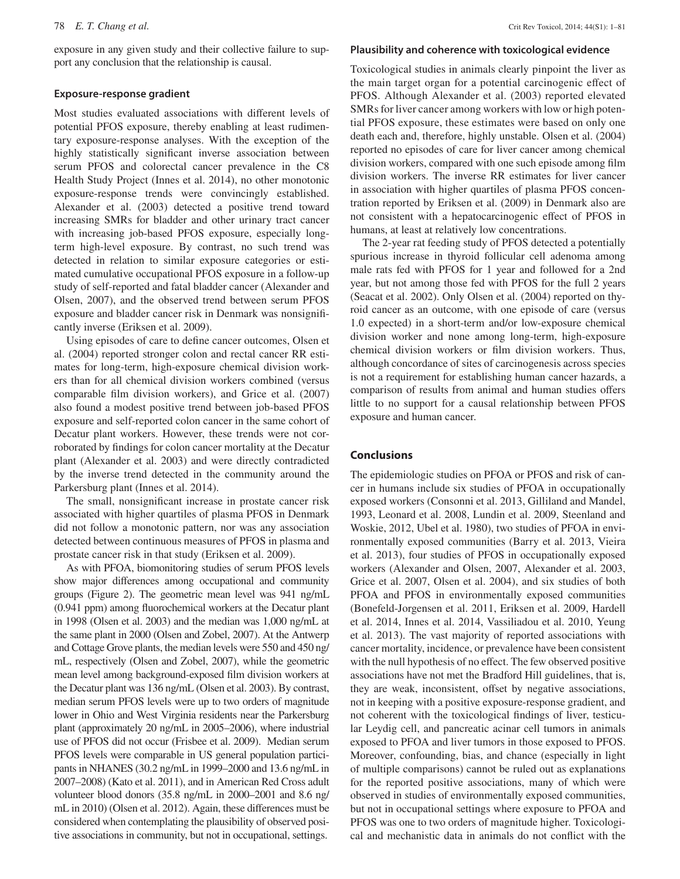exposure in any given study and their collective failure to support any conclusion that the relationship is causal.

### Exposure-response gradient

Most studies evaluated associations with different levels of potential PFOS exposure, thereby enabling at least rudimentary exposure-response analyses. With the exception of the highly statistically significant inverse association between serum PFOS and colorectal cancer prevalence in the C8 Health Study Project (Innes et al. 2014), no other monotonic exposure-response trends were convincingly established. Alexander et al. (2003) detected a positive trend toward increasing SMRs for bladder and other urinary tract cancer with increasing job-based PFOS exposure, especially long-term high-level exposure. By contrast, no such trend was detected in relation to similar exposure categories or estimated cumulative occupational PFOS exposure in a follow-up study of self-reported and fatal bladder cancer (Alexander and Olsen, 2007), and the observed trend between serum PFOS exposure and bladder cancer risk in Denmark was nonsignificantly inverse (Eriksen et al. 2009).

Using episodes of care to define cancer outcomes, Olsen et al. (2004) reported stronger colon and rectal cancer RR estimates for long-term, high-exposure chemical division workers than for all chemical division workers combined (versus comparable film division workers), and Grice et al. (2007) also found a modest positive trend between job-based PFOS exposure and self-reported colon cancer in the same cohort of Decatur plant workers. However, these trends were not corroborated by findings for colon cancer mortality at the Decatur plant (Alexander et al. 2003) and were directly contradicted by the inverse trend detected in the community around the Parkersburg plant (Innes et al. 2014).

The small, nonsignificant increase in prostate cancer risk associated with higher quartiles of plasma PFOS in Denmark did not follow a monotonic pattern, nor was any association detected between continuous measures of PFOS in plasma and prostate cancer risk in that study (Eriksen et al. 2009).

As with PFOA, biomonitoring studies of serum PFOS levels show major differences among occupational and community groups (Figure 2). The geometric mean level was 941 ng/mL (0.941 ppm) among fluorochemical workers at the Decatur plant in 1998 (Olsen et al. 2003) and the median was 1,000 ng/mL at the same plant in 2000 (Olsen and Zobel, 2007). At the Antwerp and Cottage Grove plants, the median levels were 550 and 450 ng/mL, respectively (Olsen and Zobel, 2007), while the geometric mean level among background-exposed film division workers at the Decatur plant was 136 ng/mL (Olsen et al. 2003). By contrast, median serum PFOS levels were up to two orders of magnitude lower in Ohio and West Virginia residents near the Parkersburg plant (approximately 20 ng/mL in 2005–2006), where industrial use of PFOS did not occur (Frisbee et al. 2009). Median serum PFOS levels were comparable in US general population participants in NHANES (30.2 ng/mL in 1999–2000 and 13.6 ng/mL in 2007–2008) (Kato et al. 2011), and in American Red Cross adult volunteer blood donors (35.8 ng/mL in 2000–2001 and 8.6 ng/mL in 2010) (Olsen et al. 2012). Again, these differences must be considered when contemplating the plausibility of observed positive associations in community, but not in occupational, settings.

### Plausibility and coherence with toxicological evidence

Toxicological studies in animals clearly pinpoint the liver as the main target organ for a potential carcinogenic effect of PFOS. Although Alexander et al. (2003) reported elevated SMRs for liver cancer among workers with low or high potential PFOS exposure, these estimates were based on only one death each and, therefore, highly unstable. Olsen et al. (2004) reported no episodes of care for liver cancer among chemical division workers, compared with one such episode among film division workers. The inverse RR estimates for liver cancer in association with higher quartiles of plasma PFOS concentration reported by Eriksen et al. (2009) in Denmark also are not consistent with a hepatocarcinogenic effect of PFOS in humans, at least at relatively low concentrations.

The 2-year rat feeding study of PFOS detected a potentially spurious increase in thyroid follicular cell adenoma among male rats fed with PFOS for 1 year and followed for a 2nd year, but not among those fed with PFOS for the full 2 years (Seacat et al. 2002). Only Olsen et al. (2004) reported on thyroid cancer as an outcome, with one episode of care (versus 1.0 expected) in a short-term and/or low-exposure chemical division worker and none among long-term, high-exposure chemical division workers or film division workers. Thus, although concordance of sites of carcinogenesis across species is not a requirement for establishing human cancer hazards, a comparison of results from animal and human studies offers little to no support for a causal relationship between PFOS exposure and human cancer.

## Conclusions

The epidemiologic studies on PFOA or PFOS and risk of cancer in humans include six studies of PFOA in occupationally exposed workers (Consonni et al. 2013, Gilliland and Mandel, 1993, Leonard et al. 2008, Lundin et al. 2009, Steenland and Woskie, 2012, Ubel et al. 1980), two studies of PFOA in environmentally exposed communities (Barry et al. 2013, Vieira et al. 2013), four studies of PFOS in occupationally exposed workers (Alexander and Olsen, 2007, Alexander et al. 2003, Grice et al. 2007, Olsen et al. 2004), and six studies of both PFOA and PFOS in environmentally exposed communities (Bonefeld-Jorgensen et al. 2011, Eriksen et al. 2009, Hardell et al. 2014, Innes et al. 2014, Vassiliadou et al. 2010, Yeung et al. 2013). The vast majority of reported associations with cancer mortality, incidence, or prevalence have been consistent with the null hypothesis of no effect. The few observed positive associations have not met the Bradford Hill guidelines, that is, they are weak, inconsistent, offset by negative associations, not in keeping with a positive exposure-response gradient, and not coherent with the toxicological findings of liver, testicular Leydig cell, and pancreatic acinar cell tumors in animals exposed to PFOA and liver tumors in those exposed to PFOS. Moreover, confounding, bias, and chance (especially in light of multiple comparisons) cannot be ruled out as explanations for the reported positive associations, many of which were observed in studies of environmentally exposed communities, but not in occupational settings where exposure to PFOA and PFOS was one to two orders of magnitude higher. Toxicological and mechanistic data in animals do not conflict with the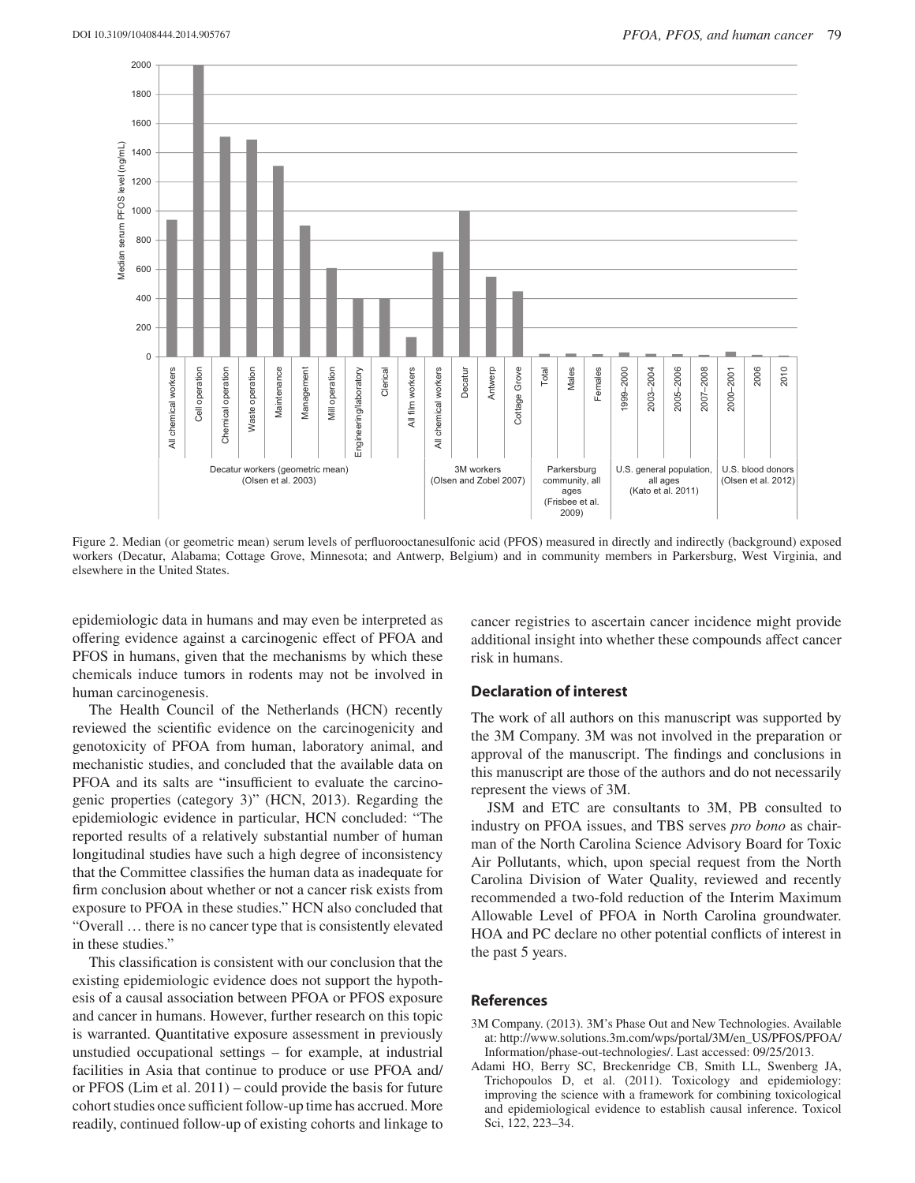Figure 2. Median (or geometric mean) serum levels of perfluorooctanesulfonic acid (PFOS) measured in directly and indirectly (background) exposed workers (Decatur, Alabama; Cottage Grove, Minnesota; and Antwerp, Belgium) and in community members in Parkersburg, West Virginia, and elsewhere in the United States.

epidemiologic data in humans and may even be interpreted as offering evidence against a carcinogenic effect of PFOA and PFOS in humans, given that the mechanisms by which these chemicals induce tumors in rodents may not be involved in human carcinogenesis.

The Health Council of the Netherlands (HCN) recently reviewed the scientific evidence on the carcinogenicity and genotoxicity of PFOA from human, laboratory animal, and mechanistic studies, and concluded that the available data on PFOA and its salts are "insufficient to evaluate the carcinogenic properties (category 3)" (HCN, 2013). Regarding the epidemiologic evidence in particular, HCN concluded: "The reported results of a relatively substantial number of human longitudinal studies have such a high degree of inconsistency that the Committee classifies the human data as inadequate for firm conclusion about whether or not a cancer risk exists from exposure to PFOA in these studies." HCN also concluded that "Overall … there is no cancer type that is consistently elevated in these studies."

This classification is consistent with our conclusion that the existing epidemiologic evidence does not support the hypothesis of a causal association between PFOA or PFOS exposure and cancer in humans. However, further research on this topic is warranted. Quantitative exposure assessment in previously unstudied occupational settings – for example, at industrial facilities in Asia that continue to produce or use PFOA and/or PFOS (Lim et al. 2011) – could provide the basis for future cohort studies once sufficient follow-up time has accrued. More readily, continued follow-up of existing cohorts and linkage to cancer registries to ascertain cancer incidence might provide additional insight into whether these compounds affect cancer risk in humans.

## Declaration of interest

The work of all authors on this manuscript was supported by the 3M Company. 3M was not involved in the preparation or approval of the manuscript. The findings and conclusions in this manuscript are those of the authors and do not necessarily represent the views of 3M.

JSM and ETC are consultants to 3M, PB consulted to industry on PFOA issues, and TBS serves *pro bono* as chairman of the North Carolina Science Advisory Board for Toxic Air Pollutants, which, upon special request from the North Carolina Division of Water Quality, reviewed and recently recommended a two-fold reduction of the Interim Maximum Allowable Level of PFOA in North Carolina groundwater. HOA and PC declare no other potential conflicts of interest in the past 5 years.

## References

3M Company. (2013). 3M's Phase Out and New Technologies. Available at: http://www.solutions.3m.com/wps/portal/3M/en_US/PFOS/PFOA/Information/phase-out-technologies/. Last accessed: 09/25/2013.

Adami HO, Berry SC, Breckenridge CB, Smith LL, Swenberg JA, Trichopoulos D, et al. (2011). Toxicology and epidemiology: improving the science with a framework for combining toxicological and epidemiological evidence to establish causal inference. Toxicol Sci, 122, 223–34.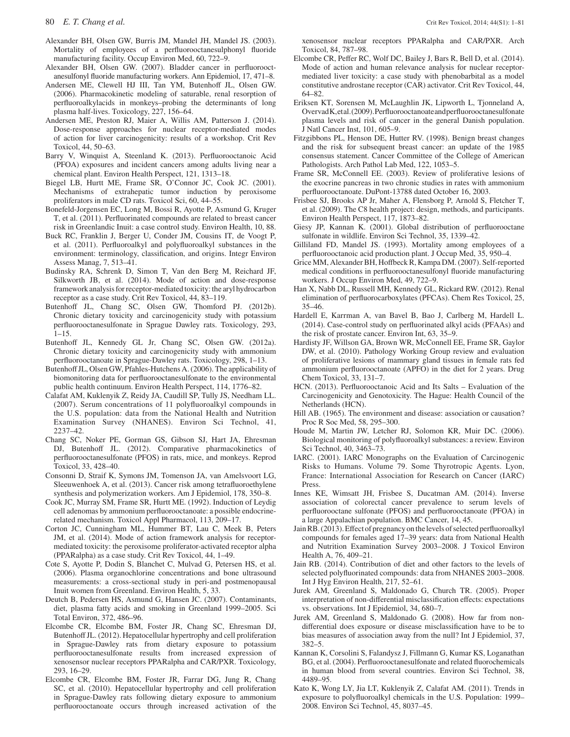Alexander BH, Olsen GW, Burris JM, Mandel JH, Mandel JS. (2003). Mortality of employees of a perfluorooctanesulphonyl fluoride manufacturing facility. Occup Environ Med, 60, 722–9.

Alexander BH, Olsen GW. (2007). Bladder cancer in perfluorooctanesulfonyl fluoride manufacturing workers. Ann Epidemiol, 17, 471–8.

Andersen ME, Clewell HJ III, Tan YM, Butenhoff JL, Olsen GW. (2006). Pharmacokinetic modeling of saturable, renal resorption of perfluoroalkylacids in monkeys–probing the determinants of long plasma half-lives. Toxicology, 227, 156–64.

Andersen ME, Preston RJ, Maier A, Willis AM, Patterson J. (2014). Dose-response approaches for nuclear receptor-mediated modes of action for liver carcinogenicity: results of a workshop. Crit Rev Toxicol, 44, 50–63.

Barry V, Winquist A, Steenland K. (2013). Perfluorooctanoic Acid (PFOA) exposures and incident cancers among adults living near a chemical plant. Environ Health Perspect, 121, 1313–18.

Biegel LB, Hurtt ME, Frame SR, O'Connor JC, Cook JC. (2001). Mechanisms of extrahepatic tumor induction by peroxisome proliferators in male CD rats. Toxicol Sci, 60, 44–55.

Bonefeld-Jorgensen EC, Long M, Bossi R, Ayotte P, Asmund G, Kruger T, et al. (2011). Perfluorinated compounds are related to breast cancer risk in Greenlandic Inuit: a case control study. Environ Health, 10, 88.

Buck RC, Franklin J, Berger U, Conder JM, Cousins IT, de Voogt P, et al. (2011). Perfluoroalkyl and polyfluoroalkyl substances in the environment: terminology, classification, and origins. Integr Environ Assess Manag, 7, 513–41.

Budinsky RA, Schrenk D, Simon T, Van den Berg M, Reichard JF, Silkworth JB, et al. (2014). Mode of action and dose-response framework analysis for receptor-mediated toxicity: the aryl hydrocarbon receptor as a case study. Crit Rev Toxicol, 44, 83–119.

Butenhoff JL, Chang SC, Olsen GW, Thomford PJ. (2012b). Chronic dietary toxicity and carcinogenicity study with potassium perfluorooctanesulfonate in Sprague Dawley rats. Toxicology, 293, 1–15.

Butenhoff JL, Kennedy GL Jr, Chang SC, Olsen GW. (2012a). Chronic dietary toxicity and carcinogenicity study with ammonium perfluorooctanoate in Sprague-Dawley rats. Toxicology, 298, 1–13.

Butenhoff JL, Olsen GW, Pfahles-Hutchens A. (2006). The applicability of biomonitoring data for perfluorooctanesulfonate to the environmental public health continuum. Environ Health Perspect, 114, 1776–82.

Calafat AM, Kuklenyik Z, Reidy JA, Caudill SP, Tully JS, Needham LL. (2007). Serum concentrations of 11 polyfluoroalkyl compounds in the U.S. population: data from the National Health and Nutrition Examination Survey (NHANES). Environ Sci Technol, 41, 2237–42.

Chang SC, Noker PE, Gorman GS, Gibson SJ, Hart JA, Ehresman DJ, Butenhoff JL. (2012). Comparative pharmacokinetics of perfluorooctanesulfonate (PFOS) in rats, mice, and monkeys. Reprod Toxicol, 33, 428–40.

Consonni D, Straif K, Symons JM, Tomenson JA, van Amelsvoort LG, Sleeuwenhoek A, et al. (2013). Cancer risk among tetrafluoroethylene synthesis and polymerization workers. Am J Epidemiol, 178, 350–8.

Cook JC, Murray SM, Frame SR, Hurtt ME. (1992). Induction of Leydig cell adenomas by ammonium perfluorooctanoate: a possible endocrine-related mechanism. Toxicol Appl Pharmacol, 113, 209–17.

Corton JC, Cunningham ML, Hummer BT, Lau C, Meek B, Peters JM, et al. (2014). Mode of action framework analysis for receptor-mediated toxicity: the peroxisome proliferator-activated receptor alpha (PPARalpha) as a case study. Crit Rev Toxicol, 44, 1–49.

Cote S, Ayotte P, Dodin S, Blanchet C, Mulvad G, Petersen HS, et al. (2006). Plasma organochlorine concentrations and bone ultrasound measurements: a cross-sectional study in peri-and postmenopausal Inuit women from Greenland. Environ Health, 5, 33.

Deutch B, Pedersen HS, Asmund G, Hansen JC. (2007). Contaminants, diet, plasma fatty acids and smoking in Greenland 1999–2005. Sci Total Environ, 372, 486–96.

Elcombe CR, Elcombe BM, Foster JR, Chang SC, Ehresman DJ, Butenhoff JL. (2012). Hepatocellular hypertrophy and cell proliferation in Sprague-Dawley rats from dietary exposure to potassium perfluorooctanesulfonate results from increased expression of xenosensor nuclear receptors PPARalpha and CAR/PXR. Toxicology, 293, 16–29.

Elcombe CR, Elcombe BM, Foster JR, Farrar DG, Jung R, Chang SC, et al. (2010). Hepatocellular hypertrophy and cell proliferation in Sprague-Dawley rats following dietary exposure to ammonium perfluorooctanoate occurs through increased activation of the xenosensor nuclear receptors PPARalpha and CAR/PXR. Arch Toxicol, 84, 787–98.

Elcombe CR, Peffer RC, Wolf DC, Bailey J, Bars R, Bell D, et al. (2014). Mode of action and human relevance analysis for nuclear receptor-mediated liver toxicity: a case study with phenobarbital as a model constitutive androstane receptor (CAR) activator. Crit Rev Toxicol, 44, 64–82.

Eriksen KT, Sorensen M, McLaughlin JK, Lipworth L, Tjonneland A, Overvad K, et al. (2009). Perfluorooctanoate and perfluorooctanesulfonate plasma levels and risk of cancer in the general Danish population. J Natl Cancer Inst, 101, 605–9.

Fitzgibbons PL, Henson DE, Hutter RV. (1998). Benign breast changes and the risk for subsequent breast cancer: an update of the 1985 consensus statement. Cancer Committee of the College of American Pathologists. Arch Pathol Lab Med, 122, 1053–5.

Frame SR, McConnell EE. (2003). Review of proliferative lesions of the exocrine pancreas in two chronic studies in rates with ammonium perfluorooctanoate. DuPont-13788 dated October 16, 2003.

Frisbee SJ, Brooks AP Jr, Maher A, Flensborg P, Arnold S, Fletcher T, et al. (2009). The C8 health project: design, methods, and participants. Environ Health Perspect, 117, 1873–82.

Giesy JP, Kannan K. (2001). Global distribution of perfluorooctane sulfonate in wildlife. Environ Sci Technol, 35, 1339–42.

Gilliland FD, Mandel JS. (1993). Mortality among employees of a perfluorooctanoic acid production plant. J Occup Med, 35, 950–4.

Grice MM, Alexander BH, Hoffbeck R, Kampa DM. (2007). Self-reported medical conditions in perfluorooctanesulfonyl fluoride manufacturing workers. J Occup Environ Med, 49, 722–9.

Han X, Nabb DL, Russell MH, Kennedy GL, Rickard RW. (2012). Renal elimination of perfluorocarboxylates (PFCAs). Chem Res Toxicol, 25, 35–46.

Hardell E, Karrman A, van Bavel B, Bao J, Carlberg M, Hardell L. (2014). Case-control study on perfluorinated alkyl acids (PFAAs) and the risk of prostate cancer. Environ Int, 63, 35–9.

Hardisty JF, Willson GA, Brown WR, McConnell EE, Frame SR, Gaylor DW, et al. (2010). Pathology Working Group review and evaluation of proliferative lesions of mammary gland tissues in female rats fed ammonium perfluorooctanoate (APFO) in the diet for 2 years. Drug Chem Toxicol, 33, 131–7.

HCN. (2013). Perfluorooctanoic Acid and Its Salts – Evaluation of the Carcinogenicity and Genotoxicity. The Hague: Health Council of the Netherlands (HCN).

Hill AB. (1965). The environment and disease: association or causation? Proc R Soc Med, 58, 295–300.

Houde M, Martin JW, Letcher RJ, Solomon KR, Muir DC. (2006). Biological monitoring of polyfluoroalkyl substances: a review. Environ Sci Technol, 40, 3463–73.

IARC. (2001). IARC Monographs on the Evaluation of Carcinogenic Risks to Humans. Volume 79. Some Thyrotropic Agents. Lyon, France: International Association for Research on Cancer (IARC) Press.

Innes KE, Wimsatt JH, Frisbee S, Ducatman AM. (2014). Inverse association of colorectal cancer prevalence to serum levels of perfluorooctane sulfonate (PFOS) and perfluorooctanoate (PFOA) in a large Appalachian population. BMC Cancer, 14, 45.

Jain RB. (2013). Effect of pregnancy on the levels of selected perfluoroalkyl compounds for females aged 17–39 years: data from National Health and Nutrition Examination Survey 2003–2008. J Toxicol Environ Health A, 76, 409–21.

Jain RB. (2014). Contribution of diet and other factors to the levels of selected polyfluorinated compounds: data from NHANES 2003–2008. Int J Hyg Environ Health, 217, 52–61.

Jurek AM, Greenland S, Maldonado G, Church TR. (2005). Proper interpretation of non-differential misclassification effects: expectations vs. observations. Int J Epidemiol, 34, 680–7.

Jurek AM, Greenland S, Maldonado G. (2008). How far from non-differential does exposure or disease misclassification have to be to bias measures of association away from the null? Int J Epidemiol, 37, 382–5.

Kannan K, Corsolini S, Falandysz J, Fillmann G, Kumar KS, Loganathan BG, et al. (2004). Perfluorooctanesulfonate and related fluorochemicals in human blood from several countries. Environ Sci Technol, 38, 4489–95.

Kato K, Wong LY, Jia LT, Kuklenyik Z, Calafat AM. (2011). Trends in exposure to polyfluoroalkyl chemicals in the U.S. Population: 1999–2008. Environ Sci Technol, 45, 8037–45.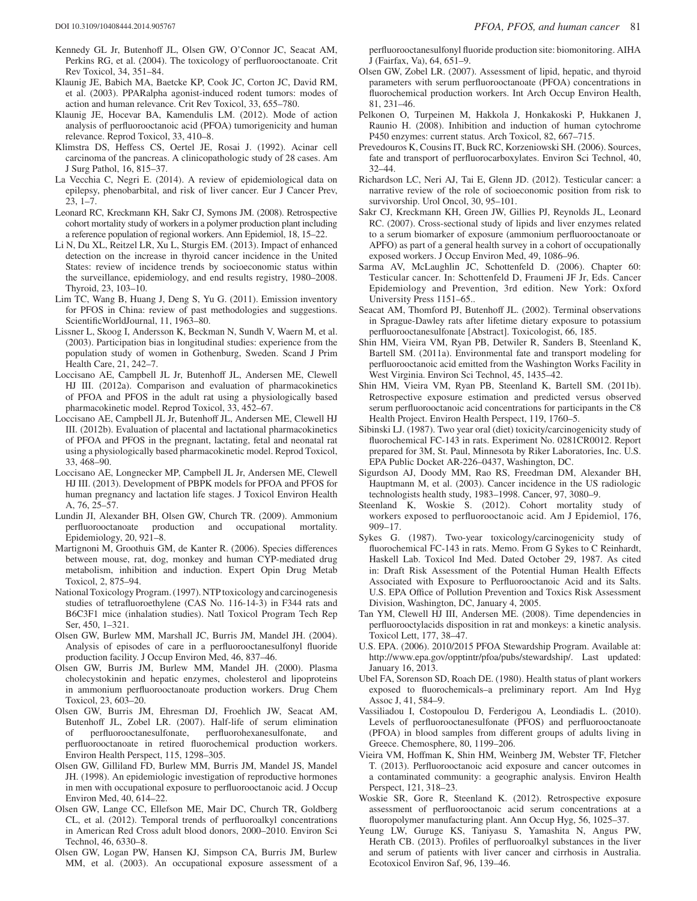Kennedy GL Jr, Butenhoff JL, Olsen GW, O'Connor JC, Seacat AM, Perkins RG, et al. (2004). The toxicology of perfluorooctanoate. Crit Rev Toxicol, 34, 351–84.

Klaunig JE, Babich MA, Baetcke KP, Cook JC, Corton JC, David RM, et al. (2003). PPARalpha agonist-induced rodent tumors: modes of action and human relevance. Crit Rev Toxicol, 33, 655–780.

Klaunig JE, Hocevar BA, Kamendulis LM. (2012). Mode of action analysis of perfluorooctanoic acid (PFOA) tumorigenicity and human relevance. Reprod Toxicol, 33, 410–8.

Klimstra DS, Heffess CS, Oertel JE, Rosai J. (1992). Acinar cell carcinoma of the pancreas. A clinicopathologic study of 28 cases. Am J Surg Pathol, 16, 815–37.

La Vecchia C, Negri E. (2014). A review of epidemiological data on epilepsy, phenobarbital, and risk of liver cancer. Eur J Cancer Prev, 23, 1–7.

Leonard RC, Kreckmann KH, Sakr CJ, Symons JM. (2008). Retrospective cohort mortality study of workers in a polymer production plant including a reference population of regional workers. Ann Epidemiol, 18, 15–22.

Li N, Du XL, Reitzel LR, Xu L, Sturgis EM. (2013). Impact of enhanced detection on the increase in thyroid cancer incidence in the United States: review of incidence trends by socioeconomic status within the surveillance, epidemiology, and end results registry, 1980–2008. Thyroid, 23, 103–10.

Lim TC, Wang B, Huang J, Deng S, Yu G. (2011). Emission inventory for PFOS in China: review of past methodologies and suggestions. ScientificWorldJournal, 11, 1963–80.

Lissner L, Skoog I, Andersson K, Beckman N, Sundh V, Waern M, et al. (2003). Participation bias in longitudinal studies: experience from the population study of women in Gothenburg, Sweden. Scand J Prim Health Care, 21, 242–7.

Loccisano AE, Campbell JL Jr, Butenhoff JL, Andersen ME, Clewell HJ III. (2012a). Comparison and evaluation of pharmacokinetics of PFOA and PFOS in the adult rat using a physiologically based pharmacokinetic model. Reprod Toxicol, 33, 452–67.

Loccisano AE, Campbell JL Jr, Butenhoff JL, Andersen ME, Clewell HJ III. (2012b). Evaluation of placental and lactational pharmacokinetics of PFOA and PFOS in the pregnant, lactating, fetal and neonatal rat using a physiologically based pharmacokinetic model. Reprod Toxicol, 33, 468–90.

Loccisano AE, Longnecker MP, Campbell JL Jr, Andersen ME, Clewell HJ III. (2013). Development of PBPK models for PFOA and PFOS for human pregnancy and lactation life stages. J Toxicol Environ Health A, 76, 25–57.

Lundin JI, Alexander BH, Olsen GW, Church TR. (2009). Ammonium perfluorooctanoate production and occupational mortality. Epidemiology, 20, 921–8.

Martignoni M, Groothuis GM, de Kanter R. (2006). Species differences between mouse, rat, dog, monkey and human CYP-mediated drug metabolism, inhibition and induction. Expert Opin Drug Metab Toxicol, 2, 875–94.

National Toxicology Program. (1997). NTP toxicology and carcinogenesis studies of tetrafluoroethylene (CAS No. 116-14-3) in F344 rats and B6C3F1 mice (inhalation studies). Natl Toxicol Program Tech Rep Ser, 450, 1–321.

Olsen GW, Burlew MM, Marshall JC, Burris JM, Mandel JH. (2004). Analysis of episodes of care in a perfluorooctanesulfonyl fluoride production facility. J Occup Environ Med, 46, 837–46.

Olsen GW, Burris JM, Burlew MM, Mandel JH. (2000). Plasma cholecystokinin and hepatic enzymes, cholesterol and lipoproteins in ammonium perfluorooctanoate production workers. Drug Chem Toxicol, 23, 603–20.

Olsen GW, Burris JM, Ehresman DJ, Froehlich JW, Seacat AM, Butenhoff JL, Zobel LR. (2007). Half-life of serum elimination of perfluorooctanesulfonate, perfluorohexanesulfonate, and perfluorooctanoate in retired fluorochemical production workers. Environ Health Perspect, 115, 1298–305.

Olsen GW, Gilliland FD, Burlew MM, Burris JM, Mandel JS, Mandel JH. (1998). An epidemiologic investigation of reproductive hormones in men with occupational exposure to perfluorooctanoic acid. J Occup Environ Med, 40, 614–22.

Olsen GW, Lange CC, Ellefson ME, Mair DC, Church TR, Goldberg CL, et al. (2012). Temporal trends of perfluoroalkyl concentrations in American Red Cross adult blood donors, 2000–2010. Environ Sci Technol, 46, 6330–8.

Olsen GW, Logan PW, Hansen KJ, Simpson CA, Burris JM, Burlew MM, et al. (2003). An occupational exposure assessment of a perfluorooctanesulfonyl fluoride production site: biomonitoring. AIHA J (Fairfax, Va), 64, 651–9.

Olsen GW, Zobel LR. (2007). Assessment of lipid, hepatic, and thyroid parameters with serum perfluorooctanoate (PFOA) concentrations in fluorochemical production workers. Int Arch Occup Environ Health, 81, 231–46.

Pelkonen O, Turpeinen M, Hakkola J, Honkakoski P, Hukkanen J, Raunio H. (2008). Inhibition and induction of human cytochrome P450 enzymes: current status. Arch Toxicol, 82, 667–715.

Prevedouros K, Cousins IT, Buck RC, Korzeniowski SH. (2006). Sources, fate and transport of perfluorocarboxylates. Environ Sci Technol, 40, 32–44.

Richardson LC, Neri AJ, Tai E, Glenn JD. (2012). Testicular cancer: a narrative review of the role of socioeconomic position from risk to survivorship. Urol Oncol, 30, 95–101.

Sakr CJ, Kreckmann KH, Green JW, Gillies PJ, Reynolds JL, Leonard RC. (2007). Cross-sectional study of lipids and liver enzymes related to a serum biomarker of exposure (ammonium perfluorooctanoate or APFO) as part of a general health survey in a cohort of occupationally exposed workers. J Occup Environ Med, 49, 1086–96.

Sarma AV, McLaughlin JC, Schottenfeld D. (2006). Chapter 60: Testicular cancer. In: Schottenfeld D, Fraumeni JF Jr, Eds. Cancer Epidemiology and Prevention, 3rd edition. New York: Oxford University Press 1151–65..

Seacat AM, Thomford PJ, Butenhoff JL. (2002). Terminal observations in Sprague-Dawley rats after lifetime dietary exposure to potassium perfluorooctanesulfonate [Abstract]. Toxicologist, 66, 185.

Shin HM, Vieira VM, Ryan PB, Detwiler R, Sanders B, Steenland K, Bartell SM. (2011a). Environmental fate and transport modeling for perfluorooctanoic acid emitted from the Washington Works Facility in West Virginia. Environ Sci Technol, 45, 1435–42.

Shin HM, Vieira VM, Ryan PB, Steenland K, Bartell SM. (2011b). Retrospective exposure estimation and predicted versus observed serum perfluorooctanoic acid concentrations for participants in the C8 Health Project. Environ Health Perspect, 119, 1760–5.

Sibinski LJ. (1987). Two year oral (diet) toxicity/carcinogenicity study of fluorochemical FC-143 in rats. Experiment No. 0281CR0012. Report prepared for 3M, St. Paul, Minnesota by Riker Laboratories, Inc. U.S. EPA Public Docket AR-226–0437, Washington, DC.

Sigurdson AJ, Doody MM, Rao RS, Freedman DM, Alexander BH, Hauptmann M, et al. (2003). Cancer incidence in the US radiologic technologists health study, 1983–1998. Cancer, 97, 3080–9.

Steenland K, Woskie S. (2012). Cohort mortality study of workers exposed to perfluorooctanoic acid. Am J Epidemiol, 176, 909–17.

Sykes G. (1987). Two-year toxicology/carcinogenicity study of fluorochemical FC-143 in rats. Memo. From G Sykes to C Reinhardt, Haskell Lab. Toxicol Ind Med. Dated October 29, 1987. As cited in: Draft Risk Assessment of the Potential Human Health Effects Associated with Exposure to Perfluorooctanoic Acid and its Salts. U.S. EPA Office of Pollution Prevention and Toxics Risk Assessment Division, Washington, DC, January 4, 2005.

Tan YM, Clewell HJ III, Andersen ME. (2008). Time dependencies in perfluorooctylacids disposition in rat and monkeys: a kinetic analysis. Toxicol Lett, 177, 38–47.

U.S. EPA. (2006). 2010/2015 PFOA Stewardship Program. Available at: http://www.epa.gov/opptintr/pfoa/pubs/stewardship/. Last updated: January 16, 2013.

Ubel FA, Sorenson SD, Roach DE. (1980). Health status of plant workers exposed to fluorochemicals–a preliminary report. Am Ind Hyg Assoc J, 41, 584–9.

Vassiliadou I, Costopoulou D, Ferderigou A, Leondiadis L. (2010). Levels of perfluorooctanesulfonate (PFOS) and perfluorooctanoate (PFOA) in blood samples from different groups of adults living in Greece. Chemosphere, 80, 1199–206.

Vieira VM, Hoffman K, Shin HM, Weinberg JM, Webster TF, Fletcher T. (2013). Perfluorooctanoic acid exposure and cancer outcomes in a contaminated community: a geographic analysis. Environ Health Perspect, 121, 318–23.

Woskie SR, Gore R, Steenland K. (2012). Retrospective exposure assessment of perfluorooctanoic acid serum concentrations at a fluoropolymer manufacturing plant. Ann Occup Hyg, 56, 1025–37.

Yeung LW, Guruge KS, Taniyasu S, Yamashita N, Angus PW, Herath CB. (2013). Profiles of perfluoroalkyl substances in the liver and serum of patients with liver cancer and cirrhosis in Australia. Ecotoxicol Environ Saf, 96, 139–46.